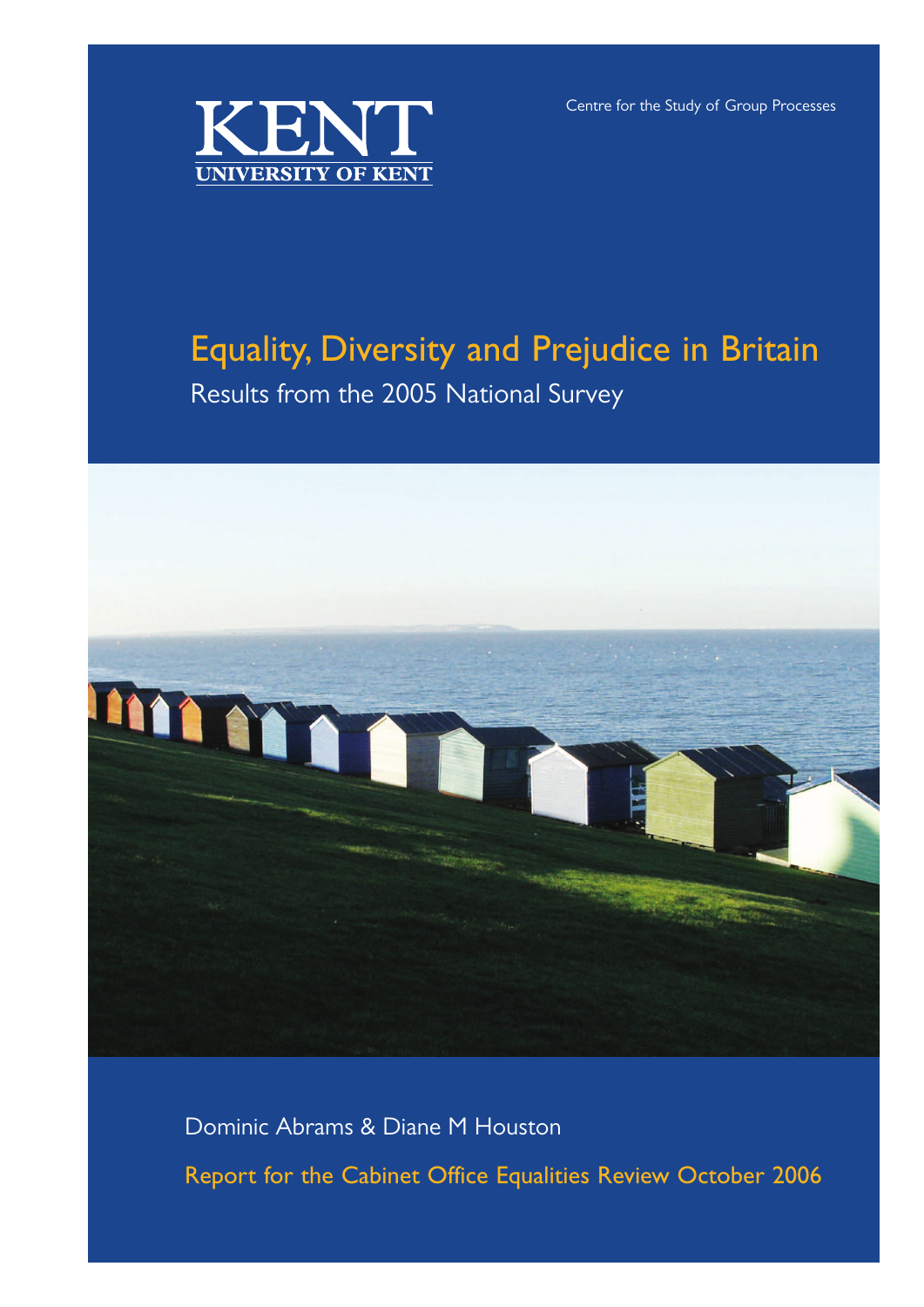KENT
UNIVERSITY OF KENT

Centre for the Study of Group Processes

# Equality, Diversity and Prejudice in Britain

## Results from the 2005 National Survey

Dominic Abrams & Diane M Houston

Report for the Cabinet Office Equalities Review October 2006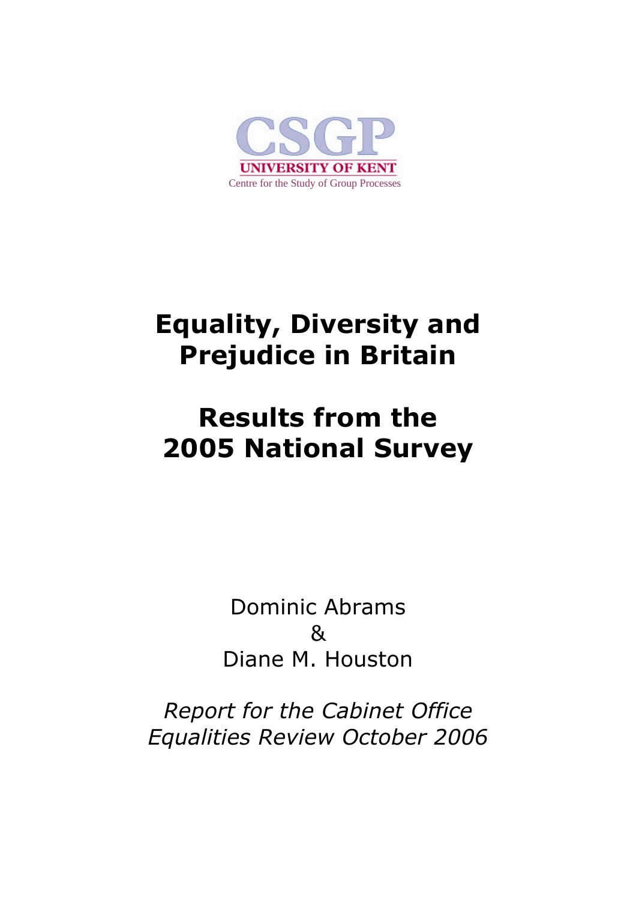CSGP

UNIVERSITY OF KENT

Centre for the Study of Group Processes

# Equality, Diversity and Prejudice in Britain

# Results from the 2005 National Survey

Dominic Abrams

&

Diane M. Houston

*Report for the Cabinet Office Equalities Review October 2006*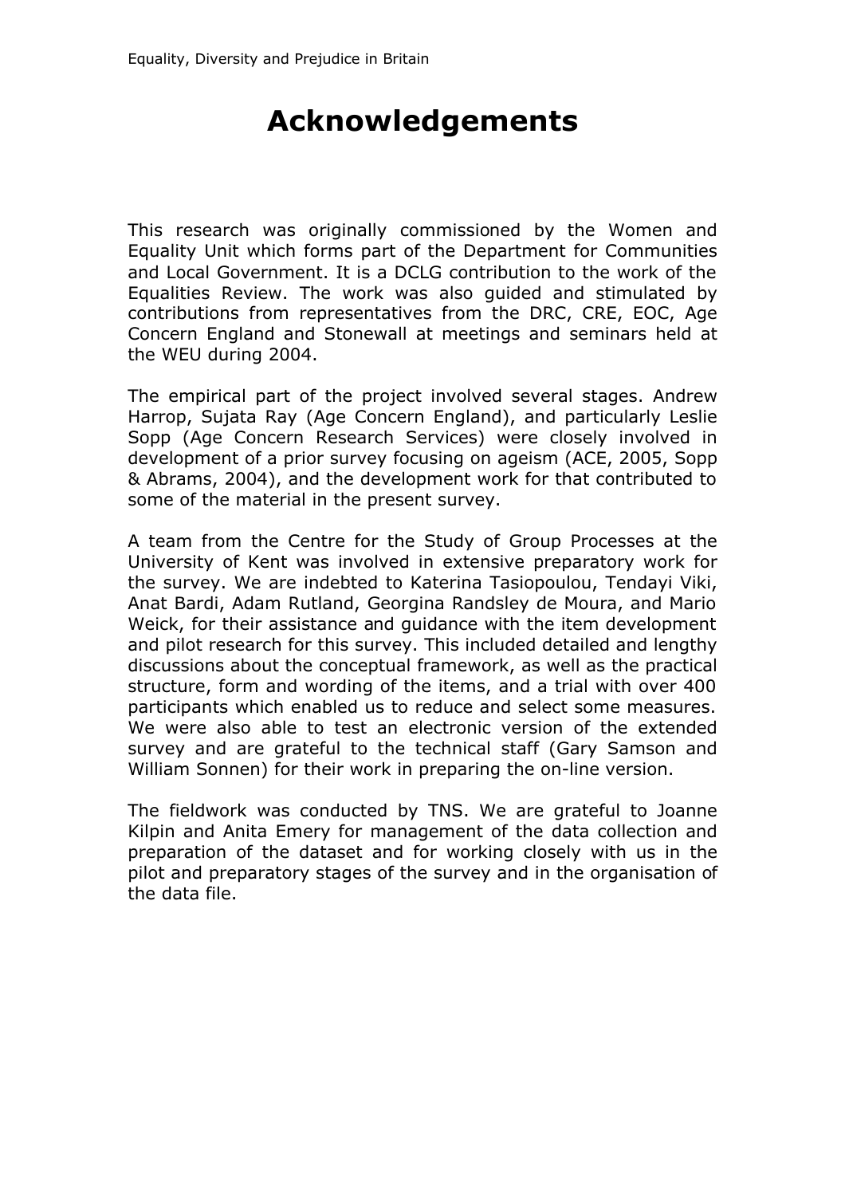# Acknowledgements

This research was originally commissioned by the Women and Equality Unit which forms part of the Department for Communities and Local Government. It is a DCLG contribution to the work of the Equalities Review. The work was also guided and stimulated by contributions from representatives from the DRC, CRE, EOC, Age Concern England and Stonewall at meetings and seminars held at the WEU during 2004.

The empirical part of the project involved several stages. Andrew Harrop, Sujata Ray (Age Concern England), and particularly Leslie Sopp (Age Concern Research Services) were closely involved in development of a prior survey focusing on ageism (ACE, 2005, Sopp & Abrams, 2004), and the development work for that contributed to some of the material in the present survey.

A team from the Centre for the Study of Group Processes at the University of Kent was involved in extensive preparatory work for the survey. We are indebted to Katerina Tasiopoulou, Tendayi Viki, Anat Bardi, Adam Rutland, Georgina Randsley de Moura, and Mario Weick, for their assistance and guidance with the item development and pilot research for this survey. This included detailed and lengthy discussions about the conceptual framework, as well as the practical structure, form and wording of the items, and a trial with over 400 participants which enabled us to reduce and select some measures. We were also able to test an electronic version of the extended survey and are grateful to the technical staff (Gary Samson and William Sonnen) for their work in preparing the on-line version.

The fieldwork was conducted by TNS. We are grateful to Joanne Kilpin and Anita Emery for management of the data collection and preparation of the dataset and for working closely with us in the pilot and preparatory stages of the survey and in the organisation of the data file.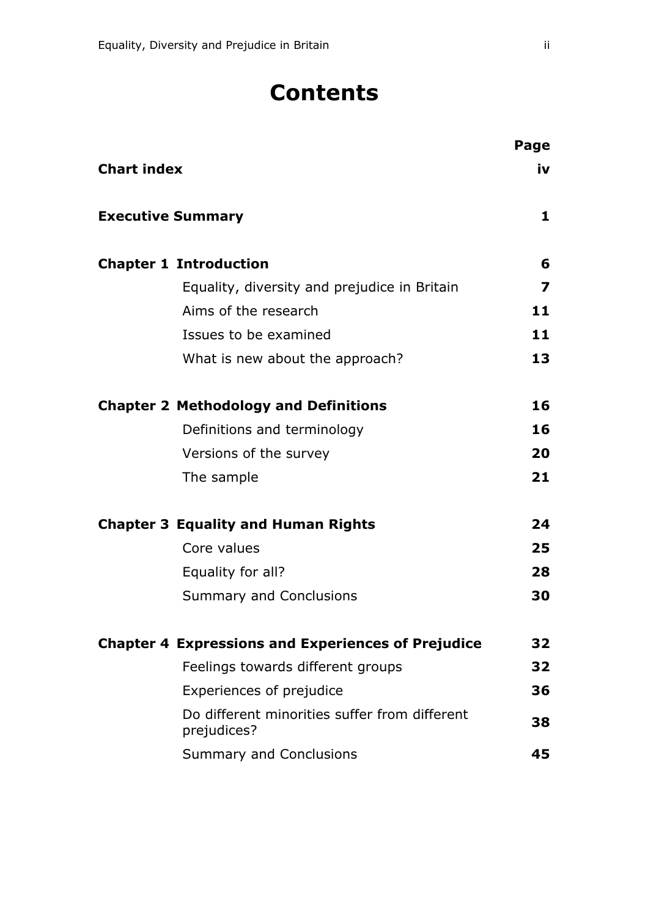# Contents

| | | Page |
|---|---|---|
| **Chart index** | | **iv** |
| **Executive Summary** | | **1** |
| **Chapter 1** | **Introduction** | **6** |
| | Equality, diversity and prejudice in Britain | **7** |
| | Aims of the research | **11** |
| | Issues to be examined | **11** |
| | What is new about the approach? | **13** |
| **Chapter 2** | **Methodology and Definitions** | **16** |
| | Definitions and terminology | **16** |
| | Versions of the survey | **20** |
| | The sample | **21** |
| **Chapter 3** | **Equality and Human Rights** | **24** |
| | Core values | **25** |
| | Equality for all? | **28** |
| | Summary and Conclusions | **30** |
| **Chapter 4** | **Expressions and Experiences of Prejudice** | **32** |
| | Feelings towards different groups | **32** |
| | Experiences of prejudice | **36** |
| | Do different minorities suffer from different prejudices? | **38** |
| | Summary and Conclusions | **45** |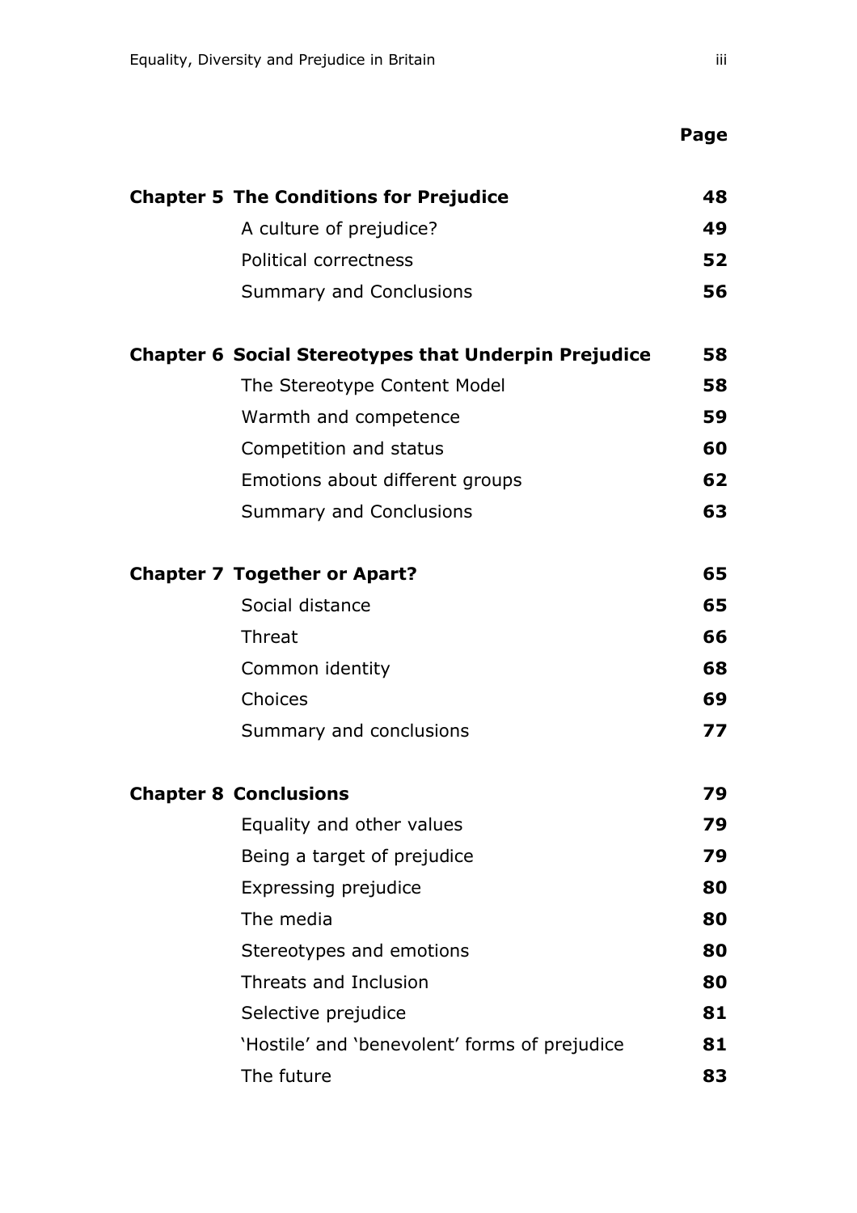| | | Page |
|---|---|---|
| **Chapter 5** | **The Conditions for Prejudice** | **48** |
| | A culture of prejudice? | **49** |
| | Political correctness | **52** |
| | Summary and Conclusions | **56** |
| **Chapter 6** | **Social Stereotypes that Underpin Prejudice** | **58** |
| | The Stereotype Content Model | **58** |
| | Warmth and competence | **59** |
| | Competition and status | **60** |
| | Emotions about different groups | **62** |
| | Summary and Conclusions | **63** |
| **Chapter 7** | **Together or Apart?** | **65** |
| | Social distance | **65** |
| | Threat | **66** |
| | Common identity | **68** |
| | Choices | **69** |
| | Summary and conclusions | **77** |
| **Chapter 8** | **Conclusions** | **79** |
| | Equality and other values | **79** |
| | Being a target of prejudice | **79** |
| | Expressing prejudice | **80** |
| | The media | **80** |
| | Stereotypes and emotions | **80** |
| | Threats and Inclusion | **80** |
| | Selective prejudice | **81** |
| | 'Hostile' and 'benevolent' forms of prejudice | **81** |
| | The future | **83** |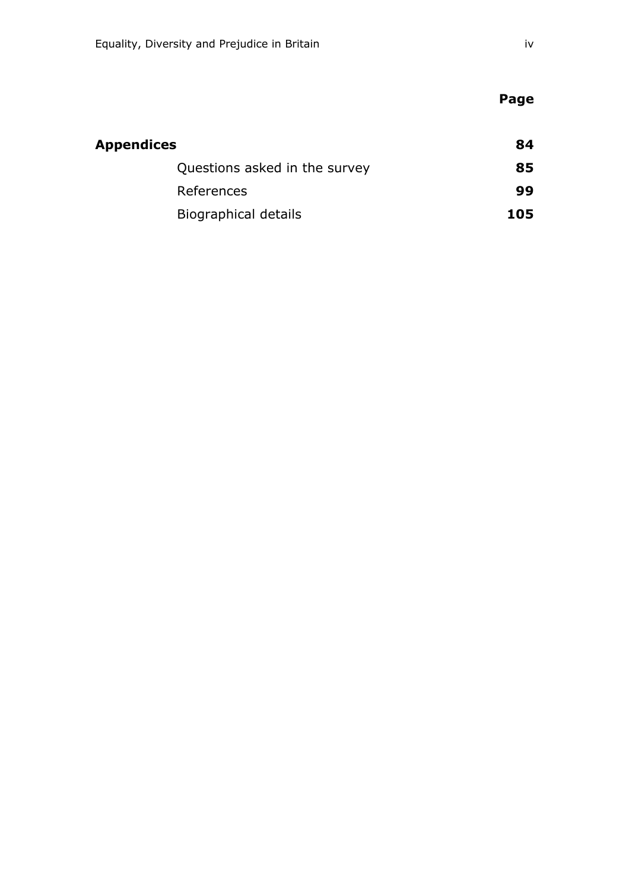| | Page |
|---|---|
| **Appendices** | **84** |
| Questions asked in the survey | **85** |
| References | **99** |
| Biographical details | **105** |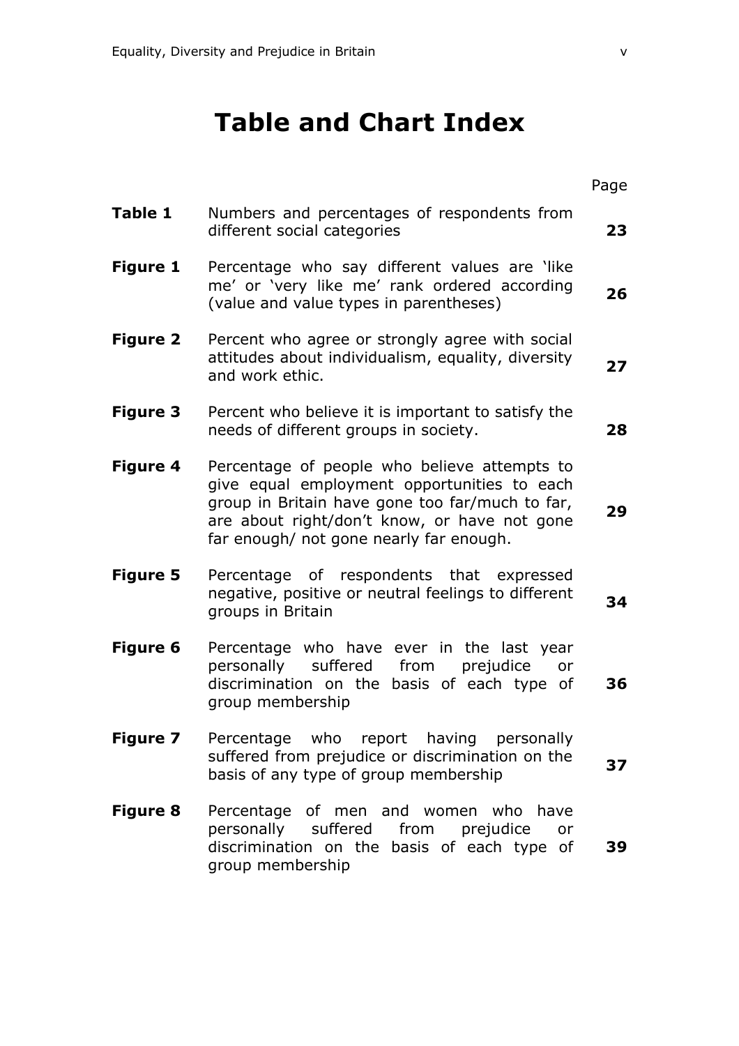# Table and Chart Index

| | | Page |
|---|---|---|
| **Table 1** | Numbers and percentages of respondents from different social categories | **23** |
| **Figure 1** | Percentage who say different values are 'like me' or 'very like me' rank ordered according (value and value types in parentheses) | **26** |
| **Figure 2** | Percent who agree or strongly agree with social attitudes about individualism, equality, diversity and work ethic. | **27** |
| **Figure 3** | Percent who believe it is important to satisfy the needs of different groups in society. | **28** |
| **Figure 4** | Percentage of people who believe attempts to give equal employment opportunities to each group in Britain have gone too far/much to far, are about right/don't know, or have not gone far enough/ not gone nearly far enough. | **29** |
| **Figure 5** | Percentage of respondents that expressed negative, positive or neutral feelings to different groups in Britain | **34** |
| **Figure 6** | Percentage who have ever in the last year personally suffered from prejudice or discrimination on the basis of each type of group membership | **36** |
| **Figure 7** | Percentage who report having personally suffered from prejudice or discrimination on the basis of any type of group membership | **37** |
| **Figure 8** | Percentage of men and women who have personally suffered from prejudice or discrimination on the basis of each type of group membership | **39** |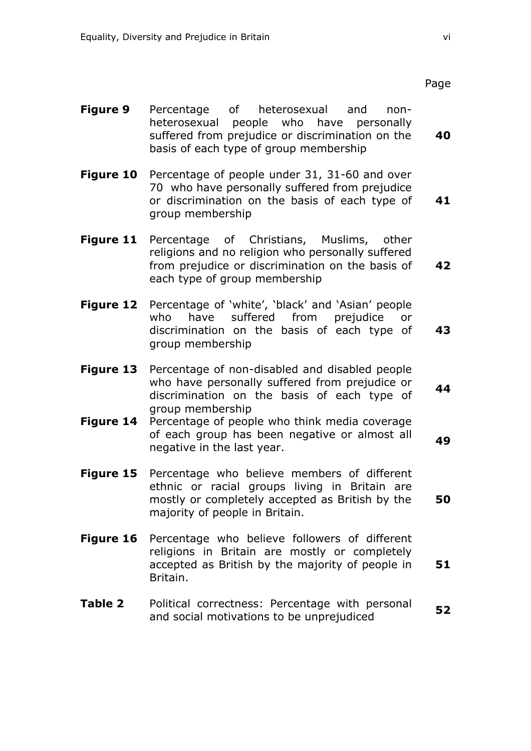| | | Page |
|---|---|---|
| **Figure 9** | Percentage of heterosexual and non-heterosexual people who have personally suffered from prejudice or discrimination on the basis of each type of group membership | **40** |
| **Figure 10** | Percentage of people under 31, 31-60 and over 70 who have personally suffered from prejudice or discrimination on the basis of each type of group membership | **41** |
| **Figure 11** | Percentage of Christians, Muslims, other religions and no religion who personally suffered from prejudice or discrimination on the basis of each type of group membership | **42** |
| **Figure 12** | Percentage of 'white', 'black' and 'Asian' people who have suffered from prejudice or discrimination on the basis of each type of group membership | **43** |
| **Figure 13** | Percentage of non-disabled and disabled people who have personally suffered from prejudice or discrimination on the basis of each type of group membership | **44** |
| **Figure 14** | Percentage of people who think media coverage of each group has been negative or almost all negative in the last year. | **49** |
| **Figure 15** | Percentage who believe members of different ethnic or racial groups living in Britain are mostly or completely accepted as British by the majority of people in Britain. | **50** |
| **Figure 16** | Percentage who believe followers of different religions in Britain are mostly or completely accepted as British by the majority of people in Britain. | **51** |
| **Table 2** | Political correctness: Percentage with personal and social motivations to be unprejudiced | **52** |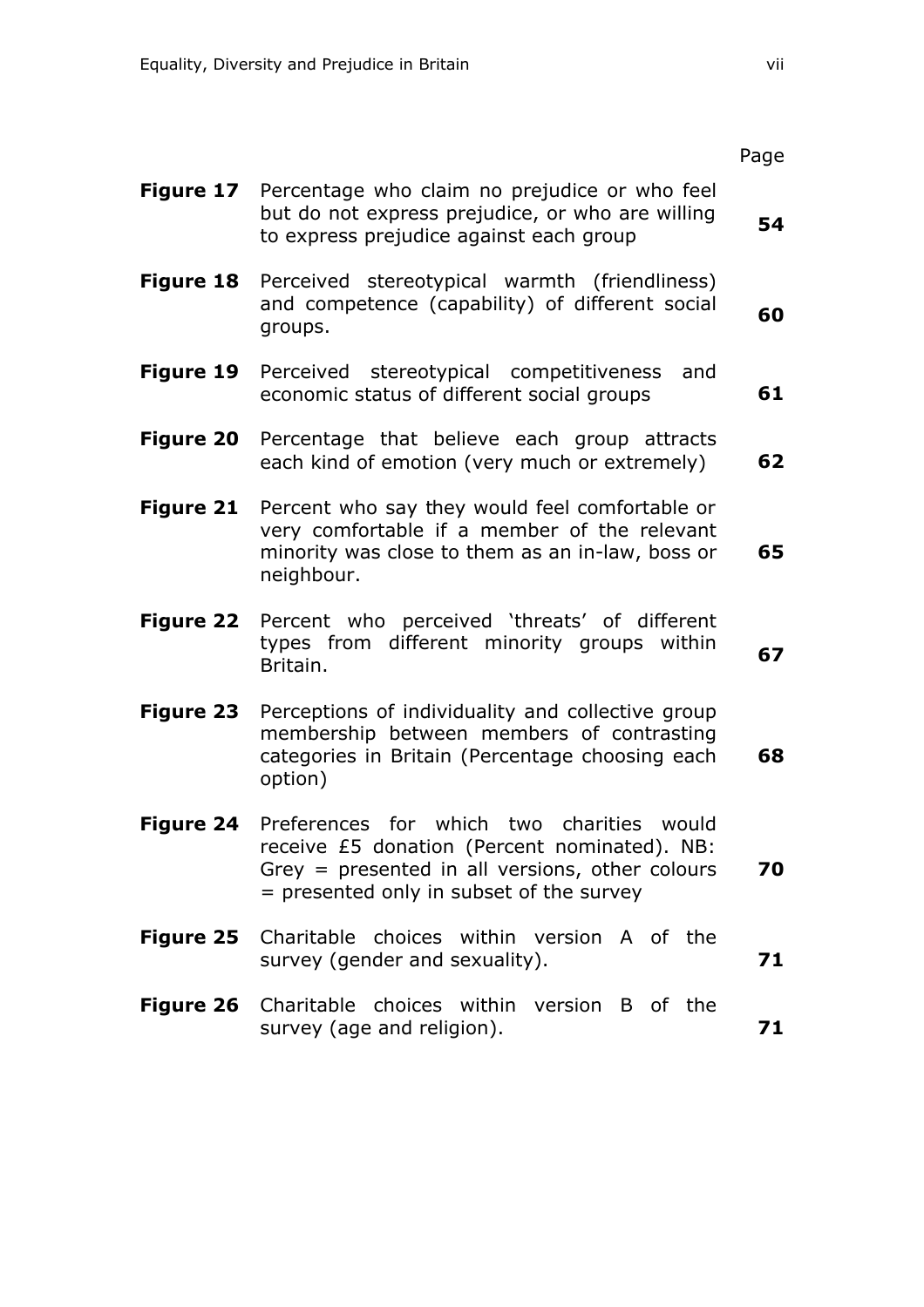| | | Page |
|---|---|---|
| **Figure 17** | Percentage who claim no prejudice or who feel but do not express prejudice, or who are willing to express prejudice against each group | **54** |
| **Figure 18** | Perceived stereotypical warmth (friendliness) and competence (capability) of different social groups. | **60** |
| **Figure 19** | Perceived stereotypical competitiveness and economic status of different social groups | **61** |
| **Figure 20** | Percentage that believe each group attracts each kind of emotion (very much or extremely) | **62** |
| **Figure 21** | Percent who say they would feel comfortable or very comfortable if a member of the relevant minority was close to them as an in-law, boss or neighbour. | **65** |
| **Figure 22** | Percent who perceived 'threats' of different types from different minority groups within Britain. | **67** |
| **Figure 23** | Perceptions of individuality and collective group membership between members of contrasting categories in Britain (Percentage choosing each option) | **68** |
| **Figure 24** | Preferences for which two charities would receive £5 donation (Percent nominated). NB: Grey = presented in all versions, other colours = presented only in subset of the survey | **70** |
| **Figure 25** | Charitable choices within version A of the survey (gender and sexuality). | **71** |
| **Figure 26** | Charitable choices within version B of the survey (age and religion). | **71** |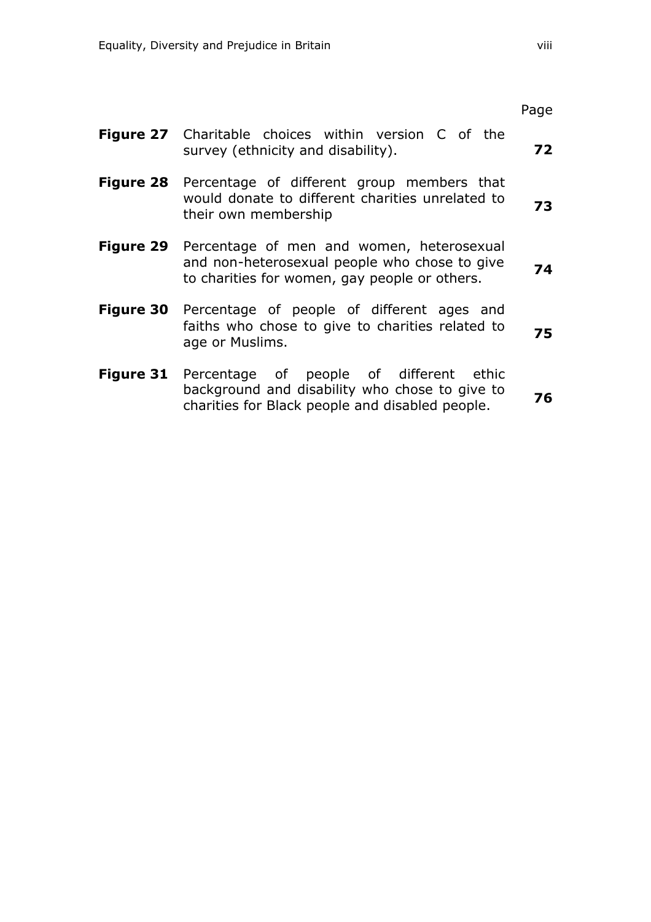| | | Page |
|---|---|---|
| **Figure 27** | Charitable choices within version C of the survey (ethnicity and disability). | **72** |
| **Figure 28** | Percentage of different group members that would donate to different charities unrelated to their own membership | **73** |
| **Figure 29** | Percentage of men and women, heterosexual and non-heterosexual people who chose to give to charities for women, gay people or others. | **74** |
| **Figure 30** | Percentage of people of different ages and faiths who chose to give to charities related to age or Muslims. | **75** |
| **Figure 31** | Percentage of people of different ethic background and disability who chose to give to charities for Black people and disabled people. | **76** |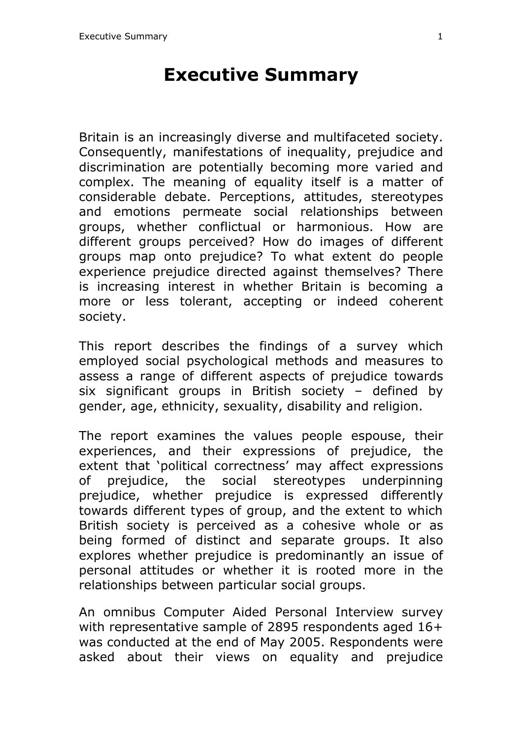# Executive Summary

Britain is an increasingly diverse and multifaceted society. Consequently, manifestations of inequality, prejudice and discrimination are potentially becoming more varied and complex. The meaning of equality itself is a matter of considerable debate. Perceptions, attitudes, stereotypes and emotions permeate social relationships between groups, whether conflictual or harmonious. How are different groups perceived? How do images of different groups map onto prejudice? To what extent do people experience prejudice directed against themselves? There is increasing interest in whether Britain is becoming a more or less tolerant, accepting or indeed coherent society.

This report describes the findings of a survey which employed social psychological methods and measures to assess a range of different aspects of prejudice towards six significant groups in British society – defined by gender, age, ethnicity, sexuality, disability and religion.

The report examines the values people espouse, their experiences, and their expressions of prejudice, the extent that 'political correctness' may affect expressions of prejudice, the social stereotypes underpinning prejudice, whether prejudice is expressed differently towards different types of group, and the extent to which British society is perceived as a cohesive whole or as being formed of distinct and separate groups. It also explores whether prejudice is predominantly an issue of personal attitudes or whether it is rooted more in the relationships between particular social groups.

An omnibus Computer Aided Personal Interview survey with representative sample of 2895 respondents aged 16+ was conducted at the end of May 2005. Respondents were asked about their views on equality and prejudice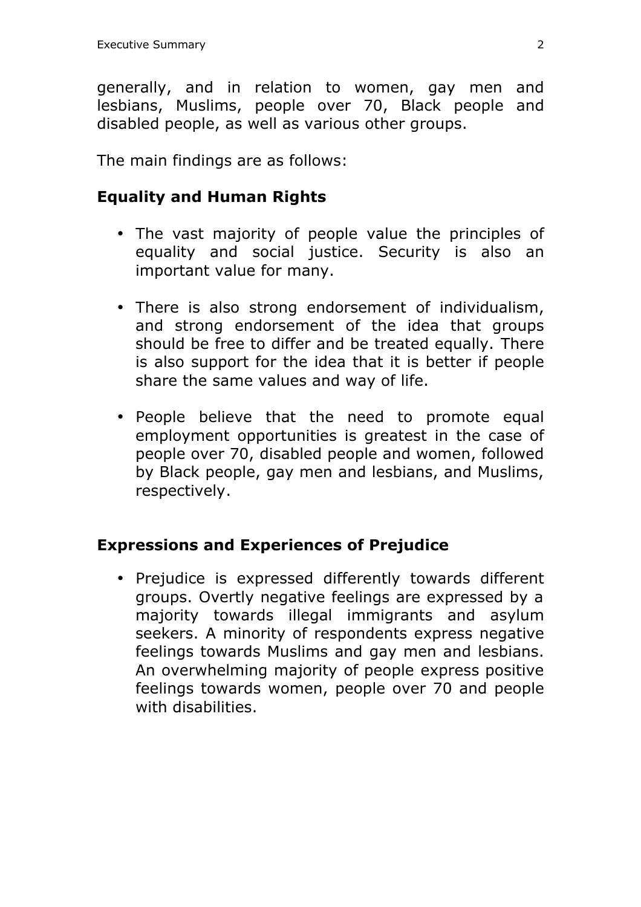generally, and in relation to women, gay men and lesbians, Muslims, people over 70, Black people and disabled people, as well as various other groups.

The main findings are as follows:

### Equality and Human Rights

- The vast majority of people value the principles of equality and social justice. Security is also an important value for many.
- There is also strong endorsement of individualism, and strong endorsement of the idea that groups should be free to differ and be treated equally. There is also support for the idea that it is better if people share the same values and way of life.
- People believe that the need to promote equal employment opportunities is greatest in the case of people over 70, disabled people and women, followed by Black people, gay men and lesbians, and Muslims, respectively.

### Expressions and Experiences of Prejudice

- Prejudice is expressed differently towards different groups. Overtly negative feelings are expressed by a majority towards illegal immigrants and asylum seekers. A minority of respondents express negative feelings towards Muslims and gay men and lesbians. An overwhelming majority of people express positive feelings towards women, people over 70 and people with disabilities.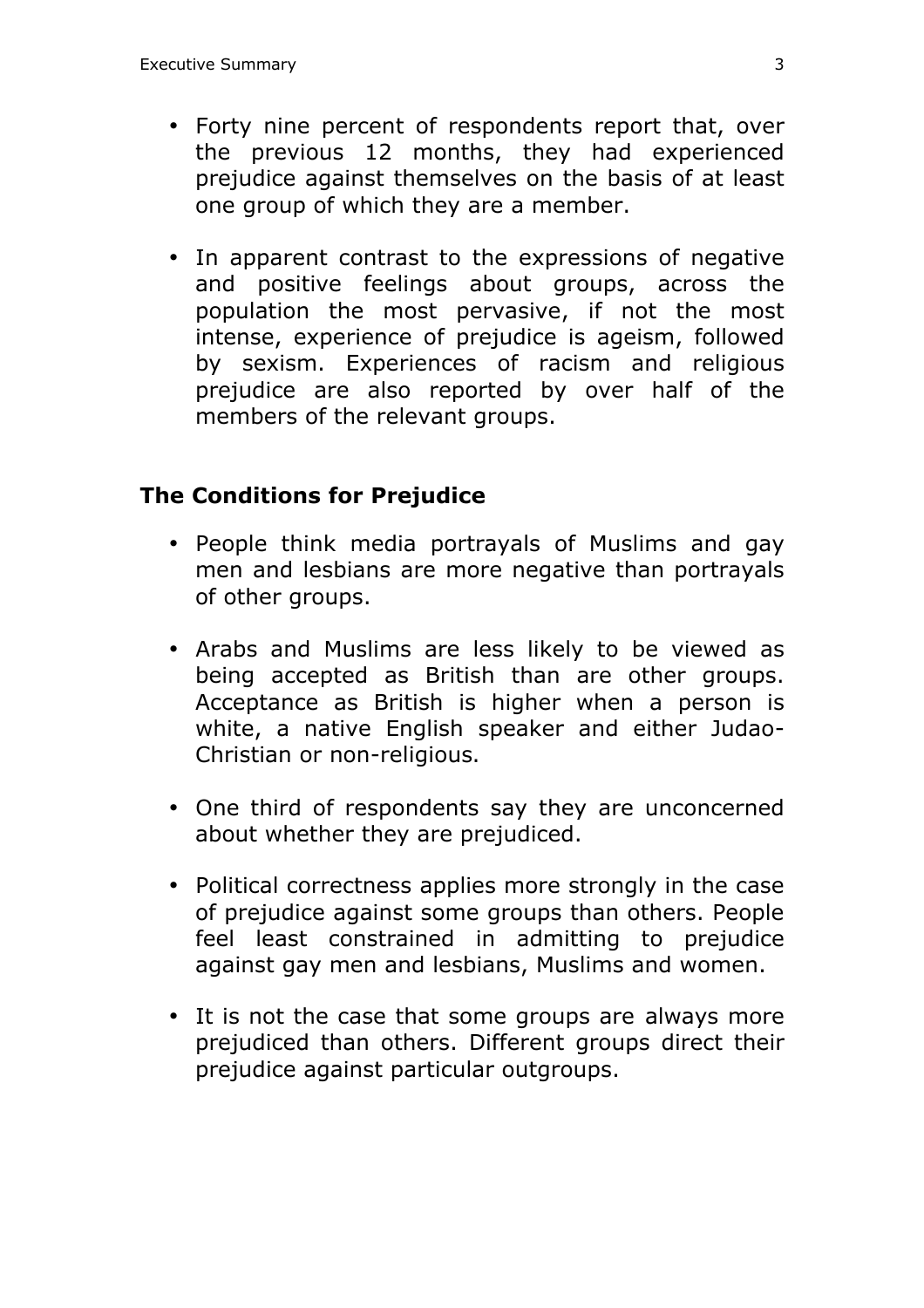- Forty nine percent of respondents report that, over the previous 12 months, they had experienced prejudice against themselves on the basis of at least one group of which they are a member.

- In apparent contrast to the expressions of negative and positive feelings about groups, across the population the most pervasive, if not the most intense, experience of prejudice is ageism, followed by sexism. Experiences of racism and religious prejudice are also reported by over half of the members of the relevant groups.

## The Conditions for Prejudice

- People think media portrayals of Muslims and gay men and lesbians are more negative than portrayals of other groups.

- Arabs and Muslims are less likely to be viewed as being accepted as British than are other groups. Acceptance as British is higher when a person is white, a native English speaker and either Judao-Christian or non-religious.

- One third of respondents say they are unconcerned about whether they are prejudiced.

- Political correctness applies more strongly in the case of prejudice against some groups than others. People feel least constrained in admitting to prejudice against gay men and lesbians, Muslims and women.

- It is not the case that some groups are always more prejudiced than others. Different groups direct their prejudice against particular outgroups.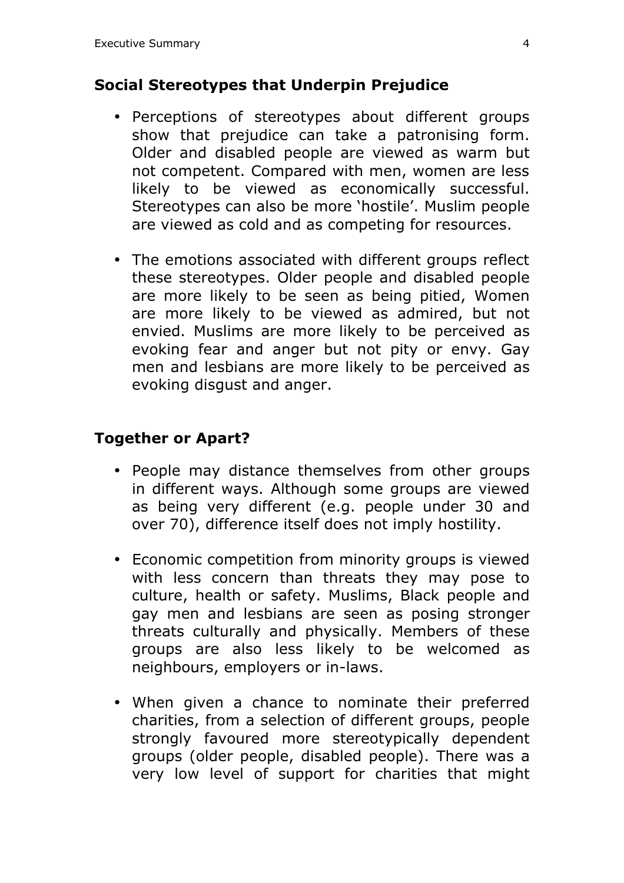## Social Stereotypes that Underpin Prejudice

- Perceptions of stereotypes about different groups show that prejudice can take a patronising form. Older and disabled people are viewed as warm but not competent. Compared with men, women are less likely to be viewed as economically successful. Stereotypes can also be more 'hostile'. Muslim people are viewed as cold and as competing for resources.

- The emotions associated with different groups reflect these stereotypes. Older people and disabled people are more likely to be seen as being pitied, Women are more likely to be viewed as admired, but not envied. Muslims are more likely to be perceived as evoking fear and anger but not pity or envy. Gay men and lesbians are more likely to be perceived as evoking disgust and anger.

## Together or Apart?

- People may distance themselves from other groups in different ways. Although some groups are viewed as being very different (e.g. people under 30 and over 70), difference itself does not imply hostility.

- Economic competition from minority groups is viewed with less concern than threats they may pose to culture, health or safety. Muslims, Black people and gay men and lesbians are seen as posing stronger threats culturally and physically. Members of these groups are also less likely to be welcomed as neighbours, employers or in-laws.

- When given a chance to nominate their preferred charities, from a selection of different groups, people strongly favoured more stereotypically dependent groups (older people, disabled people). There was a very low level of support for charities that might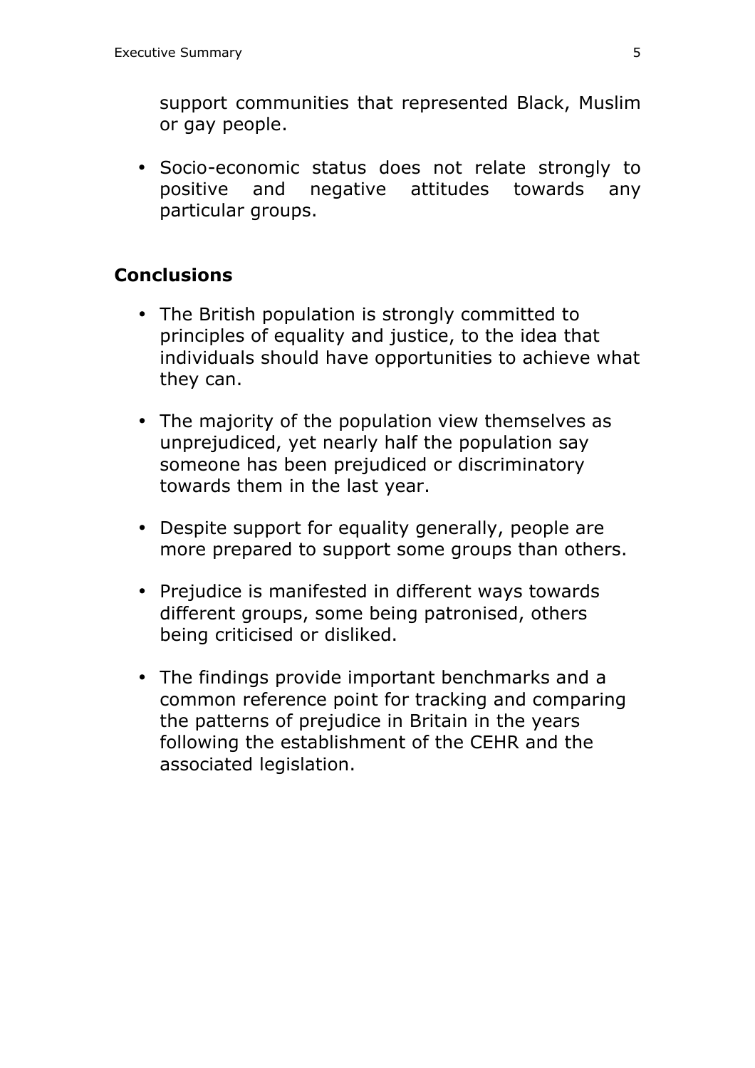support communities that represented Black, Muslim or gay people.

- Socio-economic status does not relate strongly to positive and negative attitudes towards any particular groups.

## Conclusions

- The British population is strongly committed to principles of equality and justice, to the idea that individuals should have opportunities to achieve what they can.

- The majority of the population view themselves as unprejudiced, yet nearly half the population say someone has been prejudiced or discriminatory towards them in the last year.

- Despite support for equality generally, people are more prepared to support some groups than others.

- Prejudice is manifested in different ways towards different groups, some being patronised, others being criticised or disliked.

- The findings provide important benchmarks and a common reference point for tracking and comparing the patterns of prejudice in Britain in the years following the establishment of the CEHR and the associated legislation.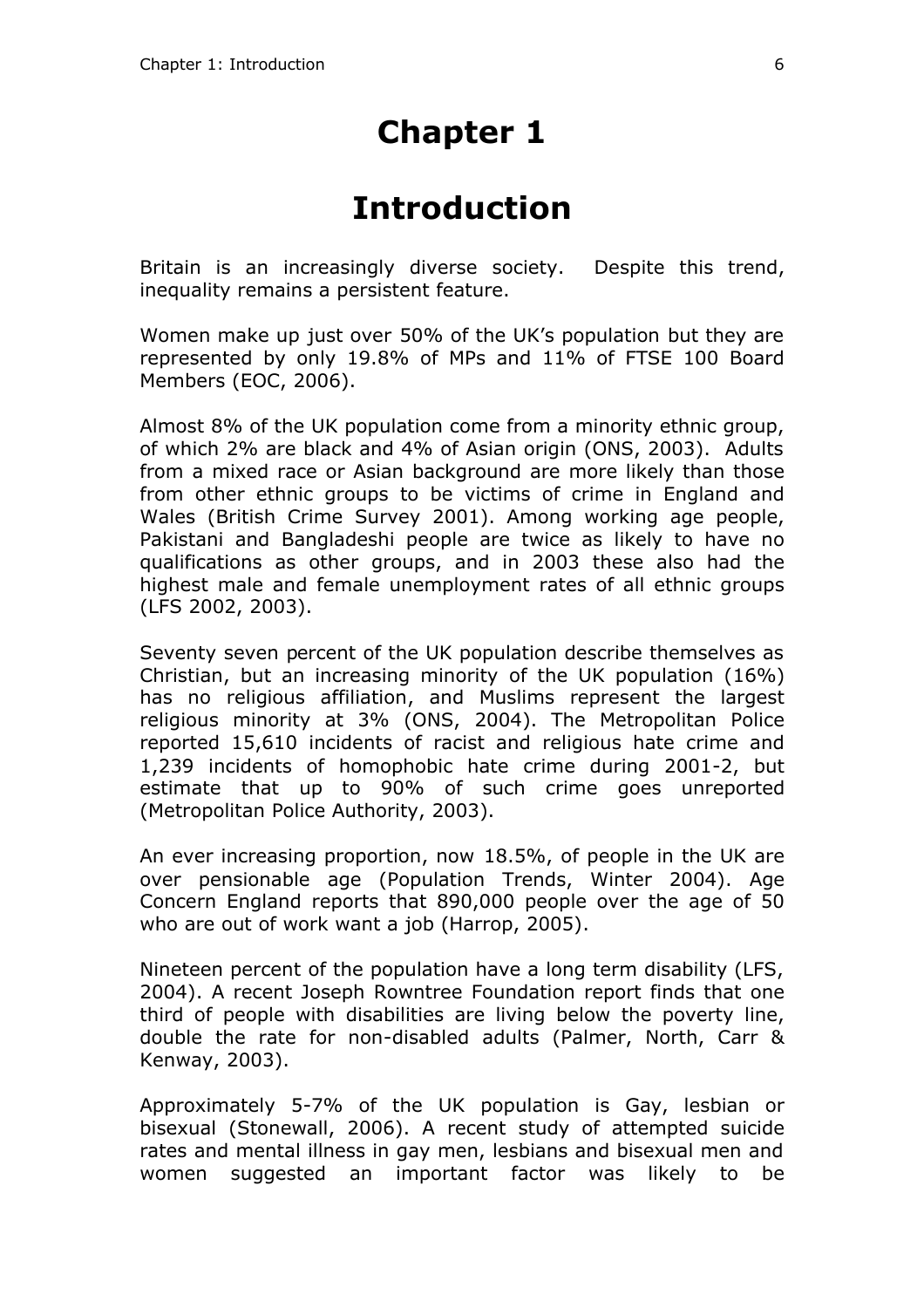# Chapter 1

# Introduction

Britain is an increasingly diverse society. Despite this trend, inequality remains a persistent feature.

Women make up just over 50% of the UK's population but they are represented by only 19.8% of MPs and 11% of FTSE 100 Board Members (EOC, 2006).

Almost 8% of the UK population come from a minority ethnic group, of which 2% are black and 4% of Asian origin (ONS, 2003). Adults from a mixed race or Asian background are more likely than those from other ethnic groups to be victims of crime in England and Wales (British Crime Survey 2001). Among working age people, Pakistani and Bangladeshi people are twice as likely to have no qualifications as other groups, and in 2003 these also had the highest male and female unemployment rates of all ethnic groups (LFS 2002, 2003).

Seventy seven percent of the UK population describe themselves as Christian, but an increasing minority of the UK population (16%) has no religious affiliation, and Muslims represent the largest religious minority at 3% (ONS, 2004). The Metropolitan Police reported 15,610 incidents of racist and religious hate crime and 1,239 incidents of homophobic hate crime during 2001-2, but estimate that up to 90% of such crime goes unreported (Metropolitan Police Authority, 2003).

An ever increasing proportion, now 18.5%, of people in the UK are over pensionable age (Population Trends, Winter 2004). Age Concern England reports that 890,000 people over the age of 50 who are out of work want a job (Harrop, 2005).

Nineteen percent of the population have a long term disability (LFS, 2004). A recent Joseph Rowntree Foundation report finds that one third of people with disabilities are living below the poverty line, double the rate for non-disabled adults (Palmer, North, Carr & Kenway, 2003).

Approximately 5-7% of the UK population is Gay, lesbian or bisexual (Stonewall, 2006). A recent study of attempted suicide rates and mental illness in gay men, lesbians and bisexual men and women suggested an important factor was likely to be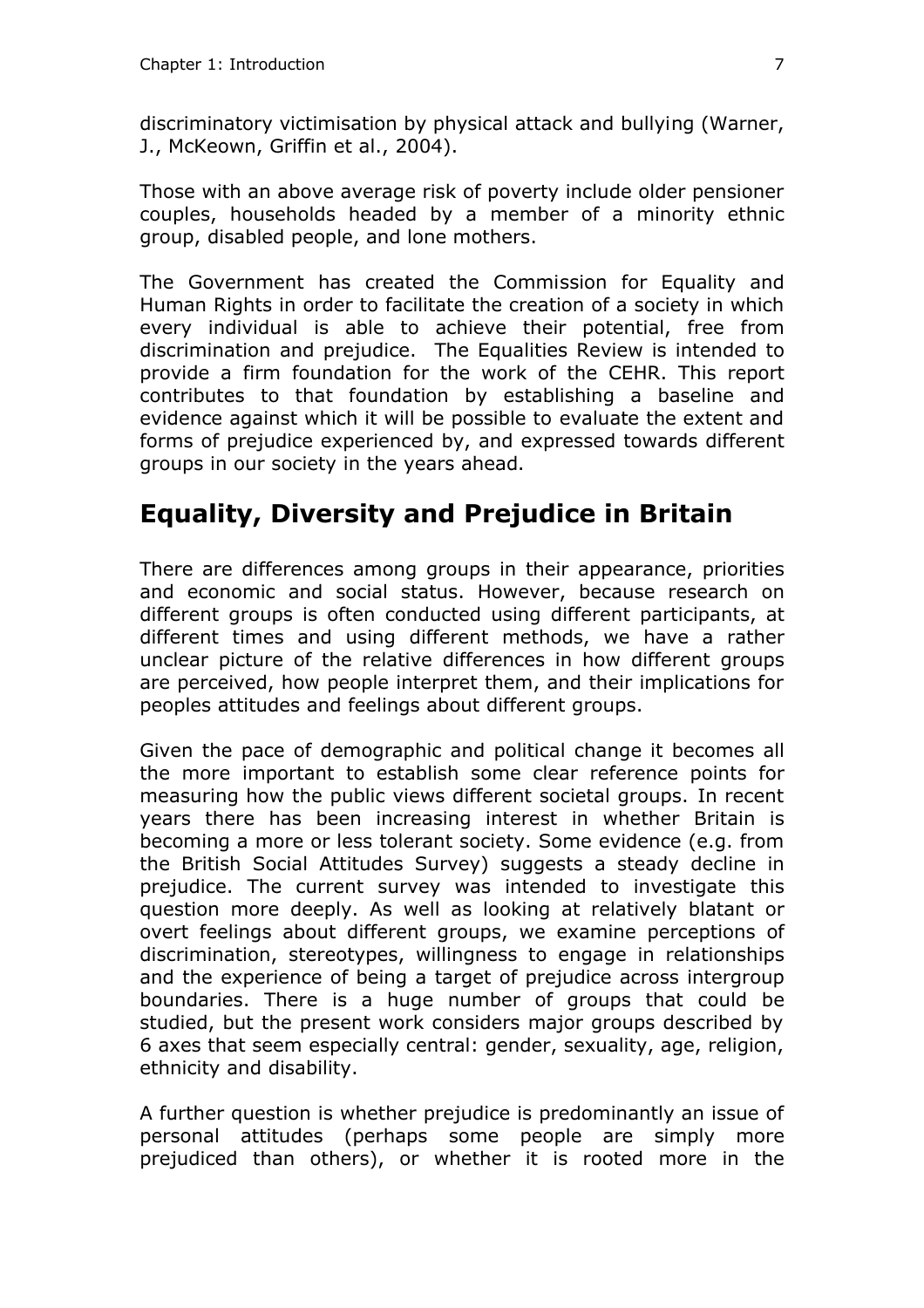discriminatory victimisation by physical attack and bullying (Warner, J., McKeown, Griffin et al., 2004).

Those with an above average risk of poverty include older pensioner couples, households headed by a member of a minority ethnic group, disabled people, and lone mothers.

The Government has created the Commission for Equality and Human Rights in order to facilitate the creation of a society in which every individual is able to achieve their potential, free from discrimination and prejudice. The Equalities Review is intended to provide a firm foundation for the work of the CEHR. This report contributes to that foundation by establishing a baseline and evidence against which it will be possible to evaluate the extent and forms of prejudice experienced by, and expressed towards different groups in our society in the years ahead.

## Equality, Diversity and Prejudice in Britain

There are differences among groups in their appearance, priorities and economic and social status. However, because research on different groups is often conducted using different participants, at different times and using different methods, we have a rather unclear picture of the relative differences in how different groups are perceived, how people interpret them, and their implications for peoples attitudes and feelings about different groups.

Given the pace of demographic and political change it becomes all the more important to establish some clear reference points for measuring how the public views different societal groups. In recent years there has been increasing interest in whether Britain is becoming a more or less tolerant society. Some evidence (e.g. from the British Social Attitudes Survey) suggests a steady decline in prejudice. The current survey was intended to investigate this question more deeply. As well as looking at relatively blatant or overt feelings about different groups, we examine perceptions of discrimination, stereotypes, willingness to engage in relationships and the experience of being a target of prejudice across intergroup boundaries. There is a huge number of groups that could be studied, but the present work considers major groups described by 6 axes that seem especially central: gender, sexuality, age, religion, ethnicity and disability.

A further question is whether prejudice is predominantly an issue of personal attitudes (perhaps some people are simply more prejudiced than others), or whether it is rooted more in the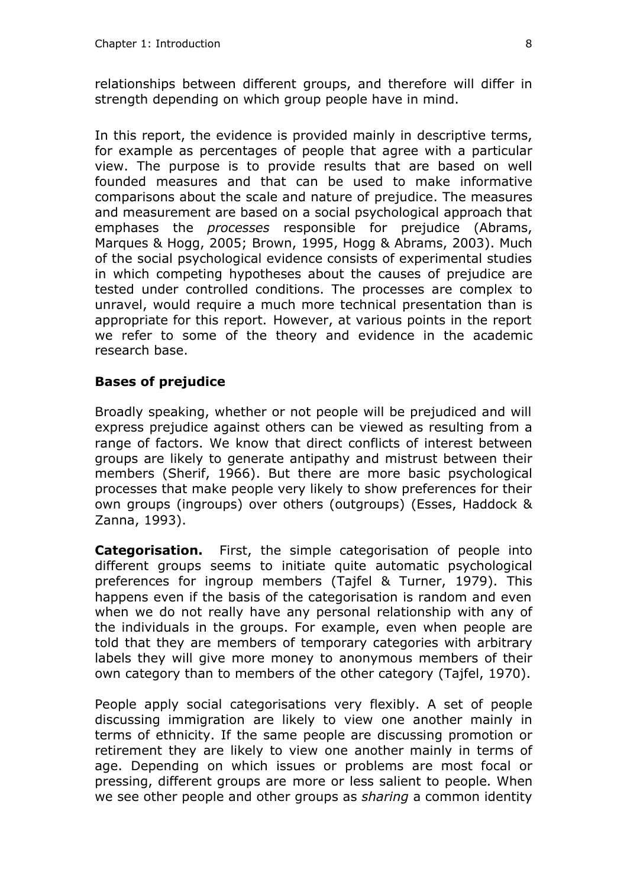relationships between different groups, and therefore will differ in strength depending on which group people have in mind.

In this report, the evidence is provided mainly in descriptive terms, for example as percentages of people that agree with a particular view. The purpose is to provide results that are based on well founded measures and that can be used to make informative comparisons about the scale and nature of prejudice. The measures and measurement are based on a social psychological approach that emphases the *processes* responsible for prejudice (Abrams, Marques & Hogg, 2005; Brown, 1995, Hogg & Abrams, 2003). Much of the social psychological evidence consists of experimental studies in which competing hypotheses about the causes of prejudice are tested under controlled conditions. The processes are complex to unravel, would require a much more technical presentation than is appropriate for this report. However, at various points in the report we refer to some of the theory and evidence in the academic research base.

### Bases of prejudice

Broadly speaking, whether or not people will be prejudiced and will express prejudice against others can be viewed as resulting from a range of factors. We know that direct conflicts of interest between groups are likely to generate antipathy and mistrust between their members (Sherif, 1966). But there are more basic psychological processes that make people very likely to show preferences for their own groups (ingroups) over others (outgroups) (Esses, Haddock & Zanna, 1993).

**Categorisation.** First, the simple categorisation of people into different groups seems to initiate quite automatic psychological preferences for ingroup members (Tajfel & Turner, 1979). This happens even if the basis of the categorisation is random and even when we do not really have any personal relationship with any of the individuals in the groups. For example, even when people are told that they are members of temporary categories with arbitrary labels they will give more money to anonymous members of their own category than to members of the other category (Tajfel, 1970).

People apply social categorisations very flexibly. A set of people discussing immigration are likely to view one another mainly in terms of ethnicity. If the same people are discussing promotion or retirement they are likely to view one another mainly in terms of age. Depending on which issues or problems are most focal or pressing, different groups are more or less salient to people. When we see other people and other groups as *sharing* a common identity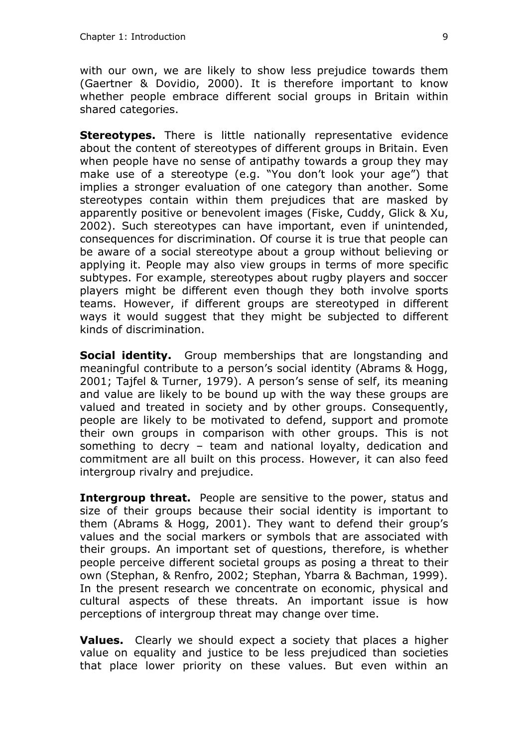with our own, we are likely to show less prejudice towards them (Gaertner & Dovidio, 2000). It is therefore important to know whether people embrace different social groups in Britain within shared categories.

**Stereotypes.** There is little nationally representative evidence about the content of stereotypes of different groups in Britain. Even when people have no sense of antipathy towards a group they may make use of a stereotype (e.g. "You don't look your age") that implies a stronger evaluation of one category than another. Some stereotypes contain within them prejudices that are masked by apparently positive or benevolent images (Fiske, Cuddy, Glick & Xu, 2002). Such stereotypes can have important, even if unintended, consequences for discrimination. Of course it is true that people can be aware of a social stereotype about a group without believing or applying it. People may also view groups in terms of more specific subtypes. For example, stereotypes about rugby players and soccer players might be different even though they both involve sports teams. However, if different groups are stereotyped in different ways it would suggest that they might be subjected to different kinds of discrimination.

**Social identity.** Group memberships that are longstanding and meaningful contribute to a person's social identity (Abrams & Hogg, 2001; Tajfel & Turner, 1979). A person's sense of self, its meaning and value are likely to be bound up with the way these groups are valued and treated in society and by other groups. Consequently, people are likely to be motivated to defend, support and promote their own groups in comparison with other groups. This is not something to decry – team and national loyalty, dedication and commitment are all built on this process. However, it can also feed intergroup rivalry and prejudice.

**Intergroup threat.** People are sensitive to the power, status and size of their groups because their social identity is important to them (Abrams & Hogg, 2001). They want to defend their group's values and the social markers or symbols that are associated with their groups. An important set of questions, therefore, is whether people perceive different societal groups as posing a threat to their own (Stephan, & Renfro, 2002; Stephan, Ybarra & Bachman, 1999). In the present research we concentrate on economic, physical and cultural aspects of these threats. An important issue is how perceptions of intergroup threat may change over time.

**Values.** Clearly we should expect a society that places a higher value on equality and justice to be less prejudiced than societies that place lower priority on these values. But even within an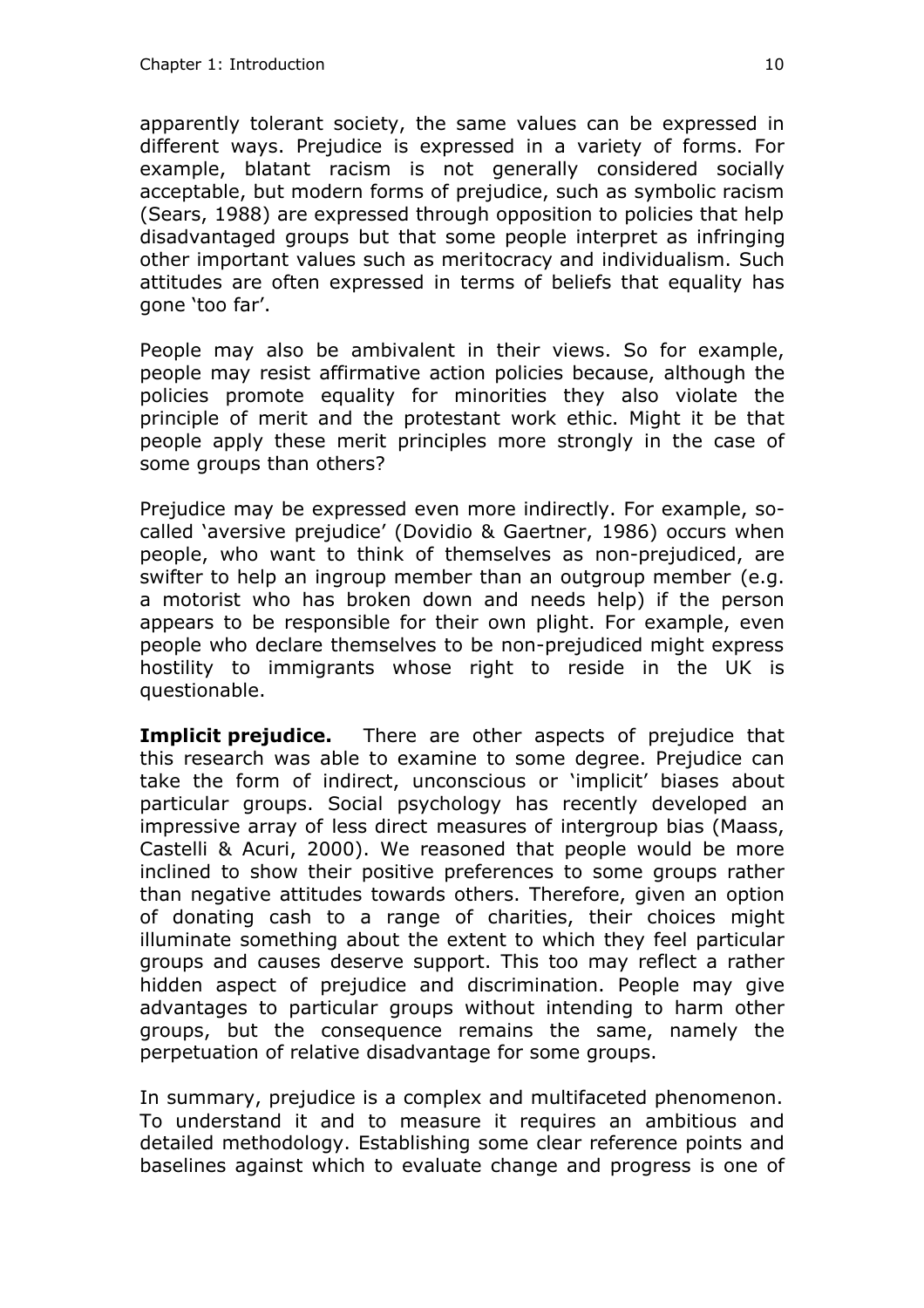apparently tolerant society, the same values can be expressed in different ways. Prejudice is expressed in a variety of forms. For example, blatant racism is not generally considered socially acceptable, but modern forms of prejudice, such as symbolic racism (Sears, 1988) are expressed through opposition to policies that help disadvantaged groups but that some people interpret as infringing other important values such as meritocracy and individualism. Such attitudes are often expressed in terms of beliefs that equality has gone 'too far'.

People may also be ambivalent in their views. So for example, people may resist affirmative action policies because, although the policies promote equality for minorities they also violate the principle of merit and the protestant work ethic. Might it be that people apply these merit principles more strongly in the case of some groups than others?

Prejudice may be expressed even more indirectly. For example, so-called 'aversive prejudice' (Dovidio & Gaertner, 1986) occurs when people, who want to think of themselves as non-prejudiced, are swifter to help an ingroup member than an outgroup member (e.g. a motorist who has broken down and needs help) if the person appears to be responsible for their own plight. For example, even people who declare themselves to be non-prejudiced might express hostility to immigrants whose right to reside in the UK is questionable.

**Implicit prejudice.** There are other aspects of prejudice that this research was able to examine to some degree. Prejudice can take the form of indirect, unconscious or 'implicit' biases about particular groups. Social psychology has recently developed an impressive array of less direct measures of intergroup bias (Maass, Castelli & Acuri, 2000). We reasoned that people would be more inclined to show their positive preferences to some groups rather than negative attitudes towards others. Therefore, given an option of donating cash to a range of charities, their choices might illuminate something about the extent to which they feel particular groups and causes deserve support. This too may reflect a rather hidden aspect of prejudice and discrimination. People may give advantages to particular groups without intending to harm other groups, but the consequence remains the same, namely the perpetuation of relative disadvantage for some groups.

In summary, prejudice is a complex and multifaceted phenomenon. To understand it and to measure it requires an ambitious and detailed methodology. Establishing some clear reference points and baselines against which to evaluate change and progress is one of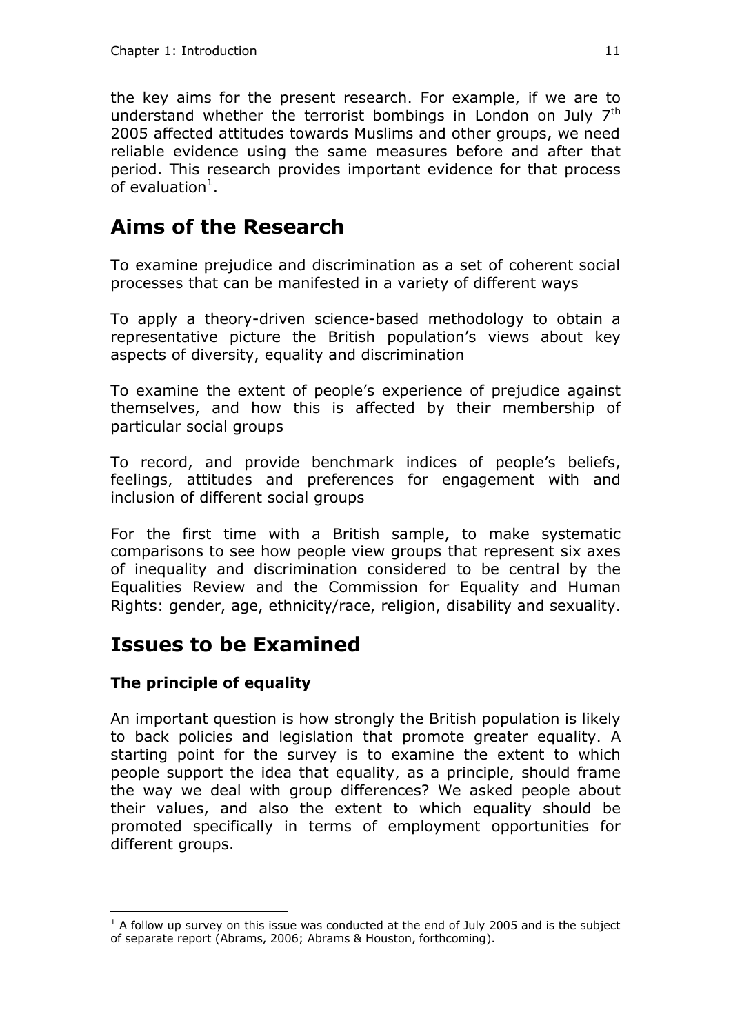the key aims for the present research. For example, if we are to understand whether the terrorist bombings in London on July 7th 2005 affected attitudes towards Muslims and other groups, we need reliable evidence using the same measures before and after that period. This research provides important evidence for that process of evaluation[1].

## Aims of the Research

To examine prejudice and discrimination as a set of coherent social processes that can be manifested in a variety of different ways

To apply a theory-driven science-based methodology to obtain a representative picture the British population's views about key aspects of diversity, equality and discrimination

To examine the extent of people's experience of prejudice against themselves, and how this is affected by their membership of particular social groups

To record, and provide benchmark indices of people's beliefs, feelings, attitudes and preferences for engagement with and inclusion of different social groups

For the first time with a British sample, to make systematic comparisons to see how people view groups that represent six axes of inequality and discrimination considered to be central by the Equalities Review and the Commission for Equality and Human Rights: gender, age, ethnicity/race, religion, disability and sexuality.

## Issues to be Examined

### The principle of equality

An important question is how strongly the British population is likely to back policies and legislation that promote greater equality. A starting point for the survey is to examine the extent to which people support the idea that equality, as a principle, should frame the way we deal with group differences? We asked people about their values, and also the extent to which equality should be promoted specifically in terms of employment opportunities for different groups.

---

[1] A follow up survey on this issue was conducted at the end of July 2005 and is the subject of separate report (Abrams, 2006; Abrams & Houston, forthcoming).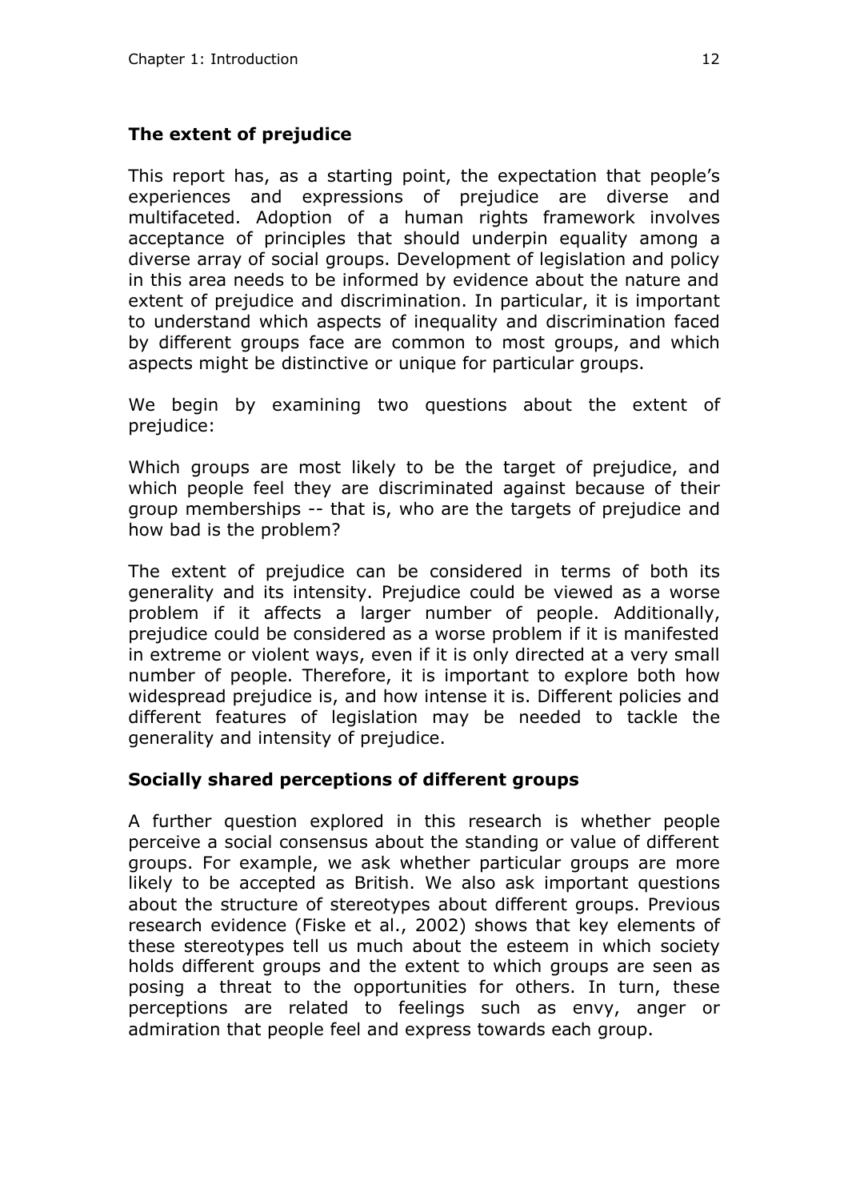## The extent of prejudice

This report has, as a starting point, the expectation that people's experiences and expressions of prejudice are diverse and multifaceted. Adoption of a human rights framework involves acceptance of principles that should underpin equality among a diverse array of social groups. Development of legislation and policy in this area needs to be informed by evidence about the nature and extent of prejudice and discrimination. In particular, it is important to understand which aspects of inequality and discrimination faced by different groups face are common to most groups, and which aspects might be distinctive or unique for particular groups.

We begin by examining two questions about the extent of prejudice:

Which groups are most likely to be the target of prejudice, and which people feel they are discriminated against because of their group memberships -- that is, who are the targets of prejudice and how bad is the problem?

The extent of prejudice can be considered in terms of both its generality and its intensity. Prejudice could be viewed as a worse problem if it affects a larger number of people. Additionally, prejudice could be considered as a worse problem if it is manifested in extreme or violent ways, even if it is only directed at a very small number of people. Therefore, it is important to explore both how widespread prejudice is, and how intense it is. Different policies and different features of legislation may be needed to tackle the generality and intensity of prejudice.

## Socially shared perceptions of different groups

A further question explored in this research is whether people perceive a social consensus about the standing or value of different groups. For example, we ask whether particular groups are more likely to be accepted as British. We also ask important questions about the structure of stereotypes about different groups. Previous research evidence (Fiske et al., 2002) shows that key elements of these stereotypes tell us much about the esteem in which society holds different groups and the extent to which groups are seen as posing a threat to the opportunities for others. In turn, these perceptions are related to feelings such as envy, anger or admiration that people feel and express towards each group.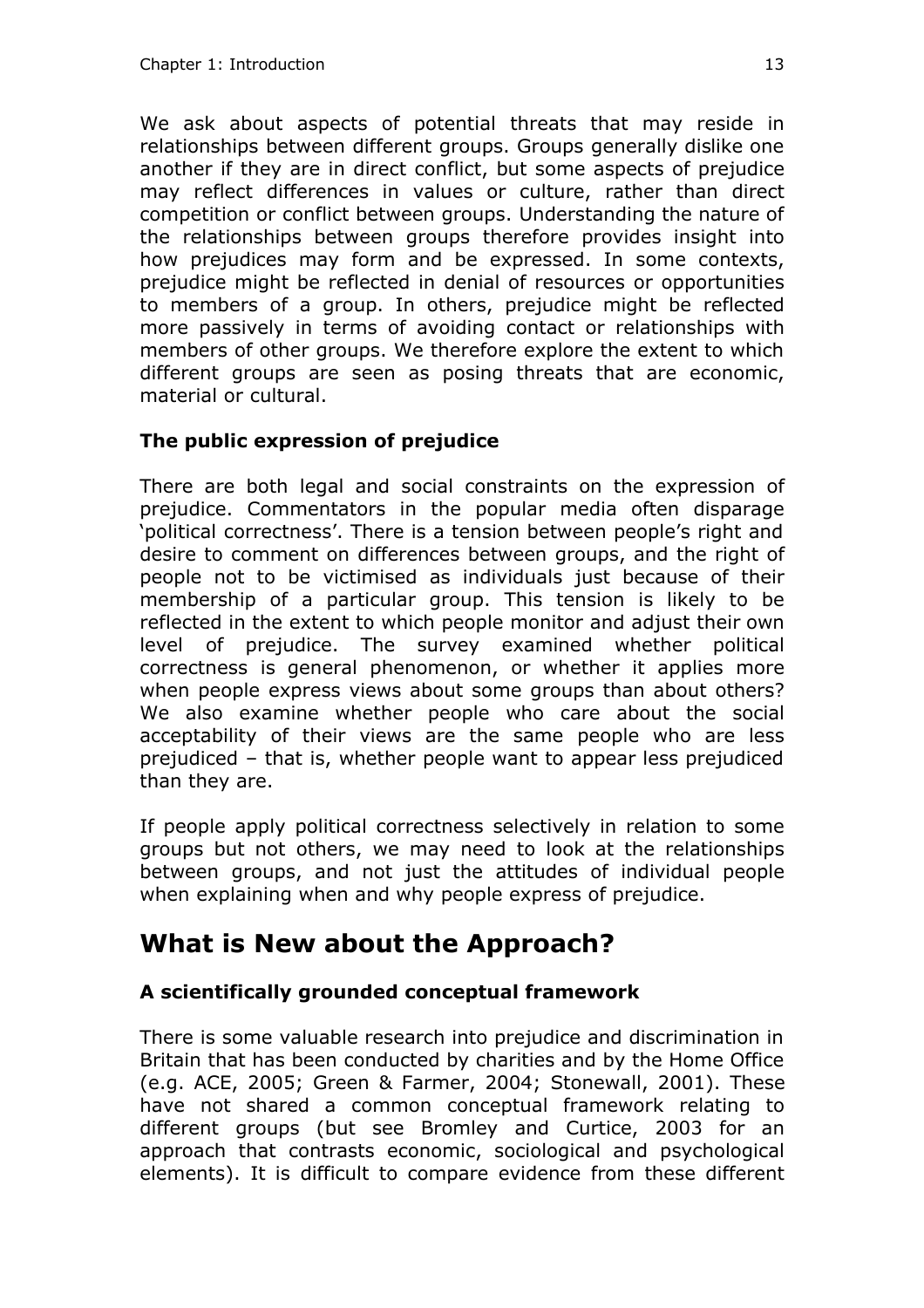We ask about aspects of potential threats that may reside in relationships between different groups. Groups generally dislike one another if they are in direct conflict, but some aspects of prejudice may reflect differences in values or culture, rather than direct competition or conflict between groups. Understanding the nature of the relationships between groups therefore provides insight into how prejudices may form and be expressed. In some contexts, prejudice might be reflected in denial of resources or opportunities to members of a group. In others, prejudice might be reflected more passively in terms of avoiding contact or relationships with members of other groups. We therefore explore the extent to which different groups are seen as posing threats that are economic, material or cultural.

### The public expression of prejudice

There are both legal and social constraints on the expression of prejudice. Commentators in the popular media often disparage 'political correctness'. There is a tension between people's right and desire to comment on differences between groups, and the right of people not to be victimised as individuals just because of their membership of a particular group. This tension is likely to be reflected in the extent to which people monitor and adjust their own level of prejudice. The survey examined whether political correctness is general phenomenon, or whether it applies more when people express views about some groups than about others? We also examine whether people who care about the social acceptability of their views are the same people who are less prejudiced – that is, whether people want to appear less prejudiced than they are.

If people apply political correctness selectively in relation to some groups but not others, we may need to look at the relationships between groups, and not just the attitudes of individual people when explaining when and why people express of prejudice.

## What is New about the Approach?

### A scientifically grounded conceptual framework

There is some valuable research into prejudice and discrimination in Britain that has been conducted by charities and by the Home Office (e.g. ACE, 2005; Green & Farmer, 2004; Stonewall, 2001). These have not shared a common conceptual framework relating to different groups (but see Bromley and Curtice, 2003 for an approach that contrasts economic, sociological and psychological elements). It is difficult to compare evidence from these different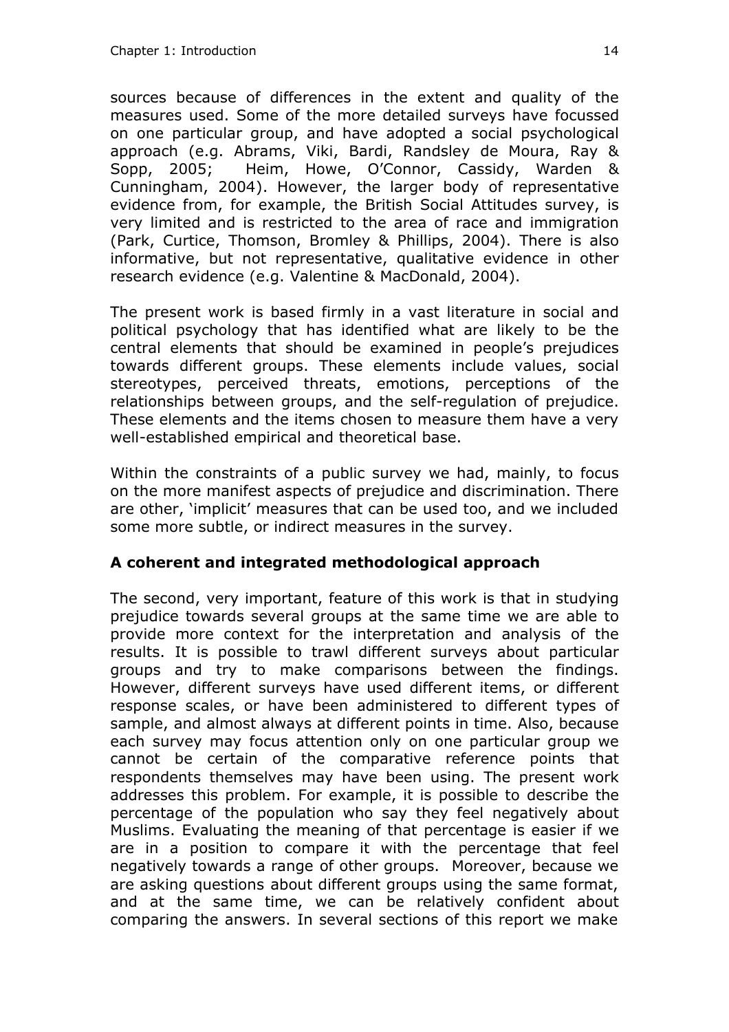sources because of differences in the extent and quality of the measures used. Some of the more detailed surveys have focussed on one particular group, and have adopted a social psychological approach (e.g. Abrams, Viki, Bardi, Randsley de Moura, Ray & Sopp, 2005; Heim, Howe, O'Connor, Cassidy, Warden & Cunningham, 2004). However, the larger body of representative evidence from, for example, the British Social Attitudes survey, is very limited and is restricted to the area of race and immigration (Park, Curtice, Thomson, Bromley & Phillips, 2004). There is also informative, but not representative, qualitative evidence in other research evidence (e.g. Valentine & MacDonald, 2004).

The present work is based firmly in a vast literature in social and political psychology that has identified what are likely to be the central elements that should be examined in people's prejudices towards different groups. These elements include values, social stereotypes, perceived threats, emotions, perceptions of the relationships between groups, and the self-regulation of prejudice. These elements and the items chosen to measure them have a very well-established empirical and theoretical base.

Within the constraints of a public survey we had, mainly, to focus on the more manifest aspects of prejudice and discrimination. There are other, 'implicit' measures that can be used too, and we included some more subtle, or indirect measures in the survey.

**A coherent and integrated methodological approach**

The second, very important, feature of this work is that in studying prejudice towards several groups at the same time we are able to provide more context for the interpretation and analysis of the results. It is possible to trawl different surveys about particular groups and try to make comparisons between the findings. However, different surveys have used different items, or different response scales, or have been administered to different types of sample, and almost always at different points in time. Also, because each survey may focus attention only on one particular group we cannot be certain of the comparative reference points that respondents themselves may have been using. The present work addresses this problem. For example, it is possible to describe the percentage of the population who say they feel negatively about Muslims. Evaluating the meaning of that percentage is easier if we are in a position to compare it with the percentage that feel negatively towards a range of other groups. Moreover, because we are asking questions about different groups using the same format, and at the same time, we can be relatively confident about comparing the answers. In several sections of this report we make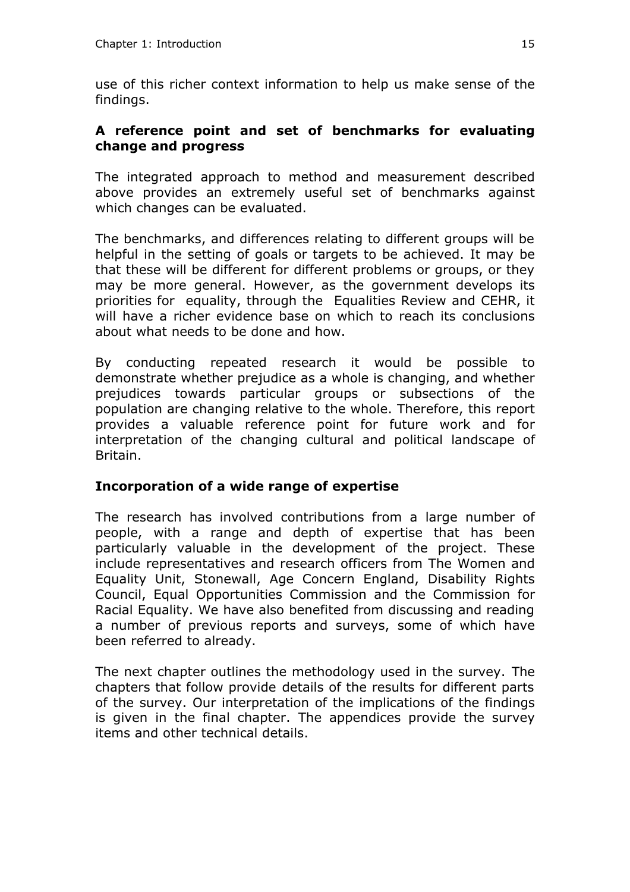use of this richer context information to help us make sense of the findings.

### A reference point and set of benchmarks for evaluating change and progress

The integrated approach to method and measurement described above provides an extremely useful set of benchmarks against which changes can be evaluated.

The benchmarks, and differences relating to different groups will be helpful in the setting of goals or targets to be achieved. It may be that these will be different for different problems or groups, or they may be more general. However, as the government develops its priorities for equality, through the Equalities Review and CEHR, it will have a richer evidence base on which to reach its conclusions about what needs to be done and how.

By conducting repeated research it would be possible to demonstrate whether prejudice as a whole is changing, and whether prejudices towards particular groups or subsections of the population are changing relative to the whole. Therefore, this report provides a valuable reference point for future work and for interpretation of the changing cultural and political landscape of Britain.

### Incorporation of a wide range of expertise

The research has involved contributions from a large number of people, with a range and depth of expertise that has been particularly valuable in the development of the project. These include representatives and research officers from The Women and Equality Unit, Stonewall, Age Concern England, Disability Rights Council, Equal Opportunities Commission and the Commission for Racial Equality. We have also benefited from discussing and reading a number of previous reports and surveys, some of which have been referred to already.

The next chapter outlines the methodology used in the survey. The chapters that follow provide details of the results for different parts of the survey. Our interpretation of the implications of the findings is given in the final chapter. The appendices provide the survey items and other technical details.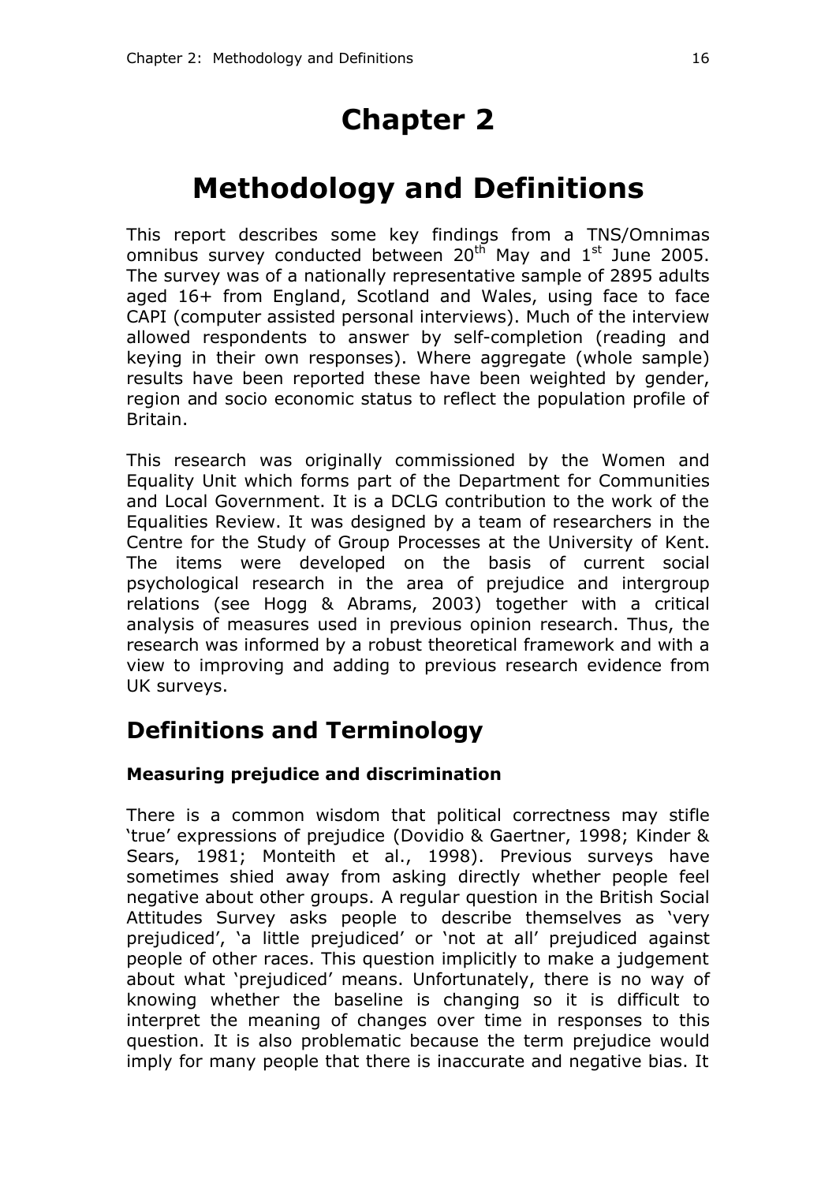# Chapter 2

# Methodology and Definitions

This report describes some key findings from a TNS/Omnimas omnibus survey conducted between 20th May and 1st June 2005. The survey was of a nationally representative sample of 2895 adults aged 16+ from England, Scotland and Wales, using face to face CAPI (computer assisted personal interviews). Much of the interview allowed respondents to answer by self-completion (reading and keying in their own responses). Where aggregate (whole sample) results have been reported these have been weighted by gender, region and socio economic status to reflect the population profile of Britain.

This research was originally commissioned by the Women and Equality Unit which forms part of the Department for Communities and Local Government. It is a DCLG contribution to the work of the Equalities Review. It was designed by a team of researchers in the Centre for the Study of Group Processes at the University of Kent. The items were developed on the basis of current social psychological research in the area of prejudice and intergroup relations (see Hogg & Abrams, 2003) together with a critical analysis of measures used in previous opinion research. Thus, the research was informed by a robust theoretical framework and with a view to improving and adding to previous research evidence from UK surveys.

## Definitions and Terminology

### Measuring prejudice and discrimination

There is a common wisdom that political correctness may stifle 'true' expressions of prejudice (Dovidio & Gaertner, 1998; Kinder & Sears, 1981; Monteith et al., 1998). Previous surveys have sometimes shied away from asking directly whether people feel negative about other groups. A regular question in the British Social Attitudes Survey asks people to describe themselves as 'very prejudiced', 'a little prejudiced' or 'not at all' prejudiced against people of other races. This question implicitly to make a judgement about what 'prejudiced' means. Unfortunately, there is no way of knowing whether the baseline is changing so it is difficult to interpret the meaning of changes over time in responses to this question. It is also problematic because the term prejudice would imply for many people that there is inaccurate and negative bias. It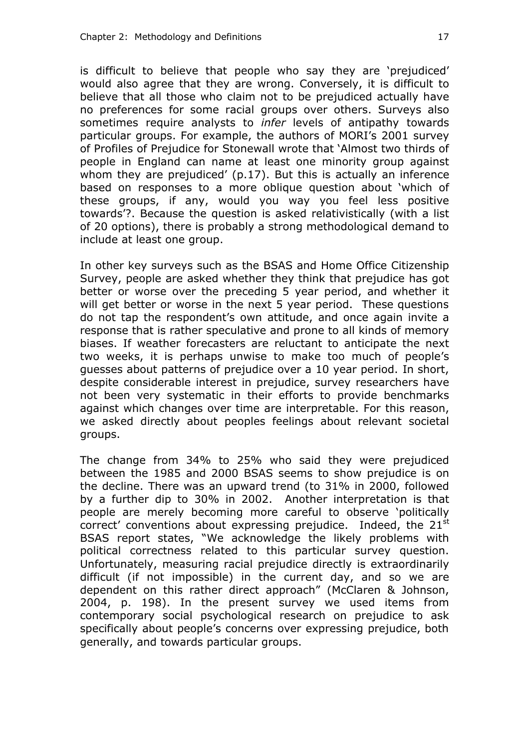is difficult to believe that people who say they are 'prejudiced' would also agree that they are wrong. Conversely, it is difficult to believe that all those who claim not to be prejudiced actually have no preferences for some racial groups over others. Surveys also sometimes require analysts to *infer* levels of antipathy towards particular groups. For example, the authors of MORI's 2001 survey of Profiles of Prejudice for Stonewall wrote that 'Almost two thirds of people in England can name at least one minority group against whom they are prejudiced' (p.17). But this is actually an inference based on responses to a more oblique question about 'which of these groups, if any, would you way you feel less positive towards'?. Because the question is asked relativistically (with a list of 20 options), there is probably a strong methodological demand to include at least one group.

In other key surveys such as the BSAS and Home Office Citizenship Survey, people are asked whether they think that prejudice has got better or worse over the preceding 5 year period, and whether it will get better or worse in the next 5 year period. These questions do not tap the respondent's own attitude, and once again invite a response that is rather speculative and prone to all kinds of memory biases. If weather forecasters are reluctant to anticipate the next two weeks, it is perhaps unwise to make too much of people's guesses about patterns of prejudice over a 10 year period. In short, despite considerable interest in prejudice, survey researchers have not been very systematic in their efforts to provide benchmarks against which changes over time are interpretable. For this reason, we asked directly about peoples feelings about relevant societal groups.

The change from 34% to 25% who said they were prejudiced between the 1985 and 2000 BSAS seems to show prejudice is on the decline. There was an upward trend (to 31% in 2000, followed by a further dip to 30% in 2002. Another interpretation is that people are merely becoming more careful to observe 'politically correct' conventions about expressing prejudice. Indeed, the 21st BSAS report states, "We acknowledge the likely problems with political correctness related to this particular survey question. Unfortunately, measuring racial prejudice directly is extraordinarily difficult (if not impossible) in the current day, and so we are dependent on this rather direct approach" (McClaren & Johnson, 2004, p. 198). In the present survey we used items from contemporary social psychological research on prejudice to ask specifically about people's concerns over expressing prejudice, both generally, and towards particular groups.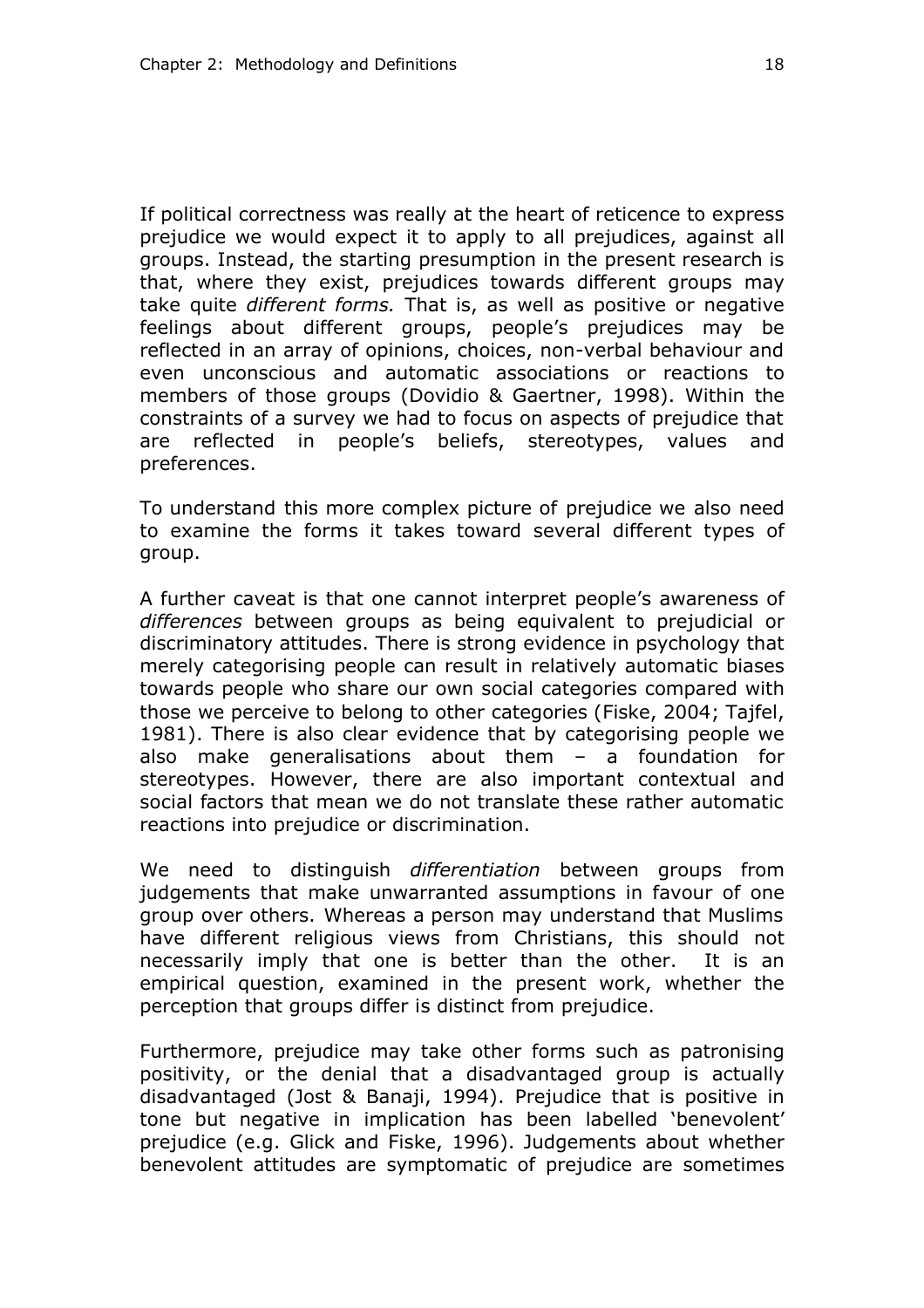If political correctness was really at the heart of reticence to express prejudice we would expect it to apply to all prejudices, against all groups. Instead, the starting presumption in the present research is that, where they exist, prejudices towards different groups may take quite *different forms.* That is, as well as positive or negative feelings about different groups, people's prejudices may be reflected in an array of opinions, choices, non-verbal behaviour and even unconscious and automatic associations or reactions to members of those groups (Dovidio & Gaertner, 1998). Within the constraints of a survey we had to focus on aspects of prejudice that are reflected in people's beliefs, stereotypes, values and preferences.

To understand this more complex picture of prejudice we also need to examine the forms it takes toward several different types of group.

A further caveat is that one cannot interpret people's awareness of *differences* between groups as being equivalent to prejudicial or discriminatory attitudes. There is strong evidence in psychology that merely categorising people can result in relatively automatic biases towards people who share our own social categories compared with those we perceive to belong to other categories (Fiske, 2004; Tajfel, 1981). There is also clear evidence that by categorising people we also make generalisations about them – a foundation for stereotypes. However, there are also important contextual and social factors that mean we do not translate these rather automatic reactions into prejudice or discrimination.

We need to distinguish *differentiation* between groups from judgements that make unwarranted assumptions in favour of one group over others. Whereas a person may understand that Muslims have different religious views from Christians, this should not necessarily imply that one is better than the other. It is an empirical question, examined in the present work, whether the perception that groups differ is distinct from prejudice.

Furthermore, prejudice may take other forms such as patronising positivity, or the denial that a disadvantaged group is actually disadvantaged (Jost & Banaji, 1994). Prejudice that is positive in tone but negative in implication has been labelled 'benevolent' prejudice (e.g. Glick and Fiske, 1996). Judgements about whether benevolent attitudes are symptomatic of prejudice are sometimes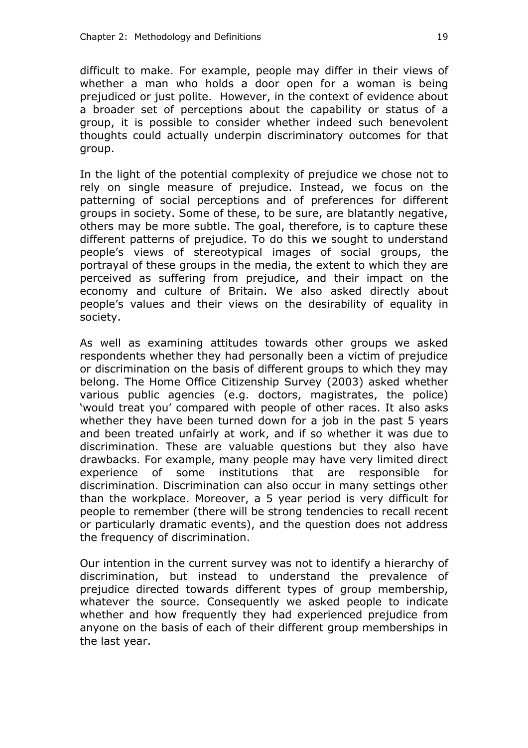difficult to make. For example, people may differ in their views of whether a man who holds a door open for a woman is being prejudiced or just polite. However, in the context of evidence about a broader set of perceptions about the capability or status of a group, it is possible to consider whether indeed such benevolent thoughts could actually underpin discriminatory outcomes for that group.

In the light of the potential complexity of prejudice we chose not to rely on single measure of prejudice. Instead, we focus on the patterning of social perceptions and of preferences for different groups in society. Some of these, to be sure, are blatantly negative, others may be more subtle. The goal, therefore, is to capture these different patterns of prejudice. To do this we sought to understand people's views of stereotypical images of social groups, the portrayal of these groups in the media, the extent to which they are perceived as suffering from prejudice, and their impact on the economy and culture of Britain. We also asked directly about people's values and their views on the desirability of equality in society.

As well as examining attitudes towards other groups we asked respondents whether they had personally been a victim of prejudice or discrimination on the basis of different groups to which they may belong. The Home Office Citizenship Survey (2003) asked whether various public agencies (e.g. doctors, magistrates, the police) 'would treat you' compared with people of other races. It also asks whether they have been turned down for a job in the past 5 years and been treated unfairly at work, and if so whether it was due to discrimination. These are valuable questions but they also have drawbacks. For example, many people may have very limited direct experience of some institutions that are responsible for discrimination. Discrimination can also occur in many settings other than the workplace. Moreover, a 5 year period is very difficult for people to remember (there will be strong tendencies to recall recent or particularly dramatic events), and the question does not address the frequency of discrimination.

Our intention in the current survey was not to identify a hierarchy of discrimination, but instead to understand the prevalence of prejudice directed towards different types of group membership, whatever the source. Consequently we asked people to indicate whether and how frequently they had experienced prejudice from anyone on the basis of each of their different group memberships in the last year.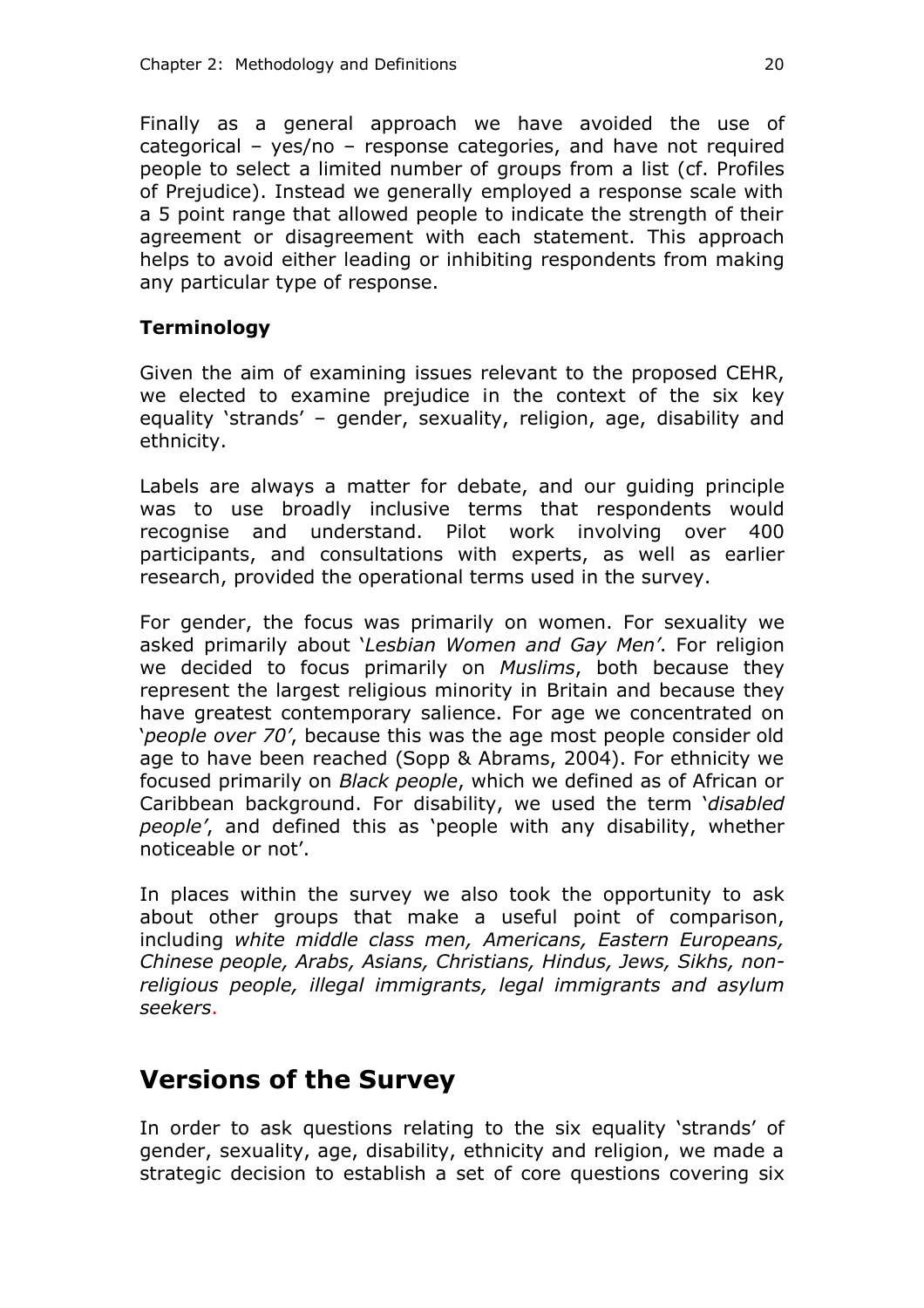Finally as a general approach we have avoided the use of categorical – yes/no – response categories, and have not required people to select a limited number of groups from a list (cf. Profiles of Prejudice). Instead we generally employed a response scale with a 5 point range that allowed people to indicate the strength of their agreement or disagreement with each statement. This approach helps to avoid either leading or inhibiting respondents from making any particular type of response.

### Terminology

Given the aim of examining issues relevant to the proposed CEHR, we elected to examine prejudice in the context of the six key equality 'strands' – gender, sexuality, religion, age, disability and ethnicity.

Labels are always a matter for debate, and our guiding principle was to use broadly inclusive terms that respondents would recognise and understand. Pilot work involving over 400 participants, and consultations with experts, as well as earlier research, provided the operational terms used in the survey.

For gender, the focus was primarily on women. For sexuality we asked primarily about '*Lesbian Women and Gay Men'*. For religion we decided to focus primarily on *Muslims*, both because they represent the largest religious minority in Britain and because they have greatest contemporary salience. For age we concentrated on '*people over 70'*, because this was the age most people consider old age to have been reached (Sopp & Abrams, 2004). For ethnicity we focused primarily on *Black people*, which we defined as of African or Caribbean background. For disability, we used the term '*disabled people'*, and defined this as 'people with any disability, whether noticeable or not'.

In places within the survey we also took the opportunity to ask about other groups that make a useful point of comparison, including *white middle class men, Americans, Eastern Europeans, Chinese people, Arabs, Asians, Christians, Hindus, Jews, Sikhs, non-religious people, illegal immigrants, legal immigrants and asylum seekers*.

## Versions of the Survey

In order to ask questions relating to the six equality 'strands' of gender, sexuality, age, disability, ethnicity and religion, we made a strategic decision to establish a set of core questions covering six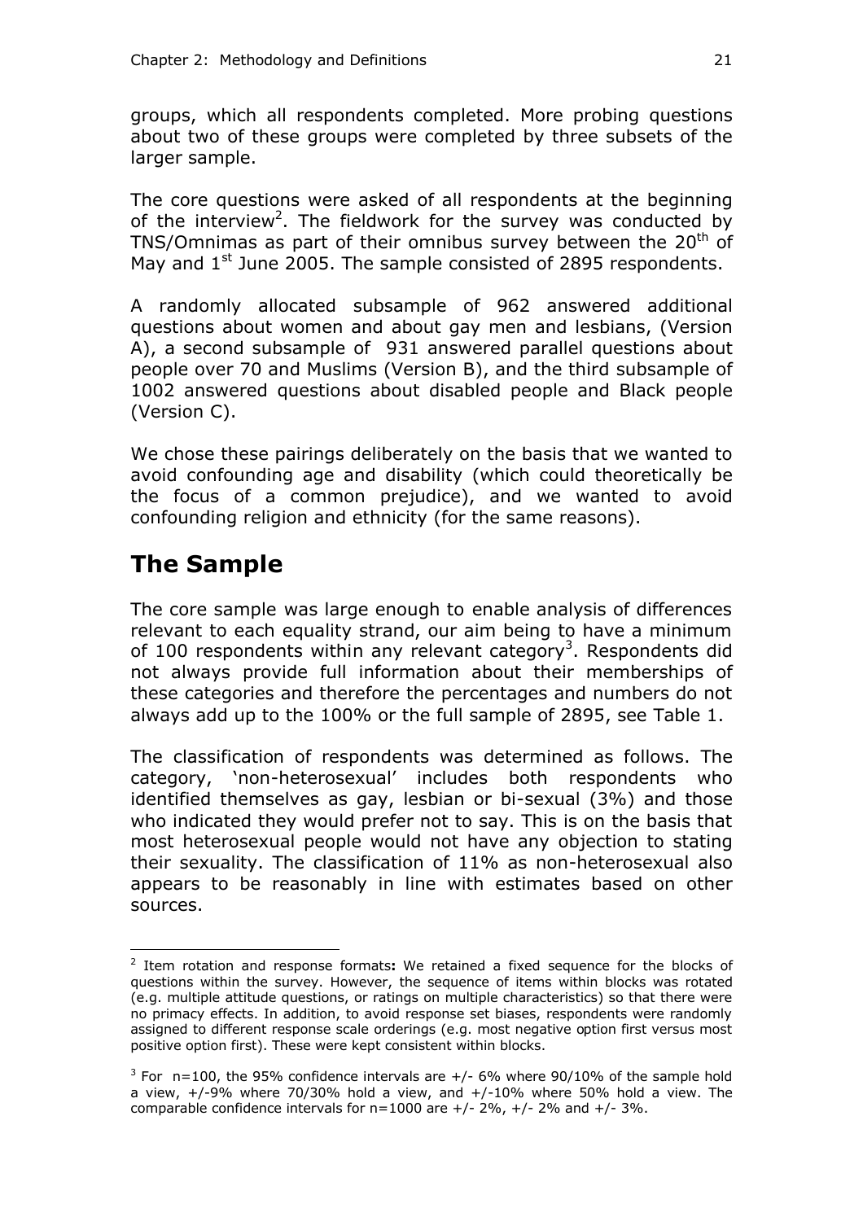groups, which all respondents completed. More probing questions about two of these groups were completed by three subsets of the larger sample.

The core questions were asked of all respondents at the beginning of the interview[2]. The fieldwork for the survey was conducted by TNS/Omnimas as part of their omnibus survey between the 20th of May and 1st June 2005. The sample consisted of 2895 respondents.

A randomly allocated subsample of 962 answered additional questions about women and about gay men and lesbians, (Version A), a second subsample of 931 answered parallel questions about people over 70 and Muslims (Version B), and the third subsample of 1002 answered questions about disabled people and Black people (Version C).

We chose these pairings deliberately on the basis that we wanted to avoid confounding age and disability (which could theoretically be the focus of a common prejudice), and we wanted to avoid confounding religion and ethnicity (for the same reasons).

## The Sample

The core sample was large enough to enable analysis of differences relevant to each equality strand, our aim being to have a minimum of 100 respondents within any relevant category[3]. Respondents did not always provide full information about their memberships of these categories and therefore the percentages and numbers do not always add up to the 100% or the full sample of 2895, see Table 1.

The classification of respondents was determined as follows. The category, 'non-heterosexual' includes both respondents who identified themselves as gay, lesbian or bi-sexual (3%) and those who indicated they would prefer not to say. This is on the basis that most heterosexual people would not have any objection to stating their sexuality. The classification of 11% as non-heterosexual also appears to be reasonably in line with estimates based on other sources.

---

[2] **Item rotation and response formats:** We retained a fixed sequence for the blocks of questions within the survey. However, the sequence of items within blocks was rotated (e.g. multiple attitude questions, or ratings on multiple characteristics) so that there were no primacy effects. In addition, to avoid response set biases, respondents were randomly assigned to different response scale orderings (e.g. most negative option first versus most positive option first). These were kept consistent within blocks.

[3] For n=100, the 95% confidence intervals are +/- 6% where 90/10% of the sample hold a view, +/-9% where 70/30% hold a view, and +/-10% where 50% hold a view. The comparable confidence intervals for n=1000 are +/- 2%, +/- 2% and +/- 3%.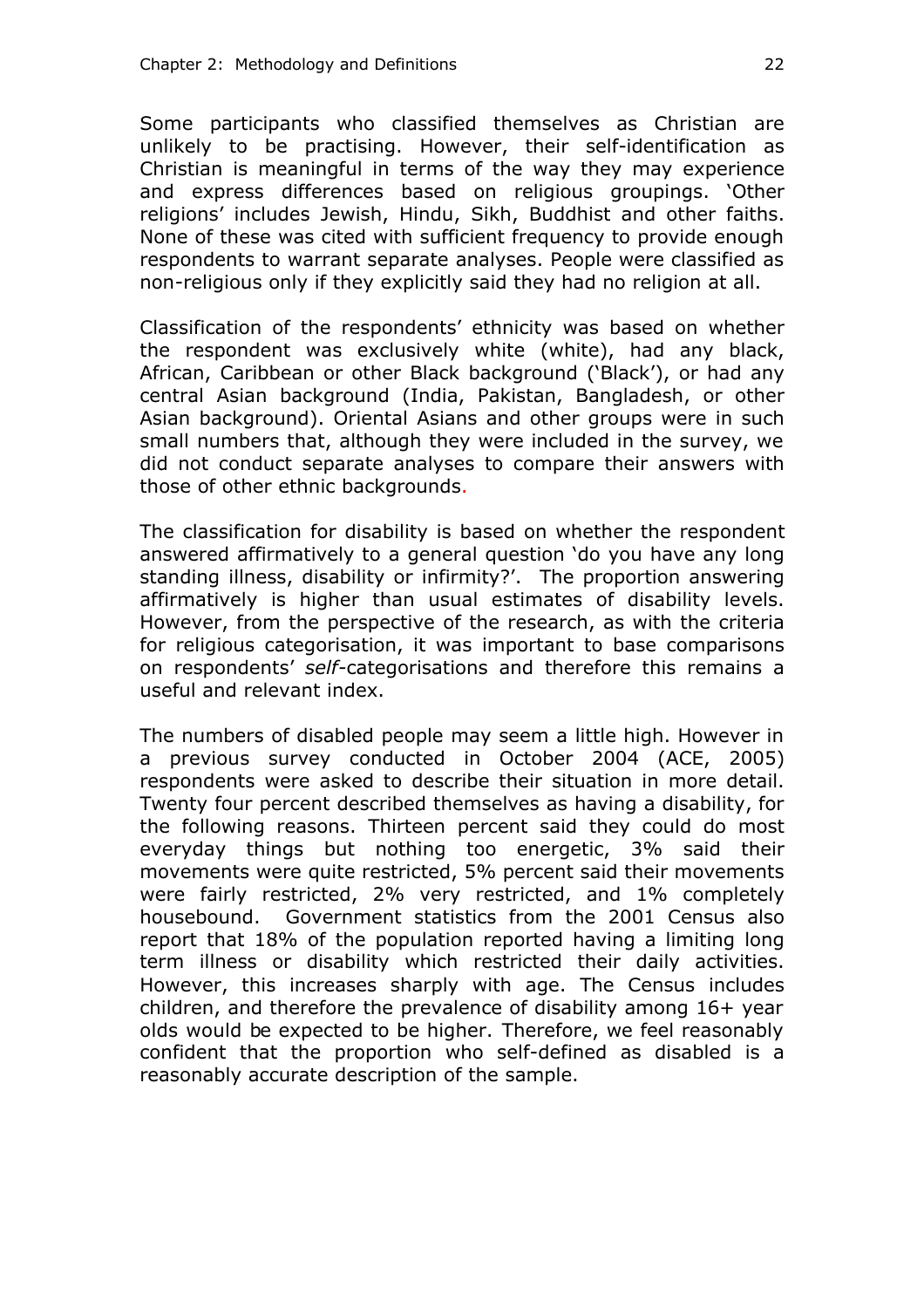Some participants who classified themselves as Christian are unlikely to be practising. However, their self-identification as Christian is meaningful in terms of the way they may experience and express differences based on religious groupings. 'Other religions' includes Jewish, Hindu, Sikh, Buddhist and other faiths. None of these was cited with sufficient frequency to provide enough respondents to warrant separate analyses. People were classified as non-religious only if they explicitly said they had no religion at all.

Classification of the respondents' ethnicity was based on whether the respondent was exclusively white (white), had any black, African, Caribbean or other Black background ('Black'), or had any central Asian background (India, Pakistan, Bangladesh, or other Asian background). Oriental Asians and other groups were in such small numbers that, although they were included in the survey, we did not conduct separate analyses to compare their answers with those of other ethnic backgrounds.

The classification for disability is based on whether the respondent answered affirmatively to a general question 'do you have any long standing illness, disability or infirmity?'. The proportion answering affirmatively is higher than usual estimates of disability levels. However, from the perspective of the research, as with the criteria for religious categorisation, it was important to base comparisons on respondents' *self*-categorisations and therefore this remains a useful and relevant index.

The numbers of disabled people may seem a little high. However in a previous survey conducted in October 2004 (ACE, 2005) respondents were asked to describe their situation in more detail. Twenty four percent described themselves as having a disability, for the following reasons. Thirteen percent said they could do most everyday things but nothing too energetic, 3% said their movements were quite restricted, 5% percent said their movements were fairly restricted, 2% very restricted, and 1% completely housebound. Government statistics from the 2001 Census also report that 18% of the population reported having a limiting long term illness or disability which restricted their daily activities. However, this increases sharply with age. The Census includes children, and therefore the prevalence of disability among 16+ year olds would be expected to be higher. Therefore, we feel reasonably confident that the proportion who self-defined as disabled is a reasonably accurate description of the sample.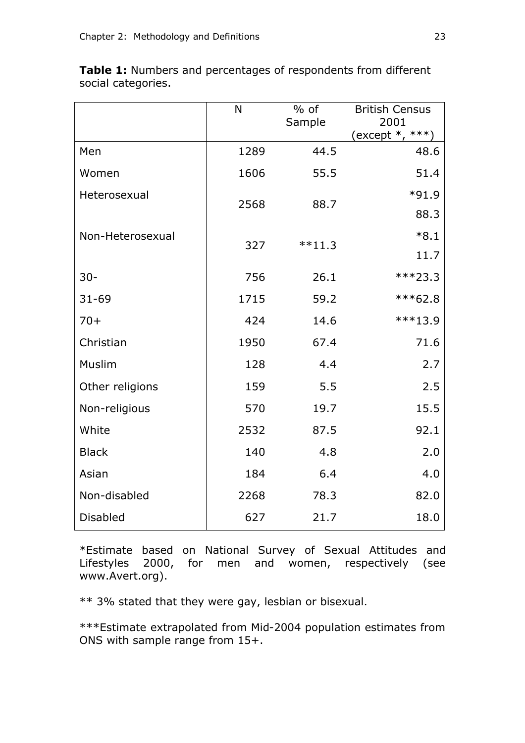**Table 1:** Numbers and percentages of respondents from different social categories.

| | N | % of Sample | British Census 2001 (except *, ***) |
|---|---|---|---|
| Men | 1289 | 44.5 | 48.6 |
| Women | 1606 | 55.5 | 51.4 |
| Heterosexual | 2568 | 88.7 | *91.9<br>88.3 |
| Non-Heterosexual | 327 | **11.3 | *8.1<br>11.7 |
| 30- | 756 | 26.1 | ***23.3 |
| 31-69 | 1715 | 59.2 | ***62.8 |
| 70+ | 424 | 14.6 | ***13.9 |
| Christian | 1950 | 67.4 | 71.6 |
| Muslim | 128 | 4.4 | 2.7 |
| Other religions | 159 | 5.5 | 2.5 |
| Non-religious | 570 | 19.7 | 15.5 |
| White | 2532 | 87.5 | 92.1 |
| Black | 140 | 4.8 | 2.0 |
| Asian | 184 | 6.4 | 4.0 |
| Non-disabled | 2268 | 78.3 | 82.0 |
| Disabled | 627 | 21.7 | 18.0 |

*Estimate based on National Survey of Sexual Attitudes and Lifestyles 2000, for men and women, respectively (see www.Avert.org).

** 3% stated that they were gay, lesbian or bisexual.

***Estimate extrapolated from Mid-2004 population estimates from ONS with sample range from 15+.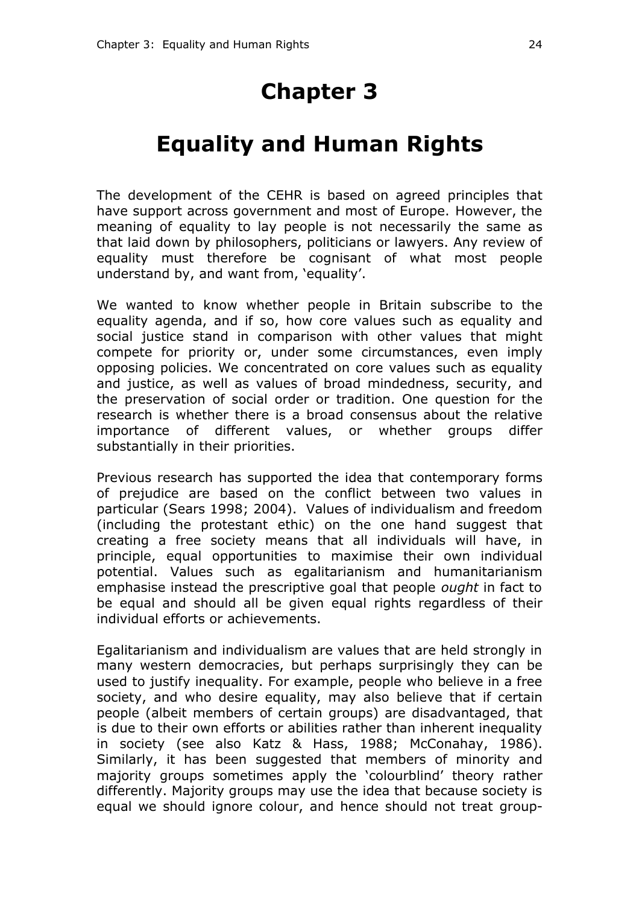# Chapter 3

# Equality and Human Rights

The development of the CEHR is based on agreed principles that have support across government and most of Europe. However, the meaning of equality to lay people is not necessarily the same as that laid down by philosophers, politicians or lawyers. Any review of equality must therefore be cognisant of what most people understand by, and want from, 'equality'.

We wanted to know whether people in Britain subscribe to the equality agenda, and if so, how core values such as equality and social justice stand in comparison with other values that might compete for priority or, under some circumstances, even imply opposing policies. We concentrated on core values such as equality and justice, as well as values of broad mindedness, security, and the preservation of social order or tradition. One question for the research is whether there is a broad consensus about the relative importance of different values, or whether groups differ substantially in their priorities.

Previous research has supported the idea that contemporary forms of prejudice are based on the conflict between two values in particular (Sears 1998; 2004). Values of individualism and freedom (including the protestant ethic) on the one hand suggest that creating a free society means that all individuals will have, in principle, equal opportunities to maximise their own individual potential. Values such as egalitarianism and humanitarianism emphasise instead the prescriptive goal that people *ought* in fact to be equal and should all be given equal rights regardless of their individual efforts or achievements.

Egalitarianism and individualism are values that are held strongly in many western democracies, but perhaps surprisingly they can be used to justify inequality. For example, people who believe in a free society, and who desire equality, may also believe that if certain people (albeit members of certain groups) are disadvantaged, that is due to their own efforts or abilities rather than inherent inequality in society (see also Katz & Hass, 1988; McConahay, 1986). Similarly, it has been suggested that members of minority and majority groups sometimes apply the 'colourblind' theory rather differently. Majority groups may use the idea that because society is equal we should ignore colour, and hence should not treat group-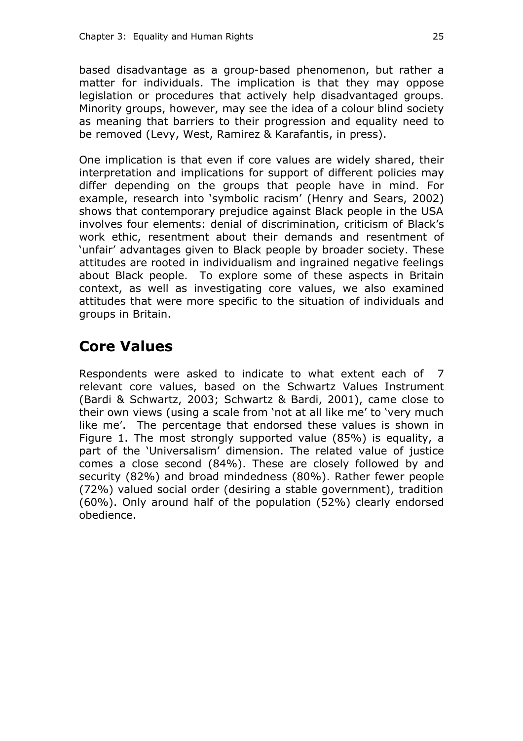based disadvantage as a group-based phenomenon, but rather a matter for individuals. The implication is that they may oppose legislation or procedures that actively help disadvantaged groups. Minority groups, however, may see the idea of a colour blind society as meaning that barriers to their progression and equality need to be removed (Levy, West, Ramirez & Karafantis, in press).

One implication is that even if core values are widely shared, their interpretation and implications for support of different policies may differ depending on the groups that people have in mind. For example, research into 'symbolic racism' (Henry and Sears, 2002) shows that contemporary prejudice against Black people in the USA involves four elements: denial of discrimination, criticism of Black's work ethic, resentment about their demands and resentment of 'unfair' advantages given to Black people by broader society. These attitudes are rooted in individualism and ingrained negative feelings about Black people. To explore some of these aspects in Britain context, as well as investigating core values, we also examined attitudes that were more specific to the situation of individuals and groups in Britain.

## Core Values

Respondents were asked to indicate to what extent each of 7 relevant core values, based on the Schwartz Values Instrument (Bardi & Schwartz, 2003; Schwartz & Bardi, 2001), came close to their own views (using a scale from 'not at all like me' to 'very much like me'. The percentage that endorsed these values is shown in Figure 1. The most strongly supported value (85%) is equality, a part of the 'Universalism' dimension. The related value of justice comes a close second (84%). These are closely followed by and security (82%) and broad mindedness (80%). Rather fewer people (72%) valued social order (desiring a stable government), tradition (60%). Only around half of the population (52%) clearly endorsed obedience.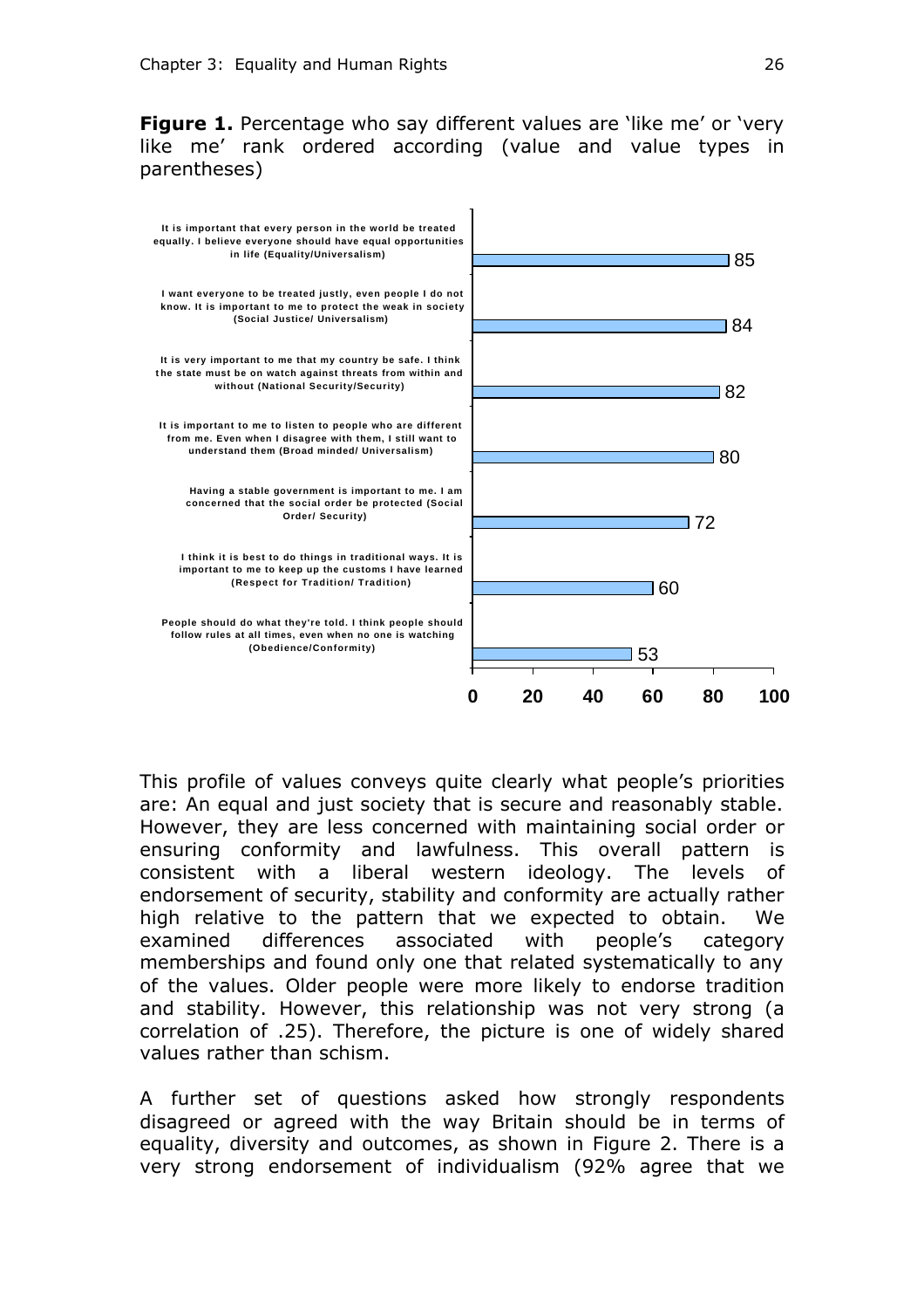**Figure 1.** Percentage who say different values are 'like me' or 'very like me' rank ordered according (value and value types in parentheses)

| Value | % |
|---|---|
| It is important that every person in the world be treated equally. I believe everyone should have equal opportunities in life (Equality/Universalism) | 85 |
| I want everyone to be treated justly, even people I do not know. It is important to me to protect the weak in society (Social Justice/ Universalism) | 84 |
| It is very important to me that my country be safe. I think the state must be on watch against threats from within and without (National Security/Security) | 82 |
| It is important to me to listen to people who are different from me. Even when I disagree with them, I still want to understand them (Broad minded/ Universalism) | 80 |
| Having a stable government is important to me. I am concerned that the social order be protected (Social Order/ Security) | 72 |
| I think it is best to do things in traditional ways. It is important to me to keep up the customs I have learned (Respect for Tradition/ Tradition) | 60 |
| People should do what they're told. I think people should follow rules at all times, even when no one is watching (Obedience/Conformity) | 53 |

This profile of values conveys quite clearly what people's priorities are: An equal and just society that is secure and reasonably stable. However, they are less concerned with maintaining social order or ensuring conformity and lawfulness. This overall pattern is consistent with a liberal western ideology. The levels of endorsement of security, stability and conformity are actually rather high relative to the pattern that we expected to obtain. We examined differences associated with people's category memberships and found only one that related systematically to any of the values. Older people were more likely to endorse tradition and stability. However, this relationship was not very strong (a correlation of .25). Therefore, the picture is one of widely shared values rather than schism.

A further set of questions asked how strongly respondents disagreed or agreed with the way Britain should be in terms of equality, diversity and outcomes, as shown in Figure 2. There is a very strong endorsement of individualism (92% agree that we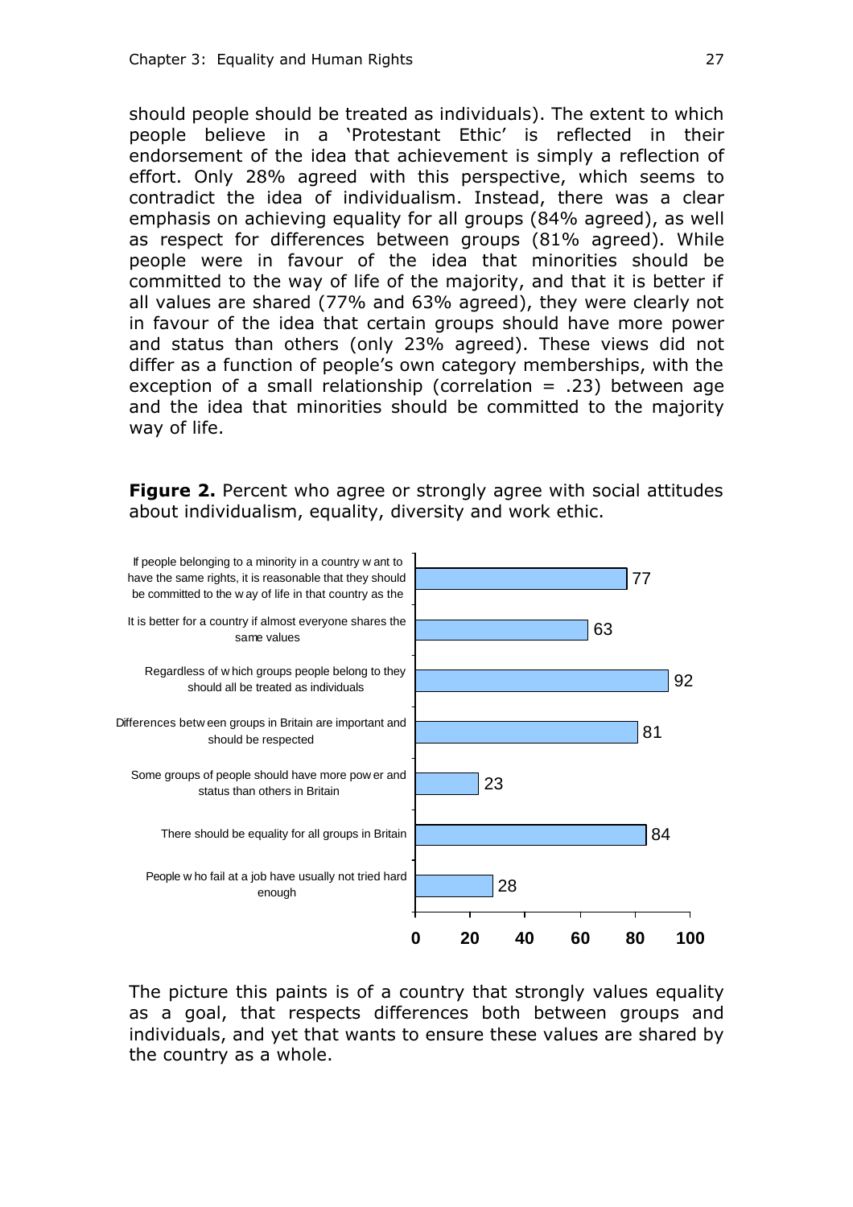should people should be treated as individuals). The extent to which people believe in a 'Protestant Ethic' is reflected in their endorsement of the idea that achievement is simply a reflection of effort. Only 28% agreed with this perspective, which seems to contradict the idea of individualism. Instead, there was a clear emphasis on achieving equality for all groups (84% agreed), as well as respect for differences between groups (81% agreed). While people were in favour of the idea that minorities should be committed to the way of life of the majority, and that it is better if all values are shared (77% and 63% agreed), they were clearly not in favour of the idea that certain groups should have more power and status than others (only 23% agreed). These views did not differ as a function of people's own category memberships, with the exception of a small relationship (correlation = .23) between age and the idea that minorities should be committed to the majority way of life.

**Figure 2.** Percent who agree or strongly agree with social attitudes about individualism, equality, diversity and work ethic.

| Statement | Percent |
|---|---|
| If people belonging to a minority in a country want to have the same rights, it is reasonable that they should be committed to the way of life in that country as the | 77 |
| It is better for a country if almost everyone shares the same values | 63 |
| Regardless of which groups people belong to they should all be treated as individuals | 92 |
| Differences between groups in Britain are important and should be respected | 81 |
| Some groups of people should have more power and status than others in Britain | 23 |
| There should be equality for all groups in Britain | 84 |
| People who fail at a job have usually not tried hard enough | 28 |

The picture this paints is of a country that strongly values equality as a goal, that respects differences both between groups and individuals, and yet that wants to ensure these values are shared by the country as a whole.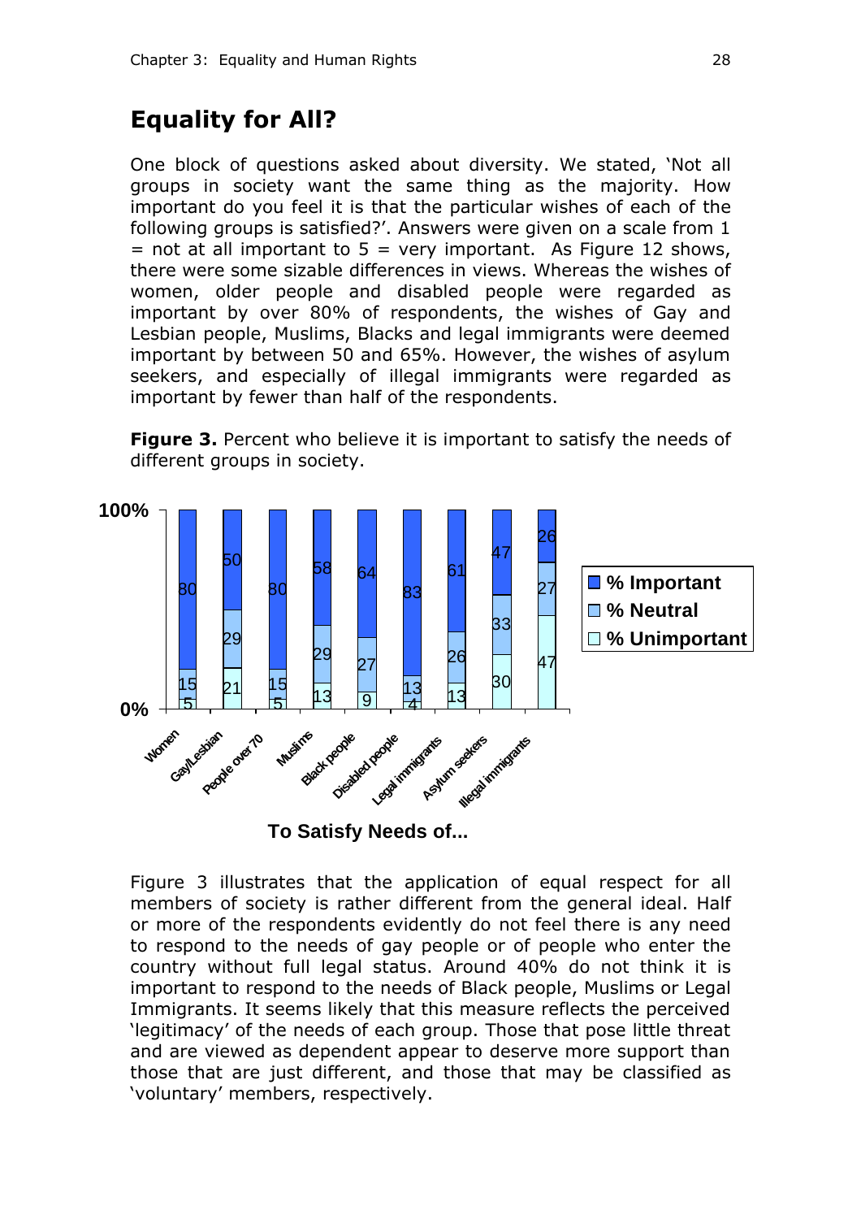## Equality for All?

One block of questions asked about diversity. We stated, 'Not all groups in society want the same thing as the majority. How important do you feel it is that the particular wishes of each of the following groups is satisfied?'. Answers were given on a scale from 1 = not at all important to 5 = very important. As Figure 12 shows, there were some sizable differences in views. Whereas the wishes of women, older people and disabled people were regarded as important by over 80% of respondents, the wishes of Gay and Lesbian people, Muslims, Blacks and legal immigrants were deemed important by between 50 and 65%. However, the wishes of asylum seekers, and especially of illegal immigrants were regarded as important by fewer than half of the respondents.

**Figure 3.** Percent who believe it is important to satisfy the needs of different groups in society.

| To Satisfy Needs of... | % Important | % Neutral | % Unimportant |
|---|---|---|---|
| Women | 80 | 15 | 5 |
| Gay/Lesbian | 50 | 29 | 21 |
| People over 70 | 80 | 15 | 5 |
| Muslims | 58 | 29 | 13 |
| Black people | 64 | 27 | 9 |
| Disabled people | 83 | 13 | 4 |
| Legal immigrants | 61 | 26 | 13 |
| Asylum seekers | 47 | 33 | 30 |
| Illegal immigrants | 26 | 27 | 47 |

Figure 3 illustrates that the application of equal respect for all members of society is rather different from the general ideal. Half or more of the respondents evidently do not feel there is any need to respond to the needs of gay people or of people who enter the country without full legal status. Around 40% do not think it is important to respond to the needs of Black people, Muslims or Legal Immigrants. It seems likely that this measure reflects the perceived 'legitimacy' of the needs of each group. Those that pose little threat and are viewed as dependent appear to deserve more support than those that are just different, and those that may be classified as 'voluntary' members, respectively.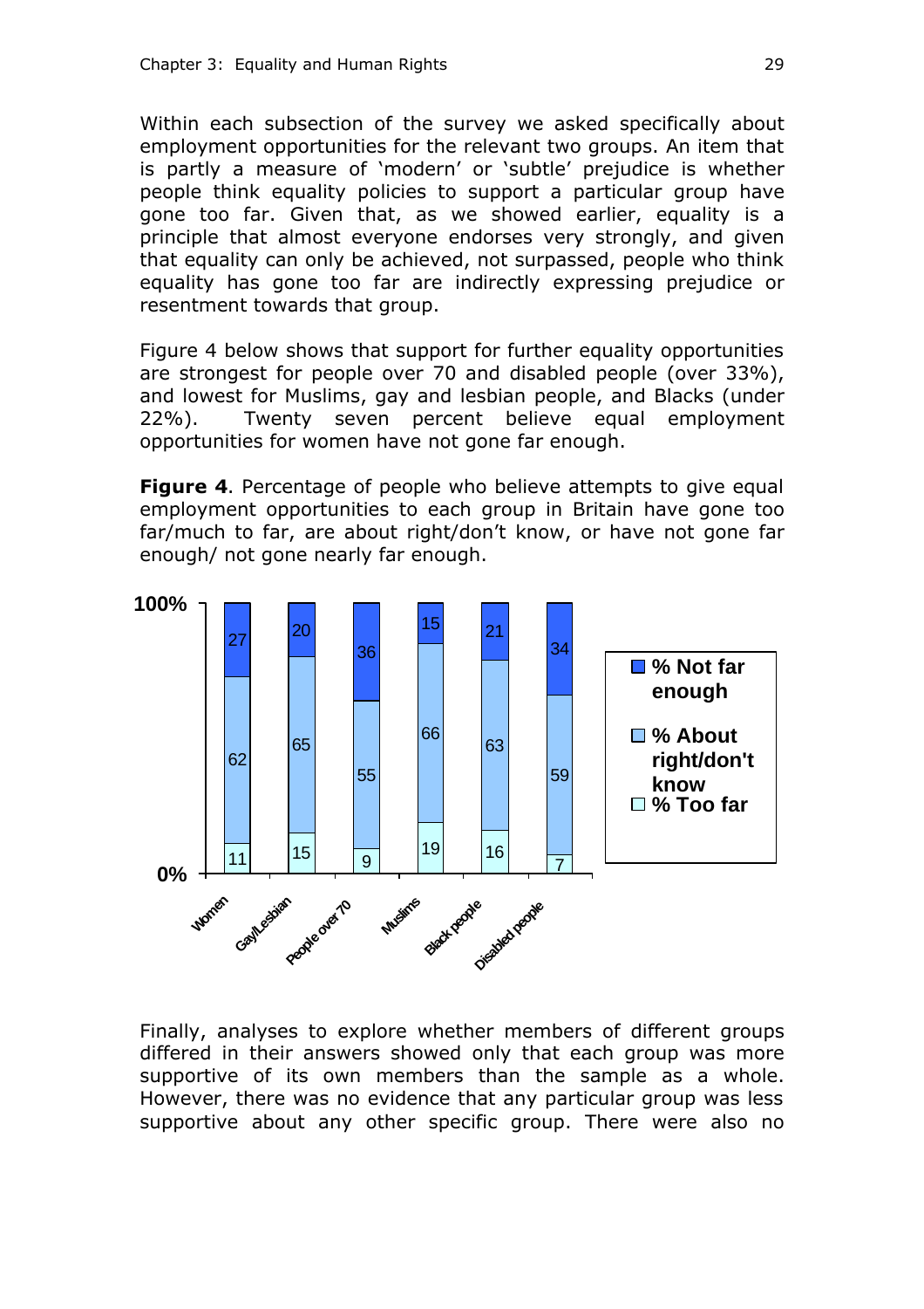Within each subsection of the survey we asked specifically about employment opportunities for the relevant two groups. An item that is partly a measure of 'modern' or 'subtle' prejudice is whether people think equality policies to support a particular group have gone too far. Given that, as we showed earlier, equality is a principle that almost everyone endorses very strongly, and given that equality can only be achieved, not surpassed, people who think equality has gone too far are indirectly expressing prejudice or resentment towards that group.

Figure 4 below shows that support for further equality opportunities are strongest for people over 70 and disabled people (over 33%), and lowest for Muslims, gay and lesbian people, and Blacks (under 22%). Twenty seven percent believe equal employment opportunities for women have not gone far enough.

**Figure 4**. Percentage of people who believe attempts to give equal employment opportunities to each group in Britain have gone too far/much to far, are about right/don't know, or have not gone far enough/ not gone nearly far enough.

| | Women | Gay/Lesbian | People over 70 | Muslims | Black people | Disabled people |
|---|---|---|---|---|---|---|
| % Not far enough | 27 | 20 | 36 | 15 | 21 | 34 |
| % About right/don't know | 62 | 65 | 55 | 66 | 63 | 59 |
| % Too far | 11 | 15 | 9 | 19 | 16 | 7 |

Finally, analyses to explore whether members of different groups differed in their answers showed only that each group was more supportive of its own members than the sample as a whole. However, there was no evidence that any particular group was less supportive about any other specific group. There were also no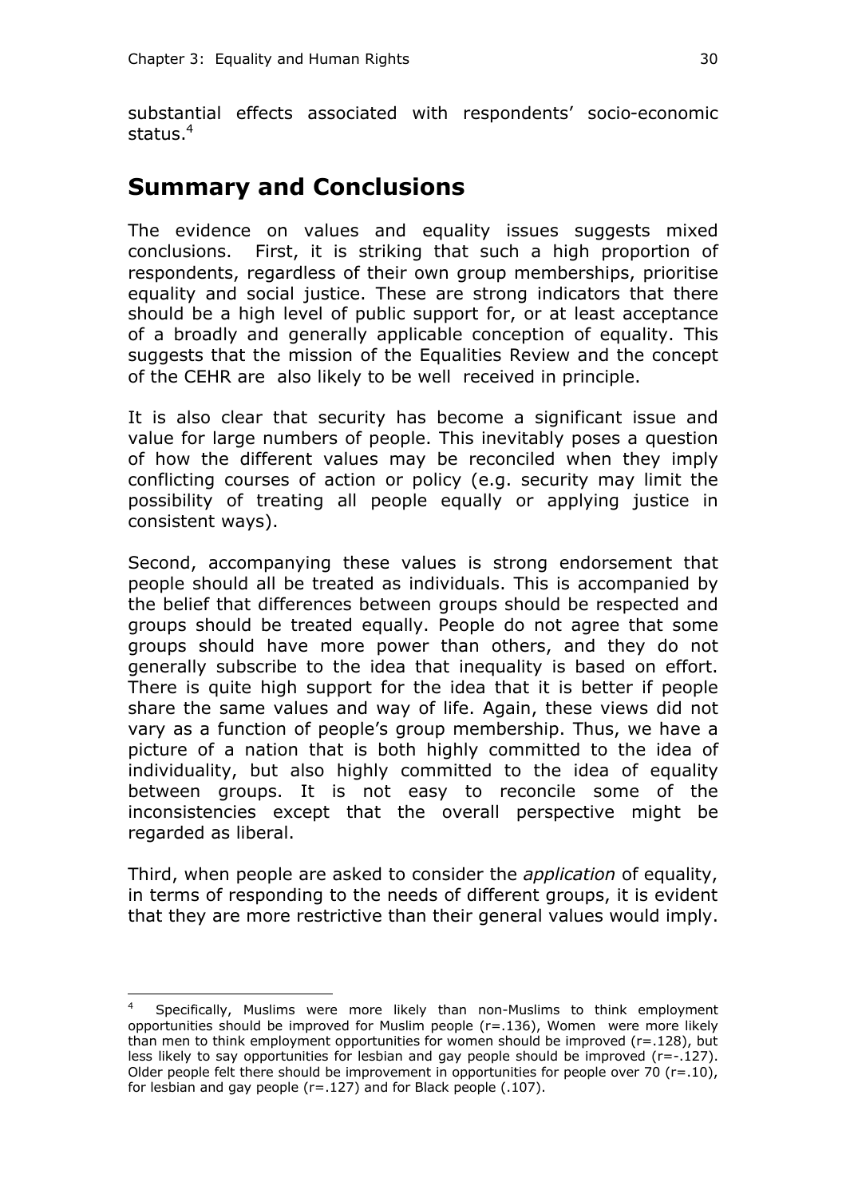substantial effects associated with respondents' socio-economic status.[4]

## Summary and Conclusions

The evidence on values and equality issues suggests mixed conclusions. First, it is striking that such a high proportion of respondents, regardless of their own group memberships, prioritise equality and social justice. These are strong indicators that there should be a high level of public support for, or at least acceptance of a broadly and generally applicable conception of equality. This suggests that the mission of the Equalities Review and the concept of the CEHR are also likely to be well received in principle.

It is also clear that security has become a significant issue and value for large numbers of people. This inevitably poses a question of how the different values may be reconciled when they imply conflicting courses of action or policy (e.g. security may limit the possibility of treating all people equally or applying justice in consistent ways).

Second, accompanying these values is strong endorsement that people should all be treated as individuals. This is accompanied by the belief that differences between groups should be respected and groups should be treated equally. People do not agree that some groups should have more power than others, and they do not generally subscribe to the idea that inequality is based on effort. There is quite high support for the idea that it is better if people share the same values and way of life. Again, these views did not vary as a function of people's group membership. Thus, we have a picture of a nation that is both highly committed to the idea of individuality, but also highly committed to the idea of equality between groups. It is not easy to reconcile some of the inconsistencies except that the overall perspective might be regarded as liberal.

Third, when people are asked to consider the *application* of equality, in terms of responding to the needs of different groups, it is evident that they are more restrictive than their general values would imply.

---

[4] Specifically, Muslims were more likely than non-Muslims to think employment opportunities should be improved for Muslim people ($r=.136$), Women were more likely than men to think employment opportunities for women should be improved ($r=.128$), but less likely to say opportunities for lesbian and gay people should be improved ($r=-.127$). Older people felt there should be improvement in opportunities for people over 70 ($r=.10$), for lesbian and gay people ($r=.127$) and for Black people (.107).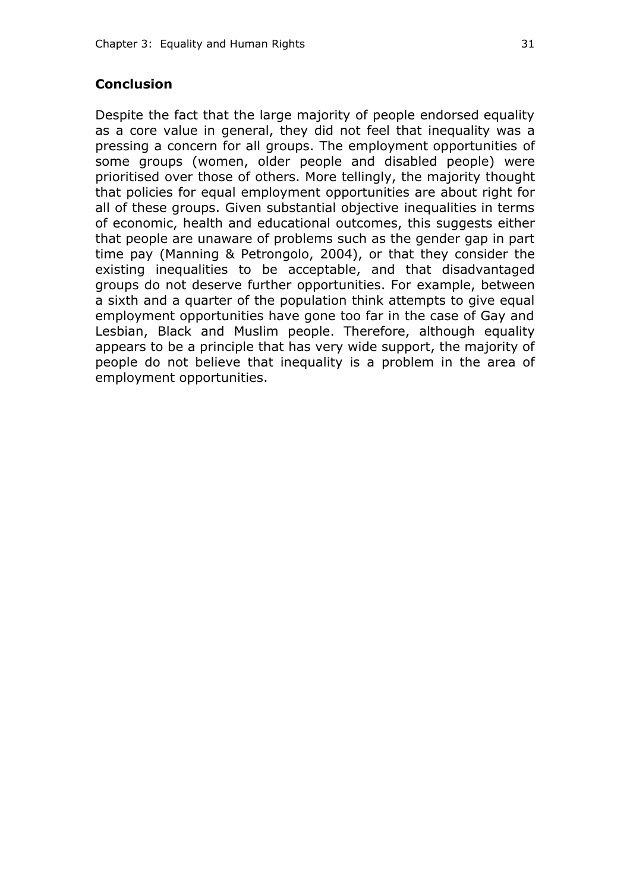## Conclusion

Despite the fact that the large majority of people endorsed equality as a core value in general, they did not feel that inequality was a pressing a concern for all groups. The employment opportunities of some groups (women, older people and disabled people) were prioritised over those of others. More tellingly, the majority thought that policies for equal employment opportunities are about right for all of these groups. Given substantial objective inequalities in terms of economic, health and educational outcomes, this suggests either that people are unaware of problems such as the gender gap in part time pay (Manning & Petrongolo, 2004), or that they consider the existing inequalities to be acceptable, and that disadvantaged groups do not deserve further opportunities. For example, between a sixth and a quarter of the population think attempts to give equal employment opportunities have gone too far in the case of Gay and Lesbian, Black and Muslim people. Therefore, although equality appears to be a principle that has very wide support, the majority of people do not believe that inequality is a problem in the area of employment opportunities.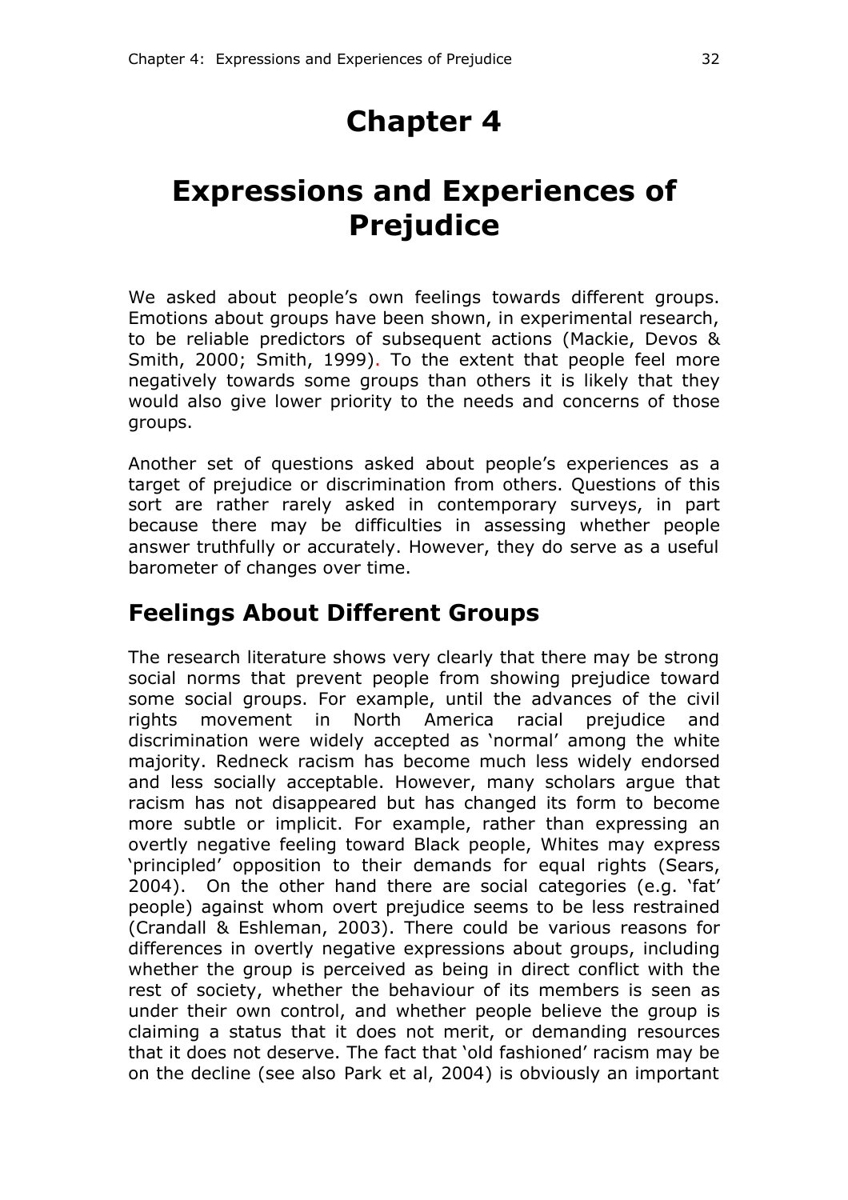# Chapter 4

# Expressions and Experiences of Prejudice

We asked about people's own feelings towards different groups. Emotions about groups have been shown, in experimental research, to be reliable predictors of subsequent actions (Mackie, Devos & Smith, 2000; Smith, 1999). To the extent that people feel more negatively towards some groups than others it is likely that they would also give lower priority to the needs and concerns of those groups.

Another set of questions asked about people's experiences as a target of prejudice or discrimination from others. Questions of this sort are rather rarely asked in contemporary surveys, in part because there may be difficulties in assessing whether people answer truthfully or accurately. However, they do serve as a useful barometer of changes over time.

## Feelings About Different Groups

The research literature shows very clearly that there may be strong social norms that prevent people from showing prejudice toward some social groups. For example, until the advances of the civil rights movement in North America racial prejudice and discrimination were widely accepted as 'normal' among the white majority. Redneck racism has become much less widely endorsed and less socially acceptable. However, many scholars argue that racism has not disappeared but has changed its form to become more subtle or implicit. For example, rather than expressing an overtly negative feeling toward Black people, Whites may express 'principled' opposition to their demands for equal rights (Sears, 2004). On the other hand there are social categories (e.g. 'fat' people) against whom overt prejudice seems to be less restrained (Crandall & Eshleman, 2003). There could be various reasons for differences in overtly negative expressions about groups, including whether the group is perceived as being in direct conflict with the rest of society, whether the behaviour of its members is seen as under their own control, and whether people believe the group is claiming a status that it does not merit, or demanding resources that it does not deserve. The fact that 'old fashioned' racism may be on the decline (see also Park et al, 2004) is obviously an important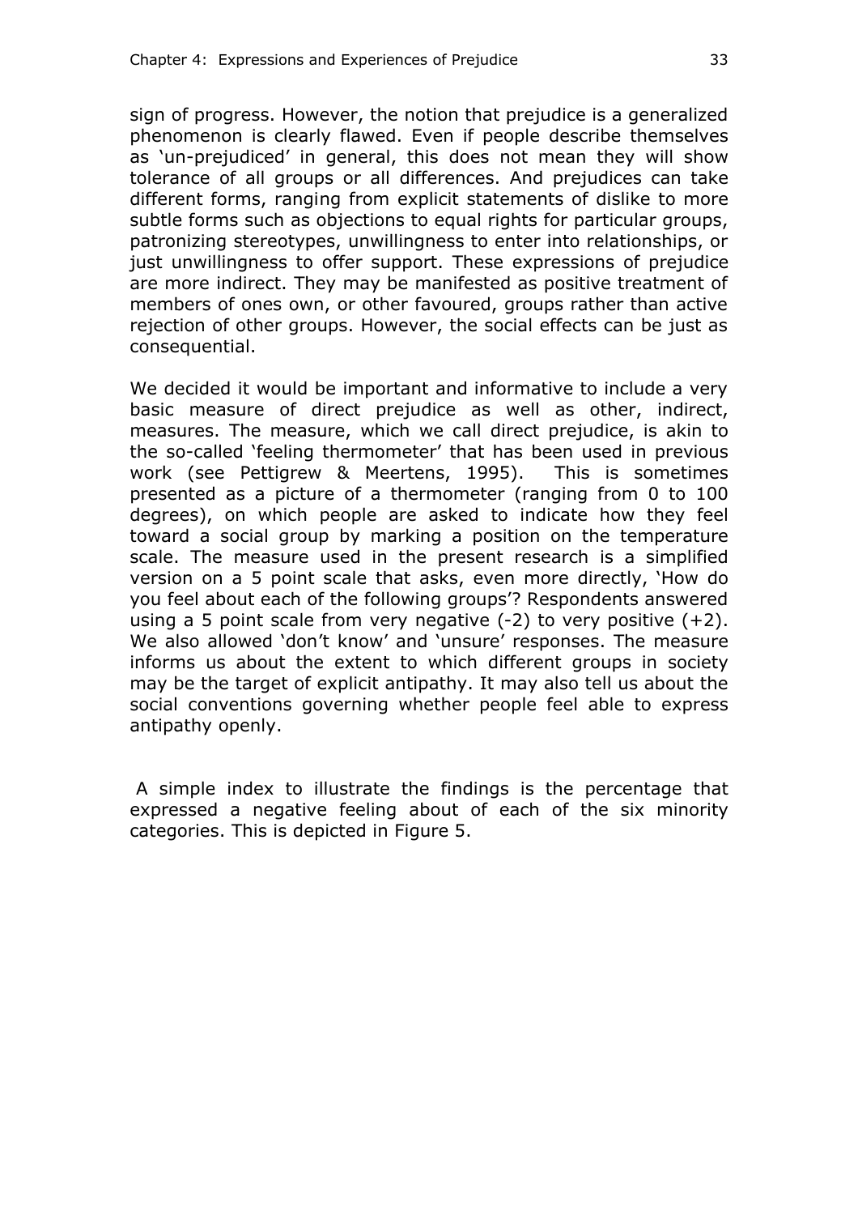sign of progress. However, the notion that prejudice is a generalized phenomenon is clearly flawed. Even if people describe themselves as 'un-prejudiced' in general, this does not mean they will show tolerance of all groups or all differences. And prejudices can take different forms, ranging from explicit statements of dislike to more subtle forms such as objections to equal rights for particular groups, patronizing stereotypes, unwillingness to enter into relationships, or just unwillingness to offer support. These expressions of prejudice are more indirect. They may be manifested as positive treatment of members of ones own, or other favoured, groups rather than active rejection of other groups. However, the social effects can be just as consequential.

We decided it would be important and informative to include a very basic measure of direct prejudice as well as other, indirect, measures. The measure, which we call direct prejudice, is akin to the so-called 'feeling thermometer' that has been used in previous work (see Pettigrew & Meertens, 1995). This is sometimes presented as a picture of a thermometer (ranging from 0 to 100 degrees), on which people are asked to indicate how they feel toward a social group by marking a position on the temperature scale. The measure used in the present research is a simplified version on a 5 point scale that asks, even more directly, 'How do you feel about each of the following groups'? Respondents answered using a 5 point scale from very negative (-2) to very positive (+2). We also allowed 'don't know' and 'unsure' responses. The measure informs us about the extent to which different groups in society may be the target of explicit antipathy. It may also tell us about the social conventions governing whether people feel able to express antipathy openly.

A simple index to illustrate the findings is the percentage that expressed a negative feeling about of each of the six minority categories. This is depicted in Figure 5.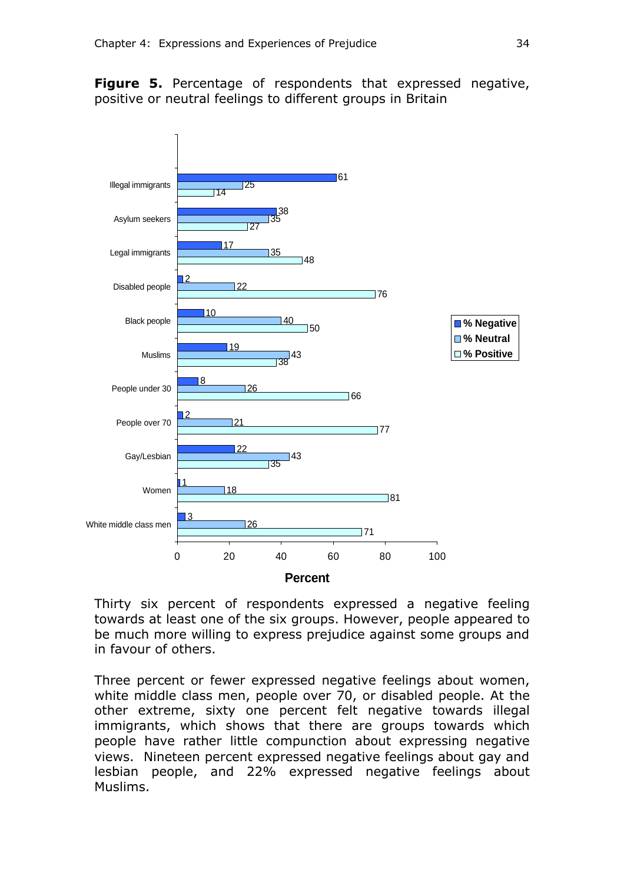**Figure 5.** Percentage of respondents that expressed negative, positive or neutral feelings to different groups in Britain

| Group | % Negative | % Neutral | % Positive |
|---|---|---|---|
| Illegal immigrants | 61 | 25 | 14 |
| Asylum seekers | 38 | 35 | 27 |
| Legal immigrants | 17 | 35 | 48 |
| Disabled people | 2 | 22 | 76 |
| Black people | 10 | 40 | 50 |
| Muslims | 19 | 43 | 38 |
| People under 30 | 8 | 26 | 66 |
| People over 70 | 2 | 21 | 77 |
| Gay/Lesbian | 22 | 43 | 35 |
| Women | 1 | 18 | 81 |
| White middle class men | 3 | 26 | 71 |

Thirty six percent of respondents expressed a negative feeling towards at least one of the six groups. However, people appeared to be much more willing to express prejudice against some groups and in favour of others.

Three percent or fewer expressed negative feelings about women, white middle class men, people over 70, or disabled people. At the other extreme, sixty one percent felt negative towards illegal immigrants, which shows that there are groups towards which people have rather little compunction about expressing negative views. Nineteen percent expressed negative feelings about gay and lesbian people, and 22% expressed negative feelings about Muslims.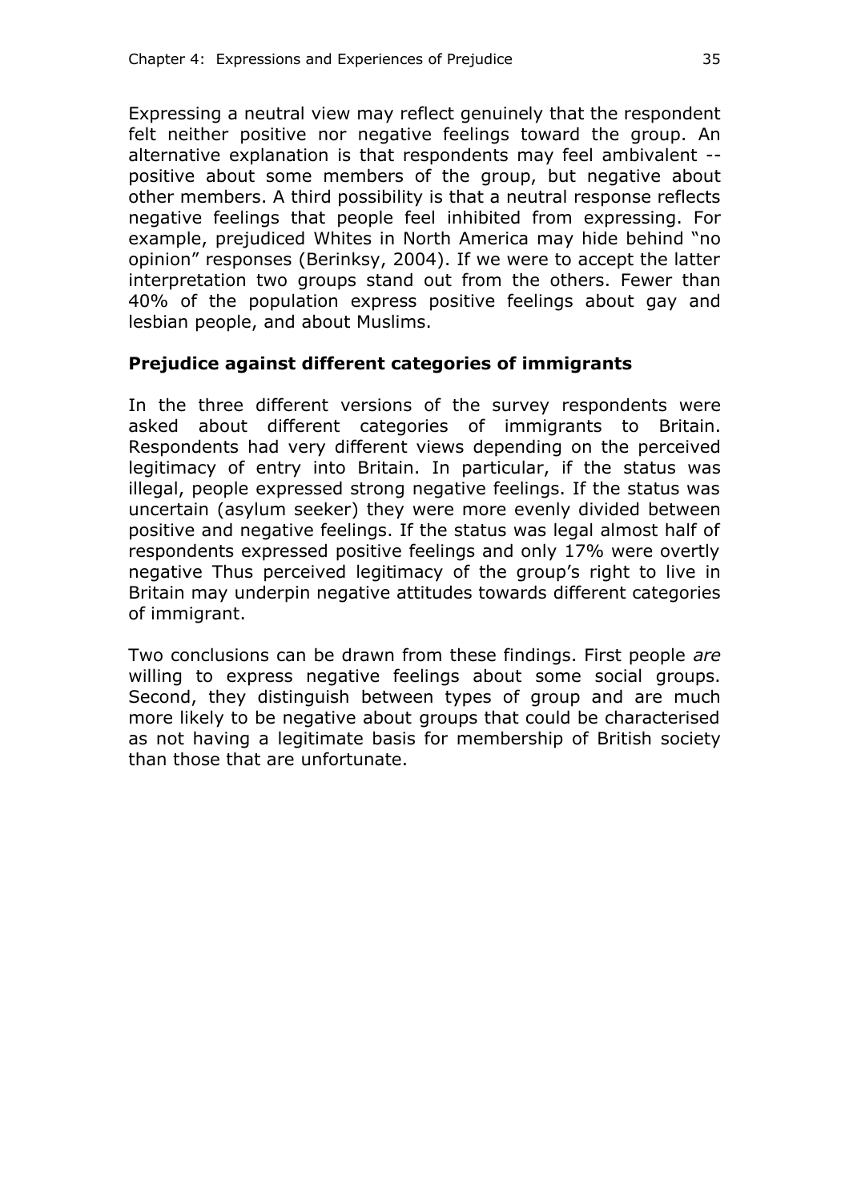Expressing a neutral view may reflect genuinely that the respondent felt neither positive nor negative feelings toward the group. An alternative explanation is that respondents may feel ambivalent -- positive about some members of the group, but negative about other members. A third possibility is that a neutral response reflects negative feelings that people feel inhibited from expressing. For example, prejudiced Whites in North America may hide behind "no opinion" responses (Berinksy, 2004). If we were to accept the latter interpretation two groups stand out from the others. Fewer than 40% of the population express positive feelings about gay and lesbian people, and about Muslims.

### Prejudice against different categories of immigrants

In the three different versions of the survey respondents were asked about different categories of immigrants to Britain. Respondents had very different views depending on the perceived legitimacy of entry into Britain. In particular, if the status was illegal, people expressed strong negative feelings. If the status was uncertain (asylum seeker) they were more evenly divided between positive and negative feelings. If the status was legal almost half of respondents expressed positive feelings and only 17% were overtly negative Thus perceived legitimacy of the group's right to live in Britain may underpin negative attitudes towards different categories of immigrant.

Two conclusions can be drawn from these findings. First people *are* willing to express negative feelings about some social groups. Second, they distinguish between types of group and are much more likely to be negative about groups that could be characterised as not having a legitimate basis for membership of British society than those that are unfortunate.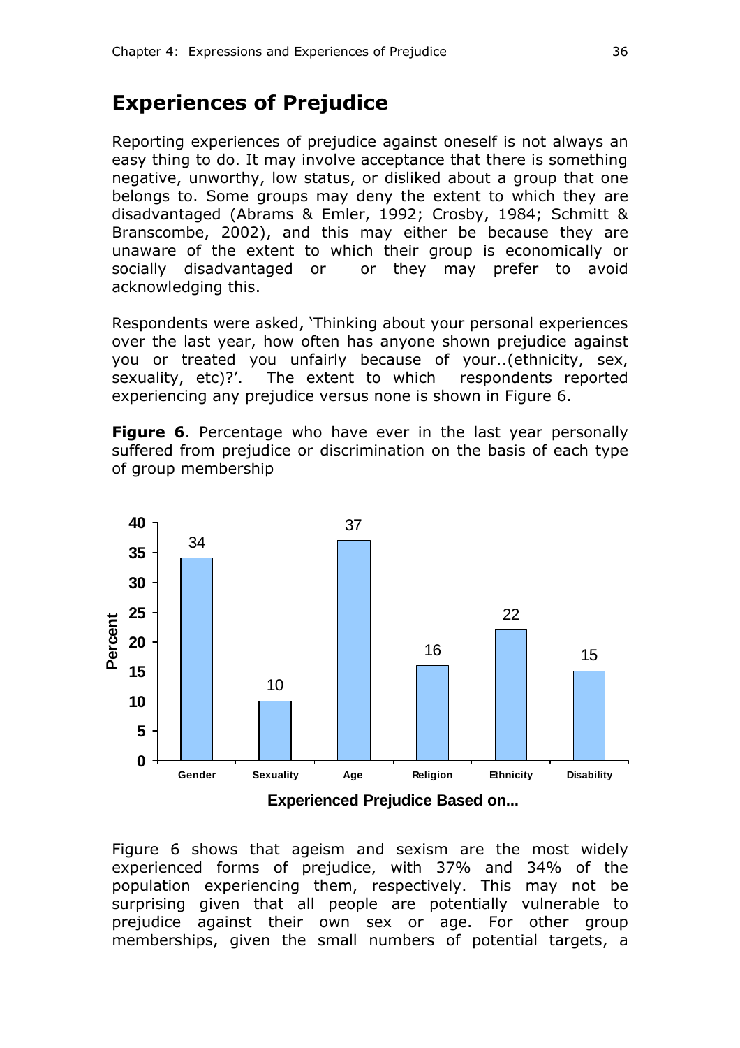## Experiences of Prejudice

Reporting experiences of prejudice against oneself is not always an easy thing to do. It may involve acceptance that there is something negative, unworthy, low status, or disliked about a group that one belongs to. Some groups may deny the extent to which they are disadvantaged (Abrams & Emler, 1992; Crosby, 1984; Schmitt & Branscombe, 2002), and this may either be because they are unaware of the extent to which their group is economically or socially disadvantaged or or they may prefer to avoid acknowledging this.

Respondents were asked, 'Thinking about your personal experiences over the last year, how often has anyone shown prejudice against you or treated you unfairly because of your..(ethnicity, sex, sexuality, etc)?'. The extent to which respondents reported experiencing any prejudice versus none is shown in Figure 6.

**Figure 6**. Percentage who have ever in the last year personally suffered from prejudice or discrimination on the basis of each type of group membership

| Experienced Prejudice Based on... | Percent |
|---|---|
| Gender | 34 |
| Sexuality | 10 |
| Age | 37 |
| Religion | 16 |
| Ethnicity | 22 |
| Disability | 15 |

Figure 6 shows that ageism and sexism are the most widely experienced forms of prejudice, with 37% and 34% of the population experiencing them, respectively. This may not be surprising given that all people are potentially vulnerable to prejudice against their own sex or age. For other group memberships, given the small numbers of potential targets, a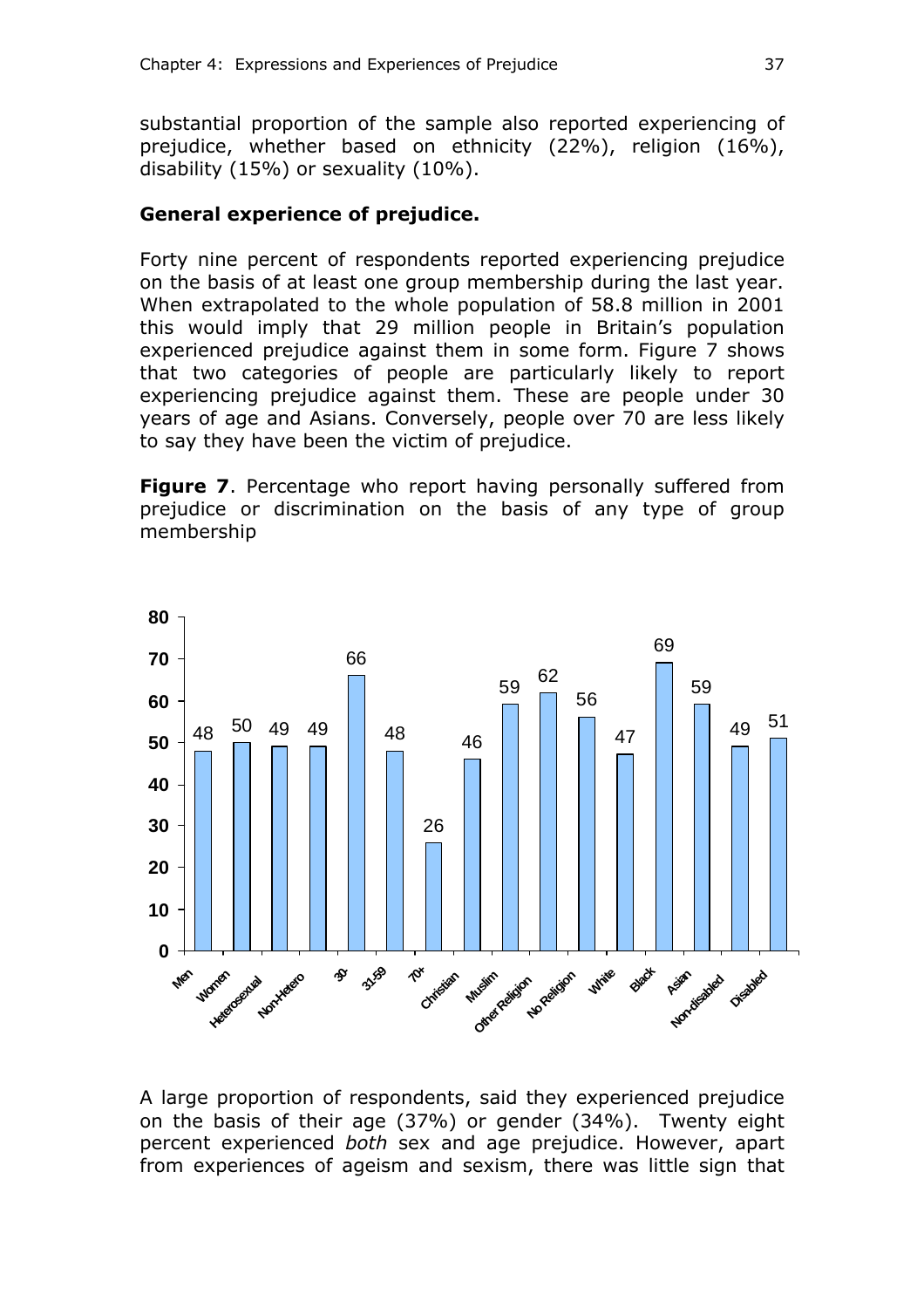substantial proportion of the sample also reported experiencing of prejudice, whether based on ethnicity (22%), religion (16%), disability (15%) or sexuality (10%).

**General experience of prejudice.**

Forty nine percent of respondents reported experiencing prejudice on the basis of at least one group membership during the last year. When extrapolated to the whole population of 58.8 million in 2001 this would imply that 29 million people in Britain's population experienced prejudice against them in some form. Figure 7 shows that two categories of people are particularly likely to report experiencing prejudice against them. These are people under 30 years of age and Asians. Conversely, people over 70 are less likely to say they have been the victim of prejudice.

**Figure 7**. Percentage who report having personally suffered from prejudice or discrimination on the basis of any type of group membership

| Group | % |
|---|---|
| Men | 48 |
| Women | 50 |
| Heterosexual | 49 |
| Non-Hetero | 49 |
| 30- | 66 |
| 31-59 | 48 |
| 70+ | 26 |
| Christian | 46 |
| Muslim | 59 |
| Other Religion | 62 |
| No Religion | 56 |
| White | 47 |
| Black | 69 |
| Asian | 59 |
| Non-disabled | 49 |
| Disabled | 51 |

A large proportion of respondents, said they experienced prejudice on the basis of their age (37%) or gender (34%). Twenty eight percent experienced *both* sex and age prejudice. However, apart from experiences of ageism and sexism, there was little sign that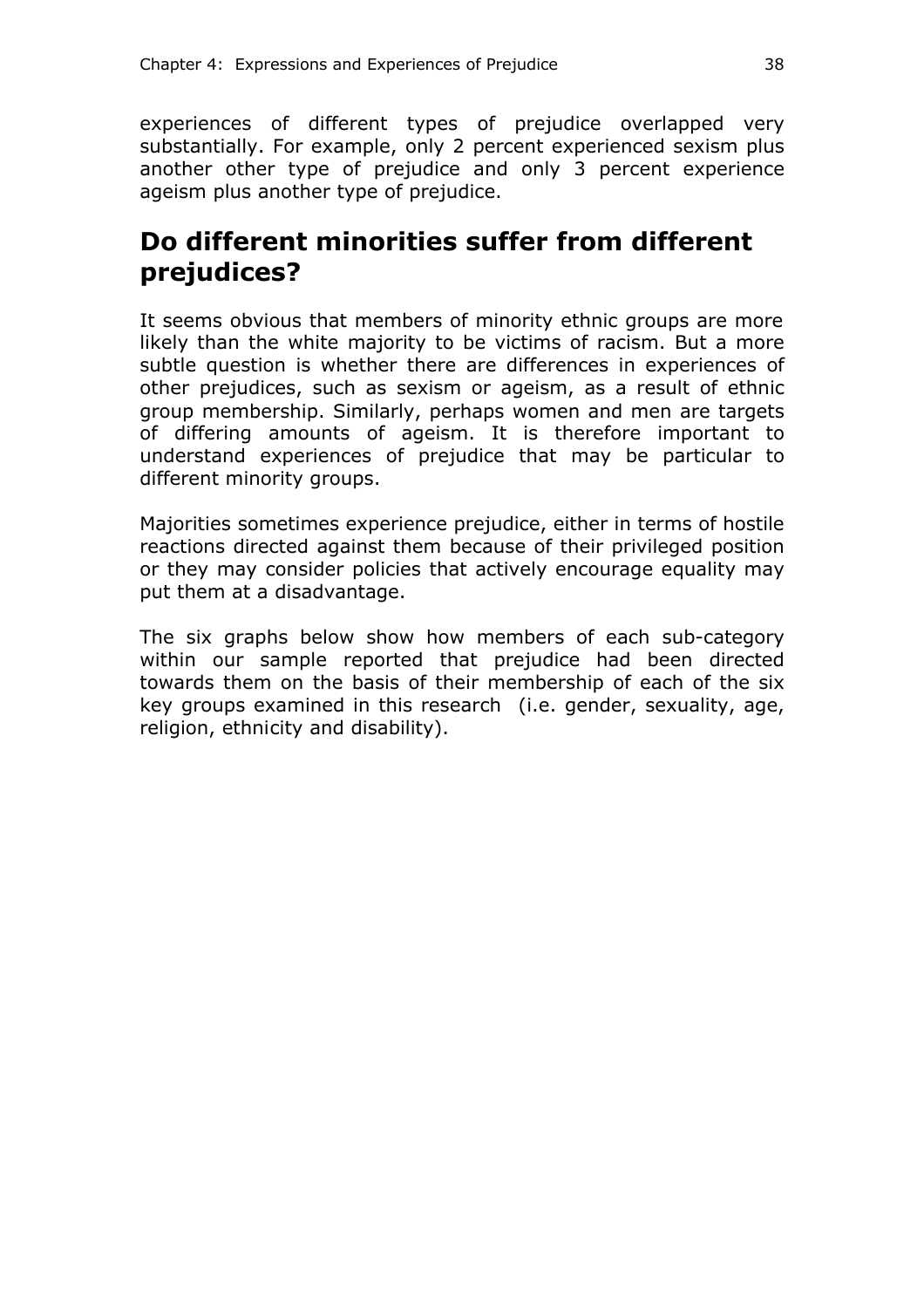experiences of different types of prejudice overlapped very substantially. For example, only 2 percent experienced sexism plus another other type of prejudice and only 3 percent experience ageism plus another type of prejudice.

## Do different minorities suffer from different prejudices?

It seems obvious that members of minority ethnic groups are more likely than the white majority to be victims of racism. But a more subtle question is whether there are differences in experiences of other prejudices, such as sexism or ageism, as a result of ethnic group membership. Similarly, perhaps women and men are targets of differing amounts of ageism. It is therefore important to understand experiences of prejudice that may be particular to different minority groups.

Majorities sometimes experience prejudice, either in terms of hostile reactions directed against them because of their privileged position or they may consider policies that actively encourage equality may put them at a disadvantage.

The six graphs below show how members of each sub-category within our sample reported that prejudice had been directed towards them on the basis of their membership of each of the six key groups examined in this research (i.e. gender, sexuality, age, religion, ethnicity and disability).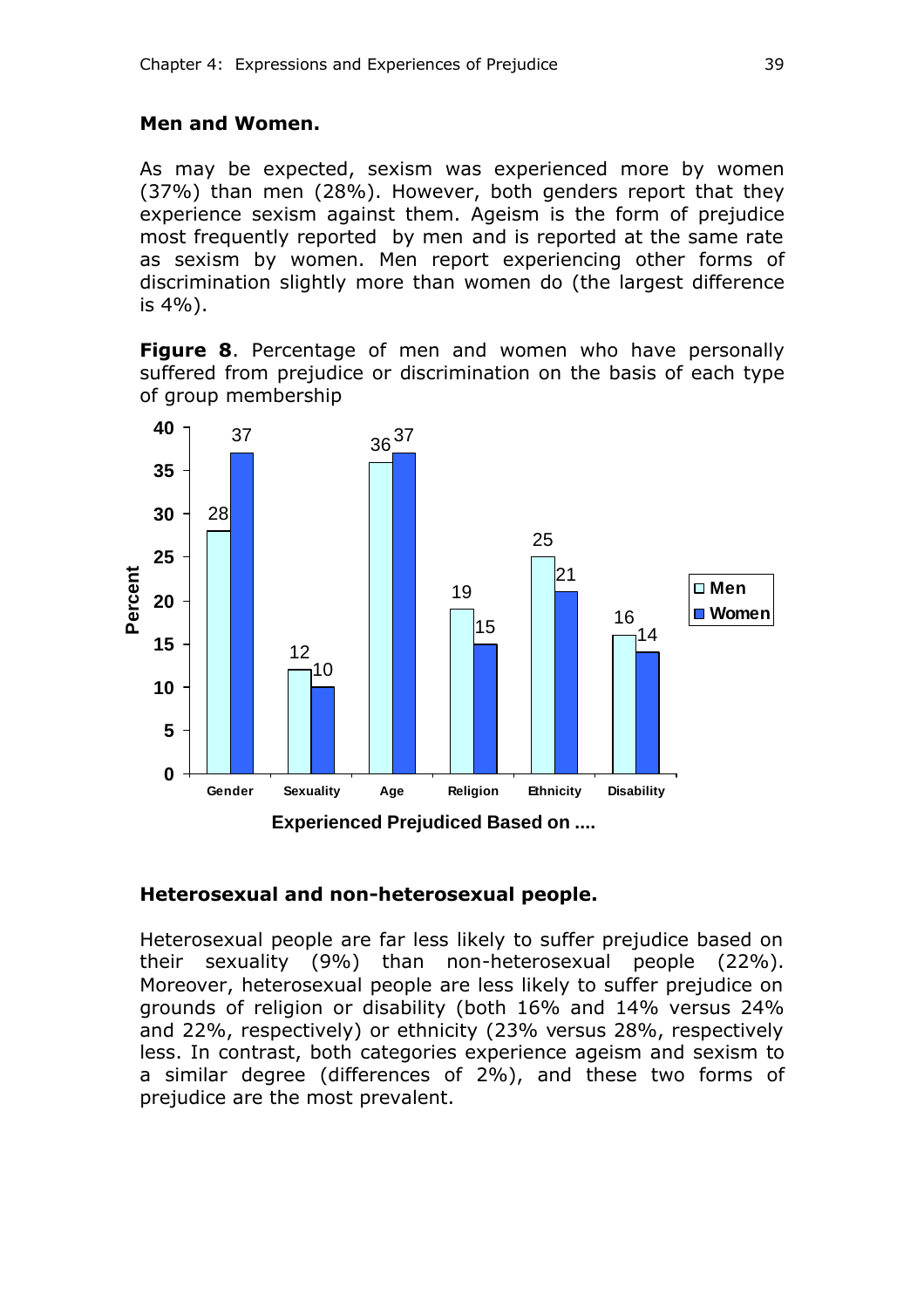### Men and Women.

As may be expected, sexism was experienced more by women (37%) than men (28%). However, both genders report that they experience sexism against them. Ageism is the form of prejudice most frequently reported by men and is reported at the same rate as sexism by women. Men report experiencing other forms of discrimination slightly more than women do (the largest difference is 4%).

**Figure 8**. Percentage of men and women who have personally suffered from prejudice or discrimination on the basis of each type of group membership

| Experienced Prejudiced Based on .... | Men | Women |
|---|---|---|
| Gender | 28 | 37 |
| Sexuality | 12 | 10 |
| Age | 36 | 37 |
| Religion | 19 | 15 |
| Ethnicity | 25 | 21 |
| Disability | 16 | 14 |

### Heterosexual and non-heterosexual people.

Heterosexual people are far less likely to suffer prejudice based on their sexuality (9%) than non-heterosexual people (22%). Moreover, heterosexual people are less likely to suffer prejudice on grounds of religion or disability (both 16% and 14% versus 24% and 22%, respectively) or ethnicity (23% versus 28%, respectively less. In contrast, both categories experience ageism and sexism to a similar degree (differences of 2%), and these two forms of prejudice are the most prevalent.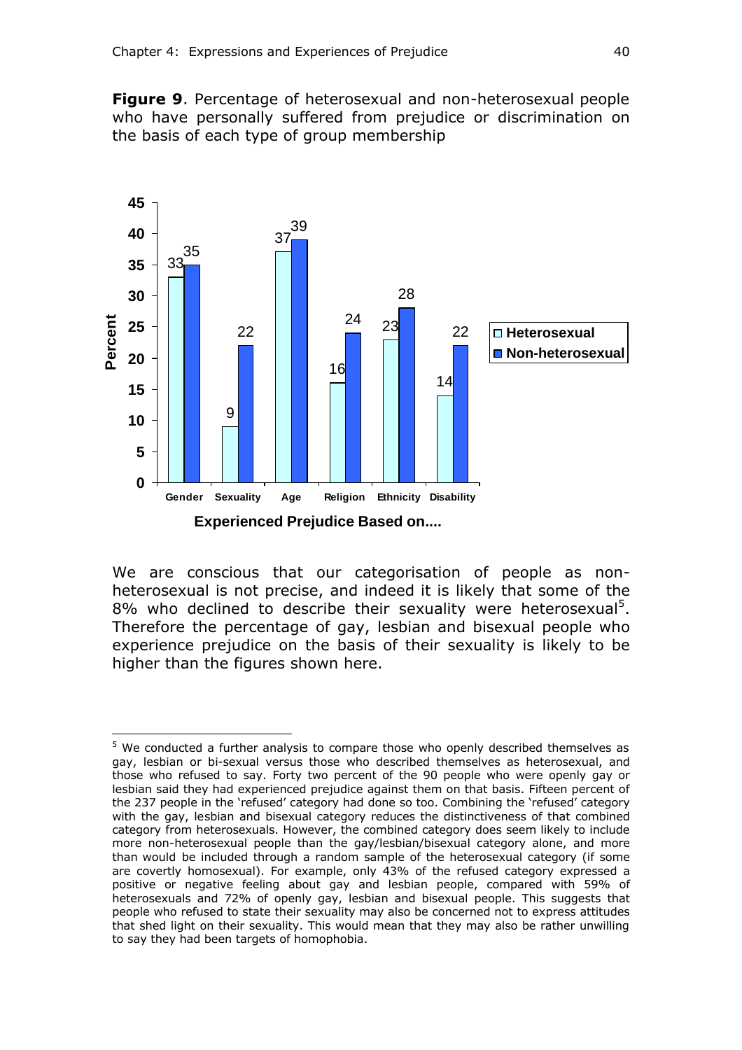**Figure 9**. Percentage of heterosexual and non-heterosexual people who have personally suffered from prejudice or discrimination on the basis of each type of group membership

| Experienced Prejudice Based on.... | Heterosexual | Non-heterosexual |
|---|---|---|
| Gender | 33 | 35 |
| Sexuality | 9 | 22 |
| Age | 37 | 39 |
| Religion | 16 | 24 |
| Ethnicity | 23 | 28 |
| Disability | 14 | 22 |

We are conscious that our categorisation of people as non-heterosexual is not precise, and indeed it is likely that some of the 8% who declined to describe their sexuality were heterosexual[5]. Therefore the percentage of gay, lesbian and bisexual people who experience prejudice on the basis of their sexuality is likely to be higher than the figures shown here.

---

[5] We conducted a further analysis to compare those who openly described themselves as gay, lesbian or bi-sexual versus those who described themselves as heterosexual, and those who refused to say. Forty two percent of the 90 people who were openly gay or lesbian said they had experienced prejudice against them on that basis. Fifteen percent of the 237 people in the 'refused' category had done so too. Combining the 'refused' category with the gay, lesbian and bisexual category reduces the distinctiveness of that combined category from heterosexuals. However, the combined category does seem likely to include more non-heterosexual people than the gay/lesbian/bisexual category alone, and more than would be included through a random sample of the heterosexual category (if some are covertly homosexual). For example, only 43% of the refused category expressed a positive or negative feeling about gay and lesbian people, compared with 59% of heterosexuals and 72% of openly gay, lesbian and bisexual people. This suggests that people who refused to state their sexuality may also be concerned not to express attitudes that shed light on their sexuality. This would mean that they may also be rather unwilling to say they had been targets of homophobia.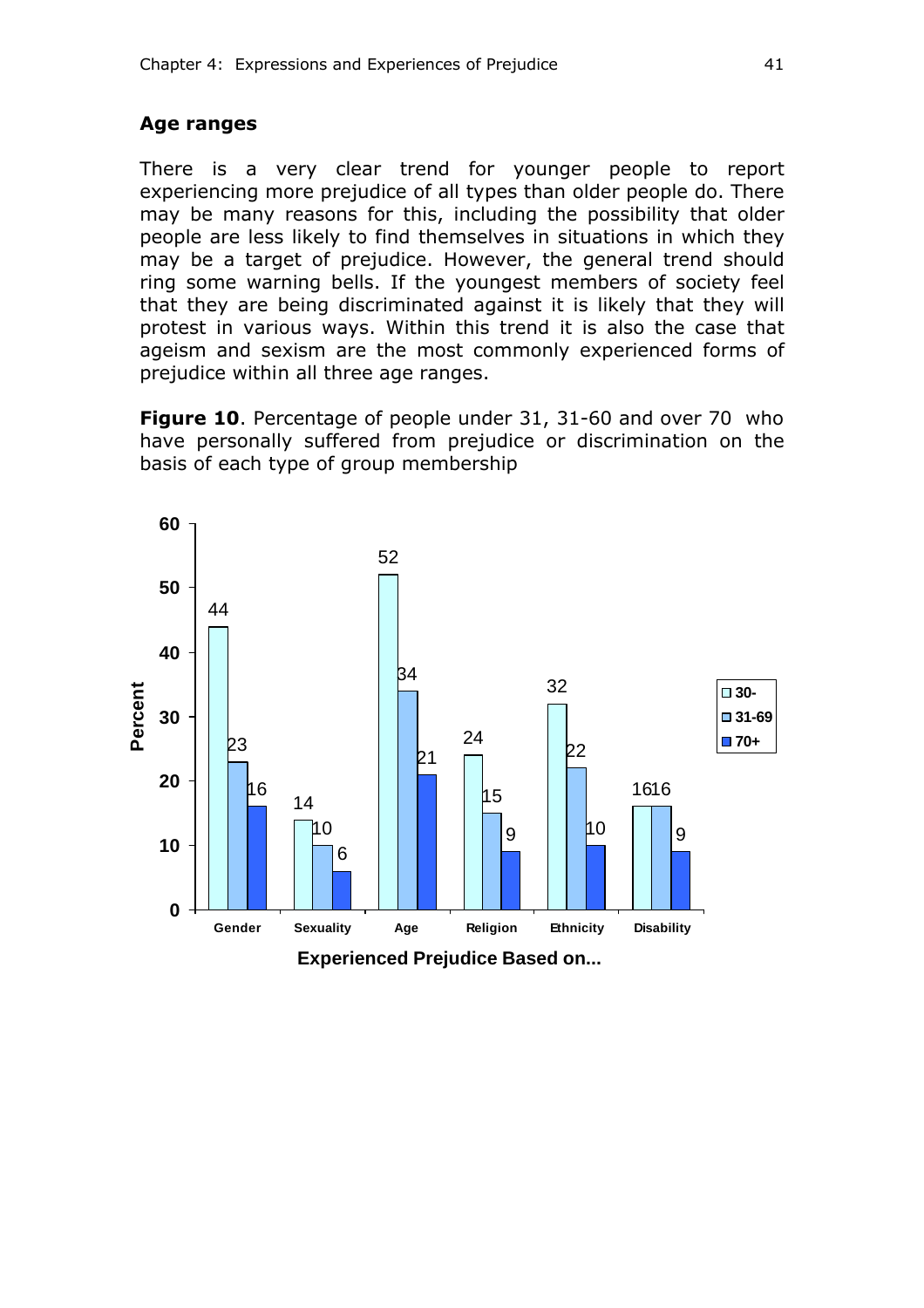## Age ranges

There is a very clear trend for younger people to report experiencing more prejudice of all types than older people do. There may be many reasons for this, including the possibility that older people are less likely to find themselves in situations in which they may be a target of prejudice. However, the general trend should ring some warning bells. If the youngest members of society feel that they are being discriminated against it is likely that they will protest in various ways. Within this trend it is also the case that ageism and sexism are the most commonly experienced forms of prejudice within all three age ranges.

**Figure 10**. Percentage of people under 31, 31-60 and over 70 who have personally suffered from prejudice or discrimination on the basis of each type of group membership

| Experienced Prejudice Based on... | 30- | 31-69 | 70+ |
|---|---|---|---|
| Gender | 44 | 23 | 16 |
| Sexuality | 14 | 10 | 6 |
| Age | 52 | 34 | 21 |
| Religion | 24 | 15 | 9 |
| Ethnicity | 32 | 22 | 10 |
| Disability | 16 | 16 | 9 |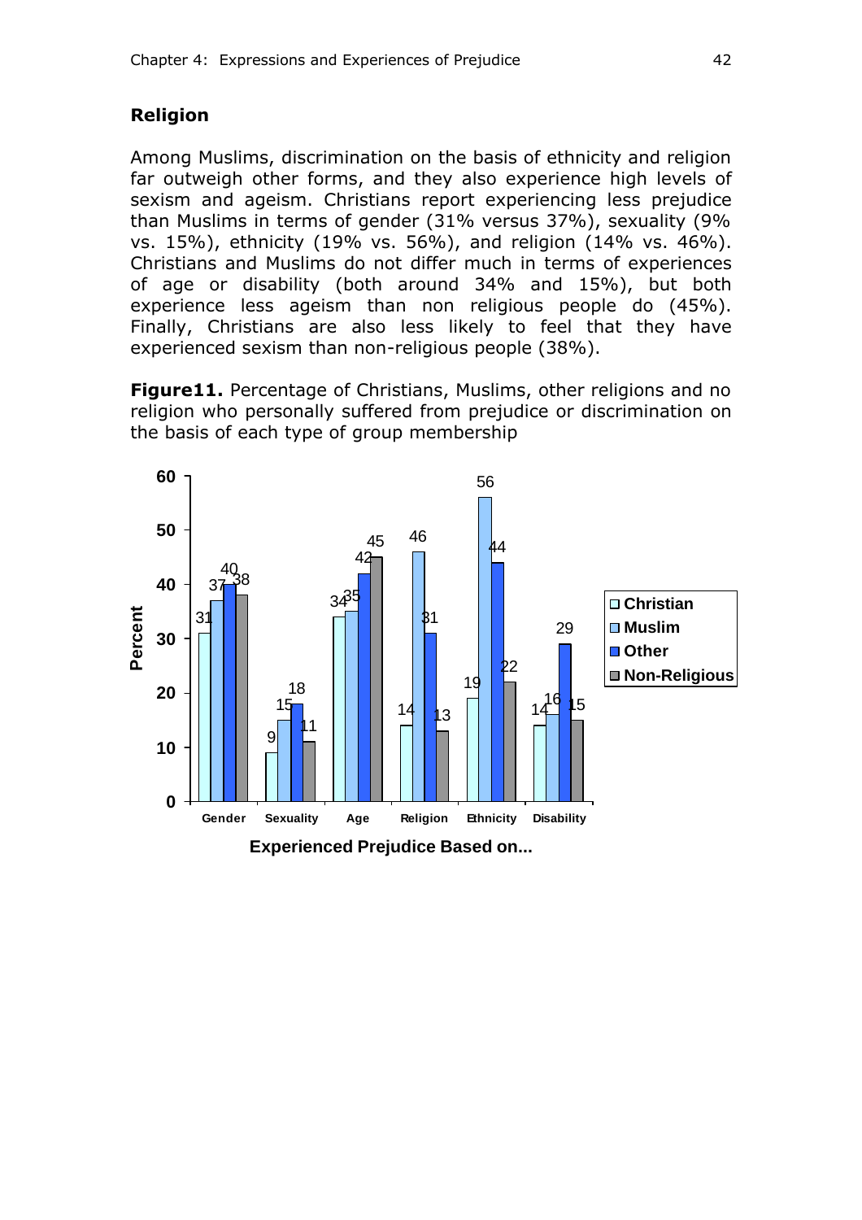## Religion

Among Muslims, discrimination on the basis of ethnicity and religion far outweigh other forms, and they also experience high levels of sexism and ageism. Christians report experiencing less prejudice than Muslims in terms of gender (31% versus 37%), sexuality (9% vs. 15%), ethnicity (19% vs. 56%), and religion (14% vs. 46%). Christians and Muslims do not differ much in terms of experiences of age or disability (both around 34% and 15%), but both experience less ageism than non religious people do (45%). Finally, Christians are also less likely to feel that they have experienced sexism than non-religious people (38%).

**Figure11.** Percentage of Christians, Muslims, other religions and no religion who personally suffered from prejudice or discrimination on the basis of each type of group membership

| Experienced Prejudice Based on... | Christian | Muslim | Other | Non-Religious |
|---|---|---|---|---|
| Gender | 31 | 37 | 40 | 38 |
| Sexuality | 9 | 15 | 18 | 11 |
| Age | 34 | 35 | 42 | 45 |
| Religion | 14 | 46 | 31 | 13 |
| Ethnicity | 19 | 56 | 44 | 22 |
| Disability | 14 | 16 | 29 | 15 |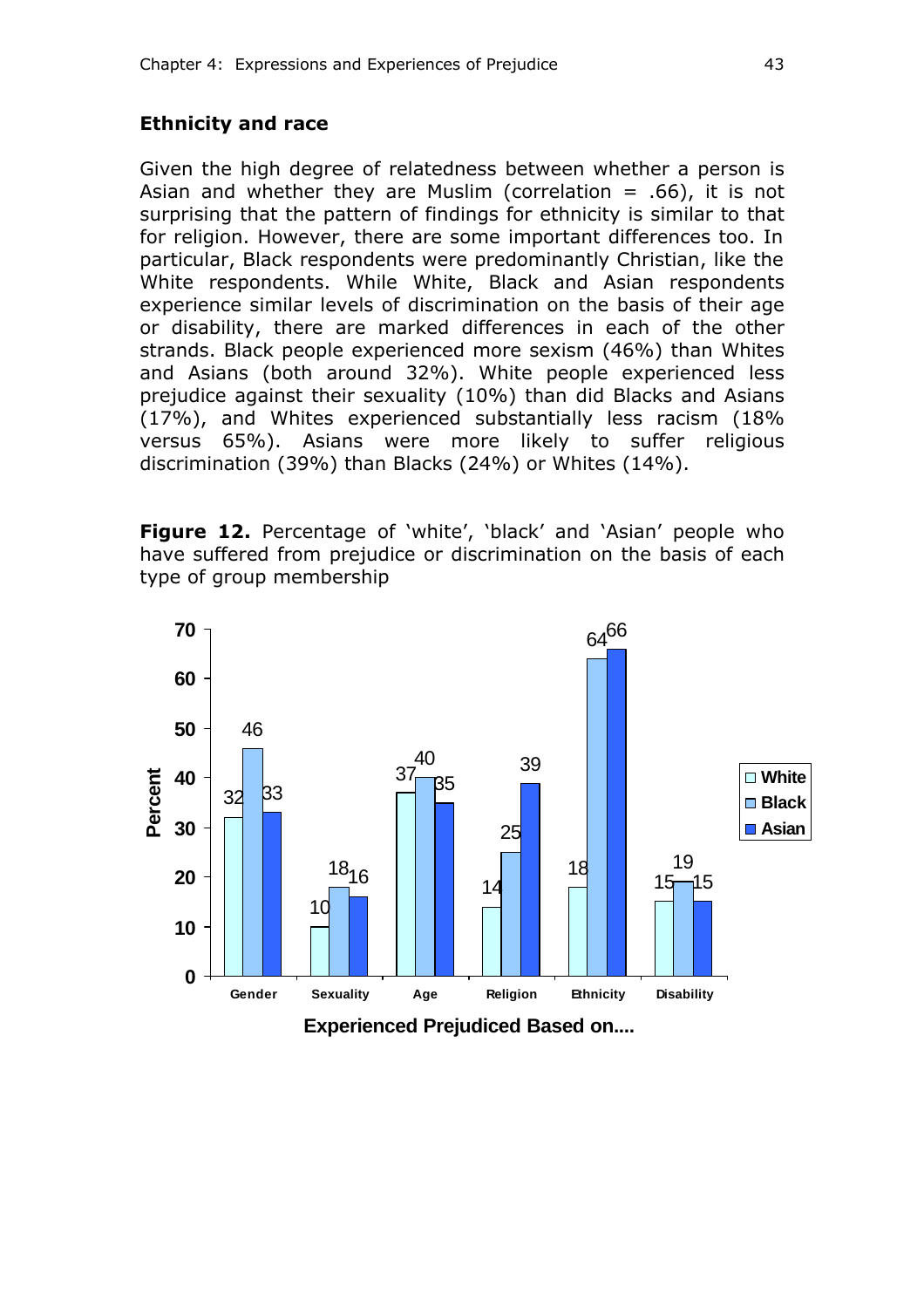### Ethnicity and race

Given the high degree of relatedness between whether a person is Asian and whether they are Muslim (correlation = .66), it is not surprising that the pattern of findings for ethnicity is similar to that for religion. However, there are some important differences too. In particular, Black respondents were predominantly Christian, like the White respondents. While White, Black and Asian respondents experience similar levels of discrimination on the basis of their age or disability, there are marked differences in each of the other strands. Black people experienced more sexism (46%) than Whites and Asians (both around 32%). White people experienced less prejudice against their sexuality (10%) than did Blacks and Asians (17%), and Whites experienced substantially less racism (18% versus 65%). Asians were more likely to suffer religious discrimination (39%) than Blacks (24%) or Whites (14%).

**Figure 12.** Percentage of 'white', 'black' and 'Asian' people who have suffered from prejudice or discrimination on the basis of each type of group membership

| Experienced Prejudiced Based on.... | White | Black | Asian |
|---|---|---|---|
| Gender | 32 | 46 | 33 |
| Sexuality | 10 | 18 | 16 |
| Age | 37 | 40 | 35 |
| Religion | 14 | 25 | 39 |
| Ethnicity | 18 | 64 | 66 |
| Disability | 15 | 19 | 15 |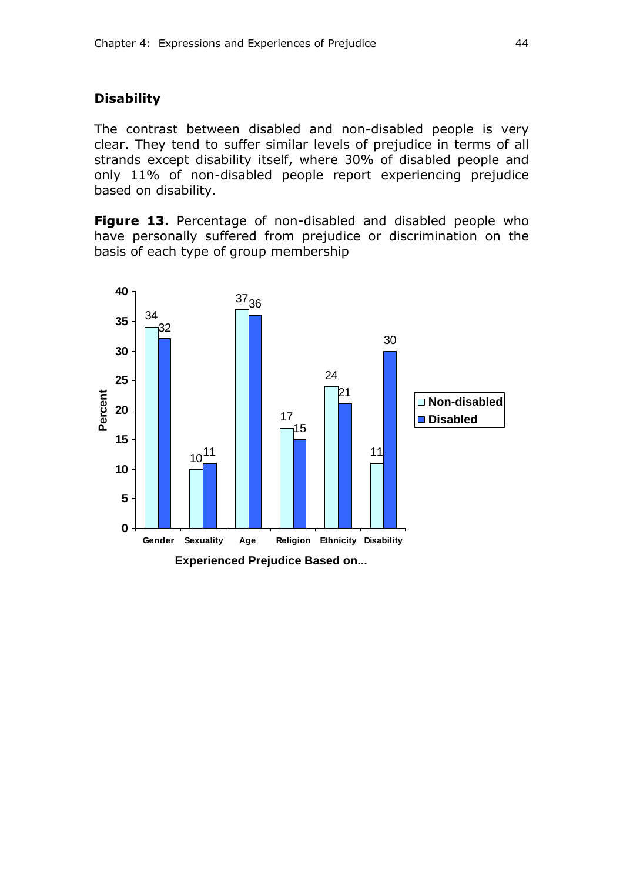## Disability

The contrast between disabled and non-disabled people is very clear. They tend to suffer similar levels of prejudice in terms of all strands except disability itself, where 30% of disabled people and only 11% of non-disabled people report experiencing prejudice based on disability.

**Figure 13.** Percentage of non-disabled and disabled people who have personally suffered from prejudice or discrimination on the basis of each type of group membership

| Experienced Prejudice Based on... | Non-disabled (Percent) | Disabled (Percent) |
|---|---|---|
| Gender | 34 | 32 |
| Sexuality | 10 | 11 |
| Age | 37 | 36 |
| Religion | 17 | 15 |
| Ethnicity | 24 | 21 |
| Disability | 11 | 30 |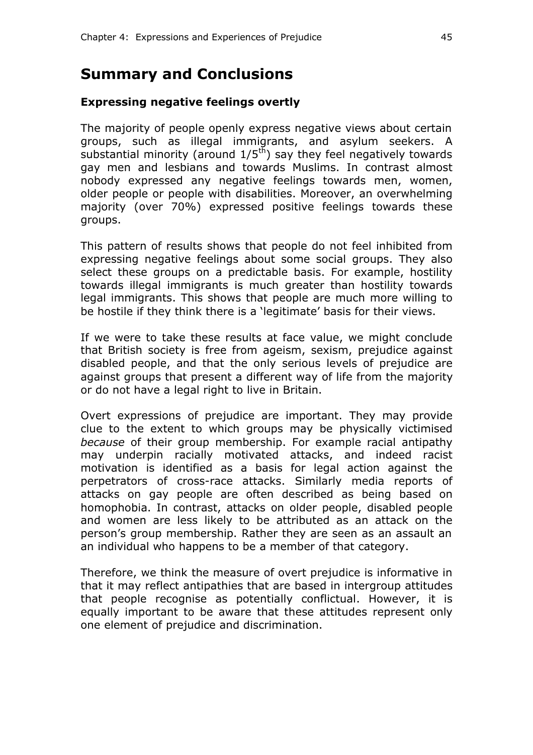## Summary and Conclusions

### Expressing negative feelings overtly

The majority of people openly express negative views about certain groups, such as illegal immigrants, and asylum seekers. A substantial minority (around $1/5^{th}$) say they feel negatively towards gay men and lesbians and towards Muslims. In contrast almost nobody expressed any negative feelings towards men, women, older people or people with disabilities. Moreover, an overwhelming majority (over 70%) expressed positive feelings towards these groups.

This pattern of results shows that people do not feel inhibited from expressing negative feelings about some social groups. They also select these groups on a predictable basis. For example, hostility towards illegal immigrants is much greater than hostility towards legal immigrants. This shows that people are much more willing to be hostile if they think there is a 'legitimate' basis for their views.

If we were to take these results at face value, we might conclude that British society is free from ageism, sexism, prejudice against disabled people, and that the only serious levels of prejudice are against groups that present a different way of life from the majority or do not have a legal right to live in Britain.

Overt expressions of prejudice are important. They may provide clue to the extent to which groups may be physically victimised *because* of their group membership. For example racial antipathy may underpin racially motivated attacks, and indeed racist motivation is identified as a basis for legal action against the perpetrators of cross-race attacks. Similarly media reports of attacks on gay people are often described as being based on homophobia. In contrast, attacks on older people, disabled people and women are less likely to be attributed as an attack on the person's group membership. Rather they are seen as an assault an an individual who happens to be a member of that category.

Therefore, we think the measure of overt prejudice is informative in that it may reflect antipathies that are based in intergroup attitudes that people recognise as potentially conflictual. However, it is equally important to be aware that these attitudes represent only one element of prejudice and discrimination.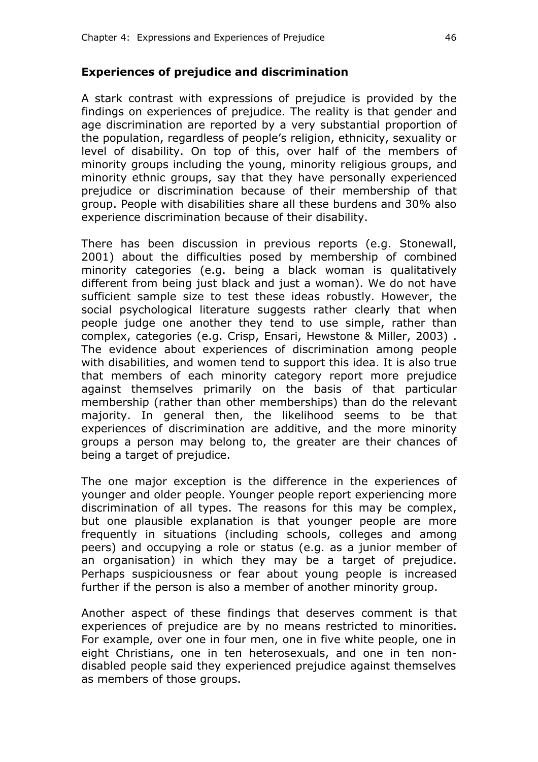### Experiences of prejudice and discrimination

A stark contrast with expressions of prejudice is provided by the findings on experiences of prejudice. The reality is that gender and age discrimination are reported by a very substantial proportion of the population, regardless of people's religion, ethnicity, sexuality or level of disability. On top of this, over half of the members of minority groups including the young, minority religious groups, and minority ethnic groups, say that they have personally experienced prejudice or discrimination because of their membership of that group. People with disabilities share all these burdens and 30% also experience discrimination because of their disability.

There has been discussion in previous reports (e.g. Stonewall, 2001) about the difficulties posed by membership of combined minority categories (e.g. being a black woman is qualitatively different from being just black and just a woman). We do not have sufficient sample size to test these ideas robustly. However, the social psychological literature suggests rather clearly that when people judge one another they tend to use simple, rather than complex, categories (e.g. Crisp, Ensari, Hewstone & Miller, 2003) . The evidence about experiences of discrimination among people with disabilities, and women tend to support this idea. It is also true that members of each minority category report more prejudice against themselves primarily on the basis of that particular membership (rather than other memberships) than do the relevant majority. In general then, the likelihood seems to be that experiences of discrimination are additive, and the more minority groups a person may belong to, the greater are their chances of being a target of prejudice.

The one major exception is the difference in the experiences of younger and older people. Younger people report experiencing more discrimination of all types. The reasons for this may be complex, but one plausible explanation is that younger people are more frequently in situations (including schools, colleges and among peers) and occupying a role or status (e.g. as a junior member of an organisation) in which they may be a target of prejudice. Perhaps suspiciousness or fear about young people is increased further if the person is also a member of another minority group.

Another aspect of these findings that deserves comment is that experiences of prejudice are by no means restricted to minorities. For example, over one in four men, one in five white people, one in eight Christians, one in ten heterosexuals, and one in ten non-disabled people said they experienced prejudice against themselves as members of those groups.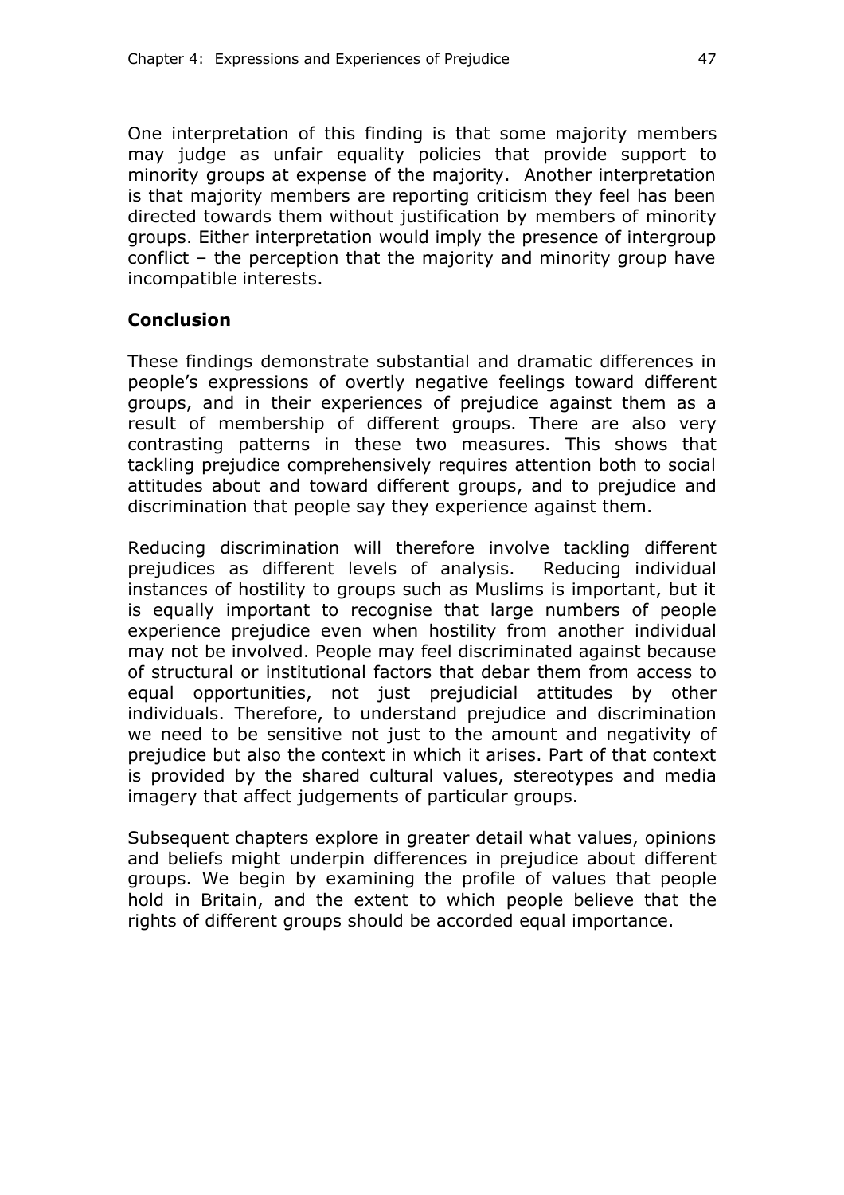One interpretation of this finding is that some majority members may judge as unfair equality policies that provide support to minority groups at expense of the majority. Another interpretation is that majority members are reporting criticism they feel has been directed towards them without justification by members of minority groups. Either interpretation would imply the presence of intergroup conflict – the perception that the majority and minority group have incompatible interests.

## Conclusion

These findings demonstrate substantial and dramatic differences in people's expressions of overtly negative feelings toward different groups, and in their experiences of prejudice against them as a result of membership of different groups. There are also very contrasting patterns in these two measures. This shows that tackling prejudice comprehensively requires attention both to social attitudes about and toward different groups, and to prejudice and discrimination that people say they experience against them.

Reducing discrimination will therefore involve tackling different prejudices as different levels of analysis. Reducing individual instances of hostility to groups such as Muslims is important, but it is equally important to recognise that large numbers of people experience prejudice even when hostility from another individual may not be involved. People may feel discriminated against because of structural or institutional factors that debar them from access to equal opportunities, not just prejudicial attitudes by other individuals. Therefore, to understand prejudice and discrimination we need to be sensitive not just to the amount and negativity of prejudice but also the context in which it arises. Part of that context is provided by the shared cultural values, stereotypes and media imagery that affect judgements of particular groups.

Subsequent chapters explore in greater detail what values, opinions and beliefs might underpin differences in prejudice about different groups. We begin by examining the profile of values that people hold in Britain, and the extent to which people believe that the rights of different groups should be accorded equal importance.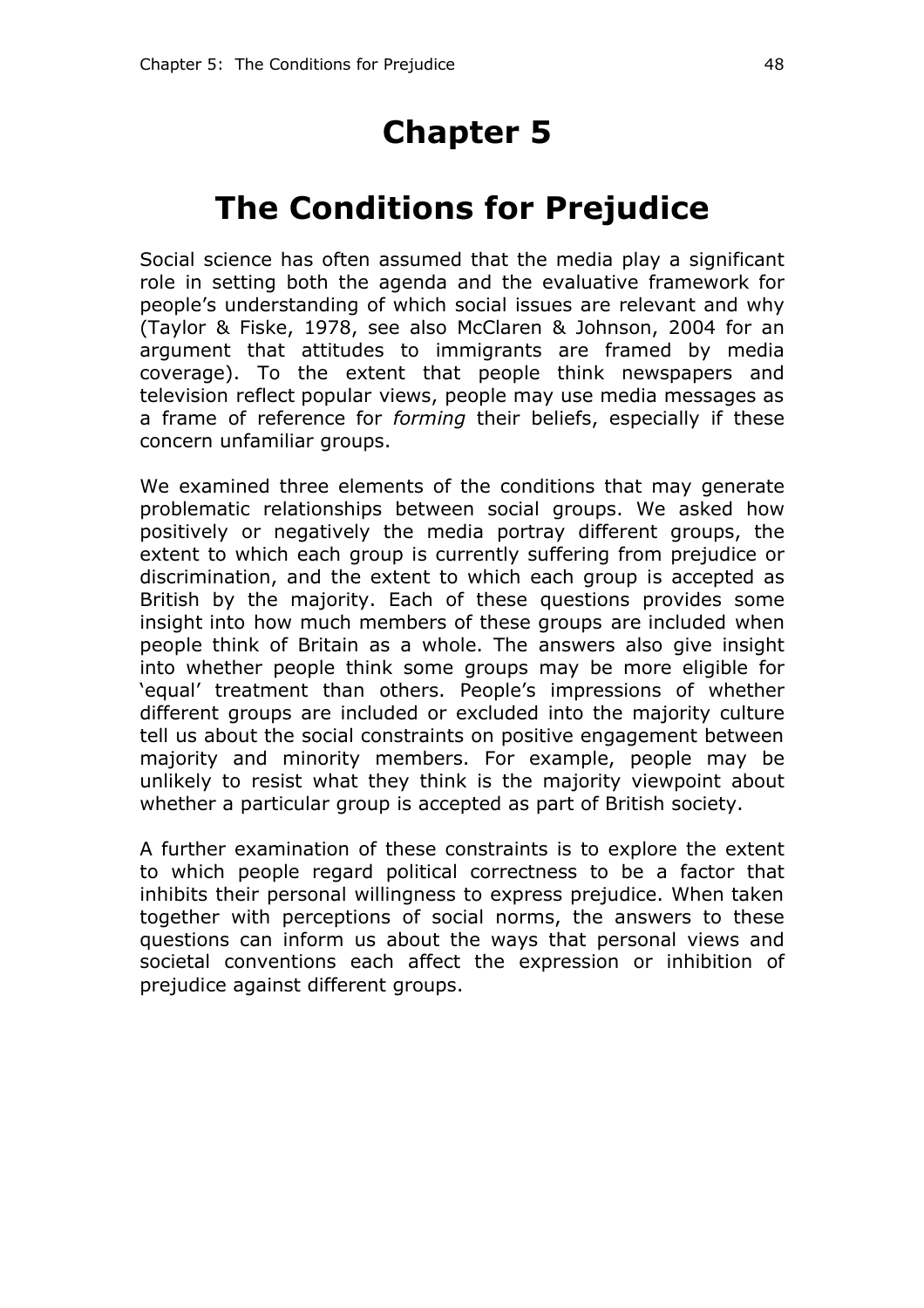# Chapter 5

# The Conditions for Prejudice

Social science has often assumed that the media play a significant role in setting both the agenda and the evaluative framework for people's understanding of which social issues are relevant and why (Taylor & Fiske, 1978, see also McClaren & Johnson, 2004 for an argument that attitudes to immigrants are framed by media coverage). To the extent that people think newspapers and television reflect popular views, people may use media messages as a frame of reference for *forming* their beliefs, especially if these concern unfamiliar groups.

We examined three elements of the conditions that may generate problematic relationships between social groups. We asked how positively or negatively the media portray different groups, the extent to which each group is currently suffering from prejudice or discrimination, and the extent to which each group is accepted as British by the majority. Each of these questions provides some insight into how much members of these groups are included when people think of Britain as a whole. The answers also give insight into whether people think some groups may be more eligible for 'equal' treatment than others. People's impressions of whether different groups are included or excluded into the majority culture tell us about the social constraints on positive engagement between majority and minority members. For example, people may be unlikely to resist what they think is the majority viewpoint about whether a particular group is accepted as part of British society.

A further examination of these constraints is to explore the extent to which people regard political correctness to be a factor that inhibits their personal willingness to express prejudice. When taken together with perceptions of social norms, the answers to these questions can inform us about the ways that personal views and societal conventions each affect the expression or inhibition of prejudice against different groups.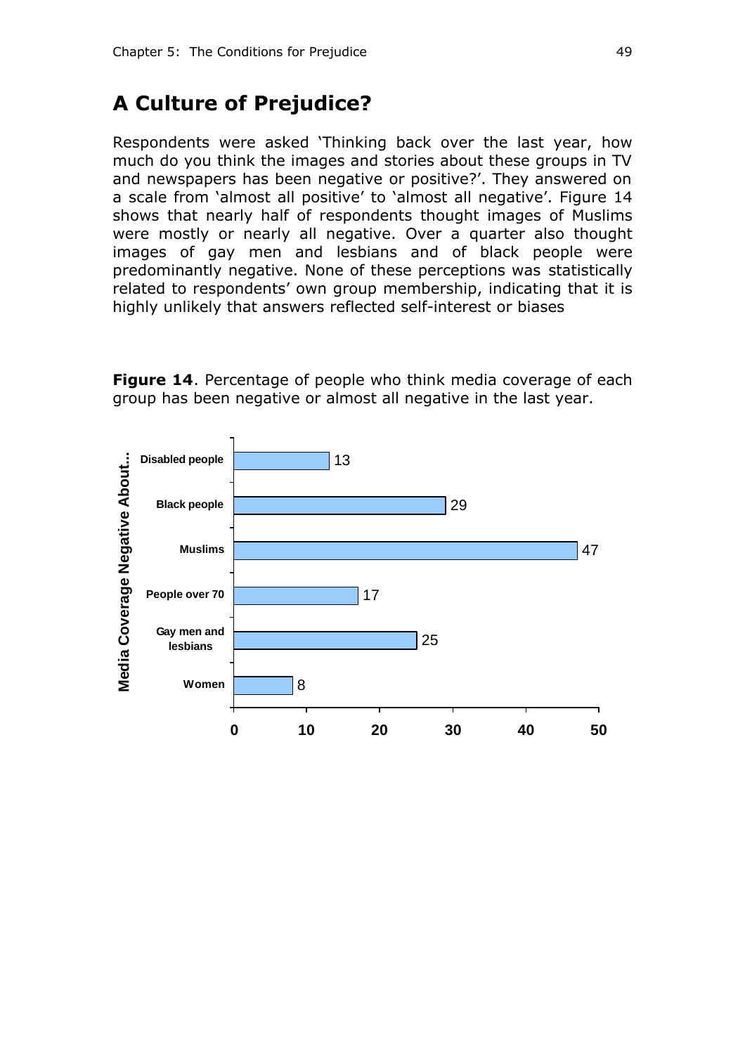## A Culture of Prejudice?

Respondents were asked 'Thinking back over the last year, how much do you think the images and stories about these groups in TV and newspapers has been negative or positive?'. They answered on a scale from 'almost all positive' to 'almost all negative'. Figure 14 shows that nearly half of respondents thought images of Muslims were mostly or nearly all negative. Over a quarter also thought images of gay men and lesbians and of black people were predominantly negative. None of these perceptions was statistically related to respondents' own group membership, indicating that it is highly unlikely that answers reflected self-interest or biases

**Figure 14**. Percentage of people who think media coverage of each group has been negative or almost all negative in the last year.

| Media Coverage Negative About... | % |
|---|---|
| Disabled people | 13 |
| Black people | 29 |
| Muslims | 47 |
| People over 70 | 17 |
| Gay men and lesbians | 25 |
| Women | 8 |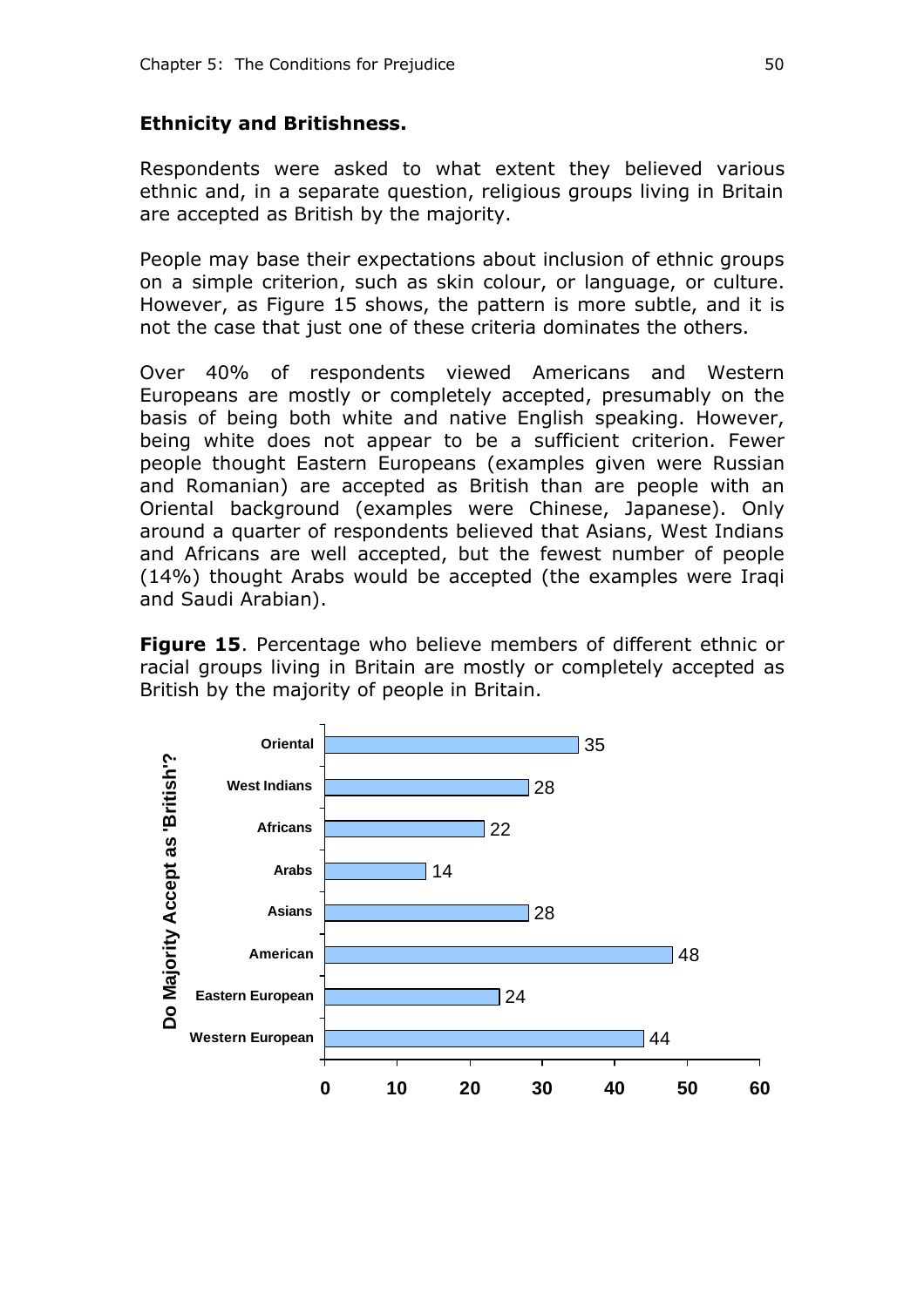## Ethnicity and Britishness.

Respondents were asked to what extent they believed various ethnic and, in a separate question, religious groups living in Britain are accepted as British by the majority.

People may base their expectations about inclusion of ethnic groups on a simple criterion, such as skin colour, or language, or culture. However, as Figure 15 shows, the pattern is more subtle, and it is not the case that just one of these criteria dominates the others.

Over 40% of respondents viewed Americans and Western Europeans are mostly or completely accepted, presumably on the basis of being both white and native English speaking. However, being white does not appear to be a sufficient criterion. Fewer people thought Eastern Europeans (examples given were Russian and Romanian) are accepted as British than are people with an Oriental background (examples were Chinese, Japanese). Only around a quarter of respondents believed that Asians, West Indians and Africans are well accepted, but the fewest number of people (14%) thought Arabs would be accepted (the examples were Iraqi and Saudi Arabian).

**Figure 15**. Percentage who believe members of different ethnic or racial groups living in Britain are mostly or completely accepted as British by the majority of people in Britain.

| Do Majority Accept as 'British'? | % |
|---|---|
| Oriental | 35 |
| West Indians | 28 |
| Africans | 22 |
| Arabs | 14 |
| Asians | 28 |
| American | 48 |
| Eastern European | 24 |
| Western European | 44 |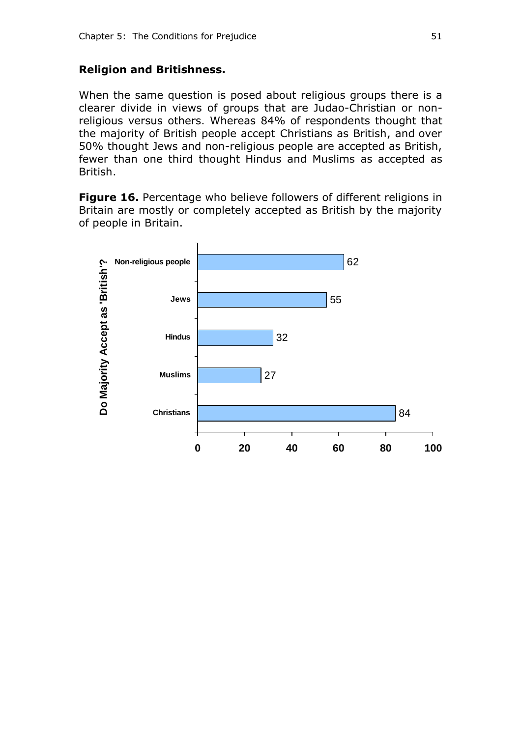**Religion and Britishness.**

When the same question is posed about religious groups there is a clearer divide in views of groups that are Judao-Christian or non-religious versus others. Whereas 84% of respondents thought that the majority of British people accept Christians as British, and over 50% thought Jews and non-religious people are accepted as British, fewer than one third thought Hindus and Muslims as accepted as British.

**Figure 16.** Percentage who believe followers of different religions in Britain are mostly or completely accepted as British by the majority of people in Britain.

| Do Majority Accept as 'British'? | % |
|---|---|
| Non-religious people | 62 |
| Jews | 55 |
| Hindus | 32 |
| Muslims | 27 |
| Christians | 84 |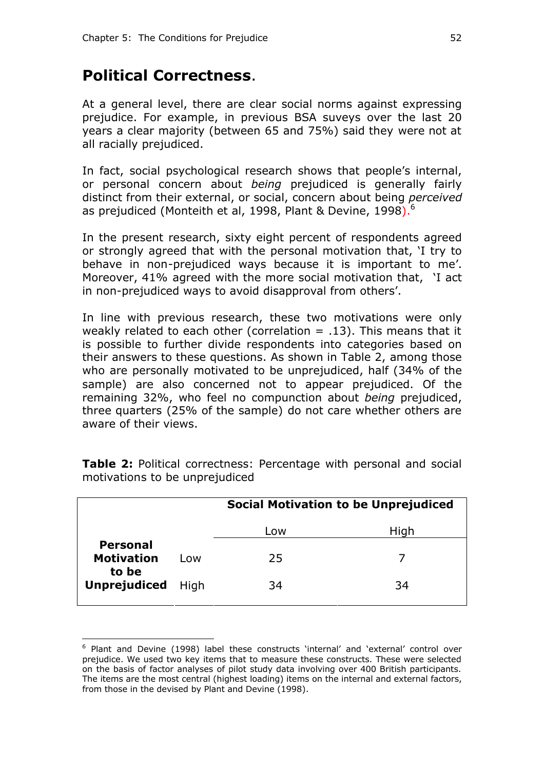## Political Correctness.

At a general level, there are clear social norms against expressing prejudice. For example, in previous BSA suveys over the last 20 years a clear majority (between 65 and 75%) said they were not at all racially prejudiced.

In fact, social psychological research shows that people's internal, or personal concern about *being* prejudiced is generally fairly distinct from their external, or social, concern about being *perceived* as prejudiced (Monteith et al, 1998, Plant & Devine, 1998).[6]

In the present research, sixty eight percent of respondents agreed or strongly agreed that with the personal motivation that, 'I try to behave in non-prejudiced ways because it is important to me'. Moreover, 41% agreed with the more social motivation that, 'I act in non-prejudiced ways to avoid disapproval from others'.

In line with previous research, these two motivations were only weakly related to each other (correlation = .13). This means that it is possible to further divide respondents into categories based on their answers to these questions. As shown in Table 2, among those who are personally motivated to be unprejudiced, half (34% of the sample) are also concerned not to appear prejudiced. Of the remaining 32%, who feel no compunction about *being* prejudiced, three quarters (25% of the sample) do not care whether others are aware of their views.

**Table 2:** Political correctness: Percentage with personal and social motivations to be unprejudiced

| | | **Social Motivation to be Unprejudiced** | |
|---|---|---|---|
| | | Low | High |
| **Personal Motivation to be Unprejudiced** | Low | 25 | 7 |
| | High | 34 | 34 |

[6] Plant and Devine (1998) label these constructs 'internal' and 'external' control over prejudice. We used two key items that to measure these constructs. These were selected on the basis of factor analyses of pilot study data involving over 400 British participants. The items are the most central (highest loading) items on the internal and external factors, from those in the devised by Plant and Devine (1998).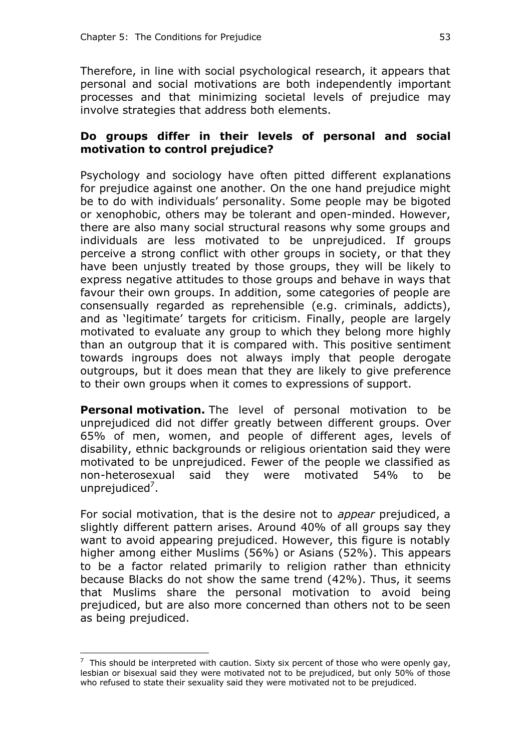Therefore, in line with social psychological research, it appears that personal and social motivations are both independently important processes and that minimizing societal levels of prejudice may involve strategies that address both elements.

**Do groups differ in their levels of personal and social motivation to control prejudice?**

Psychology and sociology have often pitted different explanations for prejudice against one another. On the one hand prejudice might be to do with individuals' personality. Some people may be bigoted or xenophobic, others may be tolerant and open-minded. However, there are also many social structural reasons why some groups and individuals are less motivated to be unprejudiced. If groups perceive a strong conflict with other groups in society, or that they have been unjustly treated by those groups, they will be likely to express negative attitudes to those groups and behave in ways that favour their own groups. In addition, some categories of people are consensually regarded as reprehensible (e.g. criminals, addicts), and as 'legitimate' targets for criticism. Finally, people are largely motivated to evaluate any group to which they belong more highly than an outgroup that it is compared with. This positive sentiment towards ingroups does not always imply that people derogate outgroups, but it does mean that they are likely to give preference to their own groups when it comes to expressions of support.

**Personal motivation.** The level of personal motivation to be unprejudiced did not differ greatly between different groups. Over 65% of men, women, and people of different ages, levels of disability, ethnic backgrounds or religious orientation said they were motivated to be unprejudiced. Fewer of the people we classified as non-heterosexual said they were motivated 54% to be unprejudiced[7].

For social motivation, that is the desire not to *appear* prejudiced, a slightly different pattern arises. Around 40% of all groups say they want to avoid appearing prejudiced. However, this figure is notably higher among either Muslims (56%) or Asians (52%). This appears to be a factor related primarily to religion rather than ethnicity because Blacks do not show the same trend (42%). Thus, it seems that Muslims share the personal motivation to avoid being prejudiced, but are also more concerned than others not to be seen as being prejudiced.

[7] This should be interpreted with caution. Sixty six percent of those who were openly gay, lesbian or bisexual said they were motivated not to be prejudiced, but only 50% of those who refused to state their sexuality said they were motivated not to be prejudiced.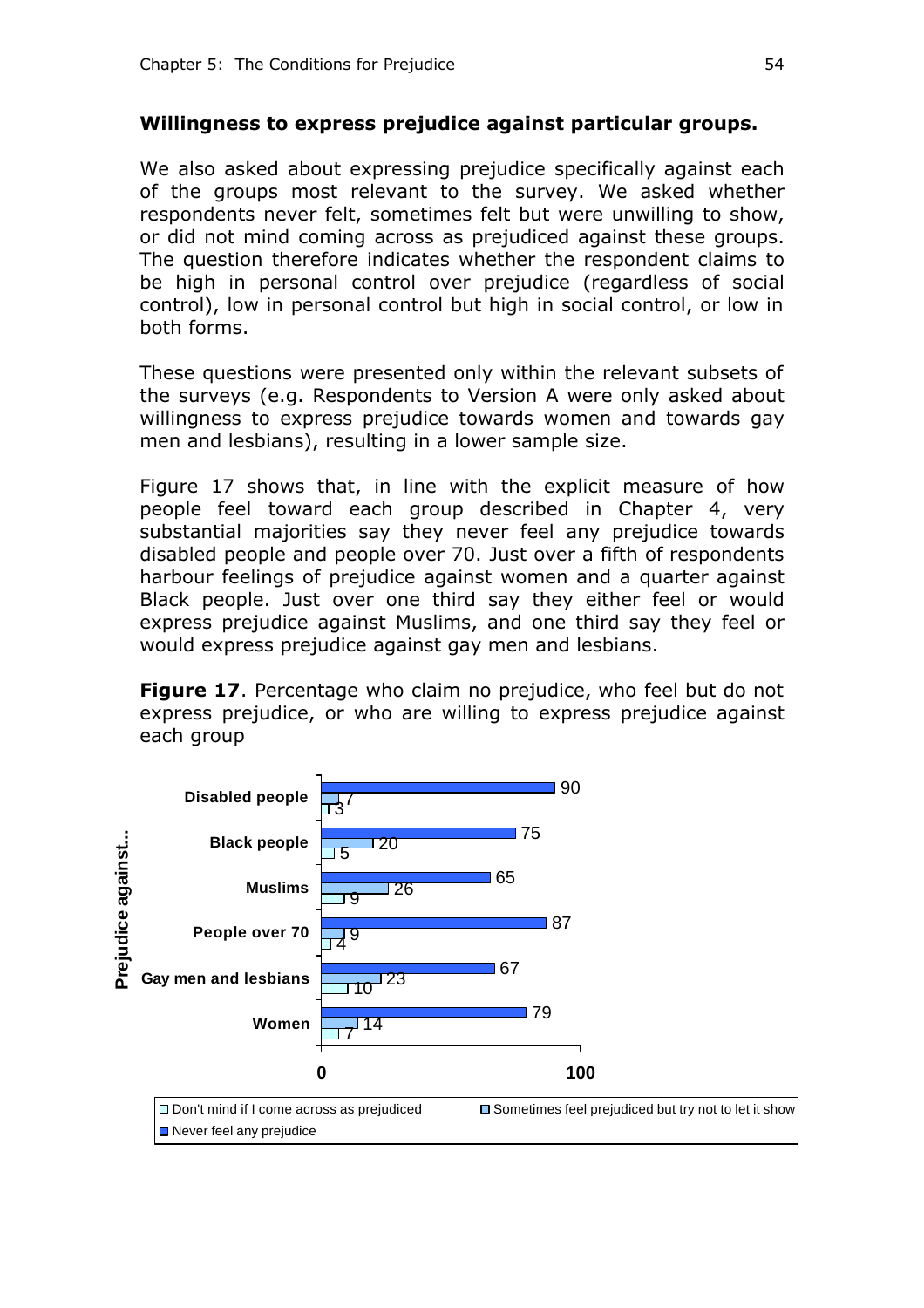### Willingness to express prejudice against particular groups.

We also asked about expressing prejudice specifically against each of the groups most relevant to the survey. We asked whether respondents never felt, sometimes felt but were unwilling to show, or did not mind coming across as prejudiced against these groups. The question therefore indicates whether the respondent claims to be high in personal control over prejudice (regardless of social control), low in personal control but high in social control, or low in both forms.

These questions were presented only within the relevant subsets of the surveys (e.g. Respondents to Version A were only asked about willingness to express prejudice towards women and towards gay men and lesbians), resulting in a lower sample size.

Figure 17 shows that, in line with the explicit measure of how people feel toward each group described in Chapter 4, very substantial majorities say they never feel any prejudice towards disabled people and people over 70. Just over a fifth of respondents harbour feelings of prejudice against women and a quarter against Black people. Just over one third say they either feel or would express prejudice against Muslims, and one third say they feel or would express prejudice against gay men and lesbians.

**Figure 17**. Percentage who claim no prejudice, who feel but do not express prejudice, or who are willing to express prejudice against each group

| Prejudice against... | Never feel any prejudice | Sometimes feel prejudiced but try not to let it show | Don't mind if I come across as prejudiced |
|---|---|---|---|
| Disabled people | 90 | 7 | 3 |
| Black people | 75 | 20 | 5 |
| Muslims | 65 | 26 | 9 |
| People over 70 | 87 | 9 | 4 |
| Gay men and lesbians | 67 | 23 | 10 |
| Women | 79 | 14 | 7 |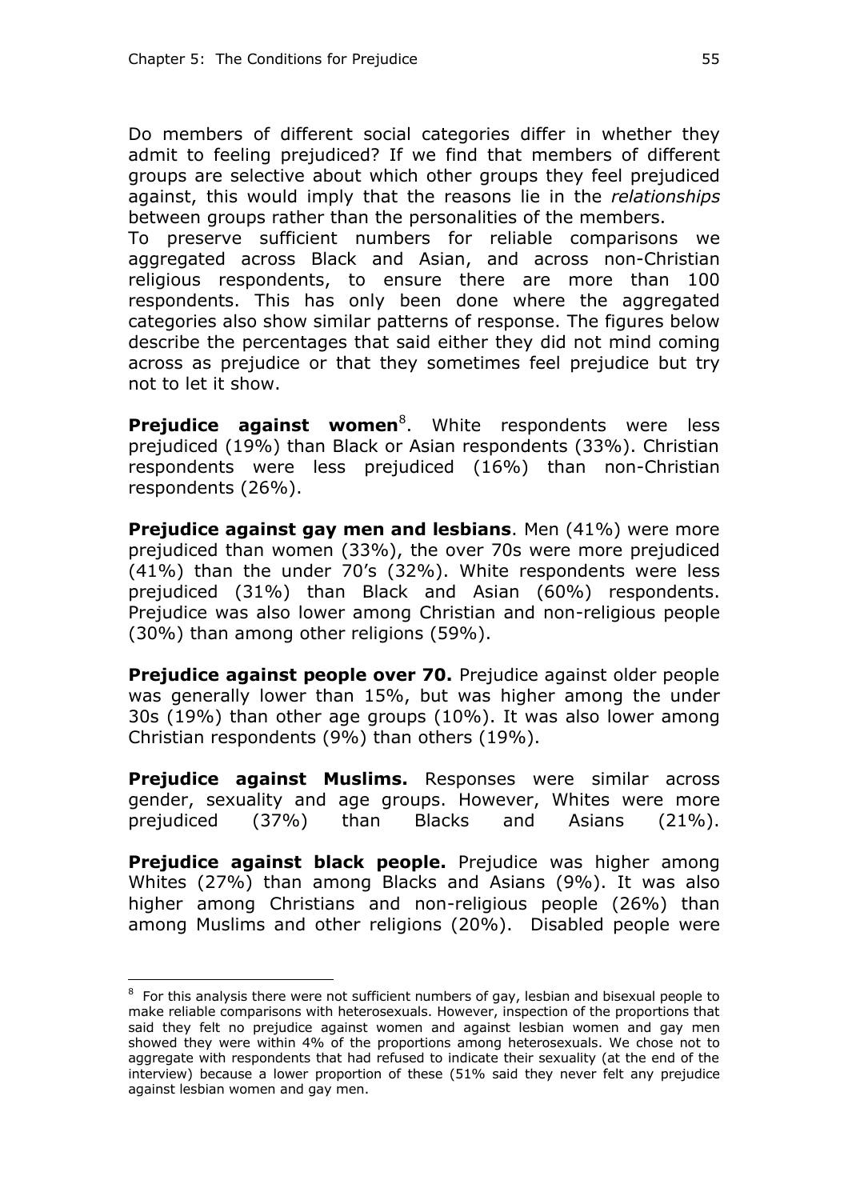Do members of different social categories differ in whether they admit to feeling prejudiced? If we find that members of different groups are selective about which other groups they feel prejudiced against, this would imply that the reasons lie in the *relationships* between groups rather than the personalities of the members.

To preserve sufficient numbers for reliable comparisons we aggregated across Black and Asian, and across non-Christian religious respondents, to ensure there are more than 100 respondents. This has only been done where the aggregated categories also show similar patterns of response. The figures below describe the percentages that said either they did not mind coming across as prejudice or that they sometimes feel prejudice but try not to let it show.

**Prejudice against women**[8]. White respondents were less prejudiced (19%) than Black or Asian respondents (33%). Christian respondents were less prejudiced (16%) than non-Christian respondents (26%).

**Prejudice against gay men and lesbians**. Men (41%) were more prejudiced than women (33%), the over 70s were more prejudiced (41%) than the under 70's (32%). White respondents were less prejudiced (31%) than Black and Asian (60%) respondents. Prejudice was also lower among Christian and non-religious people (30%) than among other religions (59%).

**Prejudice against people over 70.** Prejudice against older people was generally lower than 15%, but was higher among the under 30s (19%) than other age groups (10%). It was also lower among Christian respondents (9%) than others (19%).

**Prejudice against Muslims.** Responses were similar across gender, sexuality and age groups. However, Whites were more prejudiced (37%) than Blacks and Asians (21%).

**Prejudice against black people.** Prejudice was higher among Whites (27%) than among Blacks and Asians (9%). It was also higher among Christians and non-religious people (26%) than among Muslims and other religions (20%). Disabled people were

---

[8] For this analysis there were not sufficient numbers of gay, lesbian and bisexual people to make reliable comparisons with heterosexuals. However, inspection of the proportions that said they felt no prejudice against women and against lesbian women and gay men showed they were within 4% of the proportions among heterosexuals. We chose not to aggregate with respondents that had refused to indicate their sexuality (at the end of the interview) because a lower proportion of these (51% said they never felt any prejudice against lesbian women and gay men.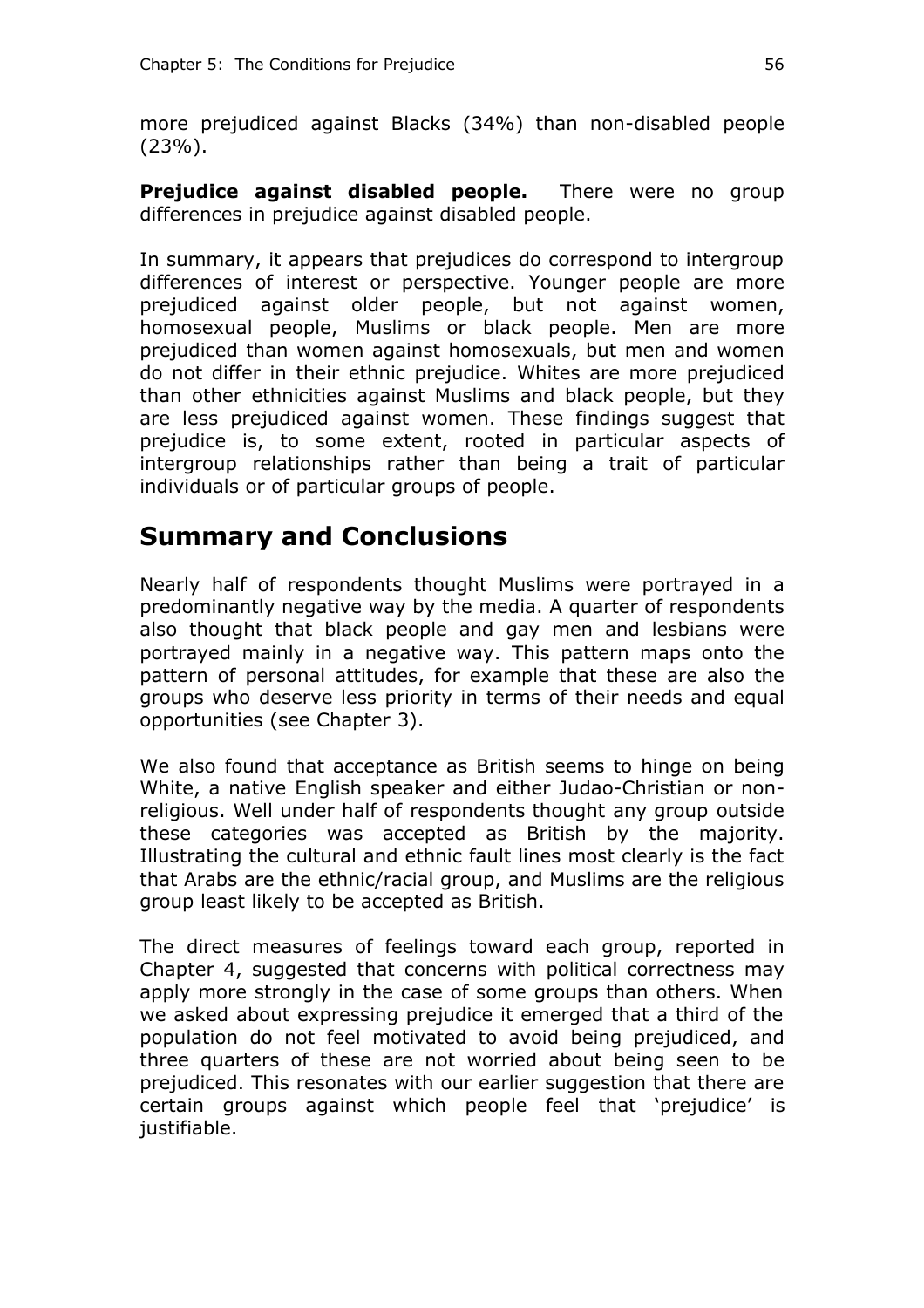more prejudiced against Blacks (34%) than non-disabled people (23%).

**Prejudice against disabled people.** There were no group differences in prejudice against disabled people.

In summary, it appears that prejudices do correspond to intergroup differences of interest or perspective. Younger people are more prejudiced against older people, but not against women, homosexual people, Muslims or black people. Men are more prejudiced than women against homosexuals, but men and women do not differ in their ethnic prejudice. Whites are more prejudiced than other ethnicities against Muslims and black people, but they are less prejudiced against women. These findings suggest that prejudice is, to some extent, rooted in particular aspects of intergroup relationships rather than being a trait of particular individuals or of particular groups of people.

## Summary and Conclusions

Nearly half of respondents thought Muslims were portrayed in a predominantly negative way by the media. A quarter of respondents also thought that black people and gay men and lesbians were portrayed mainly in a negative way. This pattern maps onto the pattern of personal attitudes, for example that these are also the groups who deserve less priority in terms of their needs and equal opportunities (see Chapter 3).

We also found that acceptance as British seems to hinge on being White, a native English speaker and either Judao-Christian or non-religious. Well under half of respondents thought any group outside these categories was accepted as British by the majority. Illustrating the cultural and ethnic fault lines most clearly is the fact that Arabs are the ethnic/racial group, and Muslims are the religious group least likely to be accepted as British.

The direct measures of feelings toward each group, reported in Chapter 4, suggested that concerns with political correctness may apply more strongly in the case of some groups than others. When we asked about expressing prejudice it emerged that a third of the population do not feel motivated to avoid being prejudiced, and three quarters of these are not worried about being seen to be prejudiced. This resonates with our earlier suggestion that there are certain groups against which people feel that 'prejudice' is justifiable.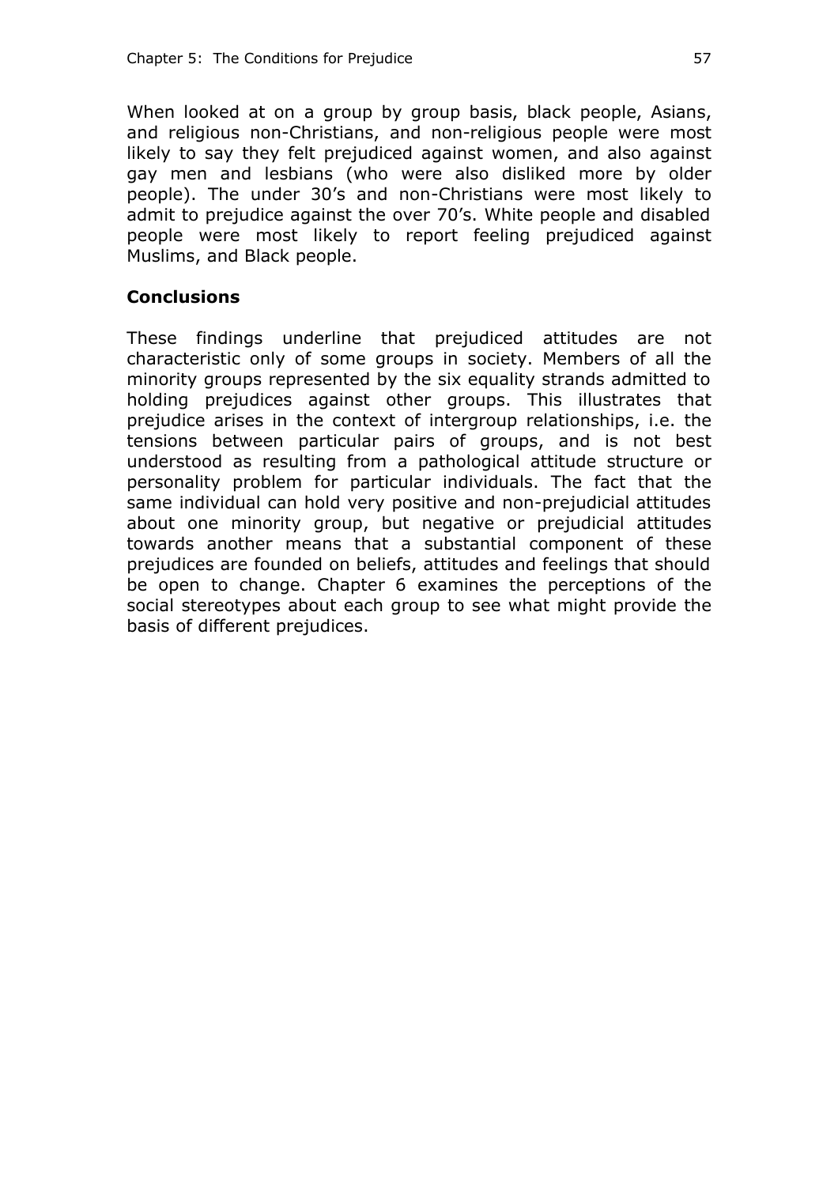When looked at on a group by group basis, black people, Asians, and religious non-Christians, and non-religious people were most likely to say they felt prejudiced against women, and also against gay men and lesbians (who were also disliked more by older people). The under 30's and non-Christians were most likely to admit to prejudice against the over 70's. White people and disabled people were most likely to report feeling prejudiced against Muslims, and Black people.

## Conclusions

These findings underline that prejudiced attitudes are not characteristic only of some groups in society. Members of all the minority groups represented by the six equality strands admitted to holding prejudices against other groups. This illustrates that prejudice arises in the context of intergroup relationships, i.e. the tensions between particular pairs of groups, and is not best understood as resulting from a pathological attitude structure or personality problem for particular individuals. The fact that the same individual can hold very positive and non-prejudicial attitudes about one minority group, but negative or prejudicial attitudes towards another means that a substantial component of these prejudices are founded on beliefs, attitudes and feelings that should be open to change. Chapter 6 examines the perceptions of the social stereotypes about each group to see what might provide the basis of different prejudices.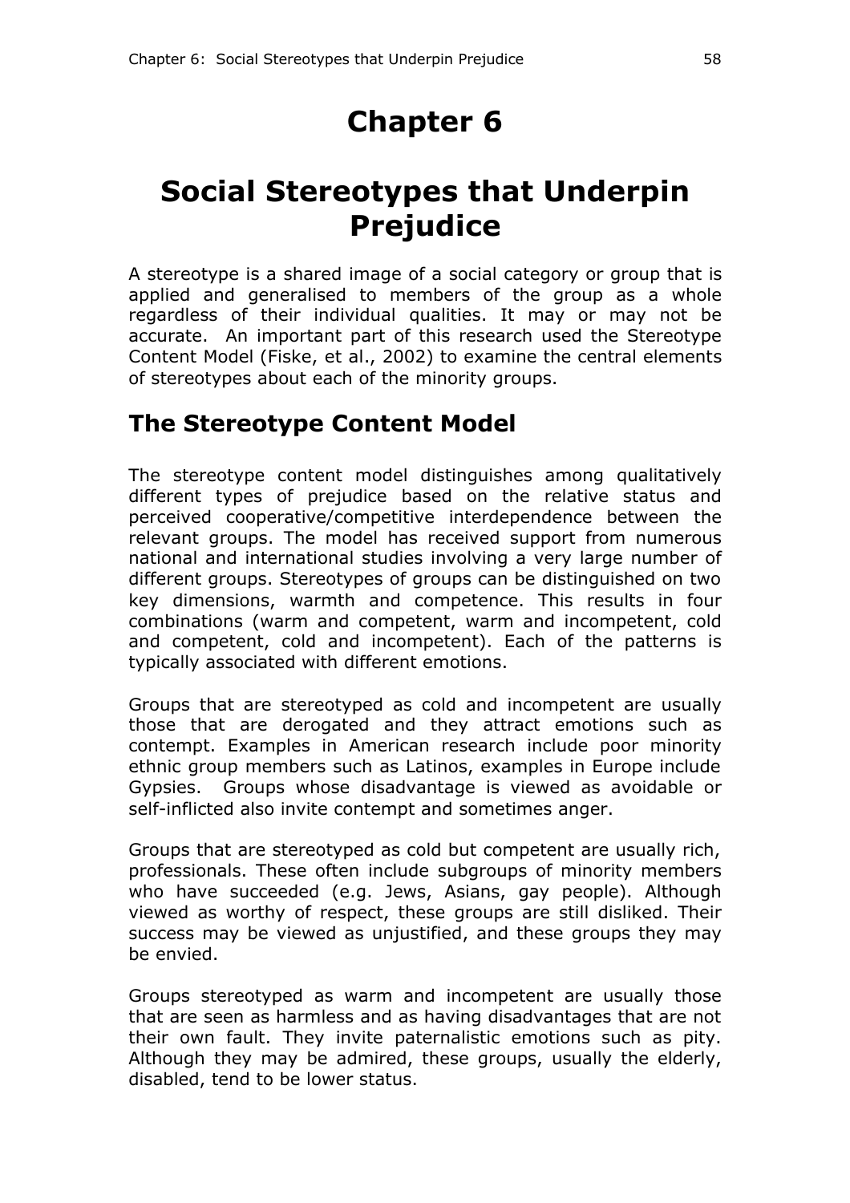# Chapter 6

# Social Stereotypes that Underpin Prejudice

A stereotype is a shared image of a social category or group that is applied and generalised to members of the group as a whole regardless of their individual qualities. It may or may not be accurate. An important part of this research used the Stereotype Content Model (Fiske, et al., 2002) to examine the central elements of stereotypes about each of the minority groups.

## The Stereotype Content Model

The stereotype content model distinguishes among qualitatively different types of prejudice based on the relative status and perceived cooperative/competitive interdependence between the relevant groups. The model has received support from numerous national and international studies involving a very large number of different groups. Stereotypes of groups can be distinguished on two key dimensions, warmth and competence. This results in four combinations (warm and competent, warm and incompetent, cold and competent, cold and incompetent). Each of the patterns is typically associated with different emotions.

Groups that are stereotyped as cold and incompetent are usually those that are derogated and they attract emotions such as contempt. Examples in American research include poor minority ethnic group members such as Latinos, examples in Europe include Gypsies. Groups whose disadvantage is viewed as avoidable or self-inflicted also invite contempt and sometimes anger.

Groups that are stereotyped as cold but competent are usually rich, professionals. These often include subgroups of minority members who have succeeded (e.g. Jews, Asians, gay people). Although viewed as worthy of respect, these groups are still disliked. Their success may be viewed as unjustified, and these groups they may be envied.

Groups stereotyped as warm and incompetent are usually those that are seen as harmless and as having disadvantages that are not their own fault. They invite paternalistic emotions such as pity. Although they may be admired, these groups, usually the elderly, disabled, tend to be lower status.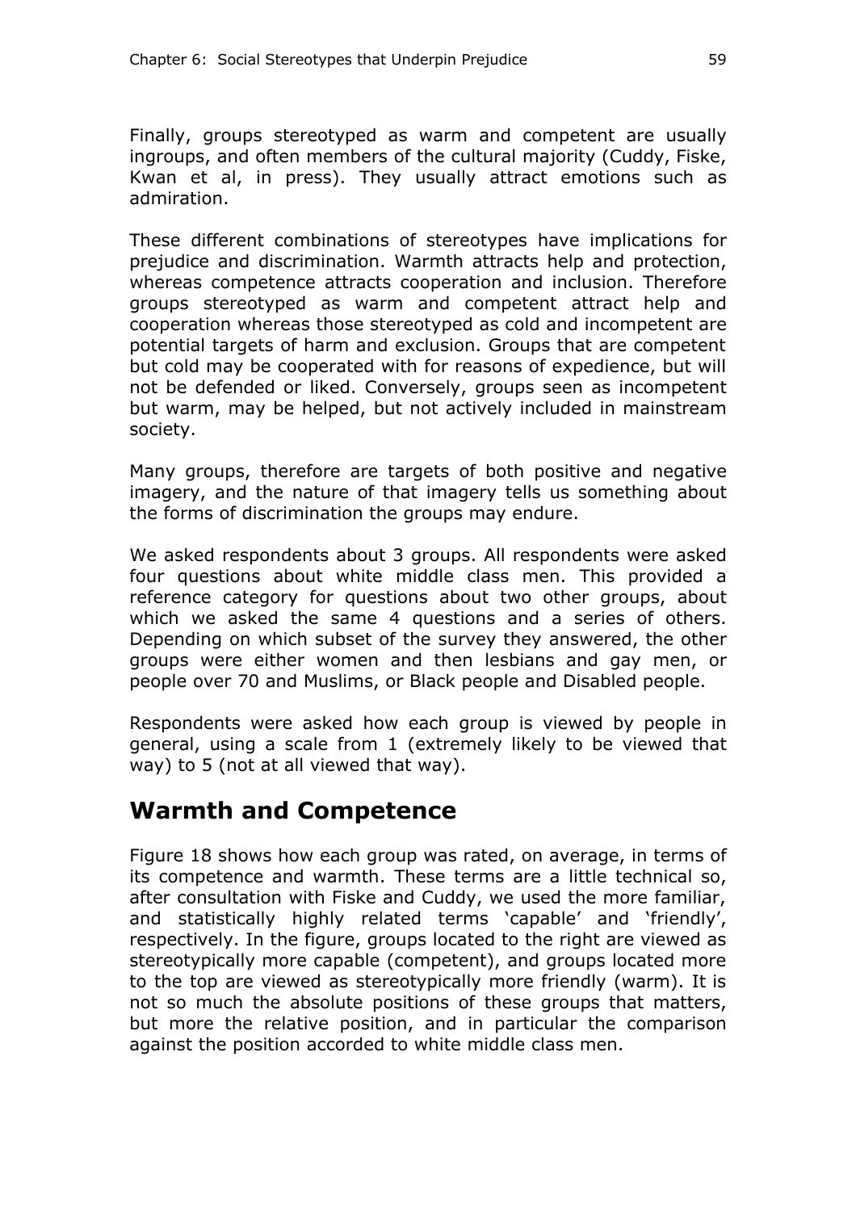Finally, groups stereotyped as warm and competent are usually ingroups, and often members of the cultural majority (Cuddy, Fiske, Kwan et al, in press). They usually attract emotions such as admiration.

These different combinations of stereotypes have implications for prejudice and discrimination. Warmth attracts help and protection, whereas competence attracts cooperation and inclusion. Therefore groups stereotyped as warm and competent attract help and cooperation whereas those stereotyped as cold and incompetent are potential targets of harm and exclusion. Groups that are competent but cold may be cooperated with for reasons of expedience, but will not be defended or liked. Conversely, groups seen as incompetent but warm, may be helped, but not actively included in mainstream society.

Many groups, therefore are targets of both positive and negative imagery, and the nature of that imagery tells us something about the forms of discrimination the groups may endure.

We asked respondents about 3 groups. All respondents were asked four questions about white middle class men. This provided a reference category for questions about two other groups, about which we asked the same 4 questions and a series of others. Depending on which subset of the survey they answered, the other groups were either women and then lesbians and gay men, or people over 70 and Muslims, or Black people and Disabled people.

Respondents were asked how each group is viewed by people in general, using a scale from 1 (extremely likely to be viewed that way) to 5 (not at all viewed that way).

## Warmth and Competence

Figure 18 shows how each group was rated, on average, in terms of its competence and warmth. These terms are a little technical so, after consultation with Fiske and Cuddy, we used the more familiar, and statistically highly related terms 'capable' and 'friendly', respectively. In the figure, groups located to the right are viewed as stereotypically more capable (competent), and groups located more to the top are viewed as stereotypically more friendly (warm). It is not so much the absolute positions of these groups that matters, but more the relative position, and in particular the comparison against the position accorded to white middle class men.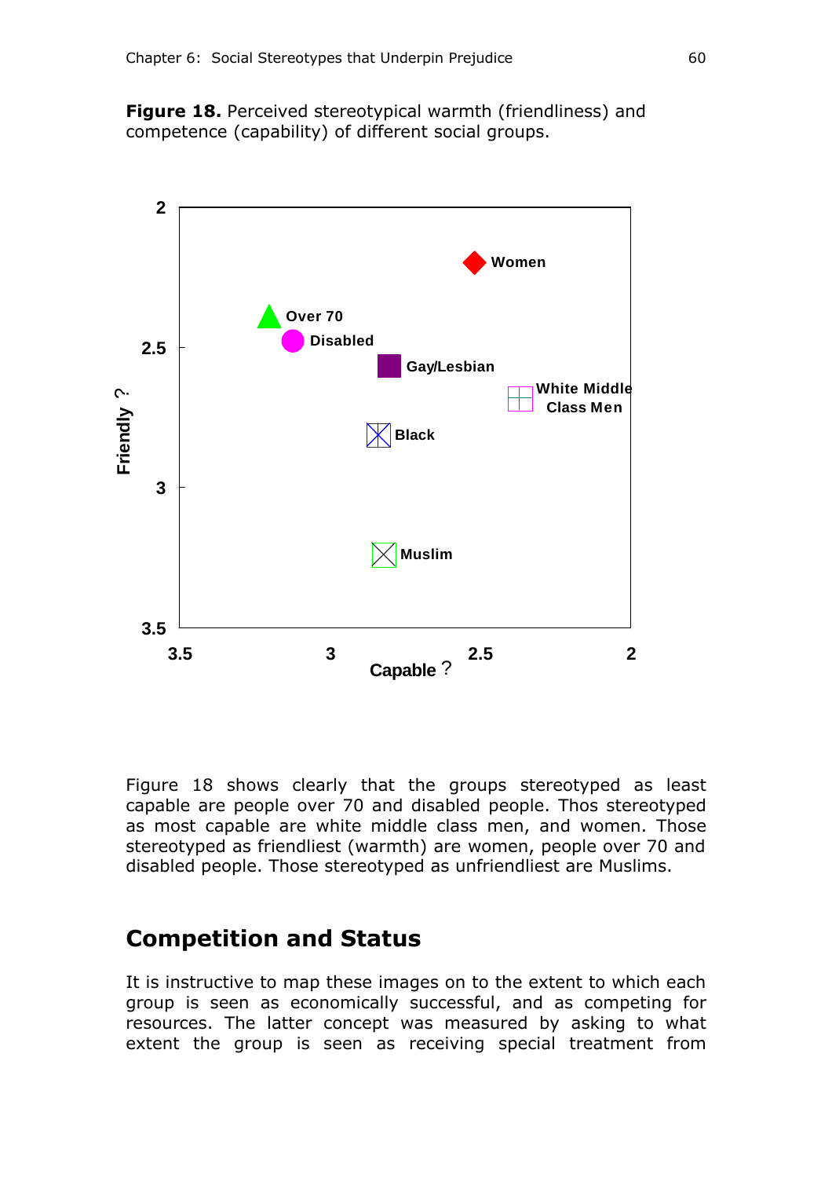**Figure 18.** Perceived stereotypical warmth (friendliness) and competence (capability) of different social groups.

Figure 18 shows clearly that the groups stereotyped as least capable are people over 70 and disabled people. Thos stereotyped as most capable are white middle class men, and women. Those stereotyped as friendliest (warmth) are women, people over 70 and disabled people. Those stereotyped as unfriendliest are Muslims.

## Competition and Status

It is instructive to map these images on to the extent to which each group is seen as economically successful, and as competing for resources. The latter concept was measured by asking to what extent the group is seen as receiving special treatment from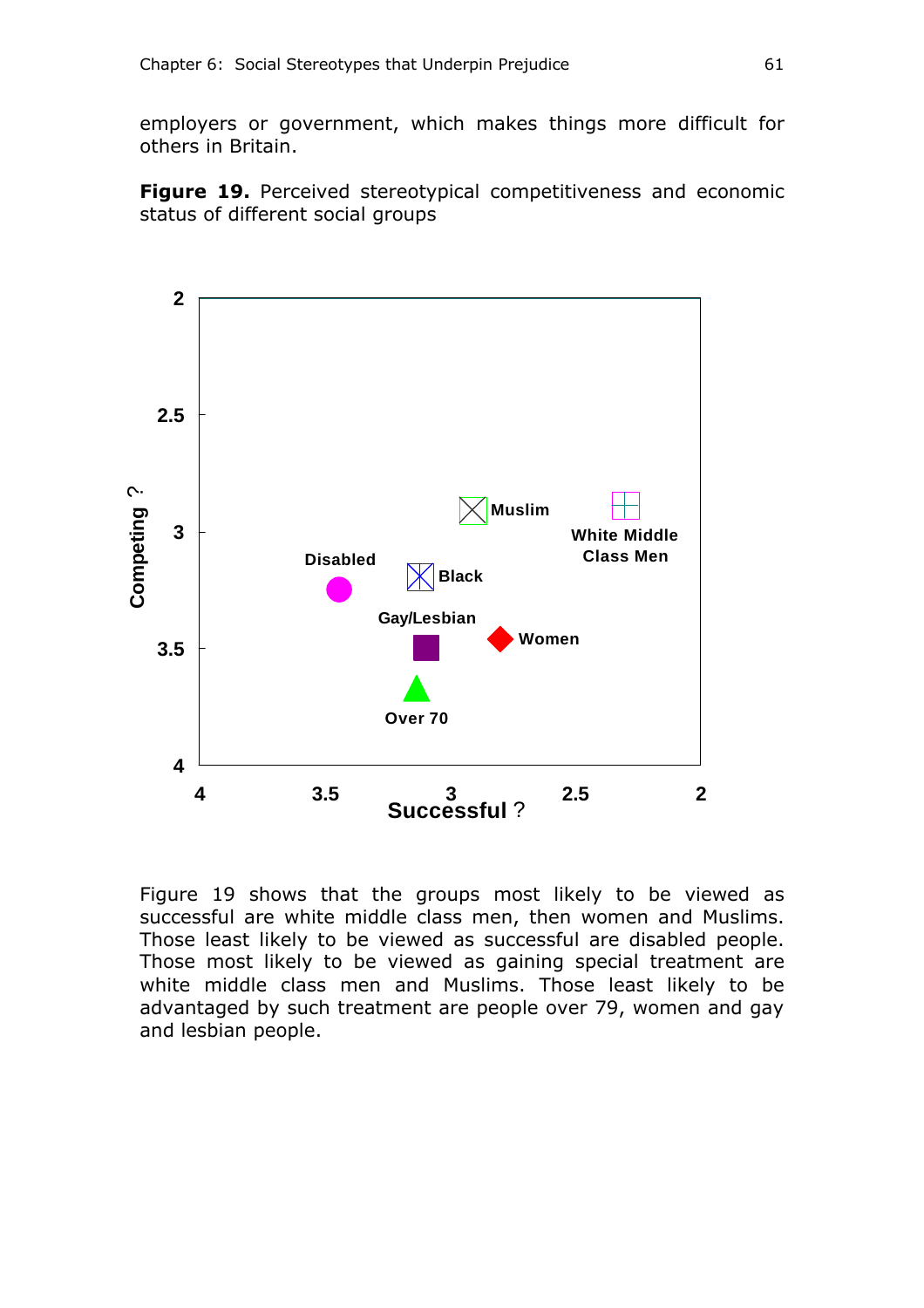employers or government, which makes things more difficult for others in Britain.

**Figure 19.** Perceived stereotypical competitiveness and economic status of different social groups

Figure 19 shows that the groups most likely to be viewed as successful are white middle class men, then women and Muslims. Those least likely to be viewed as successful are disabled people. Those most likely to be viewed as gaining special treatment are white middle class men and Muslims. Those least likely to be advantaged by such treatment are people over 79, women and gay and lesbian people.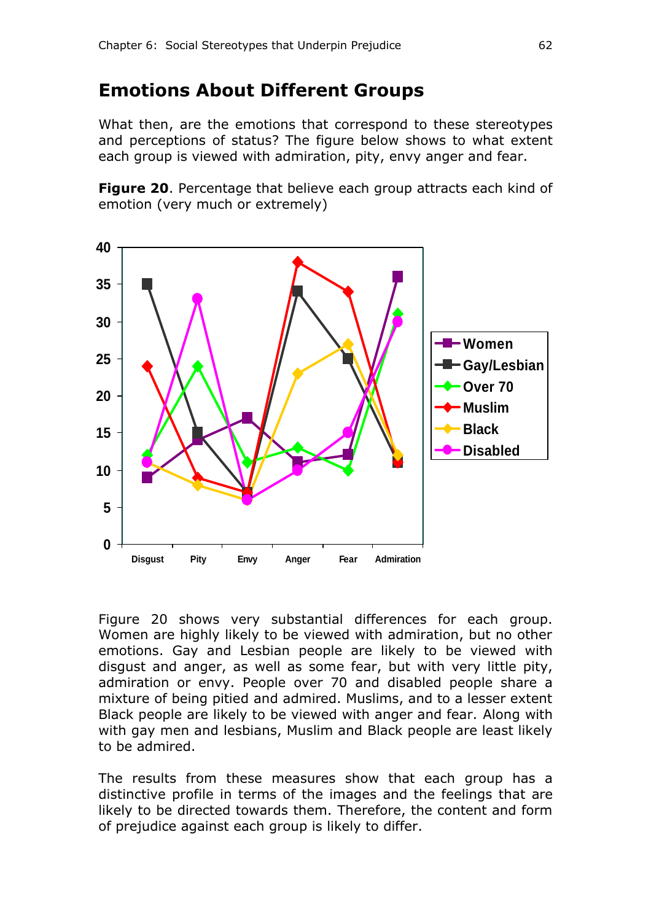## Emotions About Different Groups

What then, are the emotions that correspond to these stereotypes and perceptions of status? The figure below shows to what extent each group is viewed with admiration, pity, envy anger and fear.

**Figure 20**. Percentage that believe each group attracts each kind of emotion (very much or extremely)

Figure 20 shows very substantial differences for each group. Women are highly likely to be viewed with admiration, but no other emotions. Gay and Lesbian people are likely to be viewed with disgust and anger, as well as some fear, but with very little pity, admiration or envy. People over 70 and disabled people share a mixture of being pitied and admired. Muslims, and to a lesser extent Black people are likely to be viewed with anger and fear. Along with with gay men and lesbians, Muslim and Black people are least likely to be admired.

The results from these measures show that each group has a distinctive profile in terms of the images and the feelings that are likely to be directed towards them. Therefore, the content and form of prejudice against each group is likely to differ.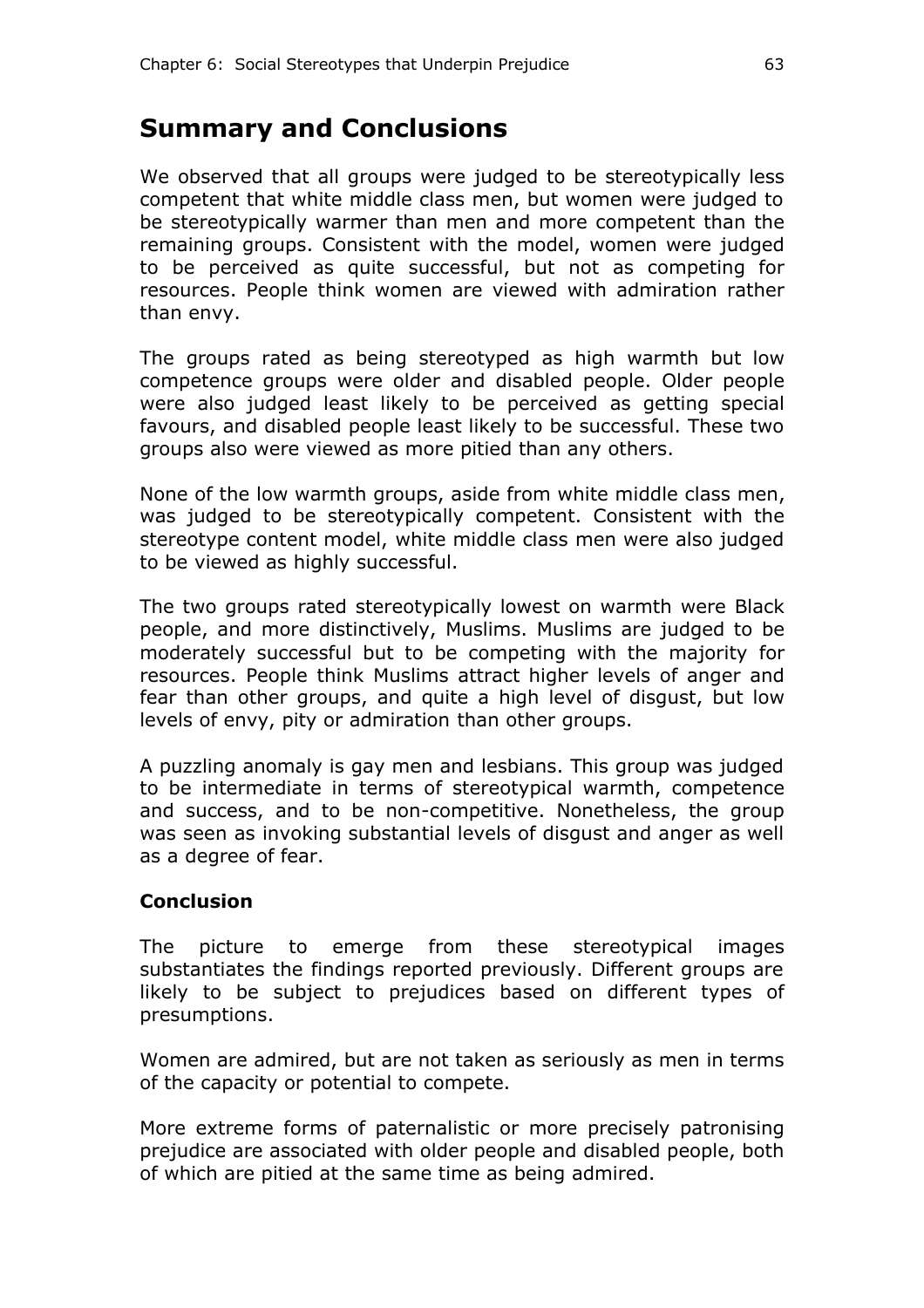## Summary and Conclusions

We observed that all groups were judged to be stereotypically less competent that white middle class men, but women were judged to be stereotypically warmer than men and more competent than the remaining groups. Consistent with the model, women were judged to be perceived as quite successful, but not as competing for resources. People think women are viewed with admiration rather than envy.

The groups rated as being stereotyped as high warmth but low competence groups were older and disabled people. Older people were also judged least likely to be perceived as getting special favours, and disabled people least likely to be successful. These two groups also were viewed as more pitied than any others.

None of the low warmth groups, aside from white middle class men, was judged to be stereotypically competent. Consistent with the stereotype content model, white middle class men were also judged to be viewed as highly successful.

The two groups rated stereotypically lowest on warmth were Black people, and more distinctively, Muslims. Muslims are judged to be moderately successful but to be competing with the majority for resources. People think Muslims attract higher levels of anger and fear than other groups, and quite a high level of disgust, but low levels of envy, pity or admiration than other groups.

A puzzling anomaly is gay men and lesbians. This group was judged to be intermediate in terms of stereotypical warmth, competence and success, and to be non-competitive. Nonetheless, the group was seen as invoking substantial levels of disgust and anger as well as a degree of fear.

### Conclusion

The picture to emerge from these stereotypical images substantiates the findings reported previously. Different groups are likely to be subject to prejudices based on different types of presumptions.

Women are admired, but are not taken as seriously as men in terms of the capacity or potential to compete.

More extreme forms of paternalistic or more precisely patronising prejudice are associated with older people and disabled people, both of which are pitied at the same time as being admired.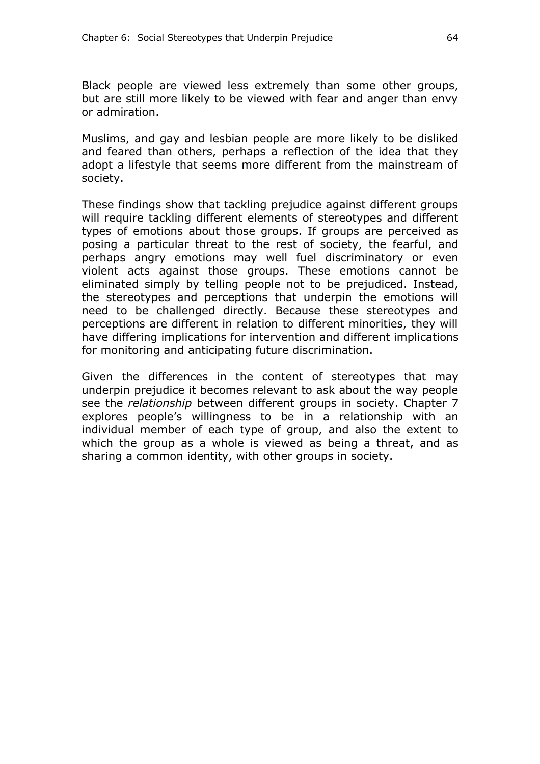Black people are viewed less extremely than some other groups, but are still more likely to be viewed with fear and anger than envy or admiration.

Muslims, and gay and lesbian people are more likely to be disliked and feared than others, perhaps a reflection of the idea that they adopt a lifestyle that seems more different from the mainstream of society.

These findings show that tackling prejudice against different groups will require tackling different elements of stereotypes and different types of emotions about those groups. If groups are perceived as posing a particular threat to the rest of society, the fearful, and perhaps angry emotions may well fuel discriminatory or even violent acts against those groups. These emotions cannot be eliminated simply by telling people not to be prejudiced. Instead, the stereotypes and perceptions that underpin the emotions will need to be challenged directly. Because these stereotypes and perceptions are different in relation to different minorities, they will have differing implications for intervention and different implications for monitoring and anticipating future discrimination.

Given the differences in the content of stereotypes that may underpin prejudice it becomes relevant to ask about the way people see the *relationship* between different groups in society. Chapter 7 explores people's willingness to be in a relationship with an individual member of each type of group, and also the extent to which the group as a whole is viewed as being a threat, and as sharing a common identity, with other groups in society.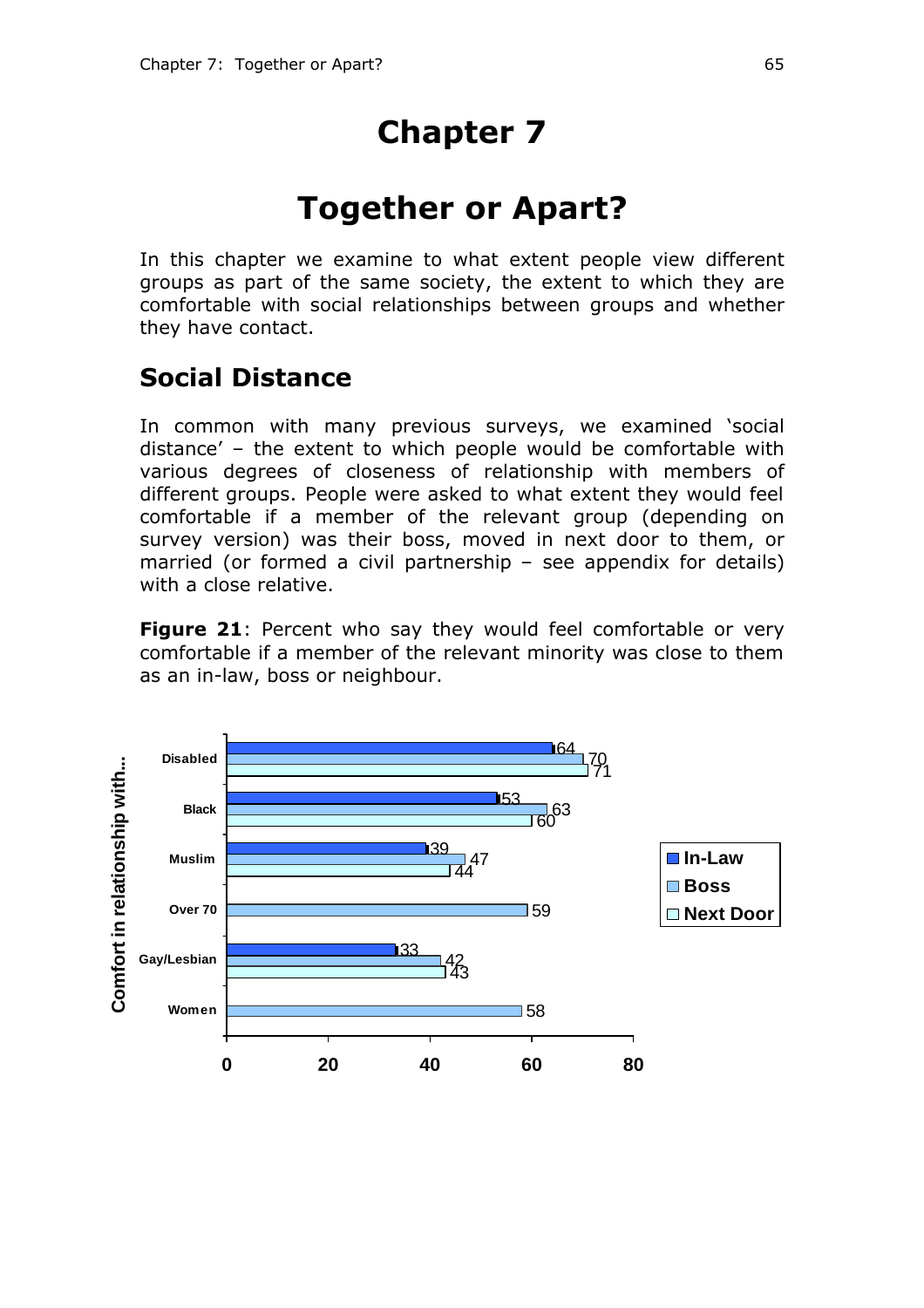# Chapter 7

# Together or Apart?

In this chapter we examine to what extent people view different groups as part of the same society, the extent to which they are comfortable with social relationships between groups and whether they have contact.

## Social Distance

In common with many previous surveys, we examined 'social distance' – the extent to which people would be comfortable with various degrees of closeness of relationship with members of different groups. People were asked to what extent they would feel comfortable if a member of the relevant group (depending on survey version) was their boss, moved in next door to them, or married (or formed a civil partnership – see appendix for details) with a close relative.

**Figure 21**: Percent who say they would feel comfortable or very comfortable if a member of the relevant minority was close to them as an in-law, boss or neighbour.

| Comfort in relationship with... | In-Law | Boss | Next Door |
|---|---|---|---|
| Disabled | 64 | 70 | 71 |
| Black | 53 | 63 | 60 |
| Muslim | 39 | 47 | 44 |
| Over 70 | | 59 | |
| Gay/Lesbian | 33 | 42 | 43 |
| Women | | 58 | |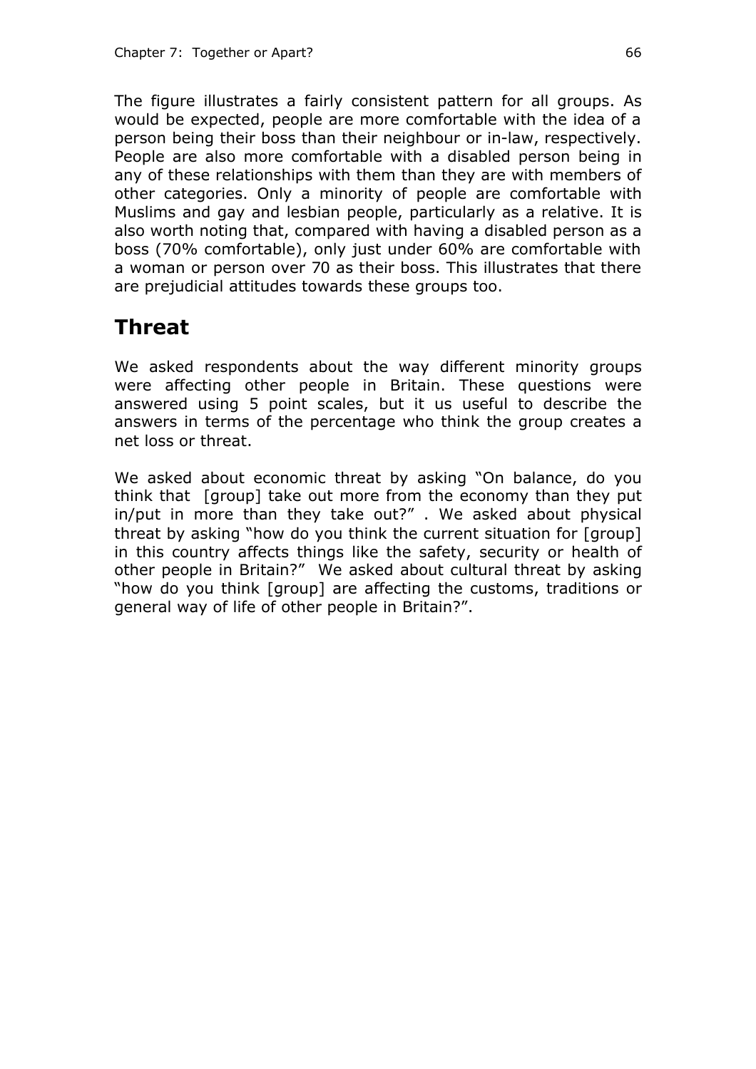The figure illustrates a fairly consistent pattern for all groups. As would be expected, people are more comfortable with the idea of a person being their boss than their neighbour or in-law, respectively. People are also more comfortable with a disabled person being in any of these relationships with them than they are with members of other categories. Only a minority of people are comfortable with Muslims and gay and lesbian people, particularly as a relative. It is also worth noting that, compared with having a disabled person as a boss (70% comfortable), only just under 60% are comfortable with a woman or person over 70 as their boss. This illustrates that there are prejudicial attitudes towards these groups too.

## Threat

We asked respondents about the way different minority groups were affecting other people in Britain. These questions were answered using 5 point scales, but it us useful to describe the answers in terms of the percentage who think the group creates a net loss or threat.

We asked about economic threat by asking "On balance, do you think that [group] take out more from the economy than they put in/put in more than they take out?" . We asked about physical threat by asking "how do you think the current situation for [group] in this country affects things like the safety, security or health of other people in Britain?" We asked about cultural threat by asking "how do you think [group] are affecting the customs, traditions or general way of life of other people in Britain?".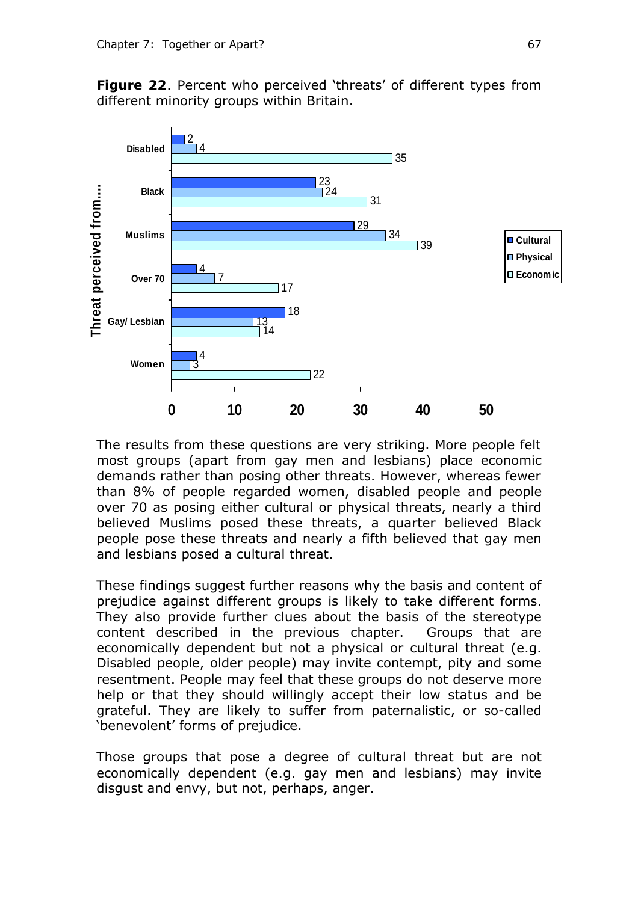**Figure 22**. Percent who perceived 'threats' of different types from different minority groups within Britain.

| Threat perceived from.... | Cultural | Physical | Economic |
|---|---|---|---|
| Disabled | 2 | 4 | 35 |
| Black | 23 | 24 | 31 |
| Muslims | 29 | 34 | 39 |
| Over 70 | 4 | 7 | 17 |
| Gay/ Lesbian | 18 | 13 | 14 |
| Women | 4 | 3 | 22 |

The results from these questions are very striking. More people felt most groups (apart from gay men and lesbians) place economic demands rather than posing other threats. However, whereas fewer than 8% of people regarded women, disabled people and people over 70 as posing either cultural or physical threats, nearly a third believed Muslims posed these threats, a quarter believed Black people pose these threats and nearly a fifth believed that gay men and lesbians posed a cultural threat.

These findings suggest further reasons why the basis and content of prejudice against different groups is likely to take different forms. They also provide further clues about the basis of the stereotype content described in the previous chapter. Groups that are economically dependent but not a physical or cultural threat (e.g. Disabled people, older people) may invite contempt, pity and some resentment. People may feel that these groups do not deserve more help or that they should willingly accept their low status and be grateful. They are likely to suffer from paternalistic, or so-called 'benevolent' forms of prejudice.

Those groups that pose a degree of cultural threat but are not economically dependent (e.g. gay men and lesbians) may invite disgust and envy, but not, perhaps, anger.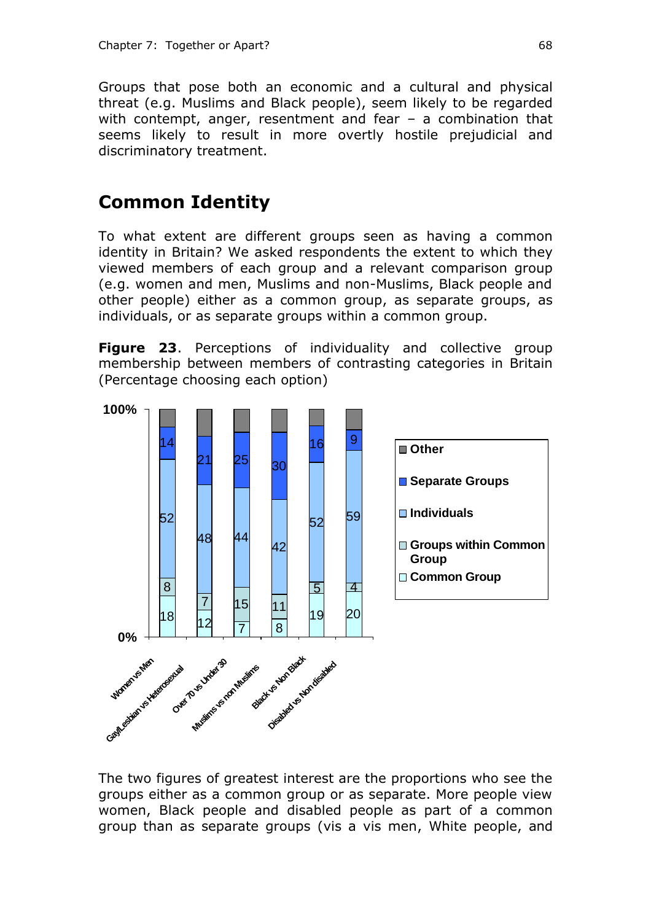Groups that pose both an economic and a cultural and physical threat (e.g. Muslims and Black people), seem likely to be regarded with contempt, anger, resentment and fear – a combination that seems likely to result in more overtly hostile prejudicial and discriminatory treatment.

## Common Identity

To what extent are different groups seen as having a common identity in Britain? We asked respondents the extent to which they viewed members of each group and a relevant comparison group (e.g. women and men, Muslims and non-Muslims, Black people and other people) either as a common group, as separate groups, as individuals, or as separate groups within a common group.

**Figure 23**. Perceptions of individuality and collective group membership between members of contrasting categories in Britain (Percentage choosing each option)

| | Common Group | Groups within Common Group | Individuals | Separate Groups | Other |
|---|---|---|---|---|---|
| Women vs Men | 18 | 8 | 52 | 14 | |
| Gay/Lesbian vs Heterosexual | 12 | 7 | 48 | 21 | |
| Over 70 vs Under 30 | 7 | 15 | 44 | 25 | |
| Muslims vs non Muslims | 8 | 11 | 42 | 30 | |
| Black vs Non Black | 19 | 5 | 52 | 16 | |
| Disabled vs Non disabled | 20 | 4 | 59 | 9 | |

The two figures of greatest interest are the proportions who see the groups either as a common group or as separate. More people view women, Black people and disabled people as part of a common group than as separate groups (vis a vis men, White people, and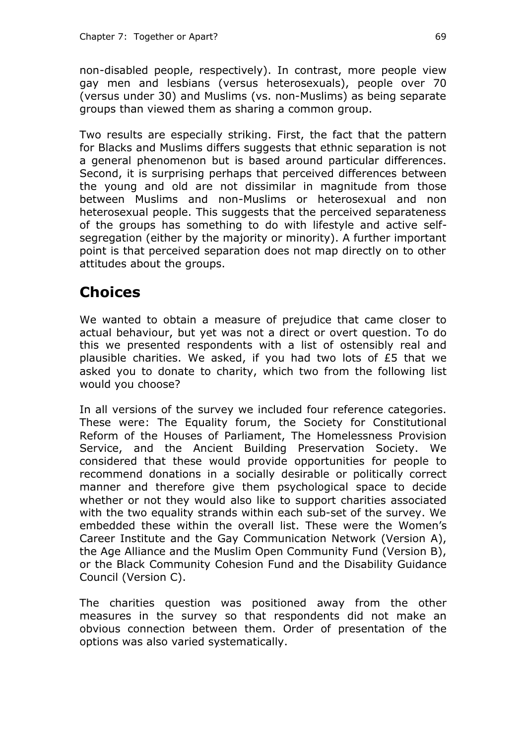non-disabled people, respectively). In contrast, more people view gay men and lesbians (versus heterosexuals), people over 70 (versus under 30) and Muslims (vs. non-Muslims) as being separate groups than viewed them as sharing a common group.

Two results are especially striking. First, the fact that the pattern for Blacks and Muslims differs suggests that ethnic separation is not a general phenomenon but is based around particular differences. Second, it is surprising perhaps that perceived differences between the young and old are not dissimilar in magnitude from those between Muslims and non-Muslims or heterosexual and non heterosexual people. This suggests that the perceived separateness of the groups has something to do with lifestyle and active self-segregation (either by the majority or minority). A further important point is that perceived separation does not map directly on to other attitudes about the groups.

## Choices

We wanted to obtain a measure of prejudice that came closer to actual behaviour, but yet was not a direct or overt question. To do this we presented respondents with a list of ostensibly real and plausible charities. We asked, if you had two lots of £5 that we asked you to donate to charity, which two from the following list would you choose?

In all versions of the survey we included four reference categories. These were: The Equality forum, the Society for Constitutional Reform of the Houses of Parliament, The Homelessness Provision Service, and the Ancient Building Preservation Society. We considered that these would provide opportunities for people to recommend donations in a socially desirable or politically correct manner and therefore give them psychological space to decide whether or not they would also like to support charities associated with the two equality strands within each sub-set of the survey. We embedded these within the overall list. These were the Women's Career Institute and the Gay Communication Network (Version A), the Age Alliance and the Muslim Open Community Fund (Version B), or the Black Community Cohesion Fund and the Disability Guidance Council (Version C).

The charities question was positioned away from the other measures in the survey so that respondents did not make an obvious connection between them. Order of presentation of the options was also varied systematically.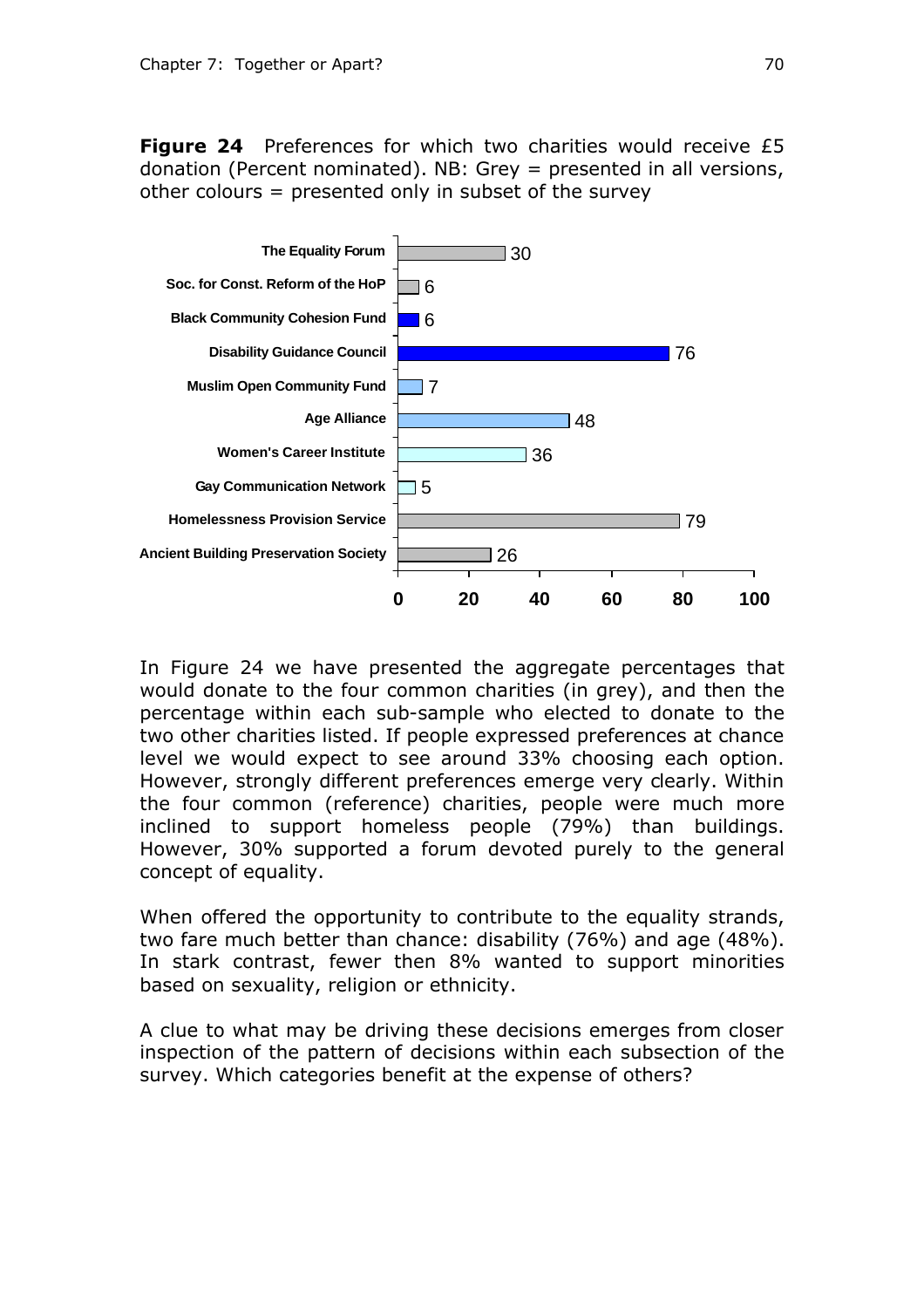**Figure 24** Preferences for which two charities would receive £5 donation (Percent nominated). NB: Grey = presented in all versions, other colours = presented only in subset of the survey

| Charity | Percent nominated |
|---|---|
| The Equality Forum | 30 |
| Soc. for Const. Reform of the HoP | 6 |
| Black Community Cohesion Fund | 6 |
| Disability Guidance Council | 76 |
| Muslim Open Community Fund | 7 |
| Age Alliance | 48 |
| Women's Career Institute | 36 |
| Gay Communication Network | 5 |
| Homelessness Provision Service | 79 |
| Ancient Building Preservation Society | 26 |

In Figure 24 we have presented the aggregate percentages that would donate to the four common charities (in grey), and then the percentage within each sub-sample who elected to donate to the two other charities listed. If people expressed preferences at chance level we would expect to see around 33% choosing each option. However, strongly different preferences emerge very clearly. Within the four common (reference) charities, people were much more inclined to support homeless people (79%) than buildings. However, 30% supported a forum devoted purely to the general concept of equality.

When offered the opportunity to contribute to the equality strands, two fare much better than chance: disability (76%) and age (48%). In stark contrast, fewer then 8% wanted to support minorities based on sexuality, religion or ethnicity.

A clue to what may be driving these decisions emerges from closer inspection of the pattern of decisions within each subsection of the survey. Which categories benefit at the expense of others?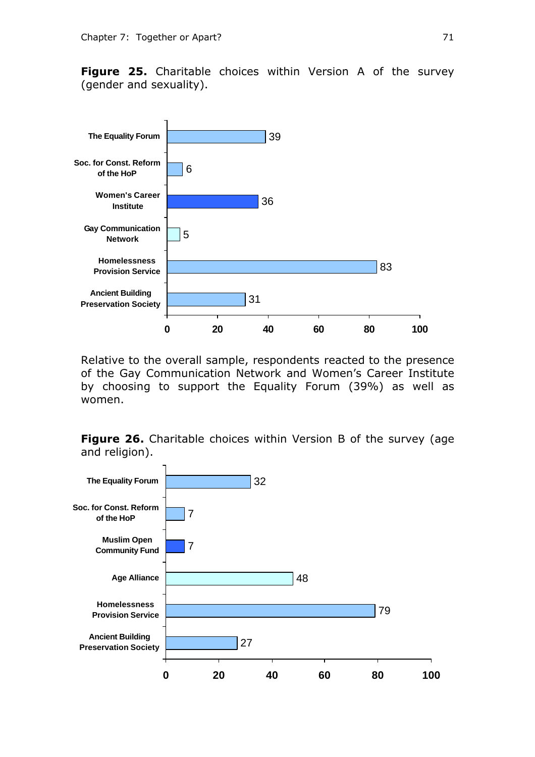**Figure 25.** Charitable choices within Version A of the survey (gender and sexuality).

| Charity | % |
|---|---|
| The Equality Forum | 39 |
| Soc. for Const. Reform of the HoP | 6 |
| Women's Career Institute | 36 |
| Gay Communication Network | 5 |
| Homelessness Provision Service | 83 |
| Ancient Building Preservation Society | 31 |

Relative to the overall sample, respondents reacted to the presence of the Gay Communication Network and Women's Career Institute by choosing to support the Equality Forum (39%) as well as women.

**Figure 26.** Charitable choices within Version B of the survey (age and religion).

| Charity | % |
|---|---|
| The Equality Forum | 32 |
| Soc. for Const. Reform of the HoP | 7 |
| Muslim Open Community Fund | 7 |
| Age Alliance | 48 |
| Homelessness Provision Service | 79 |
| Ancient Building Preservation Society | 27 |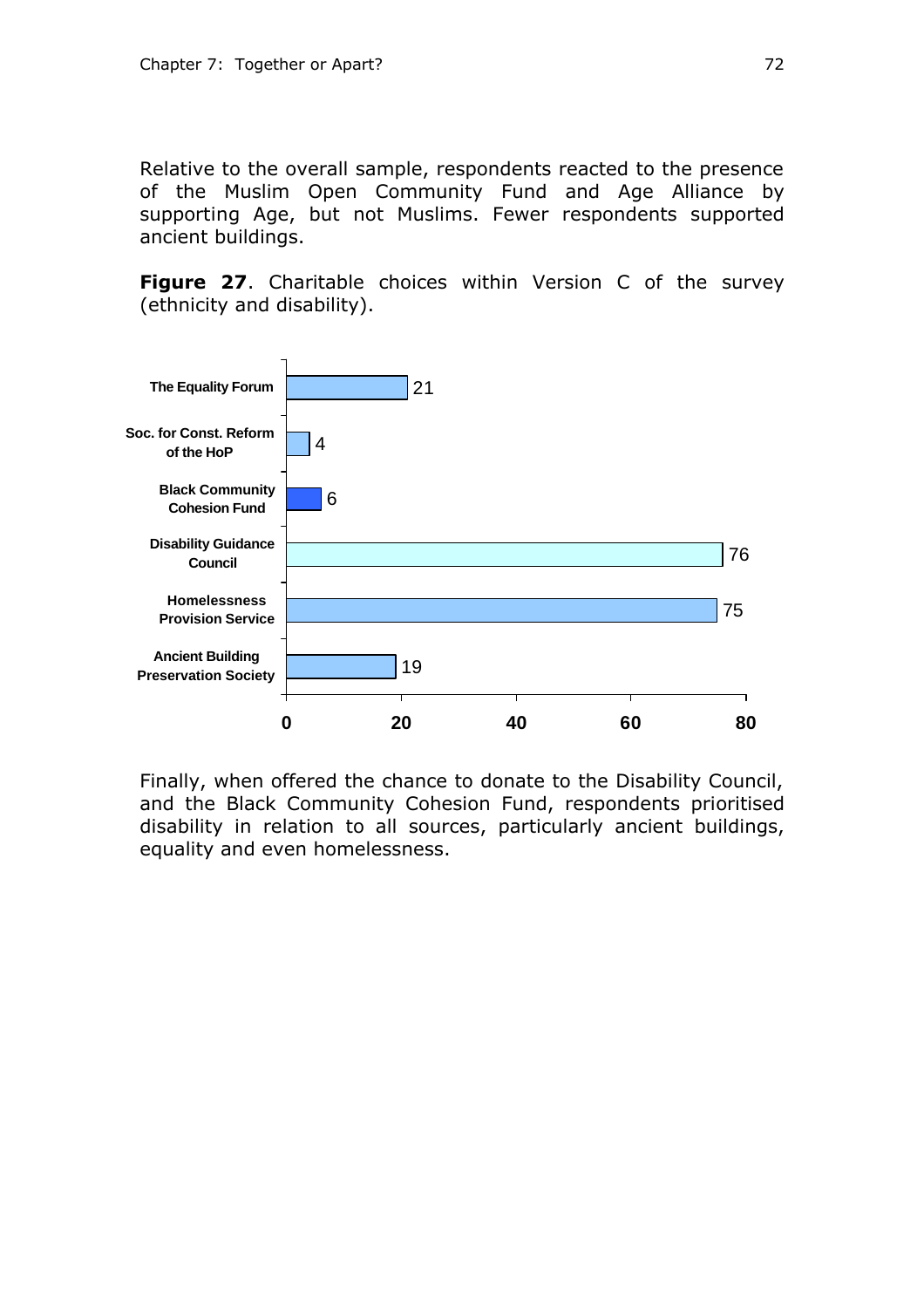Relative to the overall sample, respondents reacted to the presence of the Muslim Open Community Fund and Age Alliance by supporting Age, but not Muslims. Fewer respondents supported ancient buildings.

**Figure 27**. Charitable choices within Version C of the survey (ethnicity and disability).

| Charity | Value |
|---|---|
| The Equality Forum | 21 |
| Soc. for Const. Reform of the HoP | 4 |
| Black Community Cohesion Fund | 6 |
| Disability Guidance Council | 76 |
| Homelessness Provision Service | 75 |
| Ancient Building Preservation Society | 19 |

Finally, when offered the chance to donate to the Disability Council, and the Black Community Cohesion Fund, respondents prioritised disability in relation to all sources, particularly ancient buildings, equality and even homelessness.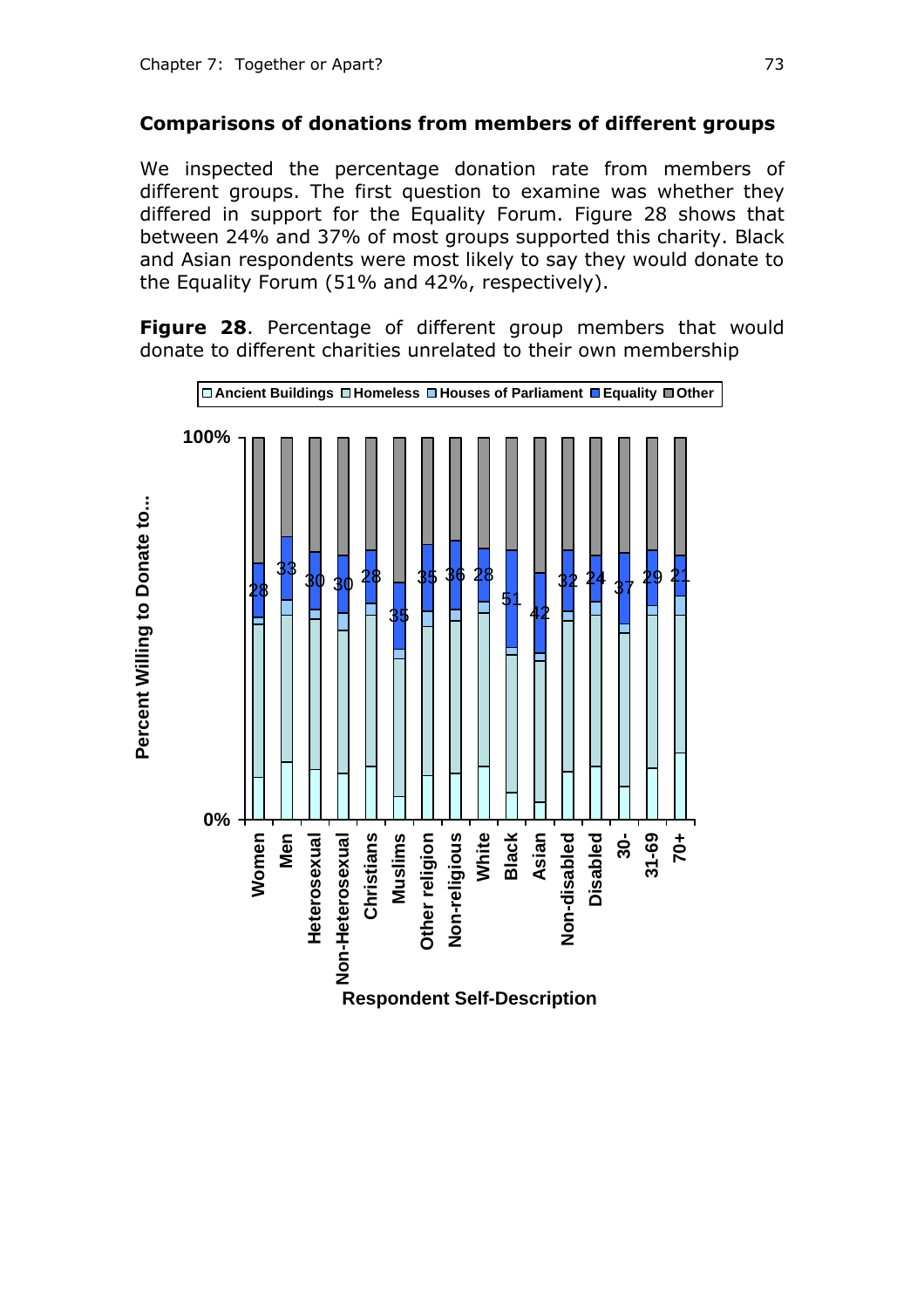## Comparisons of donations from members of different groups

We inspected the percentage donation rate from members of different groups. The first question to examine was whether they differed in support for the Equality Forum. Figure 28 shows that between 24% and 37% of most groups supported this charity. Black and Asian respondents were most likely to say they would donate to the Equality Forum (51% and 42%, respectively).

**Figure 28**. Percentage of different group members that would donate to different charities unrelated to their own membership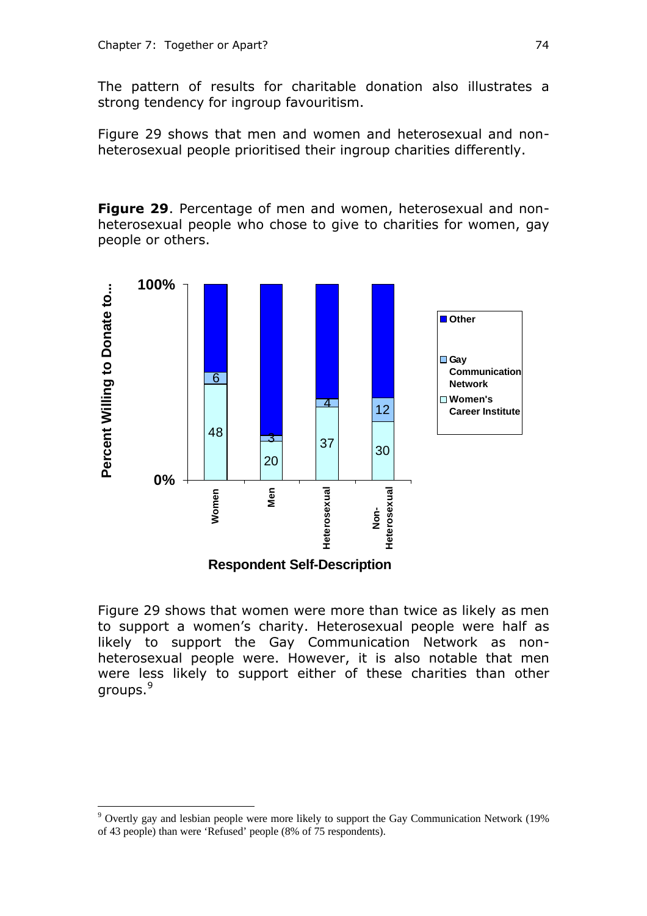The pattern of results for charitable donation also illustrates a strong tendency for ingroup favouritism.

Figure 29 shows that men and women and heterosexual and non-heterosexual people prioritised their ingroup charities differently.

**Figure 29**. Percentage of men and women, heterosexual and non-heterosexual people who chose to give to charities for women, gay people or others.

| Respondent Self-Description | Women's Career Institute | Gay Communication Network | Other |
|---|---|---|---|
| Women | 48 | 6 | |
| Men | 20 | 3 | |
| Heterosexual | 37 | 4 | |
| Non-Heterosexual | 30 | 12 | |

Figure 29 shows that women were more than twice as likely as men to support a women's charity. Heterosexual people were half as likely to support the Gay Communication Network as non-heterosexual people were. However, it is also notable that men were less likely to support either of these charities than other groups.[9]

[9] Overtly gay and lesbian people were more likely to support the Gay Communication Network (19% of 43 people) than were 'Refused' people (8% of 75 respondents).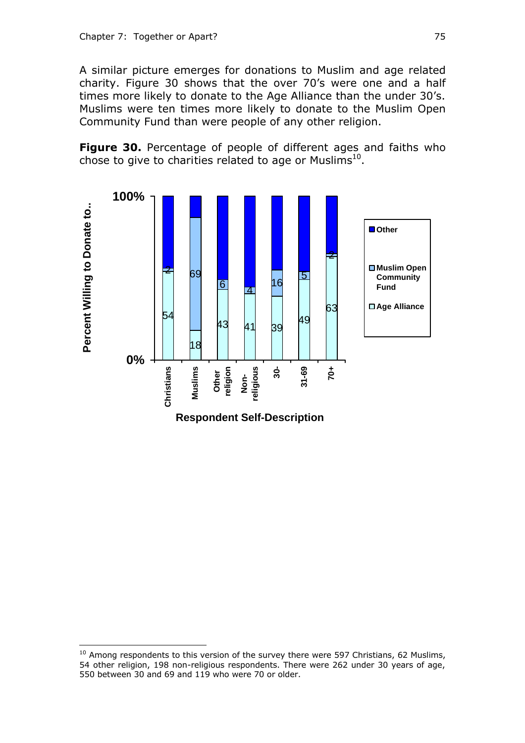A similar picture emerges for donations to Muslim and age related charity. Figure 30 shows that the over 70's were one and a half times more likely to donate to the Age Alliance than the under 30's. Muslims were ten times more likely to donate to the Muslim Open Community Fund than were people of any other religion.

**Figure 30.** Percentage of people of different ages and faiths who chose to give to charities related to age or Muslims[10].

| Respondent Self-Description | Age Alliance | Muslim Open Community Fund |
|---|---|---|
| Christians | 54 | 2 |
| Muslims | 18 | 69 |
| Other religion | 43 | 6 |
| Non-religious | 41 | 4 |
| 30- | 39 | 16 |
| 31-69 | 49 | 5 |
| 70+ | 63 | 2 |

[10] Among respondents to this version of the survey there were 597 Christians, 62 Muslims, 54 other religion, 198 non-religious respondents. There were 262 under 30 years of age, 550 between 30 and 69 and 119 who were 70 or older.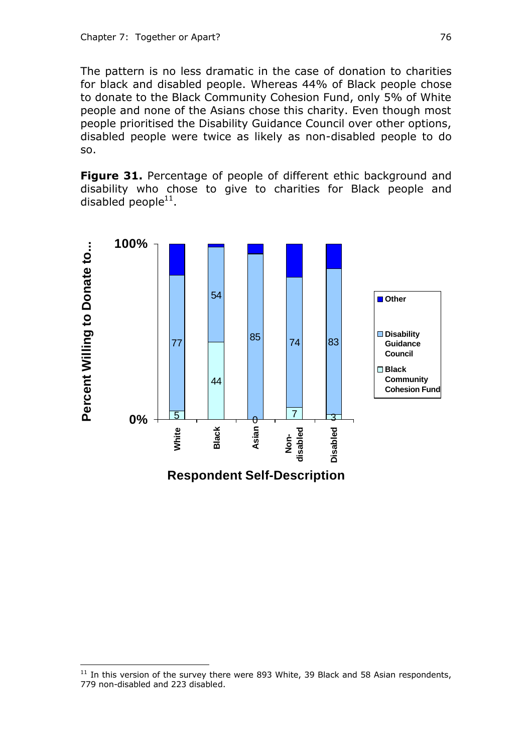The pattern is no less dramatic in the case of donation to charities for black and disabled people. Whereas 44% of Black people chose to donate to the Black Community Cohesion Fund, only 5% of White people and none of the Asians chose this charity. Even though most people prioritised the Disability Guidance Council over other options, disabled people were twice as likely as non-disabled people to do so.

**Figure 31.** Percentage of people of different ethic background and disability who chose to give to charities for Black people and disabled people[11].

| Respondent Self-Description | Black Community Cohesion Fund | Disability Guidance Council |
|---|---|---|
| White | 5 | 77 |
| Black | 44 | 54 |
| Asian | 0 | 85 |
| Non-disabled | 7 | 74 |
| Disabled | 3 | 83 |

[11] In this version of the survey there were 893 White, 39 Black and 58 Asian respondents, 779 non-disabled and 223 disabled.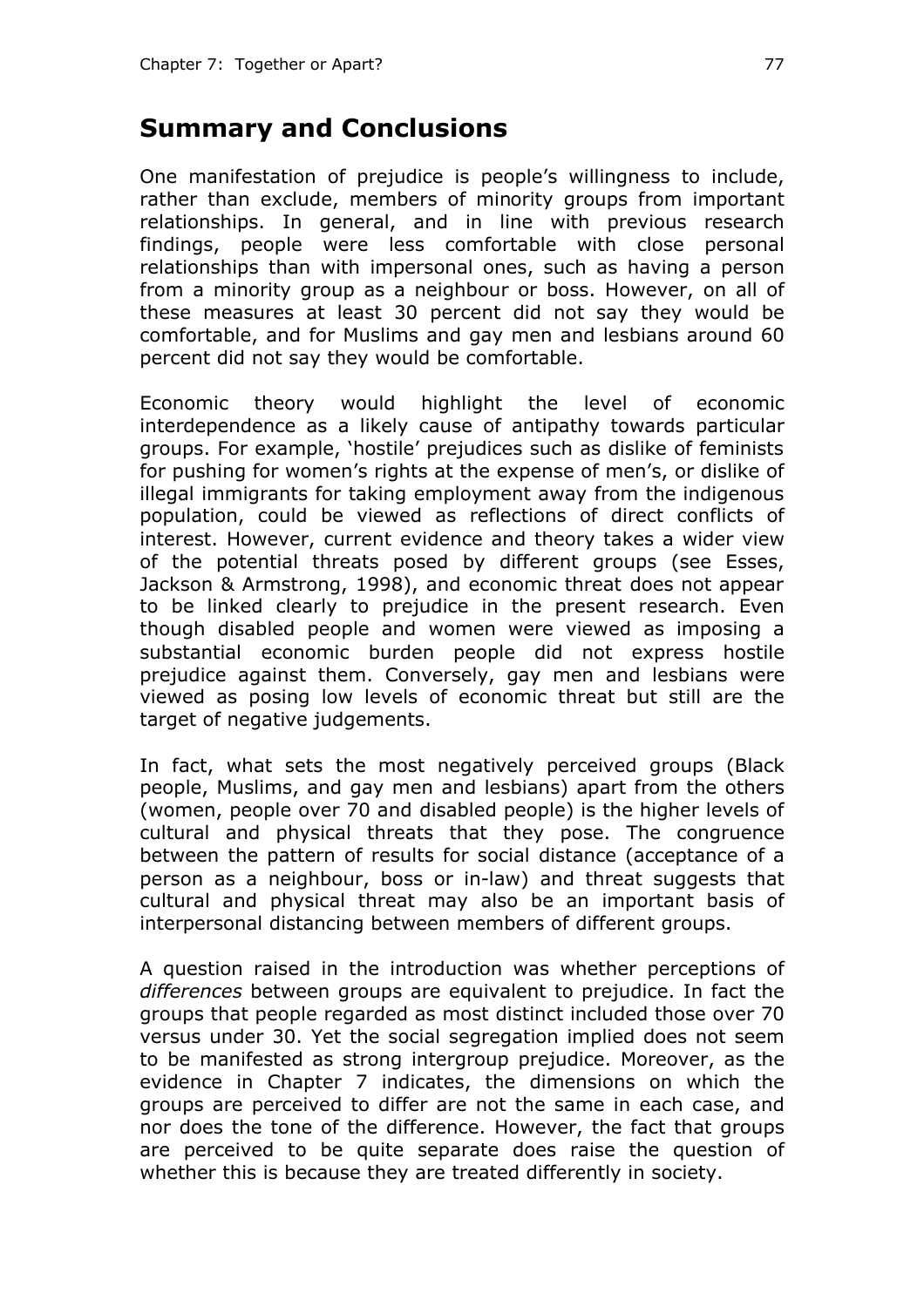## Summary and Conclusions

One manifestation of prejudice is people's willingness to include, rather than exclude, members of minority groups from important relationships. In general, and in line with previous research findings, people were less comfortable with close personal relationships than with impersonal ones, such as having a person from a minority group as a neighbour or boss. However, on all of these measures at least 30 percent did not say they would be comfortable, and for Muslims and gay men and lesbians around 60 percent did not say they would be comfortable.

Economic theory would highlight the level of economic interdependence as a likely cause of antipathy towards particular groups. For example, 'hostile' prejudices such as dislike of feminists for pushing for women's rights at the expense of men's, or dislike of illegal immigrants for taking employment away from the indigenous population, could be viewed as reflections of direct conflicts of interest. However, current evidence and theory takes a wider view of the potential threats posed by different groups (see Esses, Jackson & Armstrong, 1998), and economic threat does not appear to be linked clearly to prejudice in the present research. Even though disabled people and women were viewed as imposing a substantial economic burden people did not express hostile prejudice against them. Conversely, gay men and lesbians were viewed as posing low levels of economic threat but still are the target of negative judgements.

In fact, what sets the most negatively perceived groups (Black people, Muslims, and gay men and lesbians) apart from the others (women, people over 70 and disabled people) is the higher levels of cultural and physical threats that they pose. The congruence between the pattern of results for social distance (acceptance of a person as a neighbour, boss or in-law) and threat suggests that cultural and physical threat may also be an important basis of interpersonal distancing between members of different groups.

A question raised in the introduction was whether perceptions of *differences* between groups are equivalent to prejudice. In fact the groups that people regarded as most distinct included those over 70 versus under 30. Yet the social segregation implied does not seem to be manifested as strong intergroup prejudice. Moreover, as the evidence in Chapter 7 indicates, the dimensions on which the groups are perceived to differ are not the same in each case, and nor does the tone of the difference. However, the fact that groups are perceived to be quite separate does raise the question of whether this is because they are treated differently in society.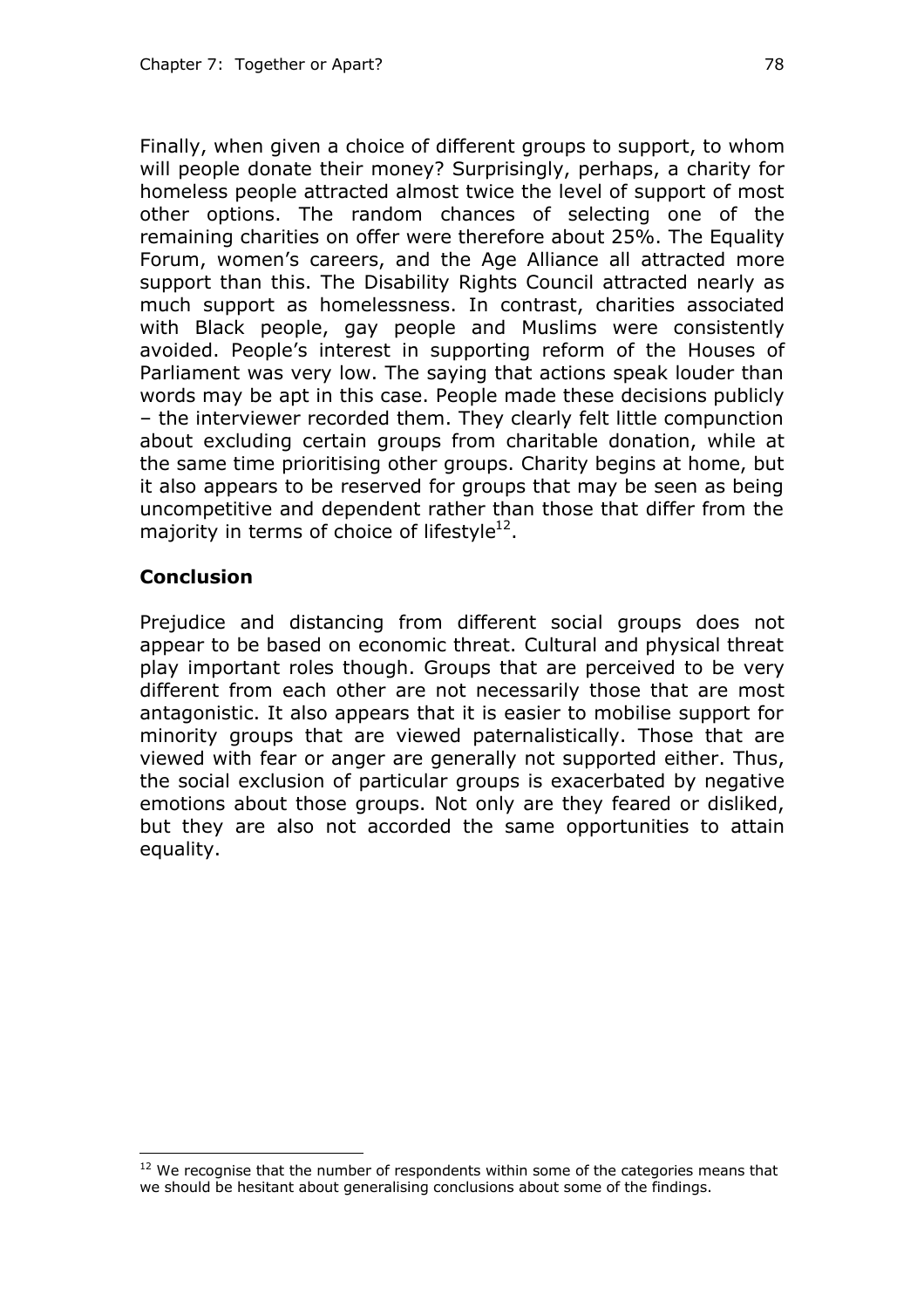Finally, when given a choice of different groups to support, to whom will people donate their money? Surprisingly, perhaps, a charity for homeless people attracted almost twice the level of support of most other options. The random chances of selecting one of the remaining charities on offer were therefore about 25%. The Equality Forum, women's careers, and the Age Alliance all attracted more support than this. The Disability Rights Council attracted nearly as much support as homelessness. In contrast, charities associated with Black people, gay people and Muslims were consistently avoided. People's interest in supporting reform of the Houses of Parliament was very low. The saying that actions speak louder than words may be apt in this case. People made these decisions publicly – the interviewer recorded them. They clearly felt little compunction about excluding certain groups from charitable donation, while at the same time prioritising other groups. Charity begins at home, but it also appears to be reserved for groups that may be seen as being uncompetitive and dependent rather than those that differ from the majority in terms of choice of lifestyle[12].

## Conclusion

Prejudice and distancing from different social groups does not appear to be based on economic threat. Cultural and physical threat play important roles though. Groups that are perceived to be very different from each other are not necessarily those that are most antagonistic. It also appears that it is easier to mobilise support for minority groups that are viewed paternalistically. Those that are viewed with fear or anger are generally not supported either. Thus, the social exclusion of particular groups is exacerbated by negative emotions about those groups. Not only are they feared or disliked, but they are also not accorded the same opportunities to attain equality.

---

[12] We recognise that the number of respondents within some of the categories means that we should be hesitant about generalising conclusions about some of the findings.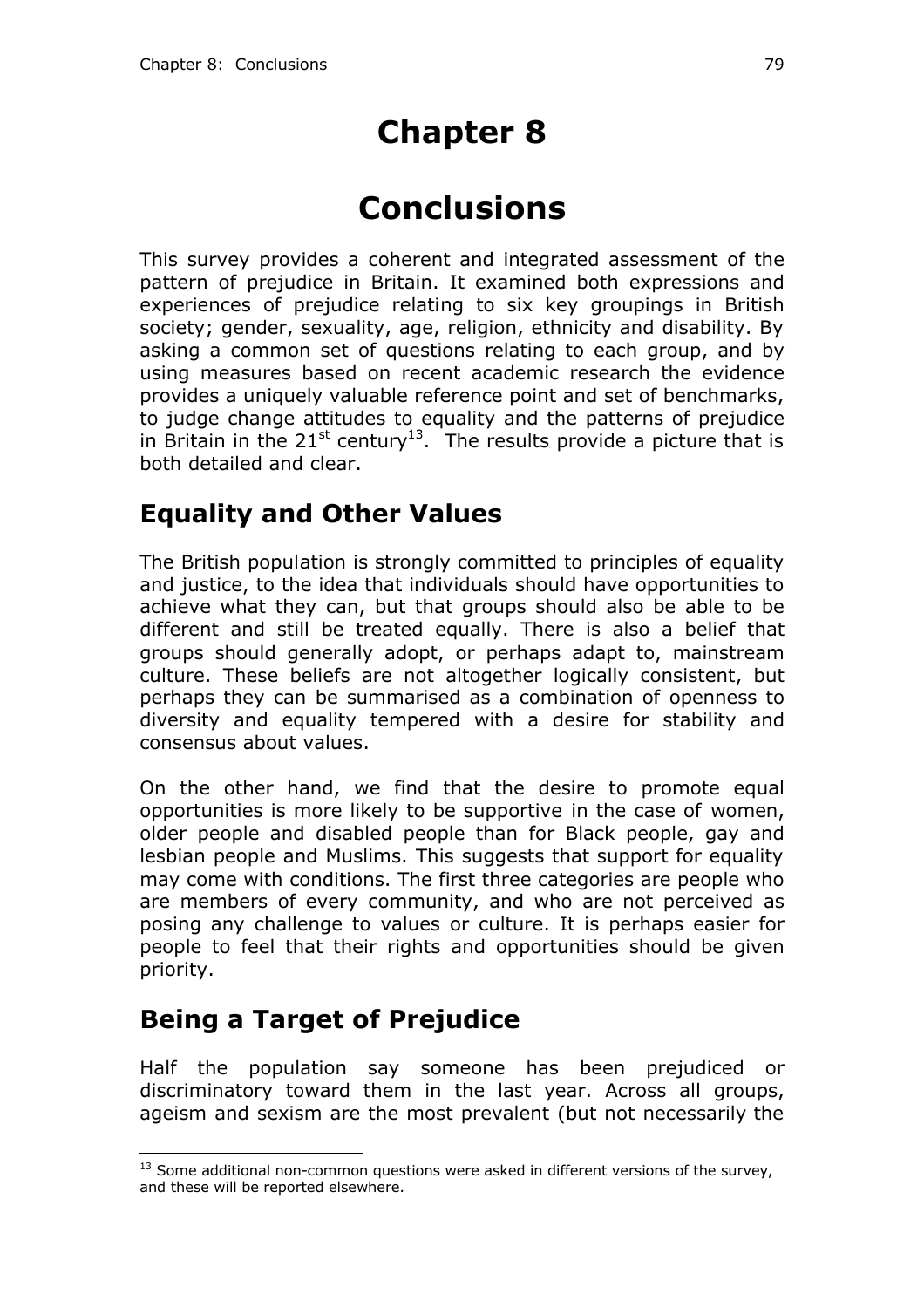# Chapter 8

# Conclusions

This survey provides a coherent and integrated assessment of the pattern of prejudice in Britain. It examined both expressions and experiences of prejudice relating to six key groupings in British society; gender, sexuality, age, religion, ethnicity and disability. By asking a common set of questions relating to each group, and by using measures based on recent academic research the evidence provides a uniquely valuable reference point and set of benchmarks, to judge change attitudes to equality and the patterns of prejudice in Britain in the 21st century[13]. The results provide a picture that is both detailed and clear.

## Equality and Other Values

The British population is strongly committed to principles of equality and justice, to the idea that individuals should have opportunities to achieve what they can, but that groups should also be able to be different and still be treated equally. There is also a belief that groups should generally adopt, or perhaps adapt to, mainstream culture. These beliefs are not altogether logically consistent, but perhaps they can be summarised as a combination of openness to diversity and equality tempered with a desire for stability and consensus about values.

On the other hand, we find that the desire to promote equal opportunities is more likely to be supportive in the case of women, older people and disabled people than for Black people, gay and lesbian people and Muslims. This suggests that support for equality may come with conditions. The first three categories are people who are members of every community, and who are not perceived as posing any challenge to values or culture. It is perhaps easier for people to feel that their rights and opportunities should be given priority.

## Being a Target of Prejudice

Half the population say someone has been prejudiced or discriminatory toward them in the last year. Across all groups, ageism and sexism are the most prevalent (but not necessarily the

[13] Some additional non-common questions were asked in different versions of the survey, and these will be reported elsewhere.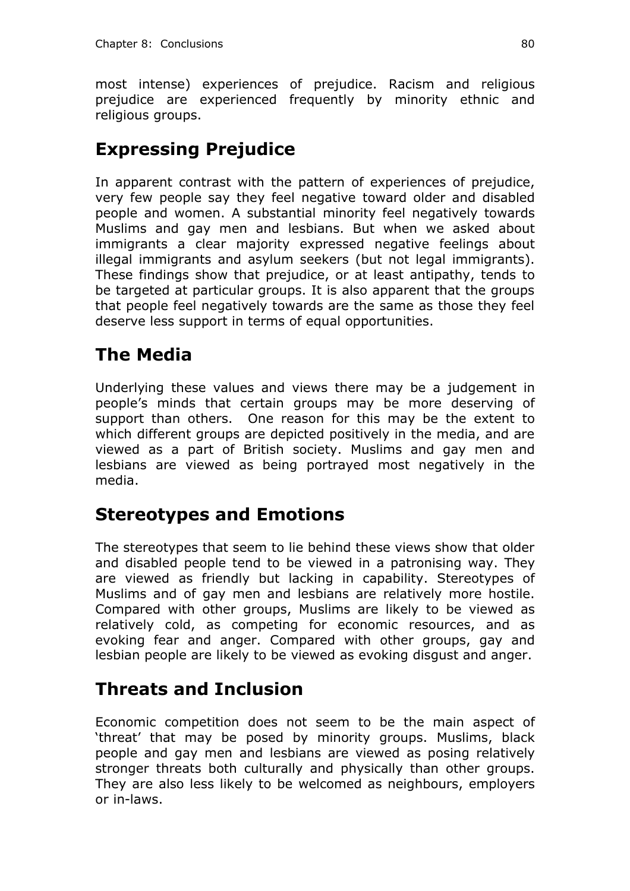most intense) experiences of prejudice. Racism and religious prejudice are experienced frequently by minority ethnic and religious groups.

## Expressing Prejudice

In apparent contrast with the pattern of experiences of prejudice, very few people say they feel negative toward older and disabled people and women. A substantial minority feel negatively towards Muslims and gay men and lesbians. But when we asked about immigrants a clear majority expressed negative feelings about illegal immigrants and asylum seekers (but not legal immigrants). These findings show that prejudice, or at least antipathy, tends to be targeted at particular groups. It is also apparent that the groups that people feel negatively towards are the same as those they feel deserve less support in terms of equal opportunities.

## The Media

Underlying these values and views there may be a judgement in people's minds that certain groups may be more deserving of support than others. One reason for this may be the extent to which different groups are depicted positively in the media, and are viewed as a part of British society. Muslims and gay men and lesbians are viewed as being portrayed most negatively in the media.

## Stereotypes and Emotions

The stereotypes that seem to lie behind these views show that older and disabled people tend to be viewed in a patronising way. They are viewed as friendly but lacking in capability. Stereotypes of Muslims and of gay men and lesbians are relatively more hostile. Compared with other groups, Muslims are likely to be viewed as relatively cold, as competing for economic resources, and as evoking fear and anger. Compared with other groups, gay and lesbian people are likely to be viewed as evoking disgust and anger.

## Threats and Inclusion

Economic competition does not seem to be the main aspect of 'threat' that may be posed by minority groups. Muslims, black people and gay men and lesbians are viewed as posing relatively stronger threats both culturally and physically than other groups. They are also less likely to be welcomed as neighbours, employers or in-laws.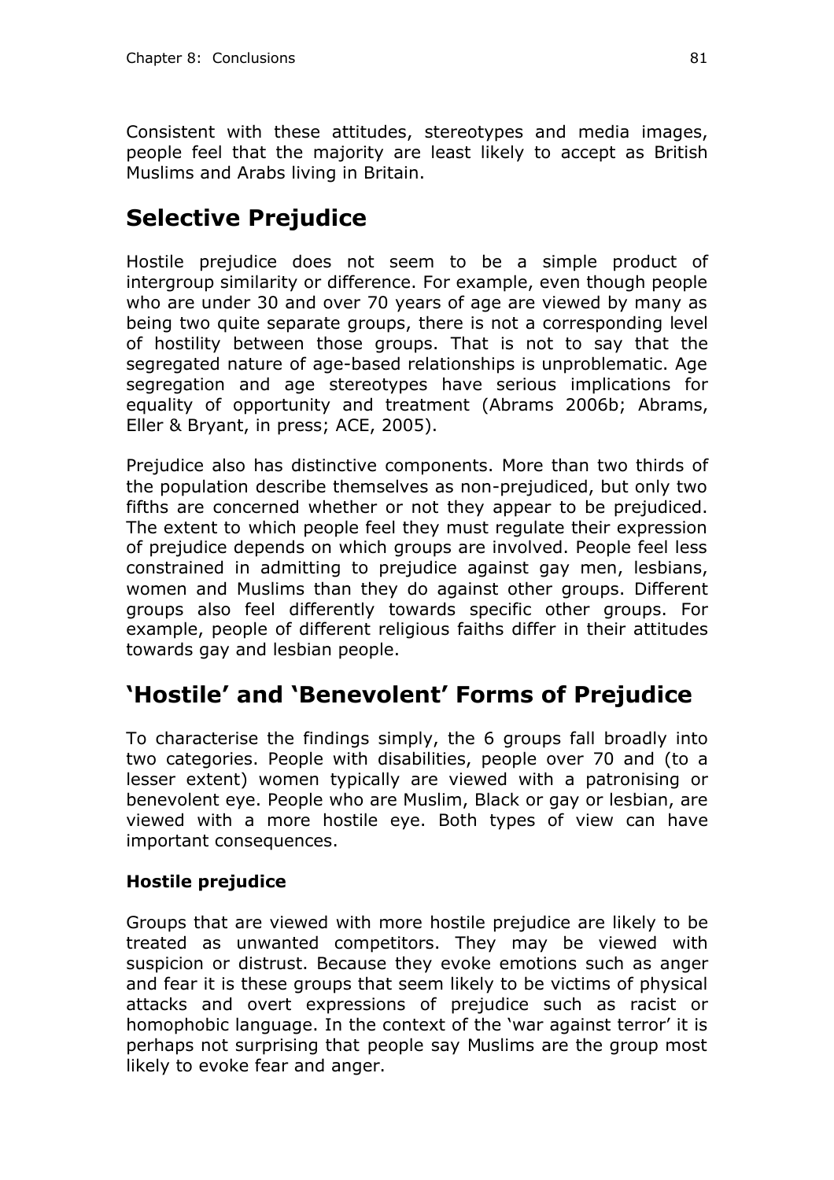Consistent with these attitudes, stereotypes and media images, people feel that the majority are least likely to accept as British Muslims and Arabs living in Britain.

## Selective Prejudice

Hostile prejudice does not seem to be a simple product of intergroup similarity or difference. For example, even though people who are under 30 and over 70 years of age are viewed by many as being two quite separate groups, there is not a corresponding level of hostility between those groups. That is not to say that the segregated nature of age-based relationships is unproblematic. Age segregation and age stereotypes have serious implications for equality of opportunity and treatment (Abrams 2006b; Abrams, Eller & Bryant, in press; ACE, 2005).

Prejudice also has distinctive components. More than two thirds of the population describe themselves as non-prejudiced, but only two fifths are concerned whether or not they appear to be prejudiced. The extent to which people feel they must regulate their expression of prejudice depends on which groups are involved. People feel less constrained in admitting to prejudice against gay men, lesbians, women and Muslims than they do against other groups. Different groups also feel differently towards specific other groups. For example, people of different religious faiths differ in their attitudes towards gay and lesbian people.

## 'Hostile' and 'Benevolent' Forms of Prejudice

To characterise the findings simply, the 6 groups fall broadly into two categories. People with disabilities, people over 70 and (to a lesser extent) women typically are viewed with a patronising or benevolent eye. People who are Muslim, Black or gay or lesbian, are viewed with a more hostile eye. Both types of view can have important consequences.

### Hostile prejudice

Groups that are viewed with more hostile prejudice are likely to be treated as unwanted competitors. They may be viewed with suspicion or distrust. Because they evoke emotions such as anger and fear it is these groups that seem likely to be victims of physical attacks and overt expressions of prejudice such as racist or homophobic language. In the context of the 'war against terror' it is perhaps not surprising that people say Muslims are the group most likely to evoke fear and anger.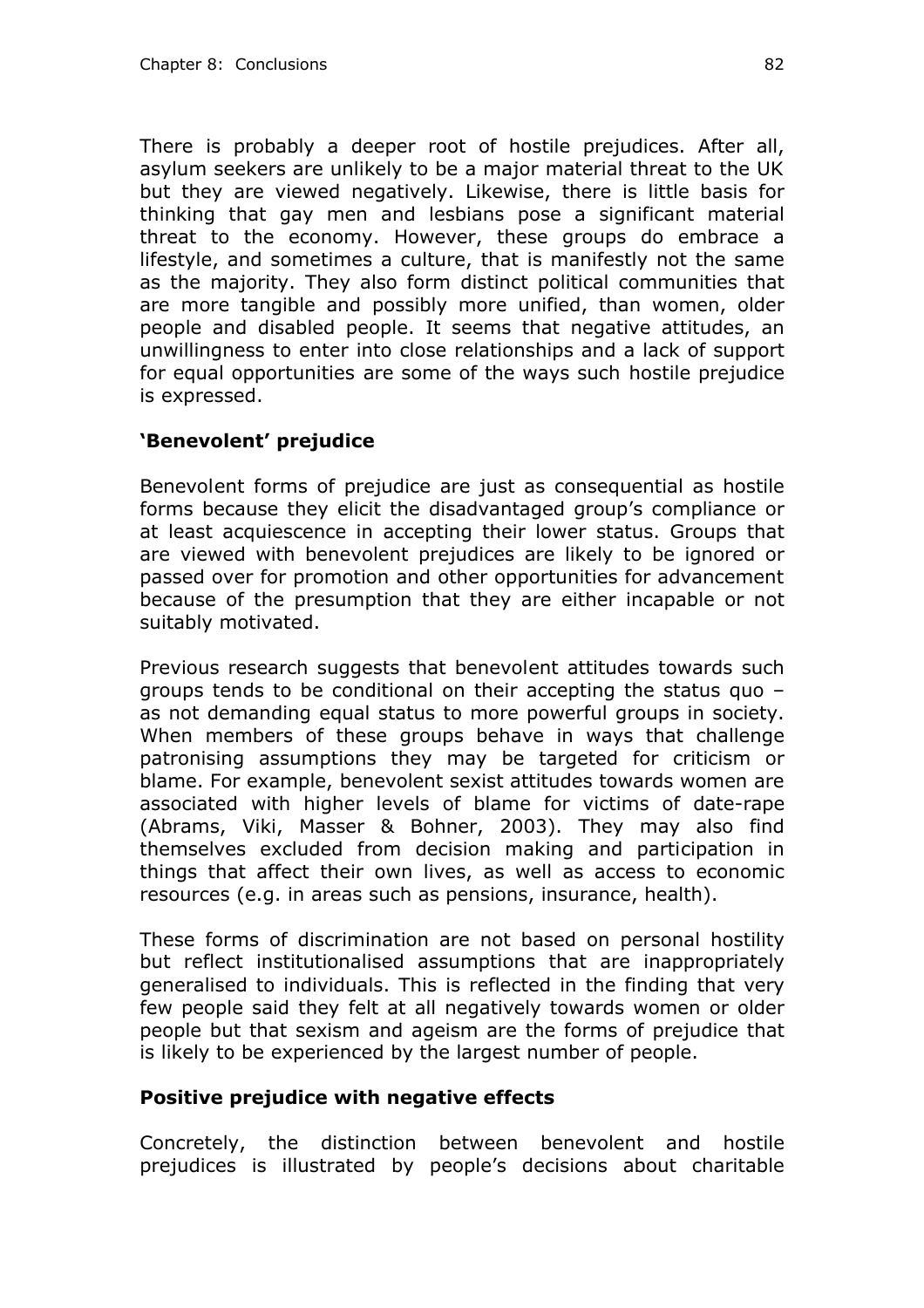There is probably a deeper root of hostile prejudices. After all, asylum seekers are unlikely to be a major material threat to the UK but they are viewed negatively. Likewise, there is little basis for thinking that gay men and lesbians pose a significant material threat to the economy. However, these groups do embrace a lifestyle, and sometimes a culture, that is manifestly not the same as the majority. They also form distinct political communities that are more tangible and possibly more unified, than women, older people and disabled people. It seems that negative attitudes, an unwillingness to enter into close relationships and a lack of support for equal opportunities are some of the ways such hostile prejudice is expressed.

### 'Benevolent' prejudice

Benevolent forms of prejudice are just as consequential as hostile forms because they elicit the disadvantaged group's compliance or at least acquiescence in accepting their lower status. Groups that are viewed with benevolent prejudices are likely to be ignored or passed over for promotion and other opportunities for advancement because of the presumption that they are either incapable or not suitably motivated.

Previous research suggests that benevolent attitudes towards such groups tends to be conditional on their accepting the status quo – as not demanding equal status to more powerful groups in society. When members of these groups behave in ways that challenge patronising assumptions they may be targeted for criticism or blame. For example, benevolent sexist attitudes towards women are associated with higher levels of blame for victims of date-rape (Abrams, Viki, Masser & Bohner, 2003). They may also find themselves excluded from decision making and participation in things that affect their own lives, as well as access to economic resources (e.g. in areas such as pensions, insurance, health).

These forms of discrimination are not based on personal hostility but reflect institutionalised assumptions that are inappropriately generalised to individuals. This is reflected in the finding that very few people said they felt at all negatively towards women or older people but that sexism and ageism are the forms of prejudice that is likely to be experienced by the largest number of people.

### Positive prejudice with negative effects

Concretely, the distinction between benevolent and hostile prejudices is illustrated by people's decisions about charitable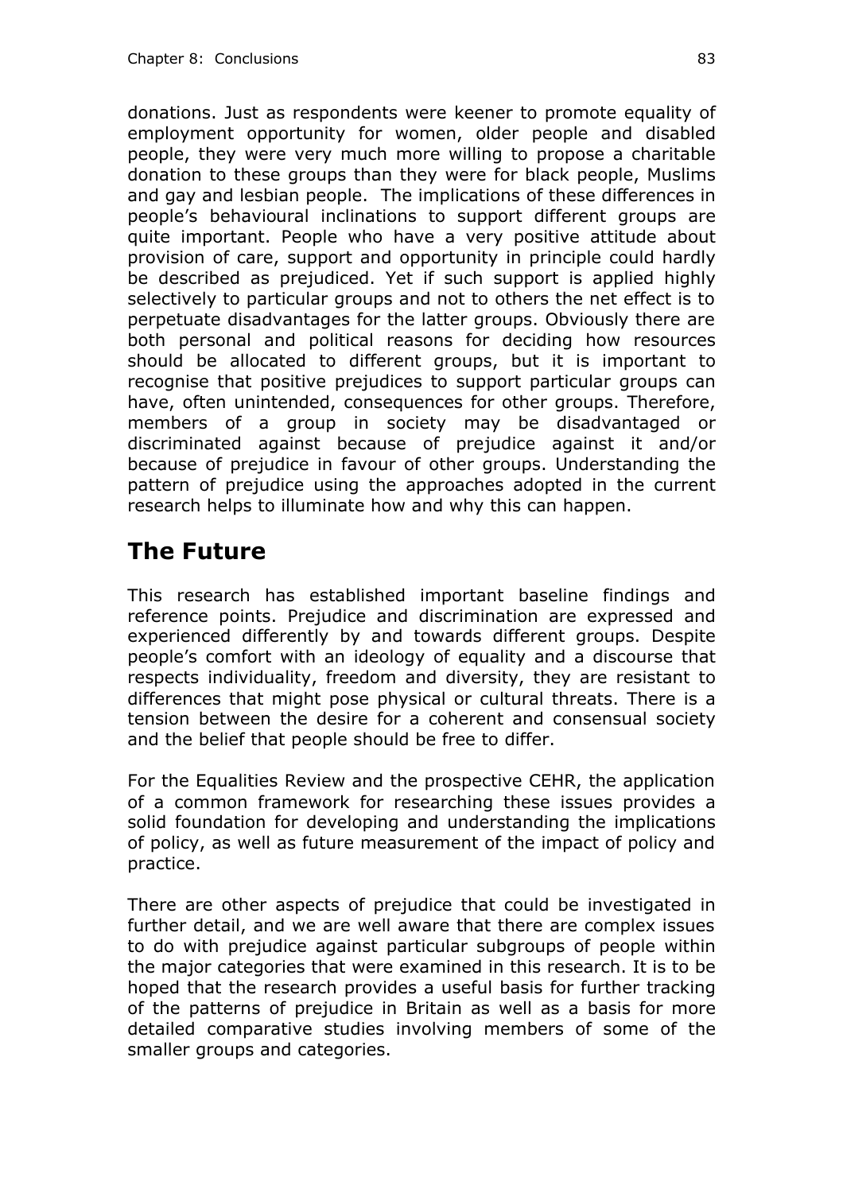donations. Just as respondents were keener to promote equality of employment opportunity for women, older people and disabled people, they were very much more willing to propose a charitable donation to these groups than they were for black people, Muslims and gay and lesbian people. The implications of these differences in people's behavioural inclinations to support different groups are quite important. People who have a very positive attitude about provision of care, support and opportunity in principle could hardly be described as prejudiced. Yet if such support is applied highly selectively to particular groups and not to others the net effect is to perpetuate disadvantages for the latter groups. Obviously there are both personal and political reasons for deciding how resources should be allocated to different groups, but it is important to recognise that positive prejudices to support particular groups can have, often unintended, consequences for other groups. Therefore, members of a group in society may be disadvantaged or discriminated against because of prejudice against it and/or because of prejudice in favour of other groups. Understanding the pattern of prejudice using the approaches adopted in the current research helps to illuminate how and why this can happen.

## The Future

This research has established important baseline findings and reference points. Prejudice and discrimination are expressed and experienced differently by and towards different groups. Despite people's comfort with an ideology of equality and a discourse that respects individuality, freedom and diversity, they are resistant to differences that might pose physical or cultural threats. There is a tension between the desire for a coherent and consensual society and the belief that people should be free to differ.

For the Equalities Review and the prospective CEHR, the application of a common framework for researching these issues provides a solid foundation for developing and understanding the implications of policy, as well as future measurement of the impact of policy and practice.

There are other aspects of prejudice that could be investigated in further detail, and we are well aware that there are complex issues to do with prejudice against particular subgroups of people within the major categories that were examined in this research. It is to be hoped that the research provides a useful basis for further tracking of the patterns of prejudice in Britain as well as a basis for more detailed comparative studies involving members of some of the smaller groups and categories.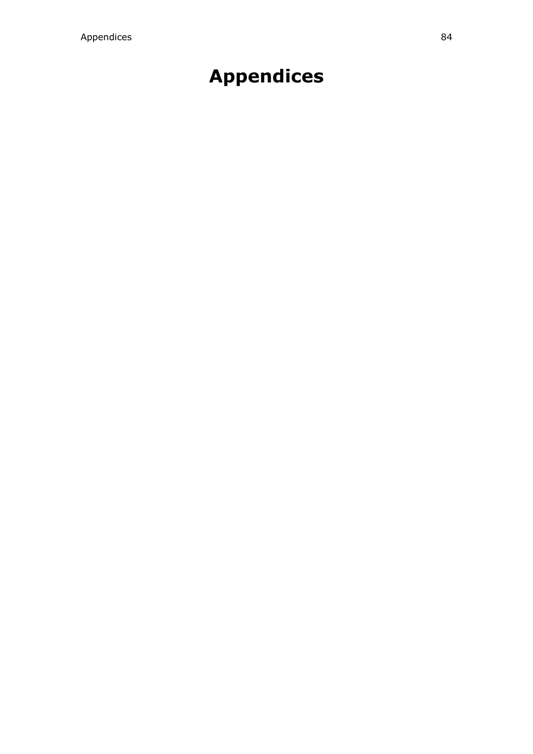# Appendices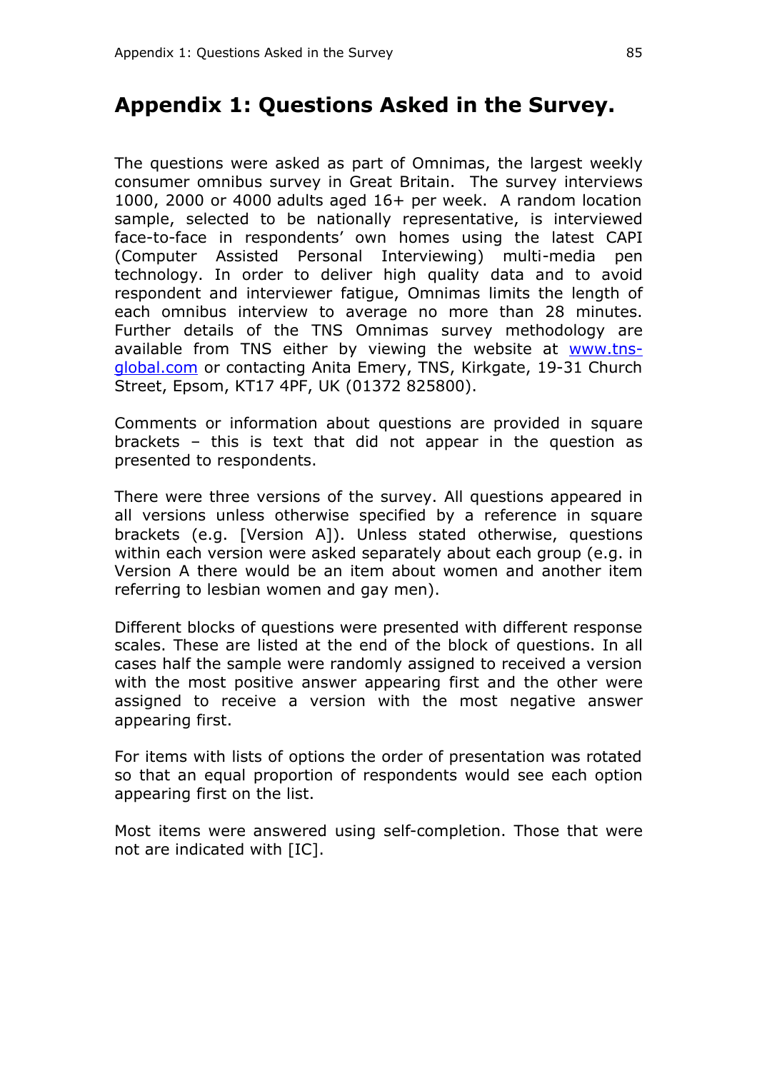# Appendix 1: Questions Asked in the Survey.

The questions were asked as part of Omnimas, the largest weekly consumer omnibus survey in Great Britain. The survey interviews 1000, 2000 or 4000 adults aged 16+ per week. A random location sample, selected to be nationally representative, is interviewed face-to-face in respondents' own homes using the latest CAPI (Computer Assisted Personal Interviewing) multi-media pen technology. In order to deliver high quality data and to avoid respondent and interviewer fatigue, Omnimas limits the length of each omnibus interview to average no more than 28 minutes. Further details of the TNS Omnimas survey methodology are available from TNS either by viewing the website at www.tns-global.com or contacting Anita Emery, TNS, Kirkgate, 19-31 Church Street, Epsom, KT17 4PF, UK (01372 825800).

Comments or information about questions are provided in square brackets – this is text that did not appear in the question as presented to respondents.

There were three versions of the survey. All questions appeared in all versions unless otherwise specified by a reference in square brackets (e.g. [Version A]). Unless stated otherwise, questions within each version were asked separately about each group (e.g. in Version A there would be an item about women and another item referring to lesbian women and gay men).

Different blocks of questions were presented with different response scales. These are listed at the end of the block of questions. In all cases half the sample were randomly assigned to received a version with the most positive answer appearing first and the other were assigned to receive a version with the most negative answer appearing first.

For items with lists of options the order of presentation was rotated so that an equal proportion of respondents would see each option appearing first on the list.

Most items were answered using self-completion. Those that were not are indicated with [IC].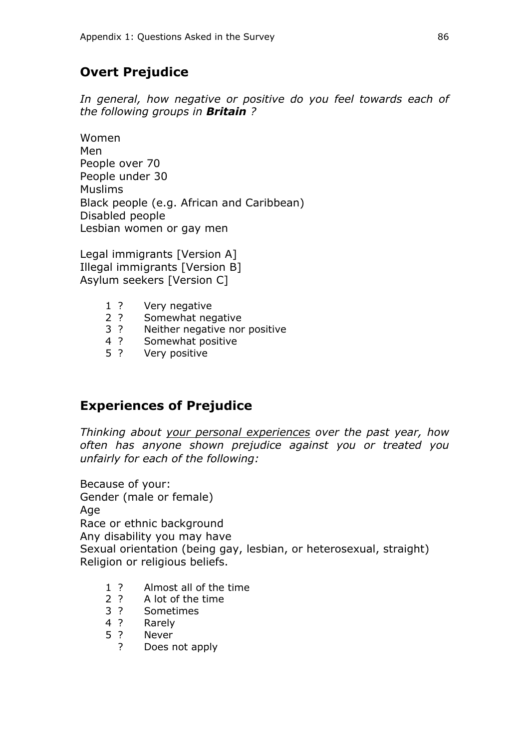## Overt Prejudice

*In general, how negative or positive do you feel towards each of the following groups in **Britain** ?*

Women
Men
People over 70
People under 30
Muslims
Black people (e.g. African and Caribbean)
Disabled people
Lesbian women or gay men

Legal immigrants [Version A]
Illegal immigrants [Version B]
Asylum seekers [Version C]

1 ? Very negative
2 ? Somewhat negative
3 ? Neither negative nor positive
4 ? Somewhat positive
5 ? Very positive

## Experiences of Prejudice

*Thinking about <u>your personal experiences</u> over the past year, how often has anyone shown prejudice against you or treated you unfairly for each of the following:*

Because of your:
Gender (male or female)
Age
Race or ethnic background
Any disability you may have
Sexual orientation (being gay, lesbian, or heterosexual, straight)
Religion or religious beliefs.

1 ? Almost all of the time
2 ? A lot of the time
3 ? Sometimes
4 ? Rarely
5 ? Never
? Does not apply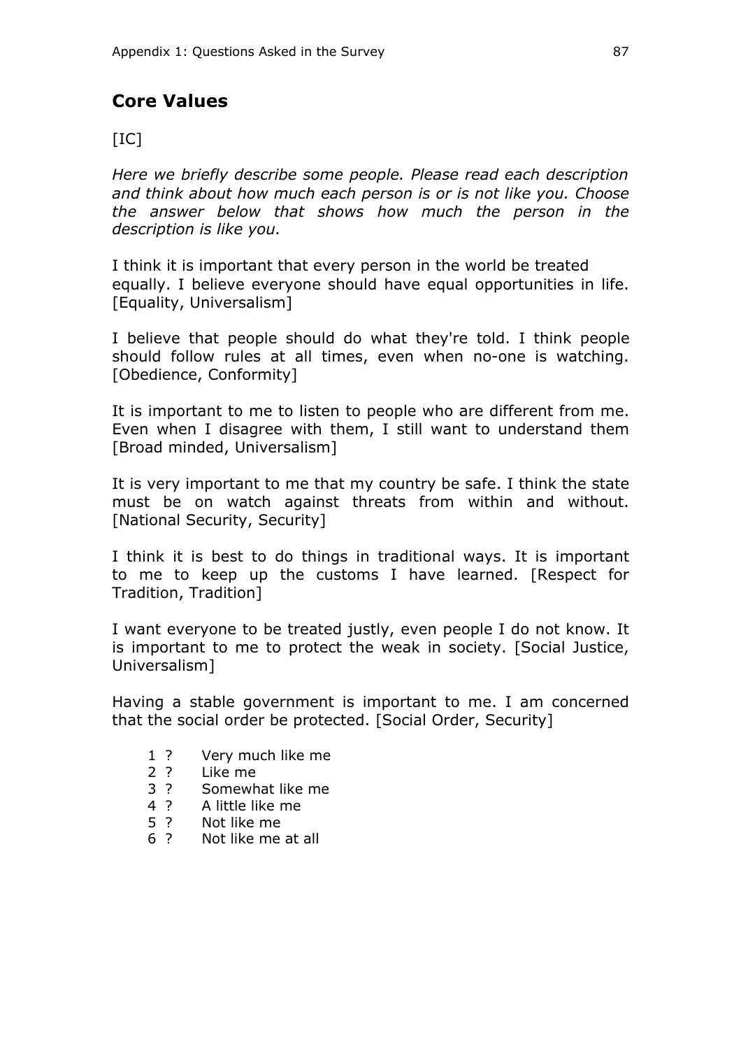## Core Values

[IC]

*Here we briefly describe some people. Please read each description and think about how much each person is or is not like you. Choose the answer below that shows how much the person in the description is like you.*

I think it is important that every person in the world be treated equally. I believe everyone should have equal opportunities in life. [Equality, Universalism]

I believe that people should do what they're told. I think people should follow rules at all times, even when no-one is watching. [Obedience, Conformity]

It is important to me to listen to people who are different from me. Even when I disagree with them, I still want to understand them [Broad minded, Universalism]

It is very important to me that my country be safe. I think the state must be on watch against threats from within and without. [National Security, Security]

I think it is best to do things in traditional ways. It is important to me to keep up the customs I have learned. [Respect for Tradition, Tradition]

I want everyone to be treated justly, even people I do not know. It is important to me to protect the weak in society. [Social Justice, Universalism]

Having a stable government is important to me. I am concerned that the social order be protected. [Social Order, Security]

1 ? Very much like me
2 ? Like me
3 ? Somewhat like me
4 ? A little like me
5 ? Not like me
6 ? Not like me at all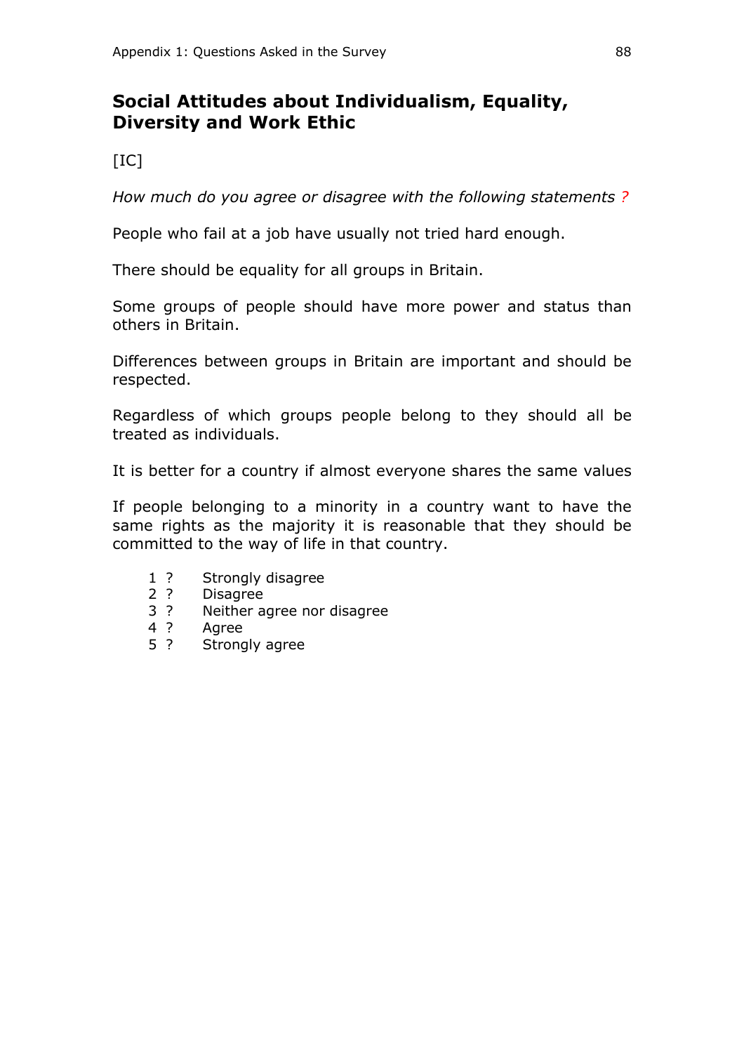## Social Attitudes about Individualism, Equality, Diversity and Work Ethic

[IC]

*How much do you agree or disagree with the following statements ?*

People who fail at a job have usually not tried hard enough.

There should be equality for all groups in Britain.

Some groups of people should have more power and status than others in Britain.

Differences between groups in Britain are important and should be respected.

Regardless of which groups people belong to they should all be treated as individuals.

It is better for a country if almost everyone shares the same values

If people belonging to a minority in a country want to have the same rights as the majority it is reasonable that they should be committed to the way of life in that country.

1 ? Strongly disagree
2 ? Disagree
3 ? Neither agree nor disagree
4 ? Agree
5 ? Strongly agree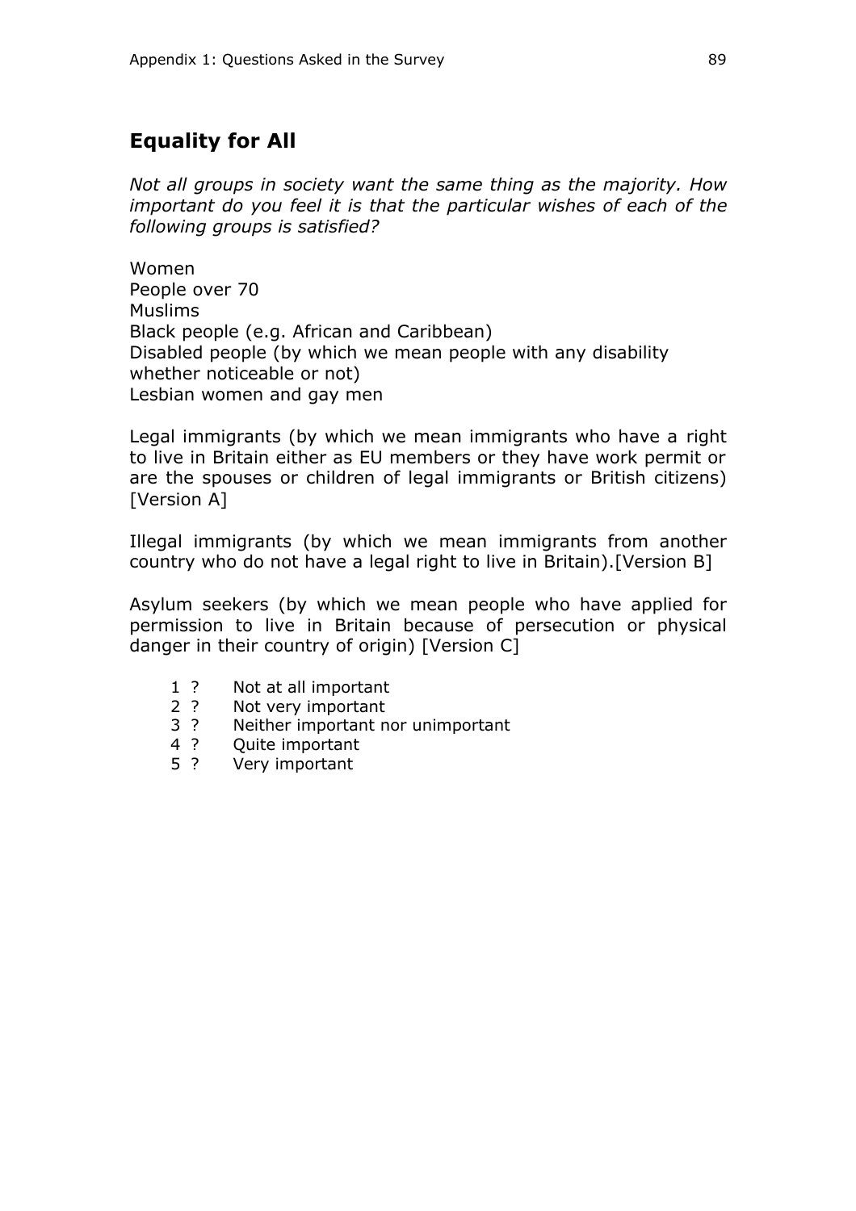## Equality for All

*Not all groups in society want the same thing as the majority. How important do you feel it is that the particular wishes of each of the following groups is satisfied?*

Women
People over 70
Muslims
Black people (e.g. African and Caribbean)
Disabled people (by which we mean people with any disability whether noticeable or not)
Lesbian women and gay men

Legal immigrants (by which we mean immigrants who have a right to live in Britain either as EU members or they have work permit or are the spouses or children of legal immigrants or British citizens) [Version A]

Illegal immigrants (by which we mean immigrants from another country who do not have a legal right to live in Britain).[Version B]

Asylum seekers (by which we mean people who have applied for permission to live in Britain because of persecution or physical danger in their country of origin) [Version C]

1 ? Not at all important
2 ? Not very important
3 ? Neither important nor unimportant
4 ? Quite important
5 ? Very important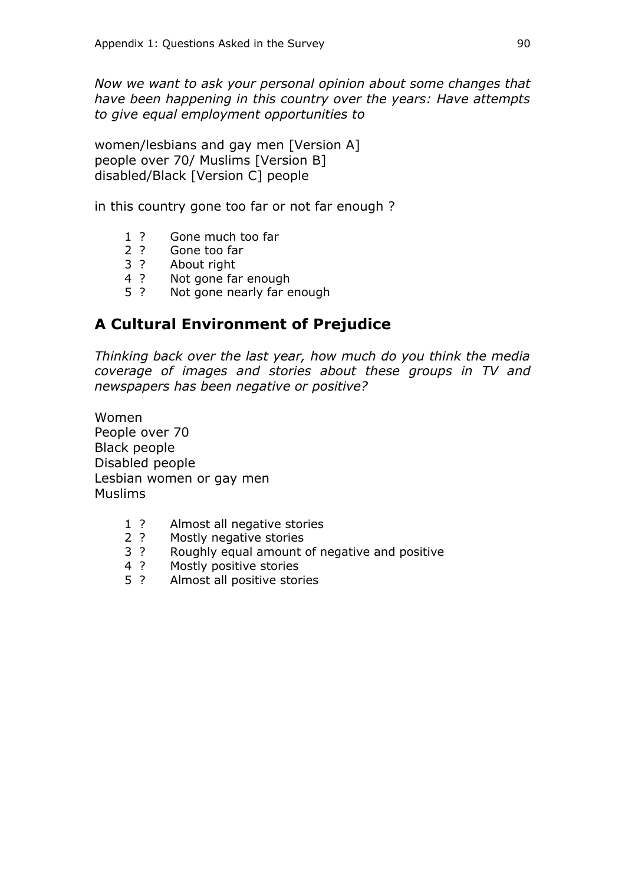*Now we want to ask your personal opinion about some changes that have been happening in this country over the years: Have attempts to give equal employment opportunities to*

women/lesbians and gay men [Version A]
people over 70/ Muslims [Version B]
disabled/Black [Version C] people

in this country gone too far or not far enough ?

1 ? Gone much too far
2 ? Gone too far
3 ? About right
4 ? Not gone far enough
5 ? Not gone nearly far enough

## A Cultural Environment of Prejudice

*Thinking back over the last year, how much do you think the media coverage of images and stories about these groups in TV and newspapers has been negative or positive?*

Women
People over 70
Black people
Disabled people
Lesbian women or gay men
Muslims

1 ? Almost all negative stories
2 ? Mostly negative stories
3 ? Roughly equal amount of negative and positive
4 ? Mostly positive stories
5 ? Almost all positive stories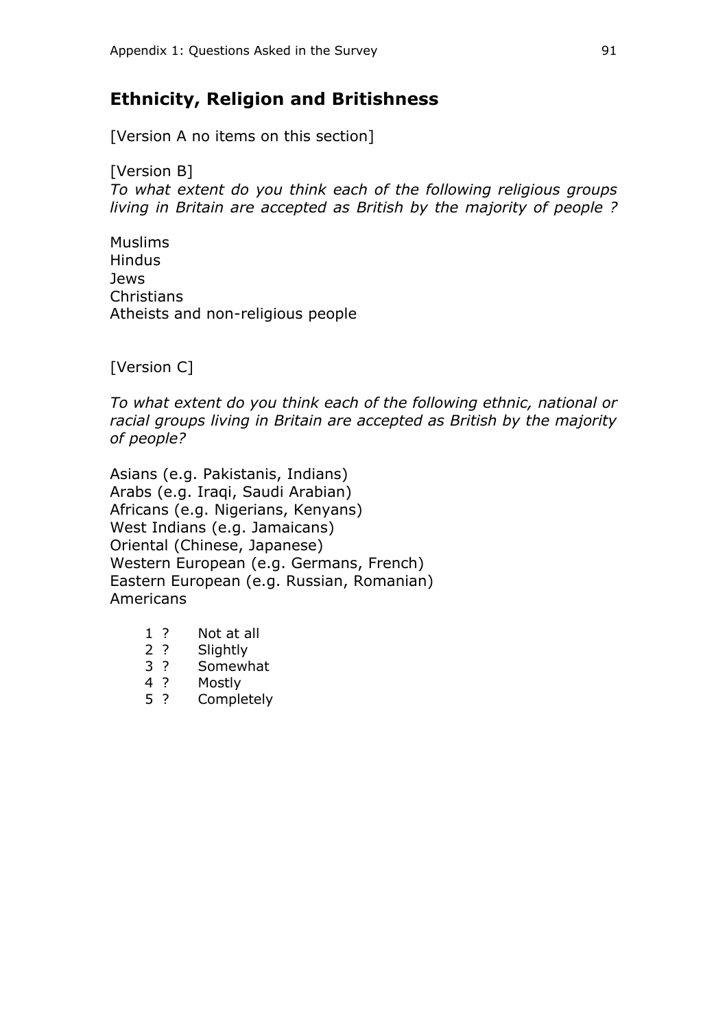## Ethnicity, Religion and Britishness

[Version A no items on this section]

[Version B]
*To what extent do you think each of the following religious groups living in Britain are accepted as British by the majority of people ?*

Muslims
Hindus
Jews
Christians
Atheists and non-religious people

[Version C]

*To what extent do you think each of the following ethnic, national or racial groups living in Britain are accepted as British by the majority of people?*

Asians (e.g. Pakistanis, Indians)
Arabs (e.g. Iraqi, Saudi Arabian)
Africans (e.g. Nigerians, Kenyans)
West Indians (e.g. Jamaicans)
Oriental (Chinese, Japanese)
Western European (e.g. Germans, French)
Eastern European (e.g. Russian, Romanian)
Americans

1 ? Not at all
2 ? Slightly
3 ? Somewhat
4 ? Mostly
5 ? Completely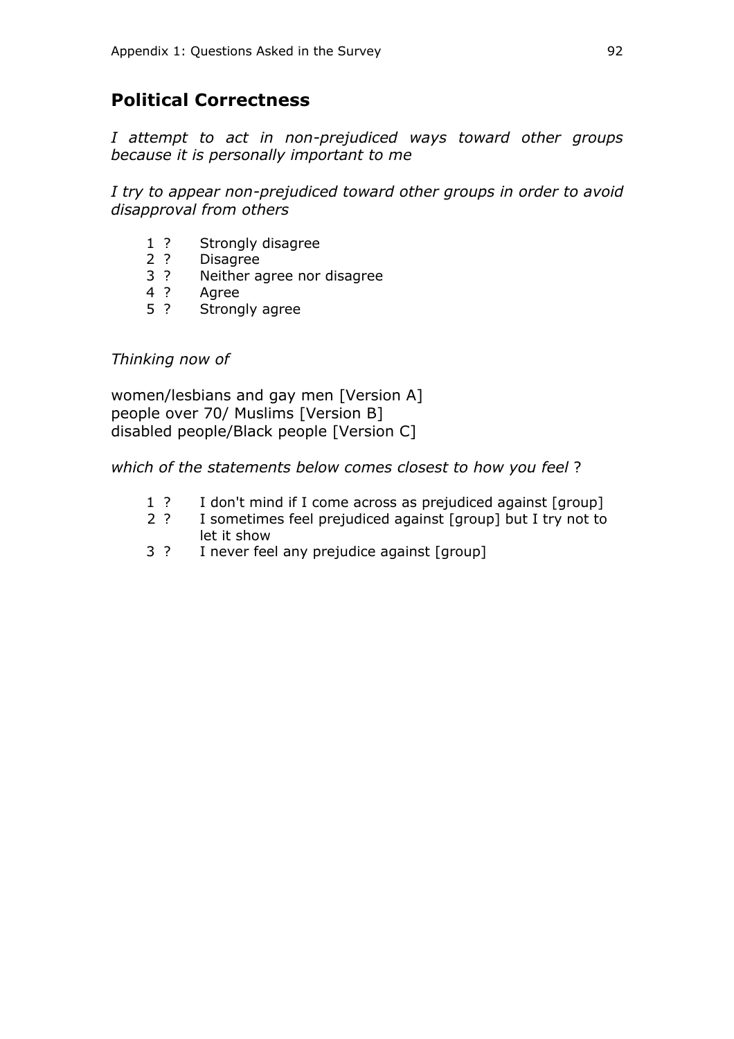## Political Correctness

*I attempt to act in non-prejudiced ways toward other groups because it is personally important to me*

*I try to appear non-prejudiced toward other groups in order to avoid disapproval from others*

1 ? Strongly disagree
2 ? Disagree
3 ? Neither agree nor disagree
4 ? Agree
5 ? Strongly agree

*Thinking now of*

women/lesbians and gay men [Version A]
people over 70/ Muslims [Version B]
disabled people/Black people [Version C]

*which of the statements below comes closest to how you feel* ?

1 ? I don't mind if I come across as prejudiced against [group]
2 ? I sometimes feel prejudiced against [group] but I try not to let it show
3 ? I never feel any prejudice against [group]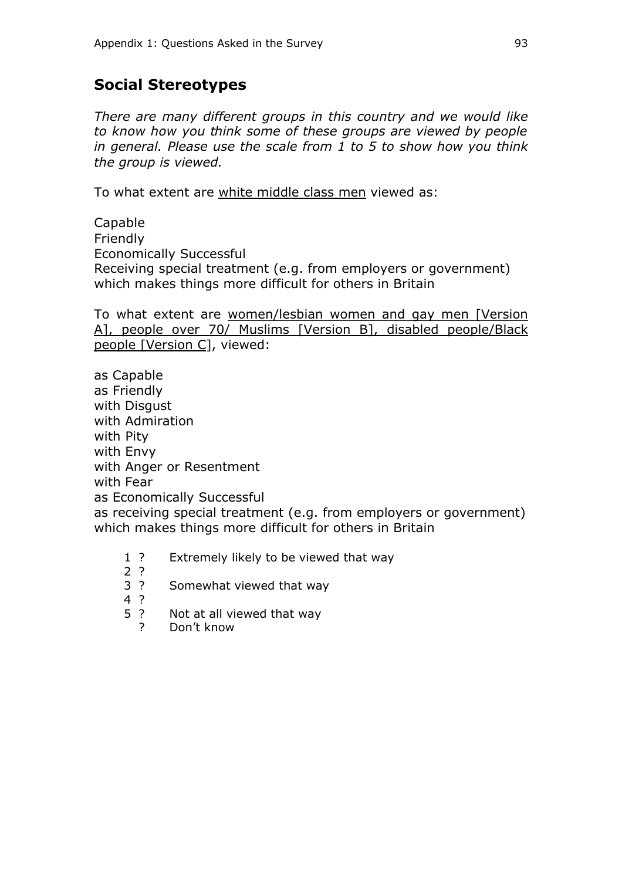## Social Stereotypes

*There are many different groups in this country and we would like to know how you think some of these groups are viewed by people in general. Please use the scale from 1 to 5 to show how you think the group is viewed.*

To what extent are <u>white middle class men</u> viewed as:

Capable
Friendly
Economically Successful
Receiving special treatment (e.g. from employers or government) which makes things more difficult for others in Britain

To what extent are <u>women/lesbian women and gay men [Version A], people over 70/ Muslims [Version B], disabled people/Black people [Version C]</u>, viewed:

as Capable
as Friendly
with Disgust
with Admiration
with Pity
with Envy
with Anger or Resentment
with Fear
as Economically Successful
as receiving special treatment (e.g. from employers or government) which makes things more difficult for others in Britain

1 ? Extremely likely to be viewed that way
2 ?
3 ? Somewhat viewed that way
4 ?
5 ? Not at all viewed that way
? Don't know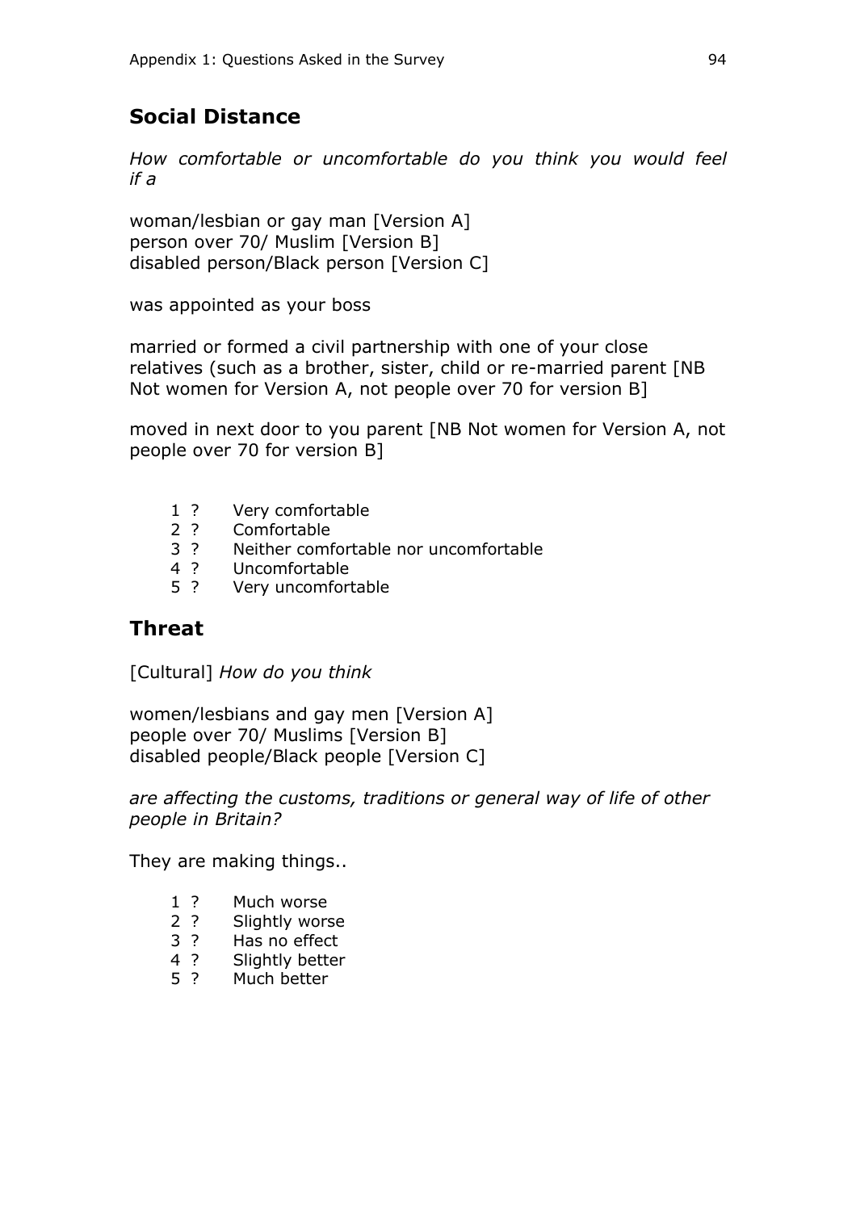## Social Distance

*How comfortable or uncomfortable do you think you would feel if a*

woman/lesbian or gay man [Version A]
person over 70/ Muslim [Version B]
disabled person/Black person [Version C]

was appointed as your boss

married or formed a civil partnership with one of your close relatives (such as a brother, sister, child or re-married parent [NB Not women for Version A, not people over 70 for version B]

moved in next door to you parent [NB Not women for Version A, not people over 70 for version B]

1 ? Very comfortable
2 ? Comfortable
3 ? Neither comfortable nor uncomfortable
4 ? Uncomfortable
5 ? Very uncomfortable

## Threat

[Cultural] *How do you think*

women/lesbians and gay men [Version A]
people over 70/ Muslims [Version B]
disabled people/Black people [Version C]

*are affecting the customs, traditions or general way of life of other people in Britain?*

They are making things..

1 ? Much worse
2 ? Slightly worse
3 ? Has no effect
4 ? Slightly better
5 ? Much better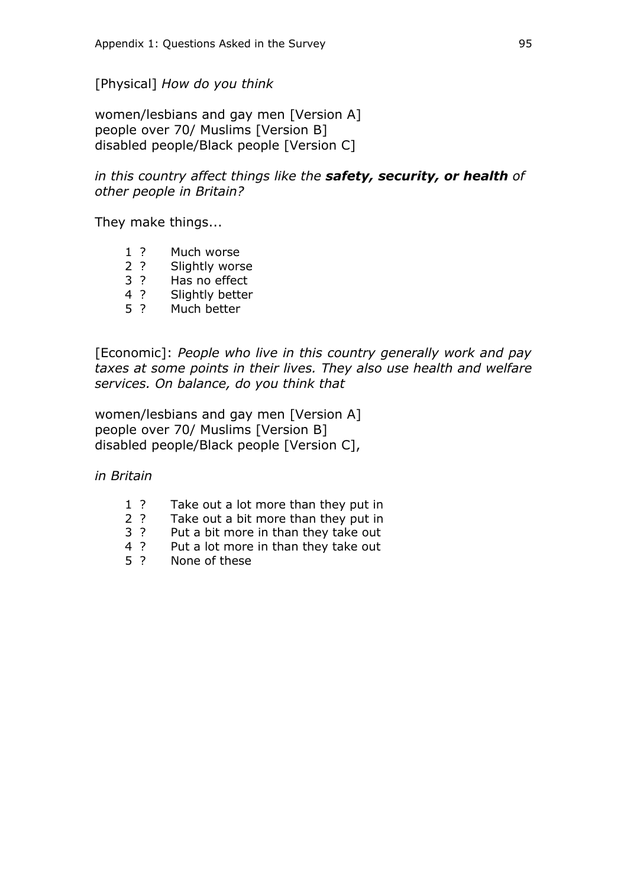[Physical] *How do you think*

women/lesbians and gay men [Version A]
people over 70/ Muslims [Version B]
disabled people/Black people [Version C]

*in this country affect things like the* ***safety, security, or health*** *of other people in Britain?*

They make things...

1 ? Much worse
2 ? Slightly worse
3 ? Has no effect
4 ? Slightly better
5 ? Much better

[Economic]: *People who live in this country generally work and pay taxes at some points in their lives. They also use health and welfare services. On balance, do you think that*

women/lesbians and gay men [Version A]
people over 70/ Muslims [Version B]
disabled people/Black people [Version C],

*in Britain*

1 ? Take out a lot more than they put in
2 ? Take out a bit more than they put in
3 ? Put a bit more in than they take out
4 ? Put a lot more in than they take out
5 ? None of these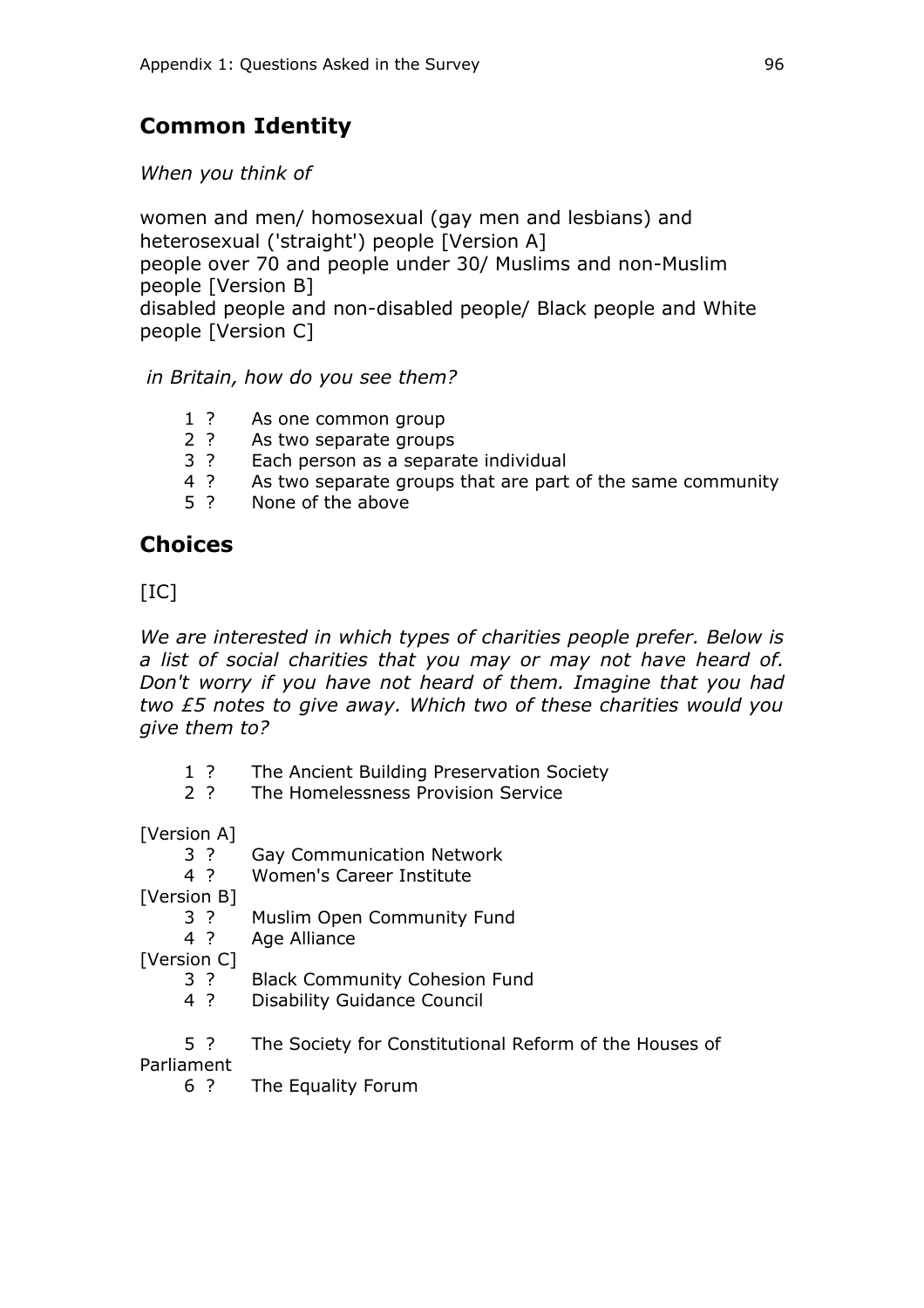## Common Identity

*When you think of*

women and men/ homosexual (gay men and lesbians) and heterosexual ('straight') people [Version A]
people over 70 and people under 30/ Muslims and non-Muslim people [Version B]
disabled people and non-disabled people/ Black people and White people [Version C]

*in Britain, how do you see them?*

1 ? As one common group
2 ? As two separate groups
3 ? Each person as a separate individual
4 ? As two separate groups that are part of the same community
5 ? None of the above

## Choices

[IC]

*We are interested in which types of charities people prefer. Below is a list of social charities that you may or may not have heard of. Don't worry if you have not heard of them. Imagine that you had two £5 notes to give away. Which two of these charities would you give them to?*

1 ? The Ancient Building Preservation Society
2 ? The Homelessness Provision Service

[Version A]
3 ? Gay Communication Network
4 ? Women's Career Institute
[Version B]
3 ? Muslim Open Community Fund
4 ? Age Alliance
[Version C]
3 ? Black Community Cohesion Fund
4 ? Disability Guidance Council

5 ? The Society for Constitutional Reform of the Houses of Parliament
6 ? The Equality Forum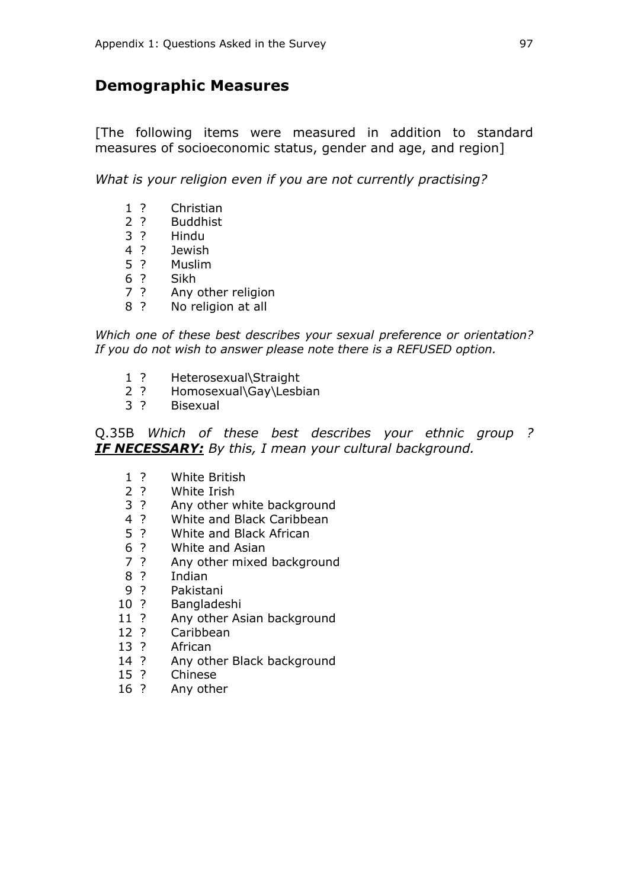## Demographic Measures

[The following items were measured in addition to standard measures of socioeconomic status, gender and age, and region]

*What is your religion even if you are not currently practising?*

1 ? Christian
2 ? Buddhist
3 ? Hindu
4 ? Jewish
5 ? Muslim
6 ? Sikh
7 ? Any other religion
8 ? No religion at all

*Which one of these best describes your sexual preference or orientation? If you do not wish to answer please note there is a REFUSED option.*

1 ? Heterosexual\Straight
2 ? Homosexual\Gay\Lesbian
3 ? Bisexual

Q.35B *Which of these best describes your ethnic group ?* ***IF NECESSARY:*** *By this, I mean your cultural background.*

1 ? White British
2 ? White Irish
3 ? Any other white background
4 ? White and Black Caribbean
5 ? White and Black African
6 ? White and Asian
7 ? Any other mixed background
8 ? Indian
9 ? Pakistani
10 ? Bangladeshi
11 ? Any other Asian background
12 ? Caribbean
13 ? African
14 ? Any other Black background
15 ? Chinese
16 ? Any other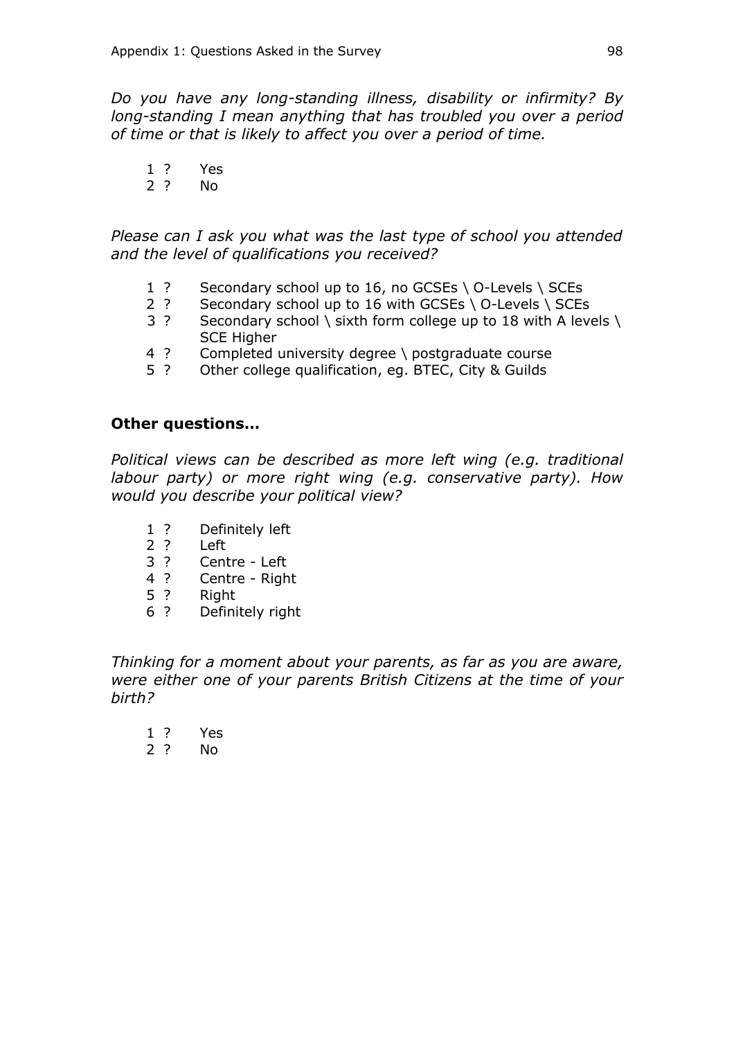*Do you have any long-standing illness, disability or infirmity? By long-standing I mean anything that has troubled you over a period of time or that is likely to affect you over a period of time.*

1 ? Yes
2 ? No

*Please can I ask you what was the last type of school you attended and the level of qualifications you received?*

1 ? Secondary school up to 16, no GCSEs \ O-Levels \ SCEs
2 ? Secondary school up to 16 with GCSEs \ O-Levels \ SCEs
3 ? Secondary school \ sixth form college up to 18 with A levels \ SCE Higher
4 ? Completed university degree \ postgraduate course
5 ? Other college qualification, eg. BTEC, City & Guilds

**Other questions…**

*Political views can be described as more left wing (e.g. traditional labour party) or more right wing (e.g. conservative party). How would you describe your political view?*

1 ? Definitely left
2 ? Left
3 ? Centre - Left
4 ? Centre - Right
5 ? Right
6 ? Definitely right

*Thinking for a moment about your parents, as far as you are aware, were either one of your parents British Citizens at the time of your birth?*

1 ? Yes
2 ? No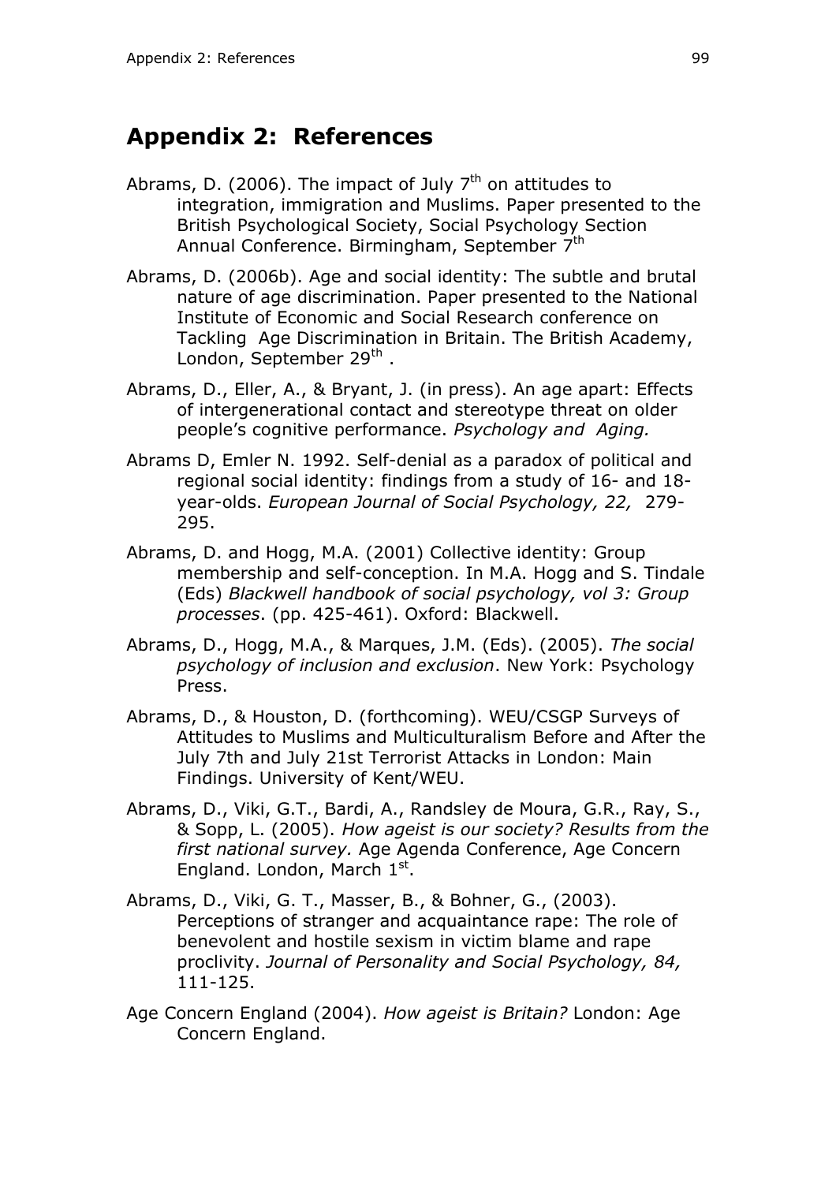# Appendix 2: References

Abrams, D. (2006). The impact of July 7th on attitudes to integration, immigration and Muslims. Paper presented to the British Psychological Society, Social Psychology Section Annual Conference. Birmingham, September 7th

Abrams, D. (2006b). Age and social identity: The subtle and brutal nature of age discrimination. Paper presented to the National Institute of Economic and Social Research conference on Tackling Age Discrimination in Britain. The British Academy, London, September 29th .

Abrams, D., Eller, A., & Bryant, J. (in press). An age apart: Effects of intergenerational contact and stereotype threat on older people's cognitive performance. *Psychology and Aging.*

Abrams D, Emler N. 1992. Self-denial as a paradox of political and regional social identity: findings from a study of 16- and 18-year-olds. *European Journal of Social Psychology, 22,* 279-295.

Abrams, D. and Hogg, M.A. (2001) Collective identity: Group membership and self-conception. In M.A. Hogg and S. Tindale (Eds) *Blackwell handbook of social psychology, vol 3: Group processes*. (pp. 425-461). Oxford: Blackwell.

Abrams, D., Hogg, M.A., & Marques, J.M. (Eds). (2005). *The social psychology of inclusion and exclusion*. New York: Psychology Press.

Abrams, D., & Houston, D. (forthcoming). WEU/CSGP Surveys of Attitudes to Muslims and Multiculturalism Before and After the July 7th and July 21st Terrorist Attacks in London: Main Findings. University of Kent/WEU.

Abrams, D., Viki, G.T., Bardi, A., Randsley de Moura, G.R., Ray, S., & Sopp, L. (2005). *How ageist is our society? Results from the first national survey.* Age Agenda Conference, Age Concern England. London, March 1st.

Abrams, D., Viki, G. T., Masser, B., & Bohner, G., (2003). Perceptions of stranger and acquaintance rape: The role of benevolent and hostile sexism in victim blame and rape proclivity. *Journal of Personality and Social Psychology, 84,* 111-125.

Age Concern England (2004). *How ageist is Britain?* London: Age Concern England.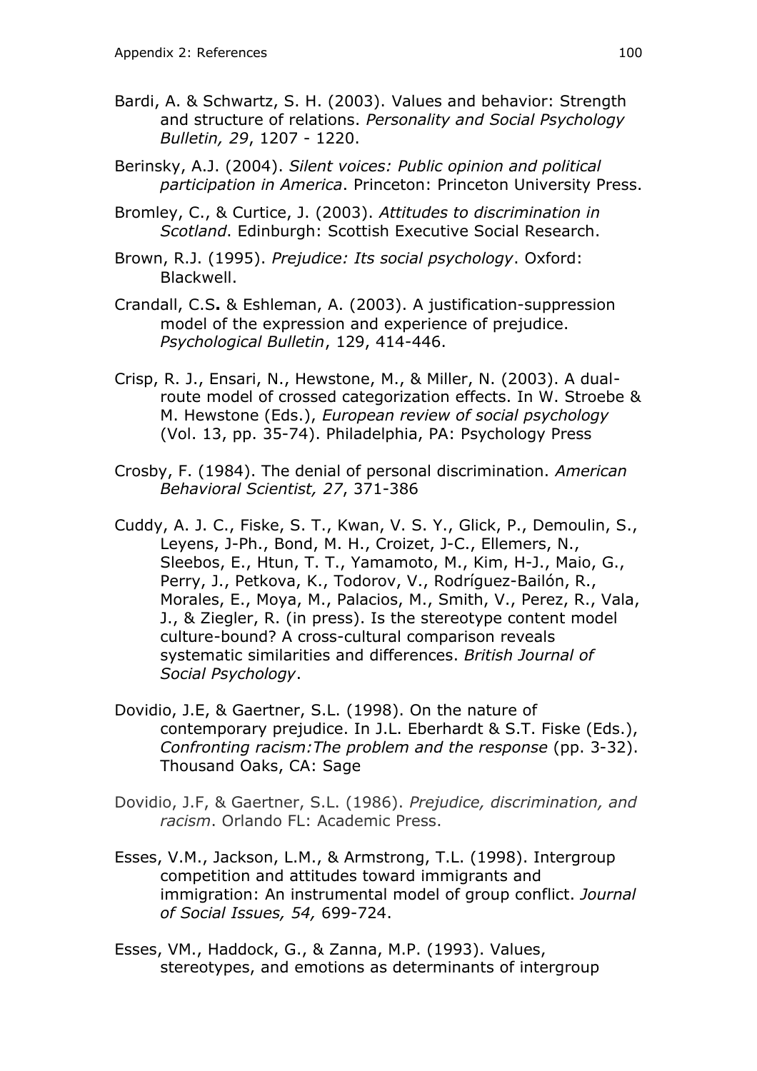Bardi, A. & Schwartz, S. H. (2003). Values and behavior: Strength and structure of relations. *Personality and Social Psychology Bulletin, 29*, 1207 - 1220.

Berinsky, A.J. (2004). *Silent voices: Public opinion and political participation in America*. Princeton: Princeton University Press.

Bromley, C., & Curtice, J. (2003). *Attitudes to discrimination in Scotland*. Edinburgh: Scottish Executive Social Research.

Brown, R.J. (1995). *Prejudice: Its social psychology*. Oxford: Blackwell.

Crandall, C.S**.** & Eshleman, A. (2003). A justification-suppression model of the expression and experience of prejudice. *Psychological Bulletin*, 129, 414-446.

Crisp, R. J., Ensari, N., Hewstone, M., & Miller, N. (2003). A dual-route model of crossed categorization effects. In W. Stroebe & M. Hewstone (Eds.), *European review of social psychology* (Vol. 13, pp. 35-74). Philadelphia, PA: Psychology Press

Crosby, F. (1984). The denial of personal discrimination. *American Behavioral Scientist, 27*, 371-386

Cuddy, A. J. C., Fiske, S. T., Kwan, V. S. Y., Glick, P., Demoulin, S., Leyens, J-Ph., Bond, M. H., Croizet, J-C., Ellemers, N., Sleebos, E., Htun, T. T., Yamamoto, M., Kim, H-J., Maio, G., Perry, J., Petkova, K., Todorov, V., Rodríguez-Bailón, R., Morales, E., Moya, M., Palacios, M., Smith, V., Perez, R., Vala, J., & Ziegler, R. (in press). Is the stereotype content model culture-bound? A cross-cultural comparison reveals systematic similarities and differences. *British Journal of Social Psychology*.

Dovidio, J.E, & Gaertner, S.L. (1998). On the nature of contemporary prejudice. In J.L. Eberhardt & S.T. Fiske (Eds.), *Confronting racism:The problem and the response* (pp. 3-32). Thousand Oaks, CA: Sage

Dovidio, J.F, & Gaertner, S.L. (1986). *Prejudice, discrimination, and racism*. Orlando FL: Academic Press.

Esses, V.M., Jackson, L.M., & Armstrong, T.L. (1998). Intergroup competition and attitudes toward immigrants and immigration: An instrumental model of group conflict. *Journal of Social Issues, 54,* 699-724.

Esses, VM., Haddock, G., & Zanna, M.P. (1993). Values, stereotypes, and emotions as determinants of intergroup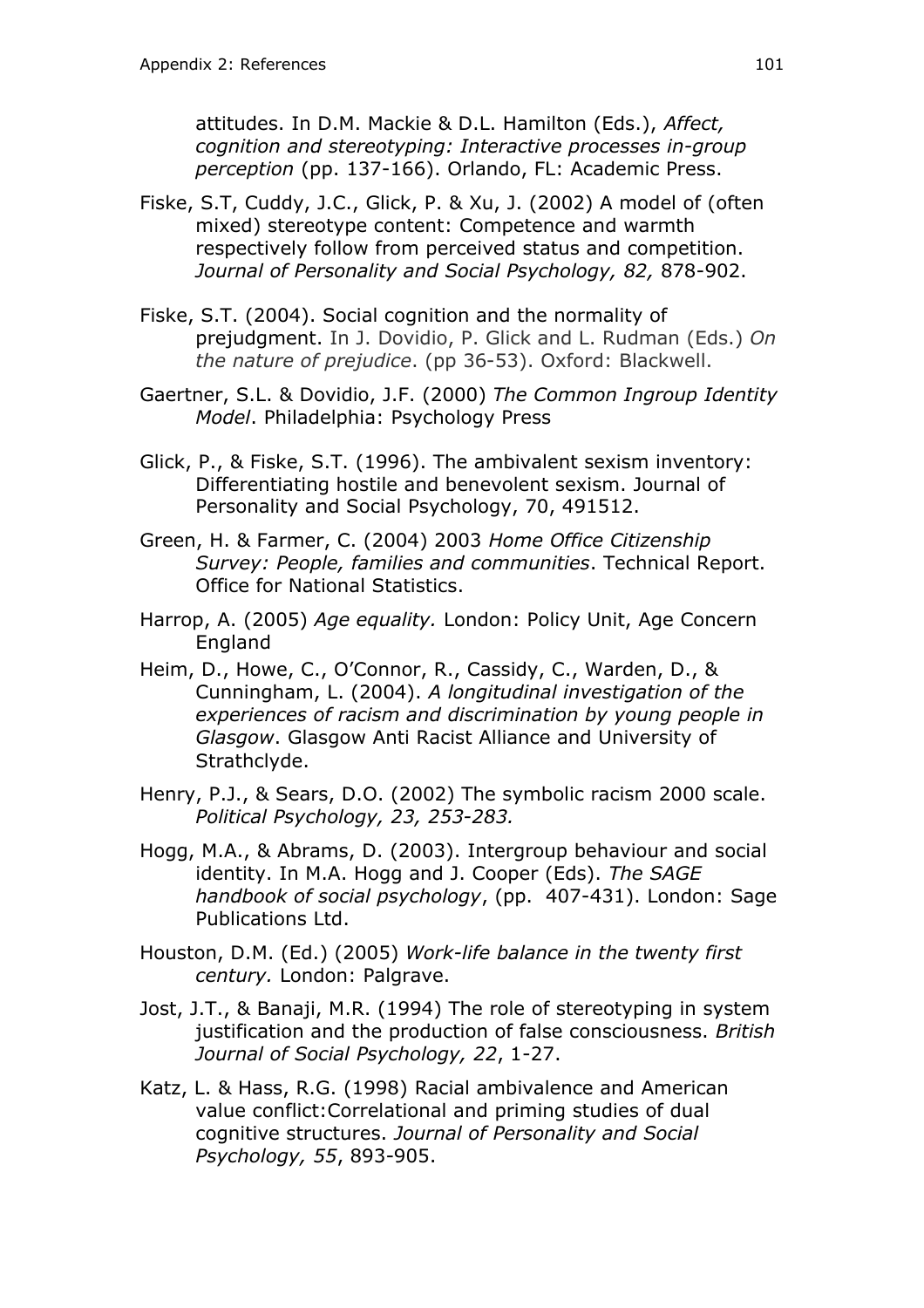attitudes. In D.M. Mackie & D.L. Hamilton (Eds.), *Affect, cognition and stereotyping: Interactive processes in-group perception* (pp. 137-166). Orlando, FL: Academic Press.

Fiske, S.T, Cuddy, J.C., Glick, P. & Xu, J. (2002) A model of (often mixed) stereotype content: Competence and warmth respectively follow from perceived status and competition. *Journal of Personality and Social Psychology, 82,* 878-902.

Fiske, S.T. (2004). Social cognition and the normality of prejudgment. In J. Dovidio, P. Glick and L. Rudman (Eds.) *On the nature of prejudice*. (pp 36-53). Oxford: Blackwell.

Gaertner, S.L. & Dovidio, J.F. (2000) *The Common Ingroup Identity Model*. Philadelphia: Psychology Press

Glick, P., & Fiske, S.T. (1996). The ambivalent sexism inventory: Differentiating hostile and benevolent sexism. Journal of Personality and Social Psychology, 70, 491512.

Green, H. & Farmer, C. (2004) 2003 *Home Office Citizenship Survey: People, families and communities*. Technical Report. Office for National Statistics.

Harrop, A. (2005) *Age equality.* London: Policy Unit, Age Concern England

Heim, D., Howe, C., O'Connor, R., Cassidy, C., Warden, D., & Cunningham, L. (2004). *A longitudinal investigation of the experiences of racism and discrimination by young people in Glasgow*. Glasgow Anti Racist Alliance and University of Strathclyde.

Henry, P.J., & Sears, D.O. (2002) The symbolic racism 2000 scale. *Political Psychology, 23, 253-283.*

Hogg, M.A., & Abrams, D. (2003). Intergroup behaviour and social identity. In M.A. Hogg and J. Cooper (Eds). *The SAGE handbook of social psychology*, (pp. 407-431). London: Sage Publications Ltd.

Houston, D.M. (Ed.) (2005) *Work-life balance in the twenty first century.* London: Palgrave.

Jost, J.T., & Banaji, M.R. (1994) The role of stereotyping in system justification and the production of false consciousness. *British Journal of Social Psychology, 22*, 1-27.

Katz, L. & Hass, R.G. (1998) Racial ambivalence and American value conflict:Correlational and priming studies of dual cognitive structures. *Journal of Personality and Social Psychology, 55*, 893-905.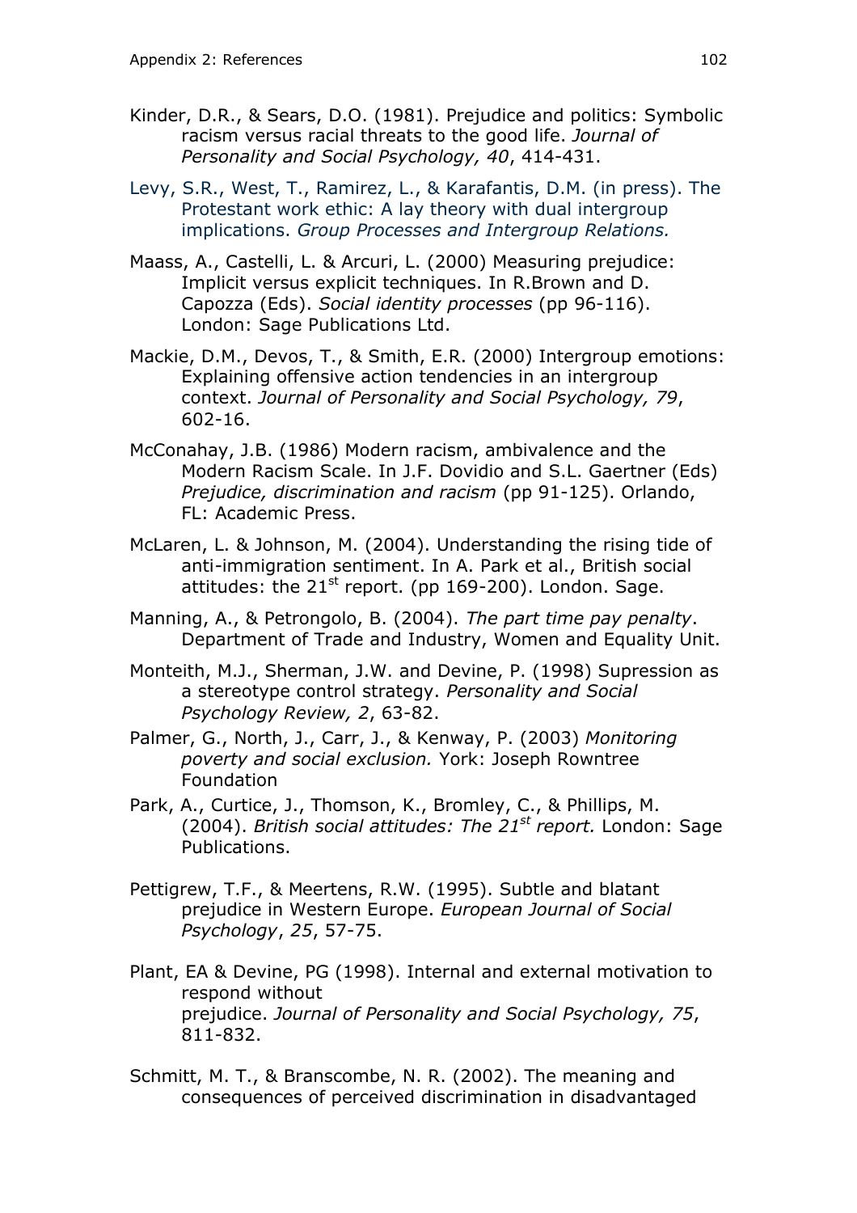Kinder, D.R., & Sears, D.O. (1981). Prejudice and politics: Symbolic racism versus racial threats to the good life. *Journal of Personality and Social Psychology, 40*, 414-431.

Levy, S.R., West, T., Ramirez, L., & Karafantis, D.M. (in press). The Protestant work ethic: A lay theory with dual intergroup implications. *Group Processes and Intergroup Relations.*

Maass, A., Castelli, L. & Arcuri, L. (2000) Measuring prejudice: Implicit versus explicit techniques. In R.Brown and D. Capozza (Eds). *Social identity processes* (pp 96-116). London: Sage Publications Ltd.

Mackie, D.M., Devos, T., & Smith, E.R. (2000) Intergroup emotions: Explaining offensive action tendencies in an intergroup context. *Journal of Personality and Social Psychology, 79*, 602-16.

McConahay, J.B. (1986) Modern racism, ambivalence and the Modern Racism Scale. In J.F. Dovidio and S.L. Gaertner (Eds) *Prejudice, discrimination and racism* (pp 91-125). Orlando, FL: Academic Press.

McLaren, L. & Johnson, M. (2004). Understanding the rising tide of anti-immigration sentiment. In A. Park et al., British social attitudes: the 21st report. (pp 169-200). London. Sage.

Manning, A., & Petrongolo, B. (2004). *The part time pay penalty*. Department of Trade and Industry, Women and Equality Unit.

Monteith, M.J., Sherman, J.W. and Devine, P. (1998) Supression as a stereotype control strategy. *Personality and Social Psychology Review, 2*, 63-82.

Palmer, G., North, J., Carr, J., & Kenway, P. (2003) *Monitoring poverty and social exclusion.* York: Joseph Rowntree Foundation

Park, A., Curtice, J., Thomson, K., Bromley, C., & Phillips, M. (2004). *British social attitudes: The 21st report.* London: Sage Publications.

Pettigrew, T.F., & Meertens, R.W. (1995). Subtle and blatant prejudice in Western Europe. *European Journal of Social Psychology*, *25*, 57-75.

Plant, EA & Devine, PG (1998). Internal and external motivation to respond without prejudice. *Journal of Personality and Social Psychology, 75*, 811-832.

Schmitt, M. T., & Branscombe, N. R. (2002). The meaning and consequences of perceived discrimination in disadvantaged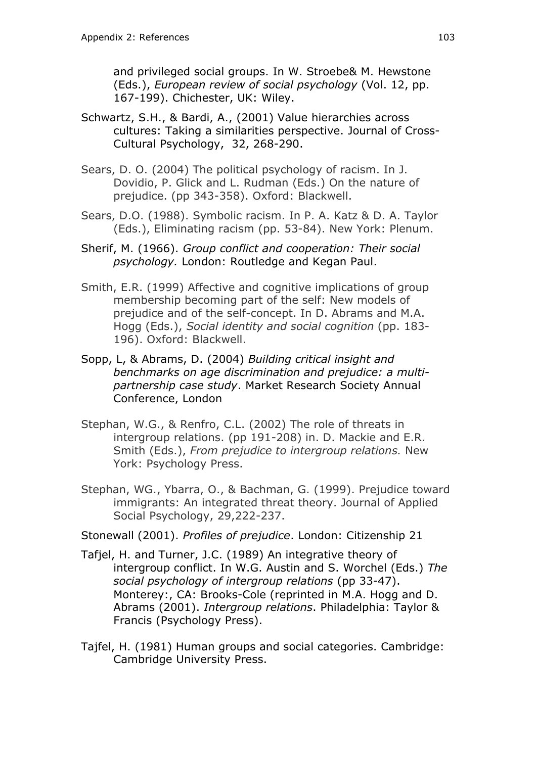and privileged social groups. In W. Stroebe& M. Hewstone (Eds.), *European review of social psychology* (Vol. 12, pp. 167-199). Chichester, UK: Wiley.

Schwartz, S.H., & Bardi, A., (2001) Value hierarchies across cultures: Taking a similarities perspective. Journal of Cross-Cultural Psychology, 32, 268-290.

Sears, D. O. (2004) The political psychology of racism. In J. Dovidio, P. Glick and L. Rudman (Eds.) On the nature of prejudice. (pp 343-358). Oxford: Blackwell.

Sears, D.O. (1988). Symbolic racism. In P. A. Katz & D. A. Taylor (Eds.), Eliminating racism (pp. 53-84). New York: Plenum.

Sherif, M. (1966). *Group conflict and cooperation: Their social psychology.* London: Routledge and Kegan Paul.

Smith, E.R. (1999) Affective and cognitive implications of group membership becoming part of the self: New models of prejudice and of the self-concept. In D. Abrams and M.A. Hogg (Eds.), *Social identity and social cognition* (pp. 183-196). Oxford: Blackwell.

Sopp, L, & Abrams, D. (2004) *Building critical insight and benchmarks on age discrimination and prejudice: a multi-partnership case study*. Market Research Society Annual Conference, London

Stephan, W.G., & Renfro, C.L. (2002) The role of threats in intergroup relations. (pp 191-208) in. D. Mackie and E.R. Smith (Eds.), *From prejudice to intergroup relations.* New York: Psychology Press.

Stephan, WG., Ybarra, O., & Bachman, G. (1999). Prejudice toward immigrants: An integrated threat theory. Journal of Applied Social Psychology, 29,222-237.

Stonewall (2001). *Profiles of prejudice*. London: Citizenship 21

Tafjel, H. and Turner, J.C. (1989) An integrative theory of intergroup conflict. In W.G. Austin and S. Worchel (Eds.) *The social psychology of intergroup relations* (pp 33-47). Monterey:, CA: Brooks-Cole (reprinted in M.A. Hogg and D. Abrams (2001). *Intergroup relations*. Philadelphia: Taylor & Francis (Psychology Press).

Tajfel, H. (1981) Human groups and social categories. Cambridge: Cambridge University Press.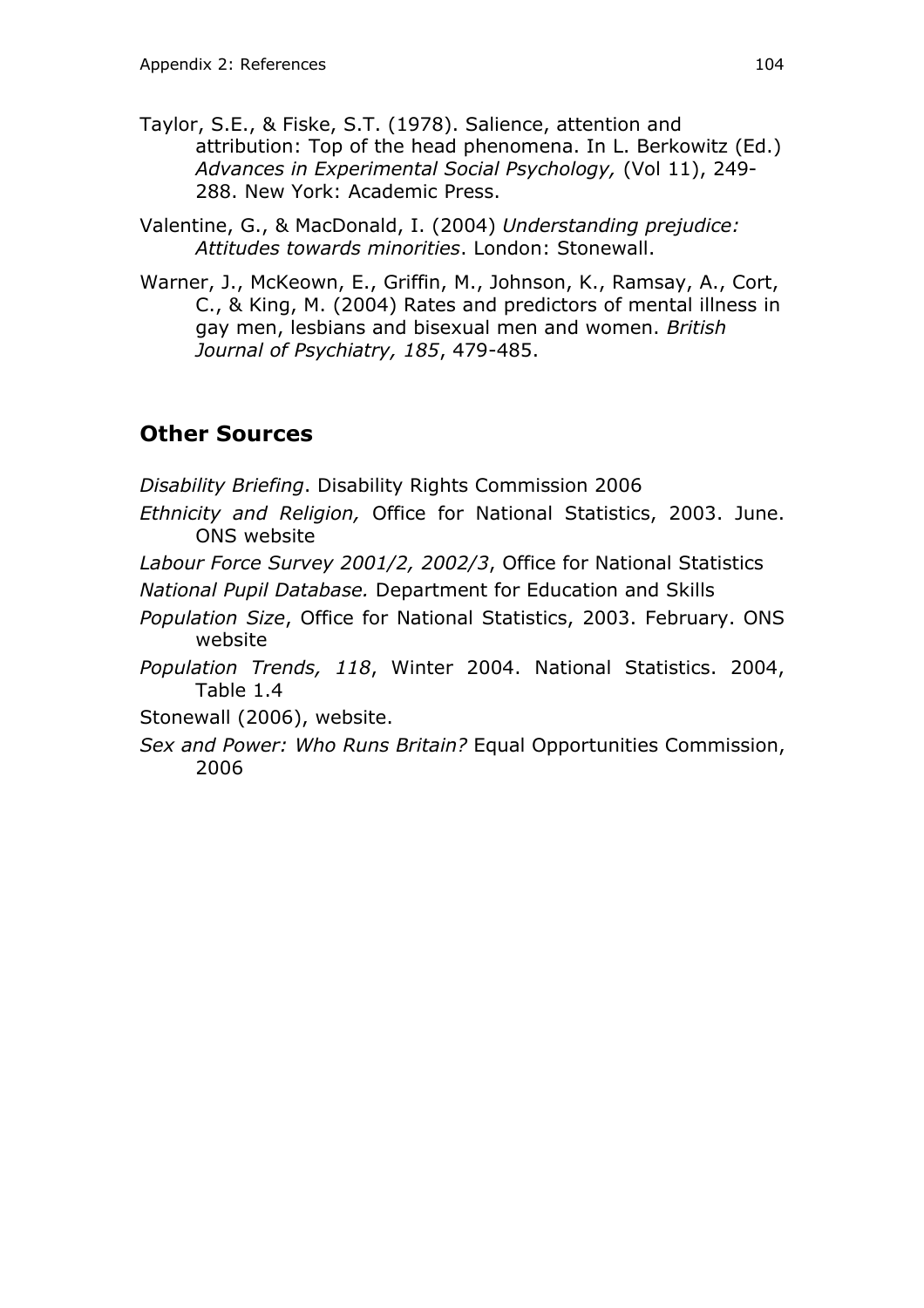Taylor, S.E., & Fiske, S.T. (1978). Salience, attention and attribution: Top of the head phenomena. In L. Berkowitz (Ed.) *Advances in Experimental Social Psychology,* (Vol 11), 249-288. New York: Academic Press.

Valentine, G., & MacDonald, I. (2004) *Understanding prejudice: Attitudes towards minorities*. London: Stonewall.

Warner, J., McKeown, E., Griffin, M., Johnson, K., Ramsay, A., Cort, C., & King, M. (2004) Rates and predictors of mental illness in gay men, lesbians and bisexual men and women. *British Journal of Psychiatry, 185*, 479-485.

## Other Sources

*Disability Briefing*. Disability Rights Commission 2006

*Ethnicity and Religion,* Office for National Statistics, 2003. June. ONS website

*Labour Force Survey 2001/2, 2002/3*, Office for National Statistics

*National Pupil Database.* Department for Education and Skills

*Population Size*, Office for National Statistics, 2003. February. ONS website

*Population Trends, 118*, Winter 2004. National Statistics. 2004, Table 1.4

Stonewall (2006), website.

*Sex and Power: Who Runs Britain?* Equal Opportunities Commission, 2006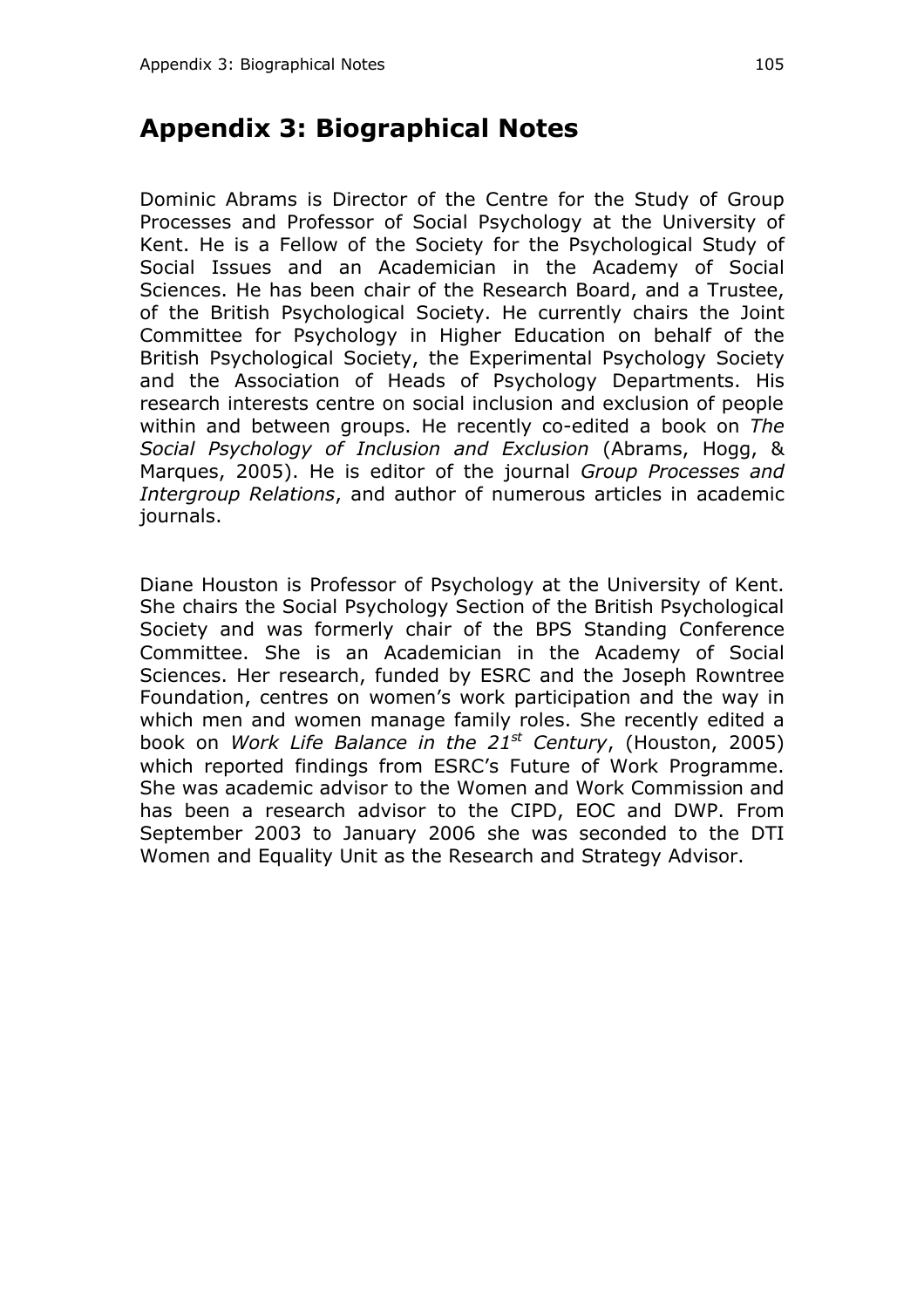# Appendix 3: Biographical Notes

Dominic Abrams is Director of the Centre for the Study of Group Processes and Professor of Social Psychology at the University of Kent. He is a Fellow of the Society for the Psychological Study of Social Issues and an Academician in the Academy of Social Sciences. He has been chair of the Research Board, and a Trustee, of the British Psychological Society. He currently chairs the Joint Committee for Psychology in Higher Education on behalf of the British Psychological Society, the Experimental Psychology Society and the Association of Heads of Psychology Departments. His research interests centre on social inclusion and exclusion of people within and between groups. He recently co-edited a book on *The Social Psychology of Inclusion and Exclusion* (Abrams, Hogg, & Marques, 2005). He is editor of the journal *Group Processes and Intergroup Relations*, and author of numerous articles in academic journals.

Diane Houston is Professor of Psychology at the University of Kent. She chairs the Social Psychology Section of the British Psychological Society and was formerly chair of the BPS Standing Conference Committee. She is an Academician in the Academy of Social Sciences. Her research, funded by ESRC and the Joseph Rowntree Foundation, centres on women's work participation and the way in which men and women manage family roles. She recently edited a book on *Work Life Balance in the 21st Century*, (Houston, 2005) which reported findings from ESRC's Future of Work Programme. She was academic advisor to the Women and Work Commission and has been a research advisor to the CIPD, EOC and DWP. From September 2003 to January 2006 she was seconded to the DTI Women and Equality Unit as the Research and Strategy Advisor.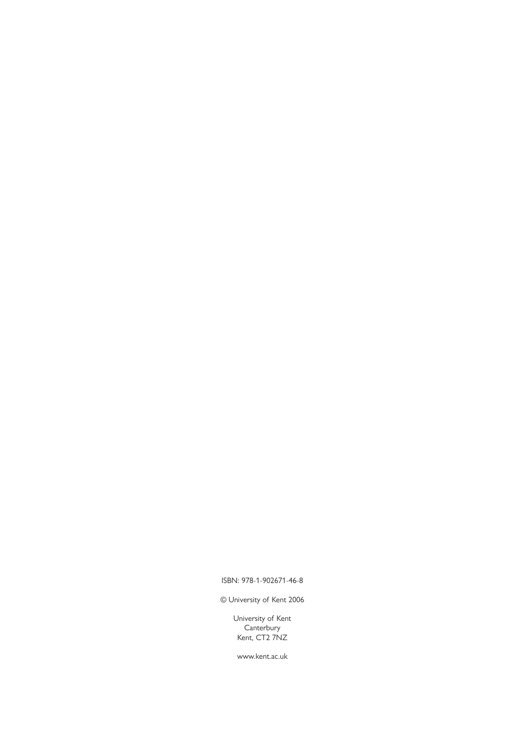ISBN: 978-1-902671-46-8

© University of Kent 2006

University of Kent
Canterbury
Kent, CT2 7NZ

www.kent.ac.uk